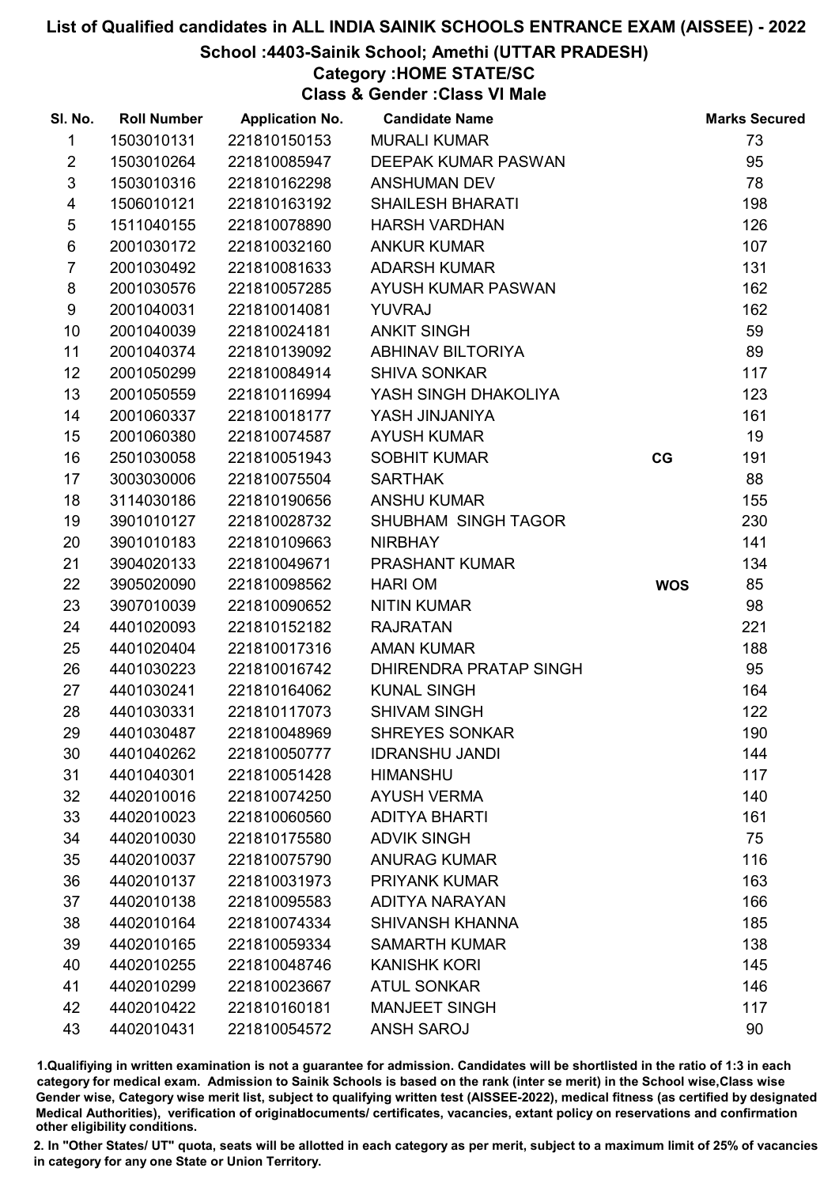# List of Qualified candidates in ALL INDIA SAINIK SCHOOLS ENTRANCE EXAM (AISSEE) - 2022

## School :4403-Sainik School; Amethi (UTTAR PRADESH)

### Category :HOME STATE/SC

### Class & Gender :Class VI Male

| Sl. No. | Roll Number | Application No. | Candidate Name | | Marks Secured |
|---|---|---|---|---|---|
| 1 | 1503010131 | 221810150153 | MURALI KUMAR | | 73 |
| 2 | 1503010264 | 221810085947 | DEEPAK KUMAR PASWAN | | 95 |
| 3 | 1503010316 | 221810162298 | ANSHUMAN DEV | | 78 |
| 4 | 1506010121 | 221810163192 | SHAILESH BHARATI | | 198 |
| 5 | 1511040155 | 221810078890 | HARSH VARDHAN | | 126 |
| 6 | 2001030172 | 221810032160 | ANKUR KUMAR | | 107 |
| 7 | 2001030492 | 221810081633 | ADARSH KUMAR | | 131 |
| 8 | 2001030576 | 221810057285 | AYUSH KUMAR PASWAN | | 162 |
| 9 | 2001040031 | 221810014081 | YUVRAJ | | 162 |
| 10 | 2001040039 | 221810024181 | ANKIT SINGH | | 59 |
| 11 | 2001040374 | 221810139092 | ABHINAV BILTORIYA | | 89 |
| 12 | 2001050299 | 221810084914 | SHIVA SONKAR | | 117 |
| 13 | 2001050559 | 221810116994 | YASH SINGH DHAKOLIYA | | 123 |
| 14 | 2001060337 | 221810018177 | YASH JINJANIYA | | 161 |
| 15 | 2001060380 | 221810074587 | AYUSH KUMAR | | 19 |
| 16 | 2501030058 | 221810051943 | SOBHIT KUMAR | CG | 191 |
| 17 | 3003030006 | 221810075504 | SARTHAK | | 88 |
| 18 | 3114030186 | 221810190656 | ANSHU KUMAR | | 155 |
| 19 | 3901010127 | 221810028732 | SHUBHAM SINGH TAGOR | | 230 |
| 20 | 3901010183 | 221810109663 | NIRBHAY | | 141 |
| 21 | 3904020133 | 221810049671 | PRASHANT KUMAR | | 134 |
| 22 | 3905020090 | 221810098562 | HARI OM | WOS | 85 |
| 23 | 3907010039 | 221810090652 | NITIN KUMAR | | 98 |
| 24 | 4401020093 | 221810152182 | RAJRATAN | | 221 |
| 25 | 4401020404 | 221810017316 | AMAN KUMAR | | 188 |
| 26 | 4401030223 | 221810016742 | DHIRENDRA PRATAP SINGH | | 95 |
| 27 | 4401030241 | 221810164062 | KUNAL SINGH | | 164 |
| 28 | 4401030331 | 221810117073 | SHIVAM SINGH | | 122 |
| 29 | 4401030487 | 221810048969 | SHREYES SONKAR | | 190 |
| 30 | 4401040262 | 221810050777 | IDRANSHU JANDI | | 144 |
| 31 | 4401040301 | 221810051428 | HIMANSHU | | 117 |
| 32 | 4402010016 | 221810074250 | AYUSH VERMA | | 140 |
| 33 | 4402010023 | 221810060560 | ADITYA BHARTI | | 161 |
| 34 | 4402010030 | 221810175580 | ADVIK SINGH | | 75 |
| 35 | 4402010037 | 221810075790 | ANURAG KUMAR | | 116 |
| 36 | 4402010137 | 221810031973 | PRIYANK KUMAR | | 163 |
| 37 | 4402010138 | 221810095583 | ADITYA NARAYAN | | 166 |
| 38 | 4402010164 | 221810074334 | SHIVANSH KHANNA | | 185 |
| 39 | 4402010165 | 221810059334 | SAMARTH KUMAR | | 138 |
| 40 | 4402010255 | 221810048746 | KANISHK KORI | | 145 |
| 41 | 4402010299 | 221810023667 | ATUL SONKAR | | 146 |
| 42 | 4402010422 | 221810160181 | MANJEET SINGH | | 117 |
| 43 | 4402010431 | 221810054572 | ANSH SAROJ | | 90 |

1.Qualifying in written examination is not a guarantee for admission. Candidates will be shortlisted in the ratio of 1:3 in each category for medical exam. Admission to Sainik Schools is based on the rank (inter se merit) in the School wise,Class wise Gender wise, Category wise merit list, subject to qualifying written test (AISSEE-2022), medical fitness (as certified by designated Medical Authorities), verification of originaldocuments/ certificates, vacancies, extant policy on reservations and confirmation other eligibility conditions.

2. In "Other States/ UT" quota, seats will be allotted in each category as per merit, subject to a maximum limit of 25% of vacancies in category for any one State or Union Territory.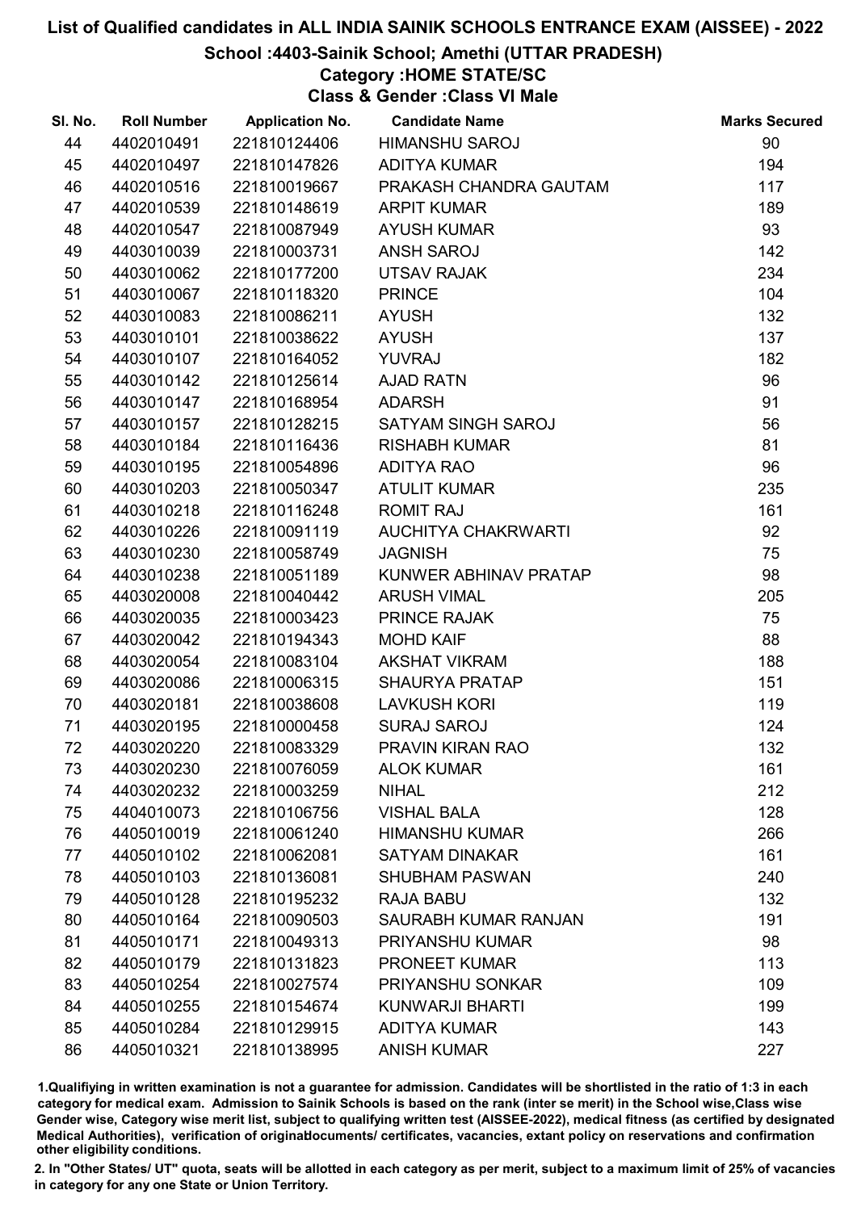# List of Qualified candidates in ALL INDIA SAINIK SCHOOLS ENTRANCE EXAM (AISSEE) - 2022

## School :4403-Sainik School; Amethi (UTTAR PRADESH)

### Category :HOME STATE/SC

### Class & Gender :Class VI Male

| Sl. No. | Roll Number | Application No. | Candidate Name | Marks Secured |
|---|---|---|---|---|
| 44 | 4402010491 | 221810124406 | HIMANSHU SAROJ | 90 |
| 45 | 4402010497 | 221810147826 | ADITYA KUMAR | 194 |
| 46 | 4402010516 | 221810019667 | PRAKASH CHANDRA GAUTAM | 117 |
| 47 | 4402010539 | 221810148619 | ARPIT KUMAR | 189 |
| 48 | 4402010547 | 221810087949 | AYUSH KUMAR | 93 |
| 49 | 4403010039 | 221810003731 | ANSH SAROJ | 142 |
| 50 | 4403010062 | 221810177200 | UTSAV RAJAK | 234 |
| 51 | 4403010067 | 221810118320 | PRINCE | 104 |
| 52 | 4403010083 | 221810086211 | AYUSH | 132 |
| 53 | 4403010101 | 221810038622 | AYUSH | 137 |
| 54 | 4403010107 | 221810164052 | YUVRAJ | 182 |
| 55 | 4403010142 | 221810125614 | AJAD RATN | 96 |
| 56 | 4403010147 | 221810168954 | ADARSH | 91 |
| 57 | 4403010157 | 221810128215 | SATYAM SINGH SAROJ | 56 |
| 58 | 4403010184 | 221810116436 | RISHABH KUMAR | 81 |
| 59 | 4403010195 | 221810054896 | ADITYA RAO | 96 |
| 60 | 4403010203 | 221810050347 | ATULIT KUMAR | 235 |
| 61 | 4403010218 | 221810116248 | ROMIT RAJ | 161 |
| 62 | 4403010226 | 221810091119 | AUCHITYA CHAKRWARTI | 92 |
| 63 | 4403010230 | 221810058749 | JAGNISH | 75 |
| 64 | 4403010238 | 221810051189 | KUNWER ABHINAV PRATAP | 98 |
| 65 | 4403020008 | 221810040442 | ARUSH VIMAL | 205 |
| 66 | 4403020035 | 221810003423 | PRINCE RAJAK | 75 |
| 67 | 4403020042 | 221810194343 | MOHD KAIF | 88 |
| 68 | 4403020054 | 221810083104 | AKSHAT VIKRAM | 188 |
| 69 | 4403020086 | 221810006315 | SHAURYA PRATAP | 151 |
| 70 | 4403020181 | 221810038608 | LAVKUSH KORI | 119 |
| 71 | 4403020195 | 221810000458 | SURAJ SAROJ | 124 |
| 72 | 4403020220 | 221810083329 | PRAVIN KIRAN RAO | 132 |
| 73 | 4403020230 | 221810076059 | ALOK KUMAR | 161 |
| 74 | 4403020232 | 221810003259 | NIHAL | 212 |
| 75 | 4404010073 | 221810106756 | VISHAL BALA | 128 |
| 76 | 4405010019 | 221810061240 | HIMANSHU KUMAR | 266 |
| 77 | 4405010102 | 221810062081 | SATYAM DINAKAR | 161 |
| 78 | 4405010103 | 221810136081 | SHUBHAM PASWAN | 240 |
| 79 | 4405010128 | 221810195232 | RAJA BABU | 132 |
| 80 | 4405010164 | 221810090503 | SAURABH KUMAR RANJAN | 191 |
| 81 | 4405010171 | 221810049313 | PRIYANSHU KUMAR | 98 |
| 82 | 4405010179 | 221810131823 | PRONEET KUMAR | 113 |
| 83 | 4405010254 | 221810027574 | PRIYANSHU SONKAR | 109 |
| 84 | 4405010255 | 221810154674 | KUNWARJI BHARTI | 199 |
| 85 | 4405010284 | 221810129915 | ADITYA KUMAR | 143 |
| 86 | 4405010321 | 221810138995 | ANISH KUMAR | 227 |

1.Qualifiying in written examination is not a guarantee for admission. Candidates will be shortlisted in the ratio of 1:3 in each category for medical exam. Admission to Sainik Schools is based on the rank (inter se merit) in the School wise,Class wise Gender wise, Category wise merit list, subject to qualifying written test (AISSEE-2022), medical fitness (as certified by designated Medical Authorities), verification of originaldocuments/ certificates, vacancies, extant policy on reservations and confirmation other eligibility conditions.

2. In "Other States/ UT" quota, seats will be allotted in each category as per merit, subject to a maximum limit of 25% of vacancies in category for any one State or Union Territory.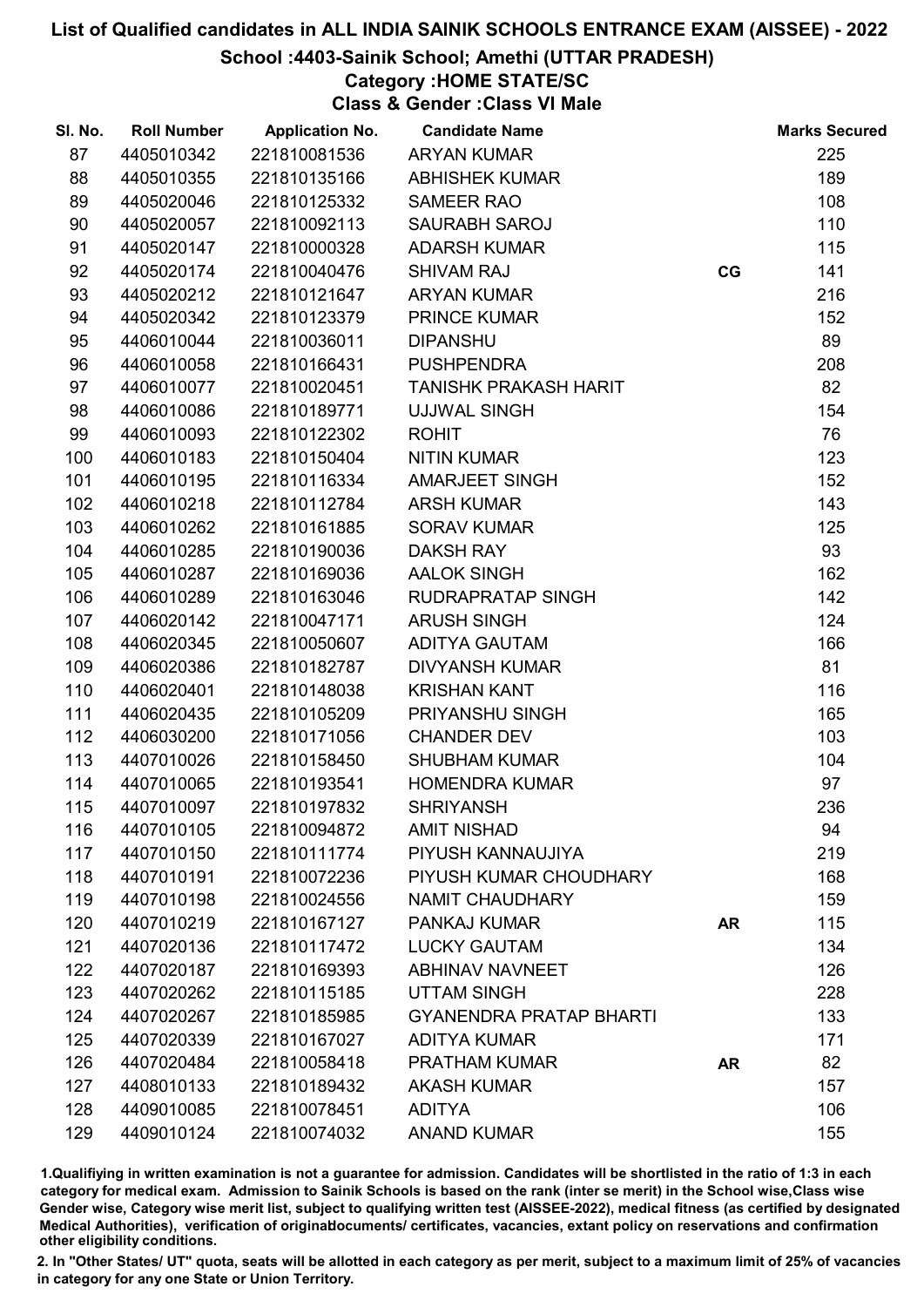# List of Qualified candidates in ALL INDIA SAINIK SCHOOLS ENTRANCE EXAM (AISSEE) - 2022

## School :4403-Sainik School; Amethi (UTTAR PRADESH)

### Category :HOME STATE/SC

### Class & Gender :Class VI Male

| Sl. No. | Roll Number | Application No. | Candidate Name | | Marks Secured |
|---|---|---|---|---|---|
| 87 | 4405010342 | 221810081536 | ARYAN KUMAR | | 225 |
| 88 | 4405010355 | 221810135166 | ABHISHEK KUMAR | | 189 |
| 89 | 4405020046 | 221810125332 | SAMEER RAO | | 108 |
| 90 | 4405020057 | 221810092113 | SAURABH SAROJ | | 110 |
| 91 | 4405020147 | 221810000328 | ADARSH KUMAR | | 115 |
| 92 | 4405020174 | 221810040476 | SHIVAM RAJ | CG | 141 |
| 93 | 4405020212 | 221810121647 | ARYAN KUMAR | | 216 |
| 94 | 4405020342 | 221810123379 | PRINCE KUMAR | | 152 |
| 95 | 4406010044 | 221810036011 | DIPANSHU | | 89 |
| 96 | 4406010058 | 221810166431 | PUSHPENDRA | | 208 |
| 97 | 4406010077 | 221810020451 | TANISHK PRAKASH HARIT | | 82 |
| 98 | 4406010086 | 221810189771 | UJJWAL SINGH | | 154 |
| 99 | 4406010093 | 221810122302 | ROHIT | | 76 |
| 100 | 4406010183 | 221810150404 | NITIN KUMAR | | 123 |
| 101 | 4406010195 | 221810116334 | AMARJEET SINGH | | 152 |
| 102 | 4406010218 | 221810112784 | ARSH KUMAR | | 143 |
| 103 | 4406010262 | 221810161885 | SORAV KUMAR | | 125 |
| 104 | 4406010285 | 221810190036 | DAKSH RAY | | 93 |
| 105 | 4406010287 | 221810169036 | AALOK SINGH | | 162 |
| 106 | 4406010289 | 221810163046 | RUDRAPRATAP SINGH | | 142 |
| 107 | 4406020142 | 221810047171 | ARUSH SINGH | | 124 |
| 108 | 4406020345 | 221810050607 | ADITYA GAUTAM | | 166 |
| 109 | 4406020386 | 221810182787 | DIVYANSH KUMAR | | 81 |
| 110 | 4406020401 | 221810148038 | KRISHAN KANT | | 116 |
| 111 | 4406020435 | 221810105209 | PRIYANSHU SINGH | | 165 |
| 112 | 4406030200 | 221810171056 | CHANDER DEV | | 103 |
| 113 | 4407010026 | 221810158450 | SHUBHAM KUMAR | | 104 |
| 114 | 4407010065 | 221810193541 | HOMENDRA KUMAR | | 97 |
| 115 | 4407010097 | 221810197832 | SHRIYANSH | | 236 |
| 116 | 4407010105 | 221810094872 | AMIT NISHAD | | 94 |
| 117 | 4407010150 | 221810111774 | PIYUSH KANNAUJIYA | | 219 |
| 118 | 4407010191 | 221810072236 | PIYUSH KUMAR CHOUDHARY | | 168 |
| 119 | 4407010198 | 221810024556 | NAMIT CHAUDHARY | | 159 |
| 120 | 4407010219 | 221810167127 | PANKAJ KUMAR | AR | 115 |
| 121 | 4407020136 | 221810117472 | LUCKY GAUTAM | | 134 |
| 122 | 4407020187 | 221810169393 | ABHINAV NAVNEET | | 126 |
| 123 | 4407020262 | 221810115185 | UTTAM SINGH | | 228 |
| 124 | 4407020267 | 221810185985 | GYANENDRA PRATAP BHARTI | | 133 |
| 125 | 4407020339 | 221810167027 | ADITYA KUMAR | | 171 |
| 126 | 4407020484 | 221810058418 | PRATHAM KUMAR | AR | 82 |
| 127 | 4408010133 | 221810189432 | AKASH KUMAR | | 157 |
| 128 | 4409010085 | 221810078451 | ADITYA | | 106 |
| 129 | 4409010124 | 221810074032 | ANAND KUMAR | | 155 |

1.Qualifiying in written examination is not a guarantee for admission. Candidates will be shortlisted in the ratio of 1:3 in each category for medical exam. Admission to Sainik Schools is based on the rank (inter se merit) in the School wise,Class wise Gender wise, Category wise merit list, subject to qualifying written test (AISSEE-2022), medical fitness (as certified by designated Medical Authorities), verification of originaldocuments/ certificates, vacancies, extant policy on reservations and confirmation other eligibility conditions.

2. In "Other States/ UT" quota, seats will be allotted in each category as per merit, subject to a maximum limit of 25% of vacancies in category for any one State or Union Territory.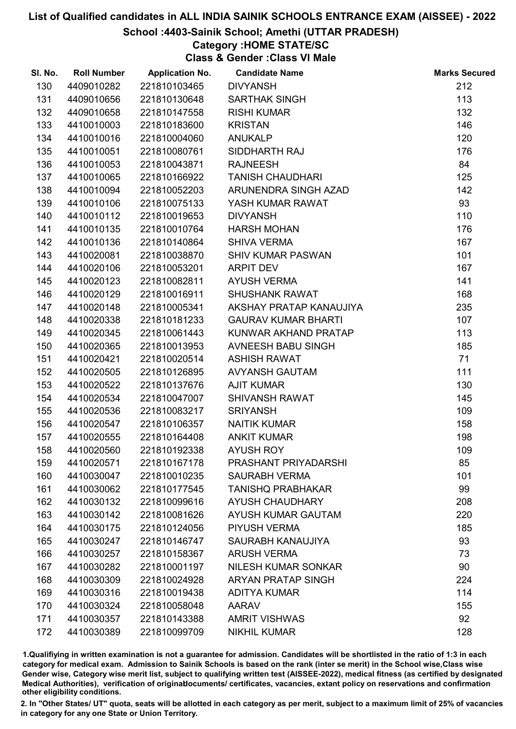# List of Qualified candidates in ALL INDIA SAINIK SCHOOLS ENTRANCE EXAM (AISSEE) - 2022

## School :4403-Sainik School; Amethi (UTTAR PRADESH)

### Category :HOME STATE/SC

### Class & Gender :Class VI Male

| Sl. No. | Roll Number | Application No. | Candidate Name | Marks Secured |
|---|---|---|---|---|
| 130 | 4409010282 | 221810103465 | DIVYANSH | 212 |
| 131 | 4409010656 | 221810130648 | SARTHAK SINGH | 113 |
| 132 | 4409010658 | 221810147558 | RISHI KUMAR | 132 |
| 133 | 4410010003 | 221810183600 | KRISTAN | 146 |
| 134 | 4410010016 | 221810004060 | ANUKALP | 120 |
| 135 | 4410010051 | 221810080761 | SIDDHARTH RAJ | 176 |
| 136 | 4410010053 | 221810043871 | RAJNEESH | 84 |
| 137 | 4410010065 | 221810166922 | TANISH CHAUDHARI | 125 |
| 138 | 4410010094 | 221810052203 | ARUNENDRA SINGH AZAD | 142 |
| 139 | 4410010106 | 221810075133 | YASH KUMAR RAWAT | 93 |
| 140 | 4410010112 | 221810019653 | DIVYANSH | 110 |
| 141 | 4410010135 | 221810010764 | HARSH MOHAN | 176 |
| 142 | 4410010136 | 221810140864 | SHIVA VERMA | 167 |
| 143 | 4410020081 | 221810038870 | SHIV KUMAR PASWAN | 101 |
| 144 | 4410020106 | 221810053201 | ARPIT DEV | 167 |
| 145 | 4410020123 | 221810082811 | AYUSH VERMA | 141 |
| 146 | 4410020129 | 221810016911 | SHUSHANK RAWAT | 168 |
| 147 | 4410020148 | 221810005341 | AKSHAY PRATAP KANAUJIYA | 235 |
| 148 | 4410020338 | 221810181233 | GAURAV KUMAR BHARTI | 107 |
| 149 | 4410020345 | 221810061443 | KUNWAR AKHAND PRATAP | 113 |
| 150 | 4410020365 | 221810013953 | AVNEESH BABU SINGH | 185 |
| 151 | 4410020421 | 221810020514 | ASHISH RAWAT | 71 |
| 152 | 4410020505 | 221810126895 | AVYANSH GAUTAM | 111 |
| 153 | 4410020522 | 221810137676 | AJIT KUMAR | 130 |
| 154 | 4410020534 | 221810047007 | SHIVANSH RAWAT | 145 |
| 155 | 4410020536 | 221810083217 | SRIYANSH | 109 |
| 156 | 4410020547 | 221810106357 | NAITIK KUMAR | 158 |
| 157 | 4410020555 | 221810164408 | ANKIT KUMAR | 198 |
| 158 | 4410020560 | 221810192338 | AYUSH ROY | 109 |
| 159 | 4410020571 | 221810167178 | PRASHANT PRIYADARSHI | 85 |
| 160 | 4410030047 | 221810010235 | SAURABH VERMA | 101 |
| 161 | 4410030062 | 221810177545 | TANISHQ PRABHAKAR | 99 |
| 162 | 4410030132 | 221810099616 | AYUSH CHAUDHARY | 208 |
| 163 | 4410030142 | 221810081626 | AYUSH KUMAR GAUTAM | 220 |
| 164 | 4410030175 | 221810124056 | PIYUSH VERMA | 185 |
| 165 | 4410030247 | 221810146747 | SAURABH KANAUJIYA | 93 |
| 166 | 4410030257 | 221810158367 | ARUSH VERMA | 73 |
| 167 | 4410030282 | 221810001197 | NILESH KUMAR SONKAR | 90 |
| 168 | 4410030309 | 221810024928 | ARYAN PRATAP SINGH | 224 |
| 169 | 4410030316 | 221810019438 | ADITYA KUMAR | 114 |
| 170 | 4410030324 | 221810058048 | AARAV | 155 |
| 171 | 4410030357 | 221810143388 | AMRIT VISHWAS | 92 |
| 172 | 4410030389 | 221810099709 | NIKHIL KUMAR | 128 |

1.Qualifying in written examination is not a guarantee for admission. Candidates will be shortlisted in the ratio of 1:3 in each category for medical exam. Admission to Sainik Schools is based on the rank (inter se merit) in the School wise,Class wise Gender wise, Category wise merit list, subject to qualifying written test (AISSEE-2022), medical fitness (as certified by designated Medical Authorities), verification of originaldocuments/ certificates, vacancies, extant policy on reservations and confirmation other eligibility conditions.

2. In "Other States/ UT" quota, seats will be allotted in each category as per merit, subject to a maximum limit of 25% of vacancies in category for any one State or Union Territory.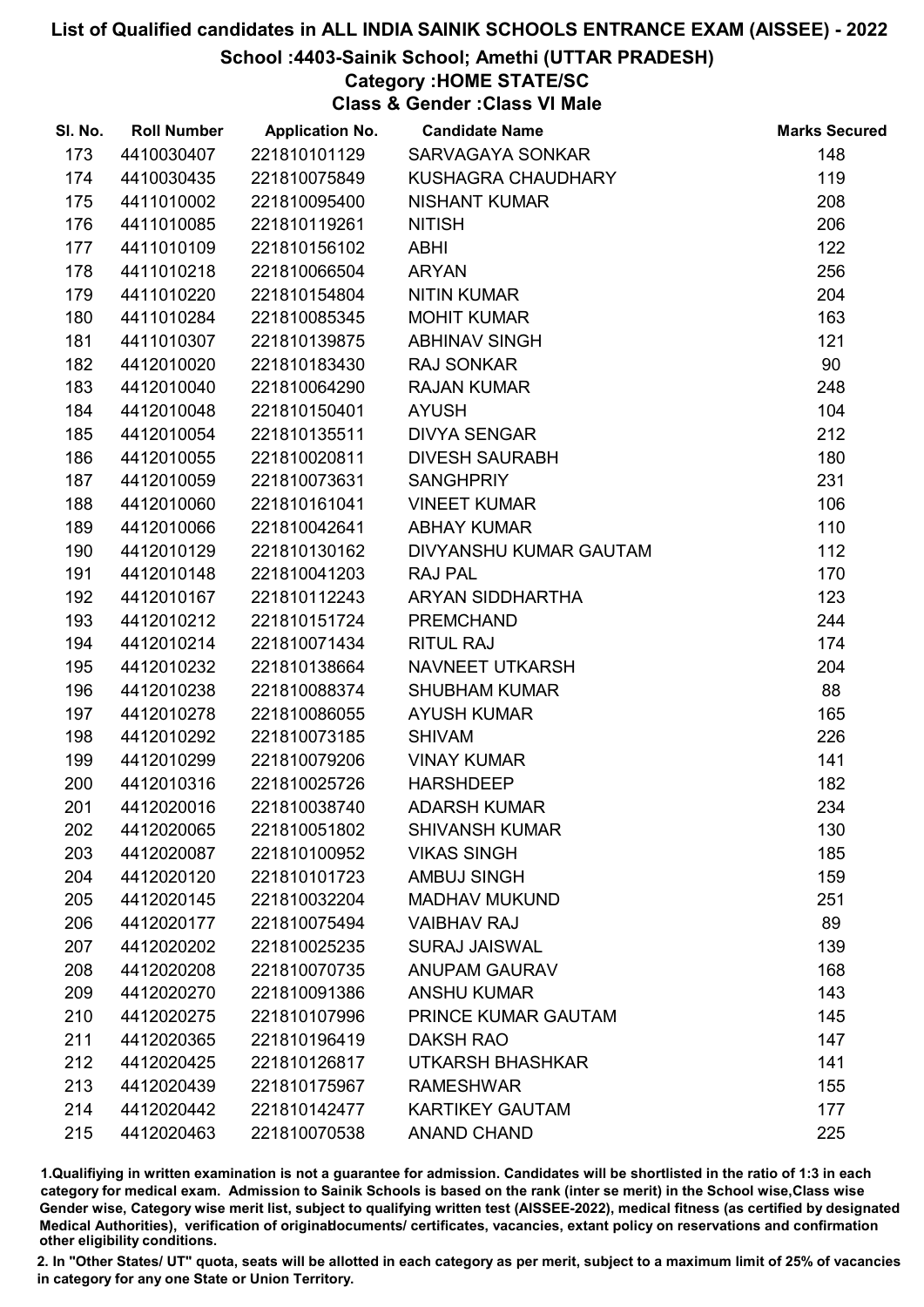# List of Qualified candidates in ALL INDIA SAINIK SCHOOLS ENTRANCE EXAM (AISSEE) - 2022

## School :4403-Sainik School; Amethi (UTTAR PRADESH)

### Category :HOME STATE/SC

### Class & Gender :Class VI Male

| Sl. No. | Roll Number | Application No. | Candidate Name | Marks Secured |
|---|---|---|---|---|
| 173 | 4410030407 | 221810101129 | SARVAGAYA SONKAR | 148 |
| 174 | 4410030435 | 221810075849 | KUSHAGRA CHAUDHARY | 119 |
| 175 | 4411010002 | 221810095400 | NISHANT KUMAR | 208 |
| 176 | 4411010085 | 221810119261 | NITISH | 206 |
| 177 | 4411010109 | 221810156102 | ABHI | 122 |
| 178 | 4411010218 | 221810066504 | ARYAN | 256 |
| 179 | 4411010220 | 221810154804 | NITIN KUMAR | 204 |
| 180 | 4411010284 | 221810085345 | MOHIT KUMAR | 163 |
| 181 | 4411010307 | 221810139875 | ABHINAV SINGH | 121 |
| 182 | 4412010020 | 221810183430 | RAJ SONKAR | 90 |
| 183 | 4412010040 | 221810064290 | RAJAN KUMAR | 248 |
| 184 | 4412010048 | 221810150401 | AYUSH | 104 |
| 185 | 4412010054 | 221810135511 | DIVYA SENGAR | 212 |
| 186 | 4412010055 | 221810020811 | DIVESH SAURABH | 180 |
| 187 | 4412010059 | 221810073631 | SANGHPRIY | 231 |
| 188 | 4412010060 | 221810161041 | VINEET KUMAR | 106 |
| 189 | 4412010066 | 221810042641 | ABHAY KUMAR | 110 |
| 190 | 4412010129 | 221810130162 | DIVYANSHU KUMAR GAUTAM | 112 |
| 191 | 4412010148 | 221810041203 | RAJ PAL | 170 |
| 192 | 4412010167 | 221810112243 | ARYAN SIDDHARTHA | 123 |
| 193 | 4412010212 | 221810151724 | PREMCHAND | 244 |
| 194 | 4412010214 | 221810071434 | RITUL RAJ | 174 |
| 195 | 4412010232 | 221810138664 | NAVNEET UTKARSH | 204 |
| 196 | 4412010238 | 221810088374 | SHUBHAM KUMAR | 88 |
| 197 | 4412010278 | 221810086055 | AYUSH KUMAR | 165 |
| 198 | 4412010292 | 221810073185 | SHIVAM | 226 |
| 199 | 4412010299 | 221810079206 | VINAY KUMAR | 141 |
| 200 | 4412010316 | 221810025726 | HARSHDEEP | 182 |
| 201 | 4412020016 | 221810038740 | ADARSH KUMAR | 234 |
| 202 | 4412020065 | 221810051802 | SHIVANSH KUMAR | 130 |
| 203 | 4412020087 | 221810100952 | VIKAS SINGH | 185 |
| 204 | 4412020120 | 221810101723 | AMBUJ SINGH | 159 |
| 205 | 4412020145 | 221810032204 | MADHAV MUKUND | 251 |
| 206 | 4412020177 | 221810075494 | VAIBHAV RAJ | 89 |
| 207 | 4412020202 | 221810025235 | SURAJ JAISWAL | 139 |
| 208 | 4412020208 | 221810070735 | ANUPAM GAURAV | 168 |
| 209 | 4412020270 | 221810091386 | ANSHU KUMAR | 143 |
| 210 | 4412020275 | 221810107996 | PRINCE KUMAR GAUTAM | 145 |
| 211 | 4412020365 | 221810196419 | DAKSH RAO | 147 |
| 212 | 4412020425 | 221810126817 | UTKARSH BHASHKAR | 141 |
| 213 | 4412020439 | 221810175967 | RAMESHWAR | 155 |
| 214 | 4412020442 | 221810142477 | KARTIKEY GAUTAM | 177 |
| 215 | 4412020463 | 221810070538 | ANAND CHAND | 225 |

1.Qualifiying in written examination is not a guarantee for admission. Candidates will be shortlisted in the ratio of 1:3 in each category for medical exam. Admission to Sainik Schools is based on the rank (inter se merit) in the School wise,Class wise Gender wise, Category wise merit list, subject to qualifying written test (AISSEE-2022), medical fitness (as certified by designated Medical Authorities), verification of originaldocuments/ certificates, vacancies, extant policy on reservations and confirmation other eligibility conditions.

2. In "Other States/ UT" quota, seats will be allotted in each category as per merit, subject to a maximum limit of 25% of vacancies in category for any one State or Union Territory.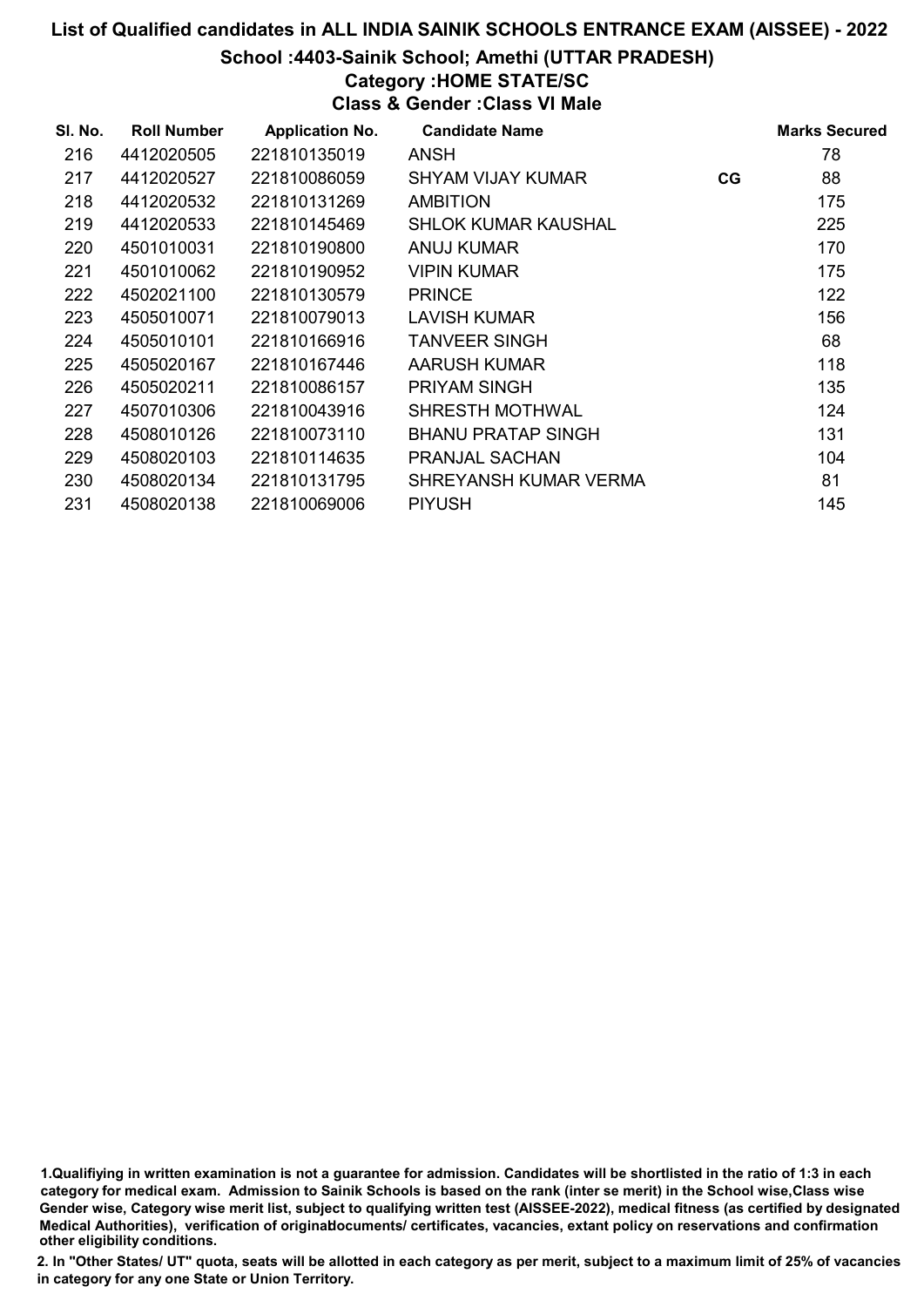# List of Qualified candidates in ALL INDIA SAINIK SCHOOLS ENTRANCE EXAM (AISSEE) - 2022

## School :4403-Sainik School; Amethi (UTTAR PRADESH)

### Category :HOME STATE/SC

### Class & Gender :Class VI Male

| Sl. No. | Roll Number | Application No. | Candidate Name | | Marks Secured |
|---|---|---|---|---|---|
| 216 | 4412020505 | 221810135019 | ANSH | | 78 |
| 217 | 4412020527 | 221810086059 | SHYAM VIJAY KUMAR | CG | 88 |
| 218 | 4412020532 | 221810131269 | AMBITION | | 175 |
| 219 | 4412020533 | 221810145469 | SHLOK KUMAR KAUSHAL | | 225 |
| 220 | 4501010031 | 221810190800 | ANUJ KUMAR | | 170 |
| 221 | 4501010062 | 221810190952 | VIPIN KUMAR | | 175 |
| 222 | 4502021100 | 221810130579 | PRINCE | | 122 |
| 223 | 4505010071 | 221810079013 | LAVISH KUMAR | | 156 |
| 224 | 4505010101 | 221810166916 | TANVEER SINGH | | 68 |
| 225 | 4505020167 | 221810167446 | AARUSH KUMAR | | 118 |
| 226 | 4505020211 | 221810086157 | PRIYAM SINGH | | 135 |
| 227 | 4507010306 | 221810043916 | SHRESTH MOTHWAL | | 124 |
| 228 | 4508010126 | 221810073110 | BHANU PRATAP SINGH | | 131 |
| 229 | 4508020103 | 221810114635 | PRANJAL SACHAN | | 104 |
| 230 | 4508020134 | 221810131795 | SHREYANSH KUMAR VERMA | | 81 |
| 231 | 4508020138 | 221810069006 | PIYUSH | | 145 |

1.Qualifiying in written examination is not a guarantee for admission. Candidates will be shortlisted in the ratio of 1:3 in each category for medical exam. Admission to Sainik Schools is based on the rank (inter se merit) in the School wise,Class wise Gender wise, Category wise merit list, subject to qualifying written test (AISSEE-2022), medical fitness (as certified by designated Medical Authorities), verification of originaldocuments/ certificates, vacancies, extant policy on reservations and confirmation other eligibility conditions.

2. In "Other States/ UT" quota, seats will be allotted in each category as per merit, subject to a maximum limit of 25% of vacancies in category for any one State or Union Territory.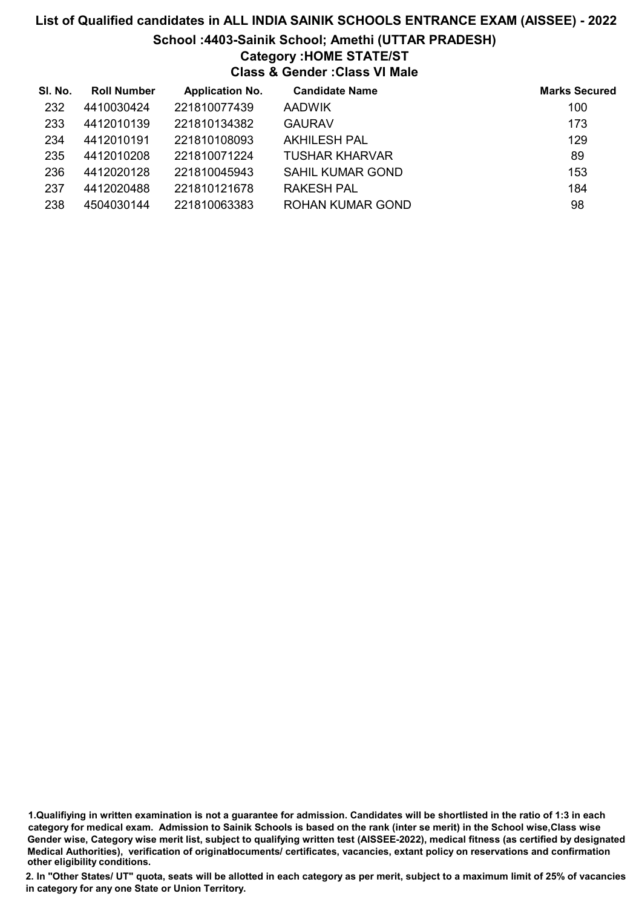# List of Qualified candidates in ALL INDIA SAINIK SCHOOLS ENTRANCE EXAM (AISSEE) - 2022

## School :4403-Sainik School; Amethi (UTTAR PRADESH)

### Category :HOME STATE/ST

### Class & Gender :Class VI Male

| Sl. No. | Roll Number | Application No. | Candidate Name | Marks Secured |
|---|---|---|---|---|
| 232 | 4410030424 | 221810077439 | AADWIK | 100 |
| 233 | 4412010139 | 221810134382 | GAURAV | 173 |
| 234 | 4412010191 | 221810108093 | AKHILESH PAL | 129 |
| 235 | 4412010208 | 221810071224 | TUSHAR KHARVAR | 89 |
| 236 | 4412020128 | 221810045943 | SAHIL KUMAR GOND | 153 |
| 237 | 4412020488 | 221810121678 | RAKESH PAL | 184 |
| 238 | 4504030144 | 221810063383 | ROHAN KUMAR GOND | 98 |

**1.Qualifiying in written examination is not a guarantee for admission. Candidates will be shortlisted in the ratio of 1:3 in each category for medical exam. Admission to Sainik Schools is based on the rank (inter se merit) in the School wise,Class wise Gender wise, Category wise merit list, subject to qualifying written test (AISSEE-2022), medical fitness (as certified by designated Medical Authorities), verification of originaldocuments/ certificates, vacancies, extant policy on reservations and confirmation other eligibility conditions.**

**2. In "Other States/ UT" quota, seats will be allotted in each category as per merit, subject to a maximum limit of 25% of vacancies in category for any one State or Union Territory.**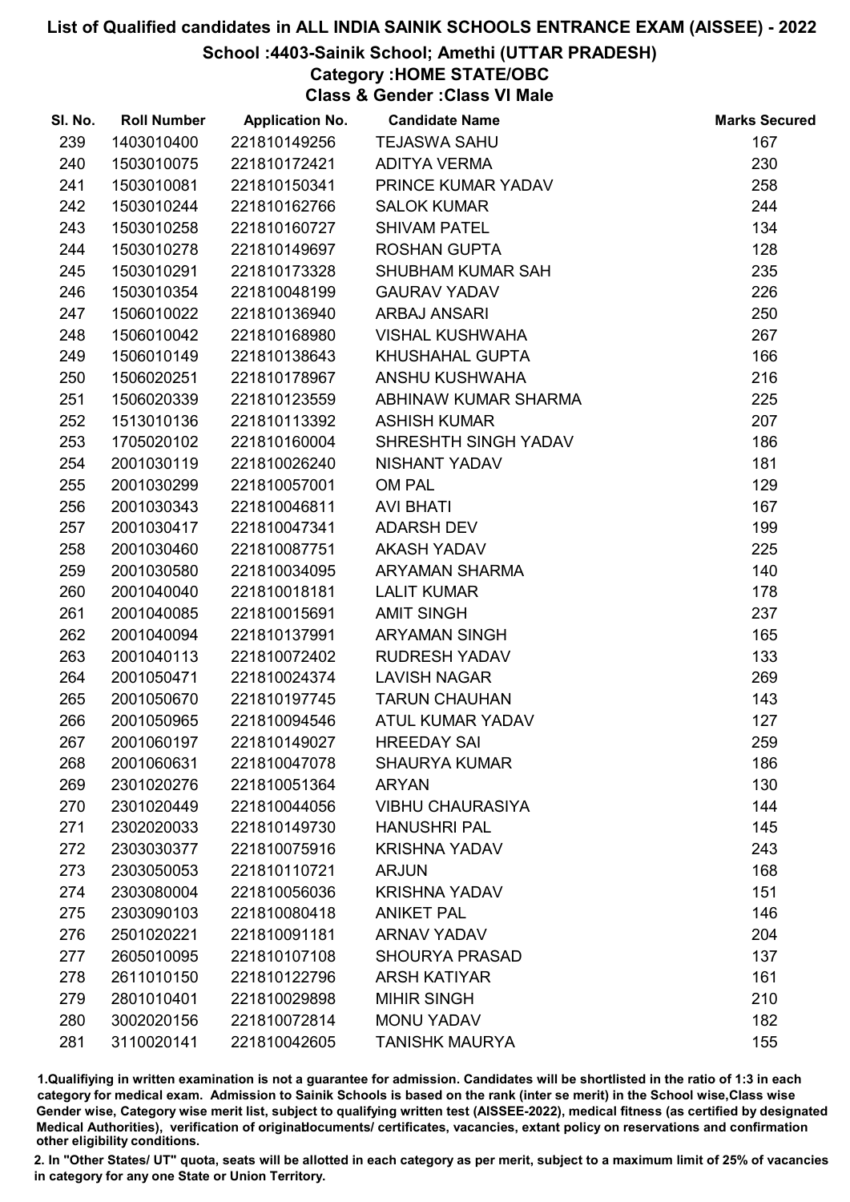# List of Qualified candidates in ALL INDIA SAINIK SCHOOLS ENTRANCE EXAM (AISSEE) - 2022

## School :4403-Sainik School; Amethi (UTTAR PRADESH)

### Category :HOME STATE/OBC

### Class & Gender :Class VI Male

| Sl. No. | Roll Number | Application No. | Candidate Name | Marks Secured |
|---|---|---|---|---|
| 239 | 1403010400 | 221810149256 | TEJASWA SAHU | 167 |
| 240 | 1503010075 | 221810172421 | ADITYA VERMA | 230 |
| 241 | 1503010081 | 221810150341 | PRINCE KUMAR YADAV | 258 |
| 242 | 1503010244 | 221810162766 | SALOK KUMAR | 244 |
| 243 | 1503010258 | 221810160727 | SHIVAM PATEL | 134 |
| 244 | 1503010278 | 221810149697 | ROSHAN GUPTA | 128 |
| 245 | 1503010291 | 221810173328 | SHUBHAM KUMAR SAH | 235 |
| 246 | 1503010354 | 221810048199 | GAURAV YADAV | 226 |
| 247 | 1506010022 | 221810136940 | ARBAJ ANSARI | 250 |
| 248 | 1506010042 | 221810168980 | VISHAL KUSHWAHA | 267 |
| 249 | 1506010149 | 221810138643 | KHUSHAHAL GUPTA | 166 |
| 250 | 1506020251 | 221810178967 | ANSHU KUSHWAHA | 216 |
| 251 | 1506020339 | 221810123559 | ABHINAW KUMAR SHARMA | 225 |
| 252 | 1513010136 | 221810113392 | ASHISH KUMAR | 207 |
| 253 | 1705020102 | 221810160004 | SHRESHTH SINGH YADAV | 186 |
| 254 | 2001030119 | 221810026240 | NISHANT YADAV | 181 |
| 255 | 2001030299 | 221810057001 | OM PAL | 129 |
| 256 | 2001030343 | 221810046811 | AVI BHATI | 167 |
| 257 | 2001030417 | 221810047341 | ADARSH DEV | 199 |
| 258 | 2001030460 | 221810087751 | AKASH YADAV | 225 |
| 259 | 2001030580 | 221810034095 | ARYAMAN SHARMA | 140 |
| 260 | 2001040040 | 221810018181 | LALIT KUMAR | 178 |
| 261 | 2001040085 | 221810015691 | AMIT SINGH | 237 |
| 262 | 2001040094 | 221810137991 | ARYAMAN SINGH | 165 |
| 263 | 2001040113 | 221810072402 | RUDRESH YADAV | 133 |
| 264 | 2001050471 | 221810024374 | LAVISH NAGAR | 269 |
| 265 | 2001050670 | 221810197745 | TARUN CHAUHAN | 143 |
| 266 | 2001050965 | 221810094546 | ATUL KUMAR YADAV | 127 |
| 267 | 2001060197 | 221810149027 | HREEDAY SAI | 259 |
| 268 | 2001060631 | 221810047078 | SHAURYA KUMAR | 186 |
| 269 | 2301020276 | 221810051364 | ARYAN | 130 |
| 270 | 2301020449 | 221810044056 | VIBHU CHAURASIYA | 144 |
| 271 | 2302020033 | 221810149730 | HANUSHRI PAL | 145 |
| 272 | 2303030377 | 221810075916 | KRISHNA YADAV | 243 |
| 273 | 2303050053 | 221810110721 | ARJUN | 168 |
| 274 | 2303080004 | 221810056036 | KRISHNA YADAV | 151 |
| 275 | 2303090103 | 221810080418 | ANIKET PAL | 146 |
| 276 | 2501020221 | 221810091181 | ARNAV YADAV | 204 |
| 277 | 2605010095 | 221810107108 | SHOURYA PRASAD | 137 |
| 278 | 2611010150 | 221810122796 | ARSH KATIYAR | 161 |
| 279 | 2801010401 | 221810029898 | MIHIR SINGH | 210 |
| 280 | 3002020156 | 221810072814 | MONU YADAV | 182 |
| 281 | 3110020141 | 221810042605 | TANISHK MAURYA | 155 |

1.Qualifying in written examination is not a guarantee for admission. Candidates will be shortlisted in the ratio of 1:3 in each category for medical exam. Admission to Sainik Schools is based on the rank (inter se merit) in the School wise,Class wise Gender wise, Category wise merit list, subject to qualifying written test (AISSEE-2022), medical fitness (as certified by designated Medical Authorities), verification of originaldocuments/ certificates, vacancies, extant policy on reservations and confirmation other eligibility conditions.

2. In "Other States/ UT" quota, seats will be allotted in each category as per merit, subject to a maximum limit of 25% of vacancies in category for any one State or Union Territory.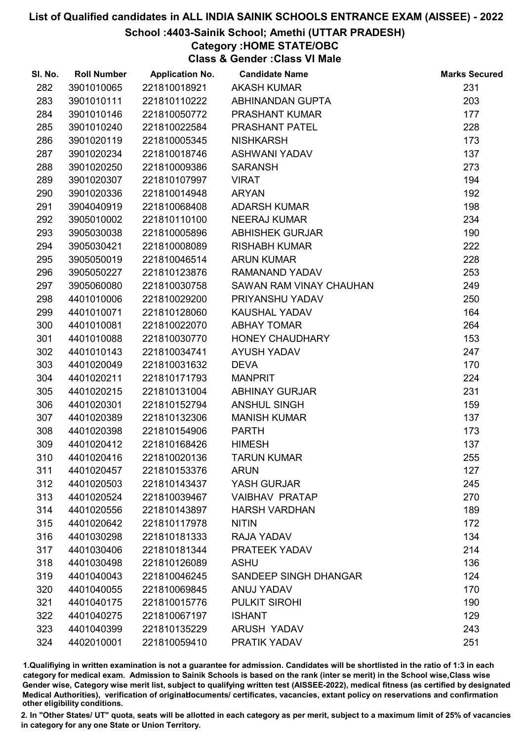# List of Qualified candidates in ALL INDIA SAINIK SCHOOLS ENTRANCE EXAM (AISSEE) - 2022

## School :4403-Sainik School; Amethi (UTTAR PRADESH)

### Category :HOME STATE/OBC

### Class & Gender :Class VI Male

| Sl. No. | Roll Number | Application No. | Candidate Name | Marks Secured |
|---|---|---|---|---|
| 282 | 3901010065 | 221810018921 | AKASH KUMAR | 231 |
| 283 | 3901010111 | 221810110222 | ABHINANDAN GUPTA | 203 |
| 284 | 3901010146 | 221810050772 | PRASHANT KUMAR | 177 |
| 285 | 3901010240 | 221810022584 | PRASHANT PATEL | 228 |
| 286 | 3901020119 | 221810005345 | NISHKARSH | 173 |
| 287 | 3901020234 | 221810018746 | ASHWANI YADAV | 137 |
| 288 | 3901020250 | 221810009386 | SARANSH | 273 |
| 289 | 3901020307 | 221810107997 | VIRAT | 194 |
| 290 | 3901020336 | 221810014948 | ARYAN | 192 |
| 291 | 3904040919 | 221810068408 | ADARSH KUMAR | 198 |
| 292 | 3905010002 | 221810110100 | NEERAJ KUMAR | 234 |
| 293 | 3905030038 | 221810005896 | ABHISHEK GURJAR | 190 |
| 294 | 3905030421 | 221810008089 | RISHABH KUMAR | 222 |
| 295 | 3905050019 | 221810046514 | ARUN KUMAR | 228 |
| 296 | 3905050227 | 221810123876 | RAMANAND YADAV | 253 |
| 297 | 3905060080 | 221810030758 | SAWAN RAM VINAY CHAUHAN | 249 |
| 298 | 4401010006 | 221810029200 | PRIYANSHU YADAV | 250 |
| 299 | 4401010071 | 221810128060 | KAUSHAL YADAV | 164 |
| 300 | 4401010081 | 221810022070 | ABHAY TOMAR | 264 |
| 301 | 4401010088 | 221810030770 | HONEY CHAUDHARY | 153 |
| 302 | 4401010143 | 221810034741 | AYUSH YADAV | 247 |
| 303 | 4401020049 | 221810031632 | DEVA | 170 |
| 304 | 4401020211 | 221810171793 | MANPRIT | 224 |
| 305 | 4401020215 | 221810131004 | ABHINAY GURJAR | 231 |
| 306 | 4401020301 | 221810152794 | ANSHUL SINGH | 159 |
| 307 | 4401020389 | 221810132306 | MANISH KUMAR | 137 |
| 308 | 4401020398 | 221810154906 | PARTH | 173 |
| 309 | 4401020412 | 221810168426 | HIMESH | 137 |
| 310 | 4401020416 | 221810020136 | TARUN KUMAR | 255 |
| 311 | 4401020457 | 221810153376 | ARUN | 127 |
| 312 | 4401020503 | 221810143437 | YASH GURJAR | 245 |
| 313 | 4401020524 | 221810039467 | VAIBHAV PRATAP | 270 |
| 314 | 4401020556 | 221810143897 | HARSH VARDHAN | 189 |
| 315 | 4401020642 | 221810117978 | NITIN | 172 |
| 316 | 4401030298 | 221810181333 | RAJA YADAV | 134 |
| 317 | 4401030406 | 221810181344 | PRATEEK YADAV | 214 |
| 318 | 4401030498 | 221810126089 | ASHU | 136 |
| 319 | 4401040043 | 221810046245 | SANDEEP SINGH DHANGAR | 124 |
| 320 | 4401040055 | 221810069845 | ANUJ YADAV | 170 |
| 321 | 4401040175 | 221810015776 | PULKIT SIROHI | 190 |
| 322 | 4401040275 | 221810067197 | ISHANT | 129 |
| 323 | 4401040399 | 221810135229 | ARUSH YADAV | 243 |
| 324 | 4402010001 | 221810059410 | PRATIK YADAV | 251 |

1.Qualifying in written examination is not a guarantee for admission. Candidates will be shortlisted in the ratio of 1:3 in each category for medical exam. Admission to Sainik Schools is based on the rank (inter se merit) in the School wise,Class wise Gender wise, Category wise merit list, subject to qualifying written test (AISSEE-2022), medical fitness (as certified by designated Medical Authorities), verification of originaldocuments/ certificates, vacancies, extant policy on reservations and confirmation other eligibility conditions.

2. In "Other States/ UT" quota, seats will be allotted in each category as per merit, subject to a maximum limit of 25% of vacancies in category for any one State or Union Territory.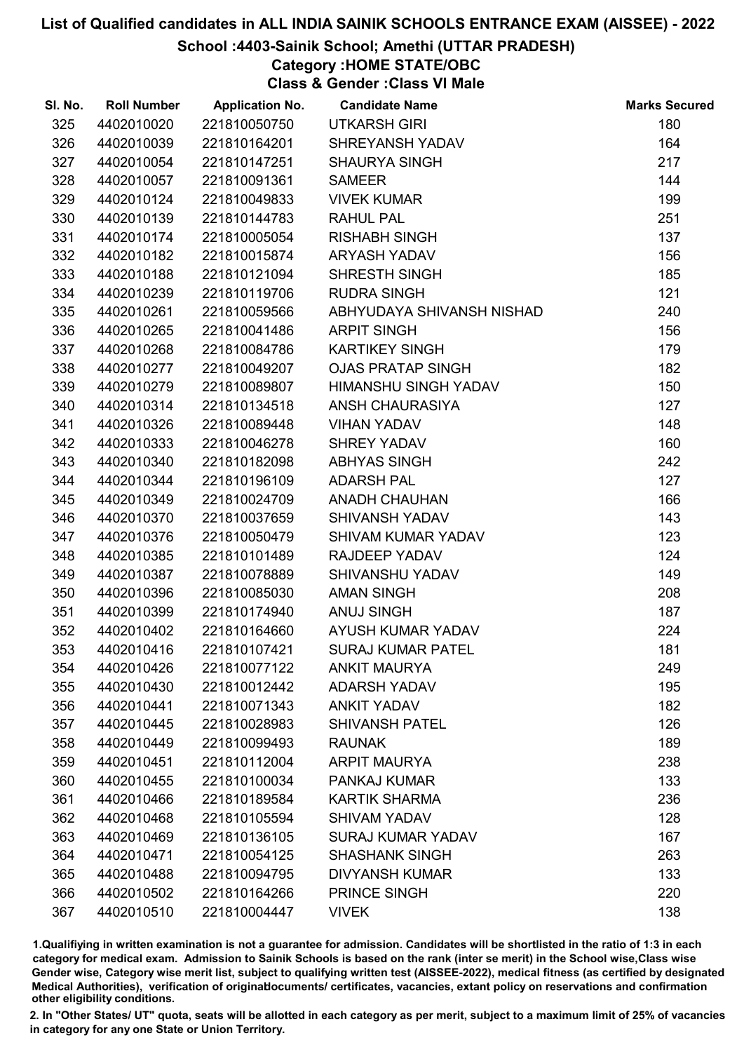# List of Qualified candidates in ALL INDIA SAINIK SCHOOLS ENTRANCE EXAM (AISSEE) - 2022

## School :4403-Sainik School; Amethi (UTTAR PRADESH)

### Category :HOME STATE/OBC

### Class & Gender :Class VI Male

| Sl. No. | Roll Number | Application No. | Candidate Name | Marks Secured |
|---|---|---|---|---|
| 325 | 4402010020 | 221810050750 | UTKARSH GIRI | 180 |
| 326 | 4402010039 | 221810164201 | SHREYANSH YADAV | 164 |
| 327 | 4402010054 | 221810147251 | SHAURYA SINGH | 217 |
| 328 | 4402010057 | 221810091361 | SAMEER | 144 |
| 329 | 4402010124 | 221810049833 | VIVEK KUMAR | 199 |
| 330 | 4402010139 | 221810144783 | RAHUL PAL | 251 |
| 331 | 4402010174 | 221810005054 | RISHABH SINGH | 137 |
| 332 | 4402010182 | 221810015874 | ARYASH YADAV | 156 |
| 333 | 4402010188 | 221810121094 | SHRESTH SINGH | 185 |
| 334 | 4402010239 | 221810119706 | RUDRA SINGH | 121 |
| 335 | 4402010261 | 221810059566 | ABHYUDAYA SHIVANSH NISHAD | 240 |
| 336 | 4402010265 | 221810041486 | ARPIT SINGH | 156 |
| 337 | 4402010268 | 221810084786 | KARTIKEY SINGH | 179 |
| 338 | 4402010277 | 221810049207 | OJAS PRATAP SINGH | 182 |
| 339 | 4402010279 | 221810089807 | HIMANSHU SINGH YADAV | 150 |
| 340 | 4402010314 | 221810134518 | ANSH CHAURASIYA | 127 |
| 341 | 4402010326 | 221810089448 | VIHAN YADAV | 148 |
| 342 | 4402010333 | 221810046278 | SHREY YADAV | 160 |
| 343 | 4402010340 | 221810182098 | ABHYAS SINGH | 242 |
| 344 | 4402010344 | 221810196109 | ADARSH PAL | 127 |
| 345 | 4402010349 | 221810024709 | ANADH CHAUHAN | 166 |
| 346 | 4402010370 | 221810037659 | SHIVANSH YADAV | 143 |
| 347 | 4402010376 | 221810050479 | SHIVAM KUMAR YADAV | 123 |
| 348 | 4402010385 | 221810101489 | RAJDEEP YADAV | 124 |
| 349 | 4402010387 | 221810078889 | SHIVANSHU YADAV | 149 |
| 350 | 4402010396 | 221810085030 | AMAN SINGH | 208 |
| 351 | 4402010399 | 221810174940 | ANUJ SINGH | 187 |
| 352 | 4402010402 | 221810164660 | AYUSH KUMAR YADAV | 224 |
| 353 | 4402010416 | 221810107421 | SURAJ KUMAR PATEL | 181 |
| 354 | 4402010426 | 221810077122 | ANKIT MAURYA | 249 |
| 355 | 4402010430 | 221810012442 | ADARSH YADAV | 195 |
| 356 | 4402010441 | 221810071343 | ANKIT YADAV | 182 |
| 357 | 4402010445 | 221810028983 | SHIVANSH PATEL | 126 |
| 358 | 4402010449 | 221810099493 | RAUNAK | 189 |
| 359 | 4402010451 | 221810112004 | ARPIT MAURYA | 238 |
| 360 | 4402010455 | 221810100034 | PANKAJ KUMAR | 133 |
| 361 | 4402010466 | 221810189584 | KARTIK SHARMA | 236 |
| 362 | 4402010468 | 221810105594 | SHIVAM YADAV | 128 |
| 363 | 4402010469 | 221810136105 | SURAJ KUMAR YADAV | 167 |
| 364 | 4402010471 | 221810054125 | SHASHANK SINGH | 263 |
| 365 | 4402010488 | 221810094795 | DIVYANSH KUMAR | 133 |
| 366 | 4402010502 | 221810164266 | PRINCE SINGH | 220 |
| 367 | 4402010510 | 221810004447 | VIVEK | 138 |

1.Qualifying in written examination is not a guarantee for admission. Candidates will be shortlisted in the ratio of 1:3 in each category for medical exam. Admission to Sainik Schools is based on the rank (inter se merit) in the School wise,Class wise Gender wise, Category wise merit list, subject to qualifying written test (AISSEE-2022), medical fitness (as certified by designated Medical Authorities), verification of originaldocuments/ certificates, vacancies, extant policy on reservations and confirmation other eligibility conditions.

2. In "Other States/ UT" quota, seats will be allotted in each category as per merit, subject to a maximum limit of 25% of vacancies in category for any one State or Union Territory.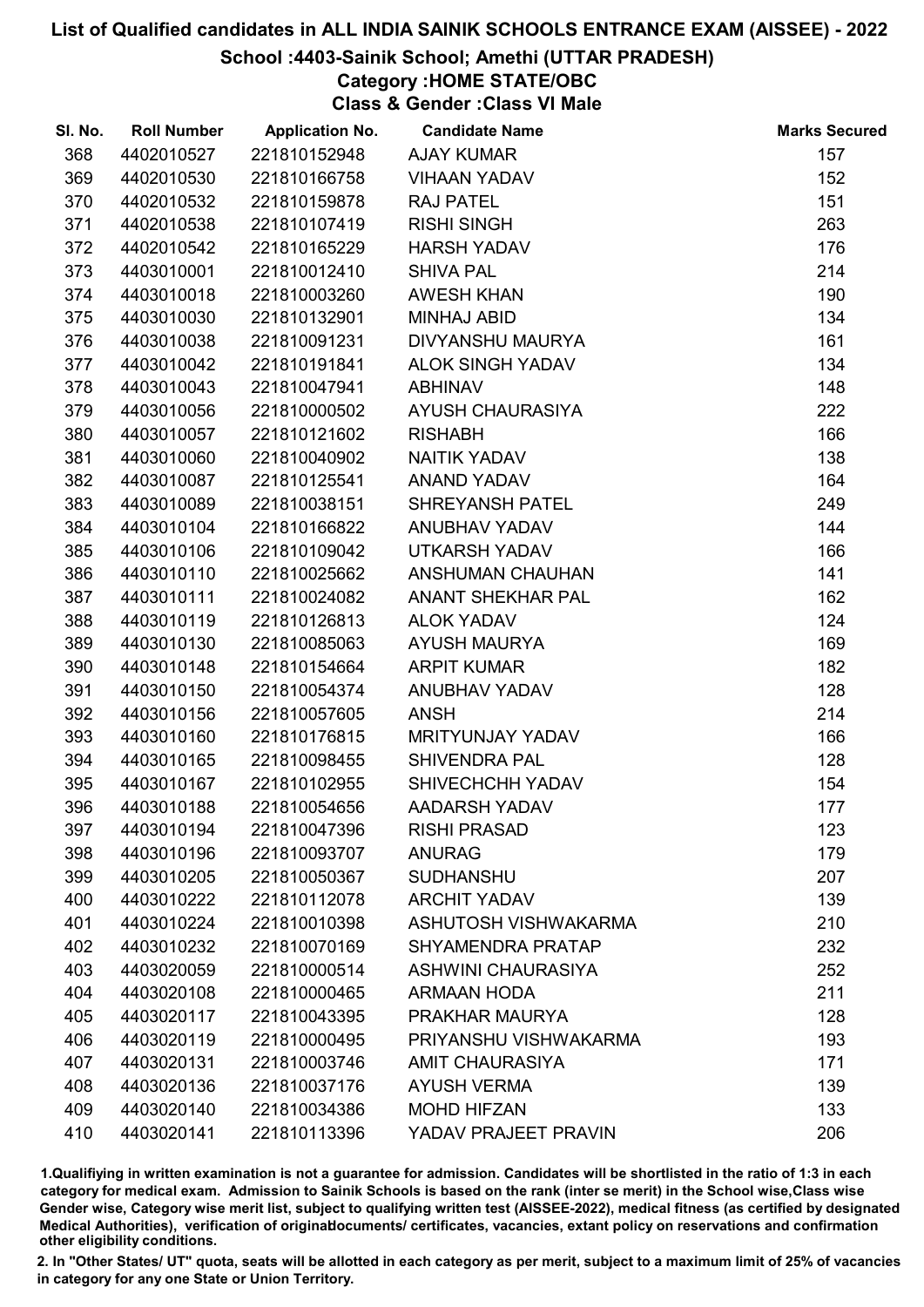# List of Qualified candidates in ALL INDIA SAINIK SCHOOLS ENTRANCE EXAM (AISSEE) - 2022

## School :4403-Sainik School; Amethi (UTTAR PRADESH)

### Category :HOME STATE/OBC

### Class & Gender :Class VI Male

| Sl. No. | Roll Number | Application No. | Candidate Name | Marks Secured |
|---|---|---|---|---|
| 368 | 4402010527 | 221810152948 | AJAY KUMAR | 157 |
| 369 | 4402010530 | 221810166758 | VIHAAN YADAV | 152 |
| 370 | 4402010532 | 221810159878 | RAJ PATEL | 151 |
| 371 | 4402010538 | 221810107419 | RISHI SINGH | 263 |
| 372 | 4402010542 | 221810165229 | HARSH YADAV | 176 |
| 373 | 4403010001 | 221810012410 | SHIVA PAL | 214 |
| 374 | 4403010018 | 221810003260 | AWESH KHAN | 190 |
| 375 | 4403010030 | 221810132901 | MINHAJ ABID | 134 |
| 376 | 4403010038 | 221810091231 | DIVYANSHU MAURYA | 161 |
| 377 | 4403010042 | 221810191841 | ALOK SINGH YADAV | 134 |
| 378 | 4403010043 | 221810047941 | ABHINAV | 148 |
| 379 | 4403010056 | 221810000502 | AYUSH CHAURASIYA | 222 |
| 380 | 4403010057 | 221810121602 | RISHABH | 166 |
| 381 | 4403010060 | 221810040902 | NAITIK YADAV | 138 |
| 382 | 4403010087 | 221810125541 | ANAND YADAV | 164 |
| 383 | 4403010089 | 221810038151 | SHREYANSH PATEL | 249 |
| 384 | 4403010104 | 221810166822 | ANUBHAV YADAV | 144 |
| 385 | 4403010106 | 221810109042 | UTKARSH YADAV | 166 |
| 386 | 4403010110 | 221810025662 | ANSHUMAN CHAUHAN | 141 |
| 387 | 4403010111 | 221810024082 | ANANT SHEKHAR PAL | 162 |
| 388 | 4403010119 | 221810126813 | ALOK YADAV | 124 |
| 389 | 4403010130 | 221810085063 | AYUSH MAURYA | 169 |
| 390 | 4403010148 | 221810154664 | ARPIT KUMAR | 182 |
| 391 | 4403010150 | 221810054374 | ANUBHAV YADAV | 128 |
| 392 | 4403010156 | 221810057605 | ANSH | 214 |
| 393 | 4403010160 | 221810176815 | MRITYUNJAY YADAV | 166 |
| 394 | 4403010165 | 221810098455 | SHIVENDRA PAL | 128 |
| 395 | 4403010167 | 221810102955 | SHIVECHCHH YADAV | 154 |
| 396 | 4403010188 | 221810054656 | AADARSH YADAV | 177 |
| 397 | 4403010194 | 221810047396 | RISHI PRASAD | 123 |
| 398 | 4403010196 | 221810093707 | ANURAG | 179 |
| 399 | 4403010205 | 221810050367 | SUDHANSHU | 207 |
| 400 | 4403010222 | 221810112078 | ARCHIT YADAV | 139 |
| 401 | 4403010224 | 221810010398 | ASHUTOSH VISHWAKARMA | 210 |
| 402 | 4403010232 | 221810070169 | SHYAMENDRA PRATAP | 232 |
| 403 | 4403020059 | 221810000514 | ASHWINI CHAURASIYA | 252 |
| 404 | 4403020108 | 221810000465 | ARMAAN HODA | 211 |
| 405 | 4403020117 | 221810043395 | PRAKHAR MAURYA | 128 |
| 406 | 4403020119 | 221810000495 | PRIYANSHU VISHWAKARMA | 193 |
| 407 | 4403020131 | 221810003746 | AMIT CHAURASIYA | 171 |
| 408 | 4403020136 | 221810037176 | AYUSH VERMA | 139 |
| 409 | 4403020140 | 221810034386 | MOHD HIFZAN | 133 |
| 410 | 4403020141 | 221810113396 | YADAV PRAJEET PRAVIN | 206 |

1.Qualifiying in written examination is not a guarantee for admission. Candidates will be shortlisted in the ratio of 1:3 in each category for medical exam. Admission to Sainik Schools is based on the rank (inter se merit) in the School wise,Class wise Gender wise, Category wise merit list, subject to qualifying written test (AISSEE-2022), medical fitness (as certified by designated Medical Authorities), verification of originaldocuments/ certificates, vacancies, extant policy on reservations and confirmation other eligibility conditions.

2. In "Other States/ UT" quota, seats will be allotted in each category as per merit, subject to a maximum limit of 25% of vacancies in category for any one State or Union Territory.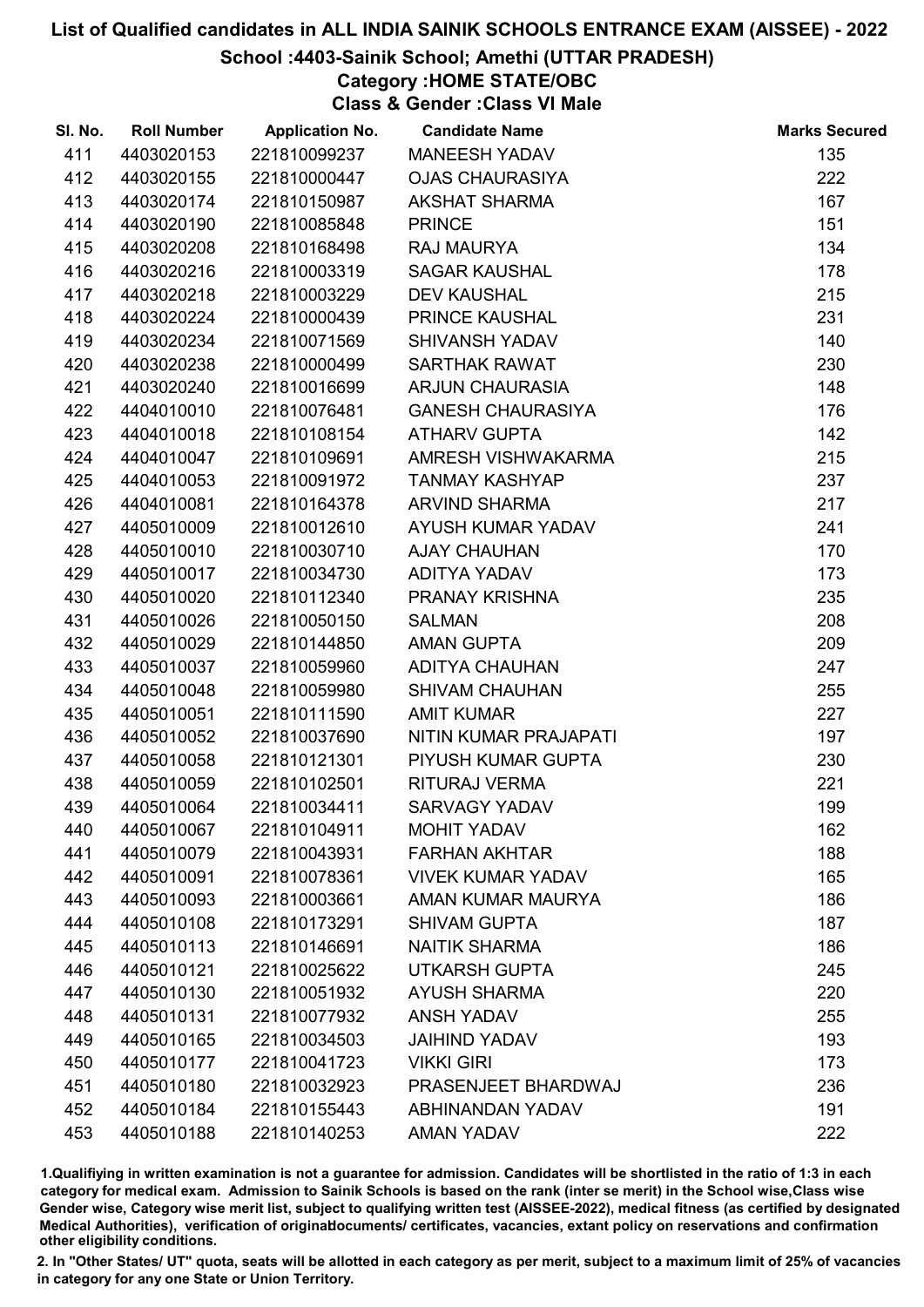# List of Qualified candidates in ALL INDIA SAINIK SCHOOLS ENTRANCE EXAM (AISSEE) - 2022

## School :4403-Sainik School; Amethi (UTTAR PRADESH)

### Category :HOME STATE/OBC

### Class & Gender :Class VI Male

| Sl. No. | Roll Number | Application No. | Candidate Name | Marks Secured |
|---|---|---|---|---|
| 411 | 4403020153 | 221810099237 | MANEESH YADAV | 135 |
| 412 | 4403020155 | 221810000447 | OJAS CHAURASIYA | 222 |
| 413 | 4403020174 | 221810150987 | AKSHAT SHARMA | 167 |
| 414 | 4403020190 | 221810085848 | PRINCE | 151 |
| 415 | 4403020208 | 221810168498 | RAJ MAURYA | 134 |
| 416 | 4403020216 | 221810003319 | SAGAR KAUSHAL | 178 |
| 417 | 4403020218 | 221810003229 | DEV KAUSHAL | 215 |
| 418 | 4403020224 | 221810000439 | PRINCE KAUSHAL | 231 |
| 419 | 4403020234 | 221810071569 | SHIVANSH YADAV | 140 |
| 420 | 4403020238 | 221810000499 | SARTHAK RAWAT | 230 |
| 421 | 4403020240 | 221810016699 | ARJUN CHAURASIA | 148 |
| 422 | 4404010010 | 221810076481 | GANESH CHAURASIYA | 176 |
| 423 | 4404010018 | 221810108154 | ATHARV GUPTA | 142 |
| 424 | 4404010047 | 221810109691 | AMRESH VISHWAKARMA | 215 |
| 425 | 4404010053 | 221810091972 | TANMAY KASHYAP | 237 |
| 426 | 4404010081 | 221810164378 | ARVIND SHARMA | 217 |
| 427 | 4405010009 | 221810012610 | AYUSH KUMAR YADAV | 241 |
| 428 | 4405010010 | 221810030710 | AJAY CHAUHAN | 170 |
| 429 | 4405010017 | 221810034730 | ADITYA YADAV | 173 |
| 430 | 4405010020 | 221810112340 | PRANAY KRISHNA | 235 |
| 431 | 4405010026 | 221810050150 | SALMAN | 208 |
| 432 | 4405010029 | 221810144850 | AMAN GUPTA | 209 |
| 433 | 4405010037 | 221810059960 | ADITYA CHAUHAN | 247 |
| 434 | 4405010048 | 221810059980 | SHIVAM CHAUHAN | 255 |
| 435 | 4405010051 | 221810111590 | AMIT KUMAR | 227 |
| 436 | 4405010052 | 221810037690 | NITIN KUMAR PRAJAPATI | 197 |
| 437 | 4405010058 | 221810121301 | PIYUSH KUMAR GUPTA | 230 |
| 438 | 4405010059 | 221810102501 | RITURAJ VERMA | 221 |
| 439 | 4405010064 | 221810034411 | SARVAGY YADAV | 199 |
| 440 | 4405010067 | 221810104911 | MOHIT YADAV | 162 |
| 441 | 4405010079 | 221810043931 | FARHAN AKHTAR | 188 |
| 442 | 4405010091 | 221810078361 | VIVEK KUMAR YADAV | 165 |
| 443 | 4405010093 | 221810003661 | AMAN KUMAR MAURYA | 186 |
| 444 | 4405010108 | 221810173291 | SHIVAM GUPTA | 187 |
| 445 | 4405010113 | 221810146691 | NAITIK SHARMA | 186 |
| 446 | 4405010121 | 221810025622 | UTKARSH GUPTA | 245 |
| 447 | 4405010130 | 221810051932 | AYUSH SHARMA | 220 |
| 448 | 4405010131 | 221810077932 | ANSH YADAV | 255 |
| 449 | 4405010165 | 221810034503 | JAIHIND YADAV | 193 |
| 450 | 4405010177 | 221810041723 | VIKKI GIRI | 173 |
| 451 | 4405010180 | 221810032923 | PRASENJEET BHARDWAJ | 236 |
| 452 | 4405010184 | 221810155443 | ABHINANDAN YADAV | 191 |
| 453 | 4405010188 | 221810140253 | AMAN YADAV | 222 |

1.Qualifiying in written examination is not a guarantee for admission. Candidates will be shortlisted in the ratio of 1:3 in each category for medical exam. Admission to Sainik Schools is based on the rank (inter se merit) in the School wise,Class wise Gender wise, Category wise merit list, subject to qualifying written test (AISSEE-2022), medical fitness (as certified by designated Medical Authorities), verification of originaldocuments/ certificates, vacancies, extant policy on reservations and confirmation other eligibility conditions.

2. In "Other States/ UT" quota, seats will be allotted in each category as per merit, subject to a maximum limit of 25% of vacancies in category for any one State or Union Territory.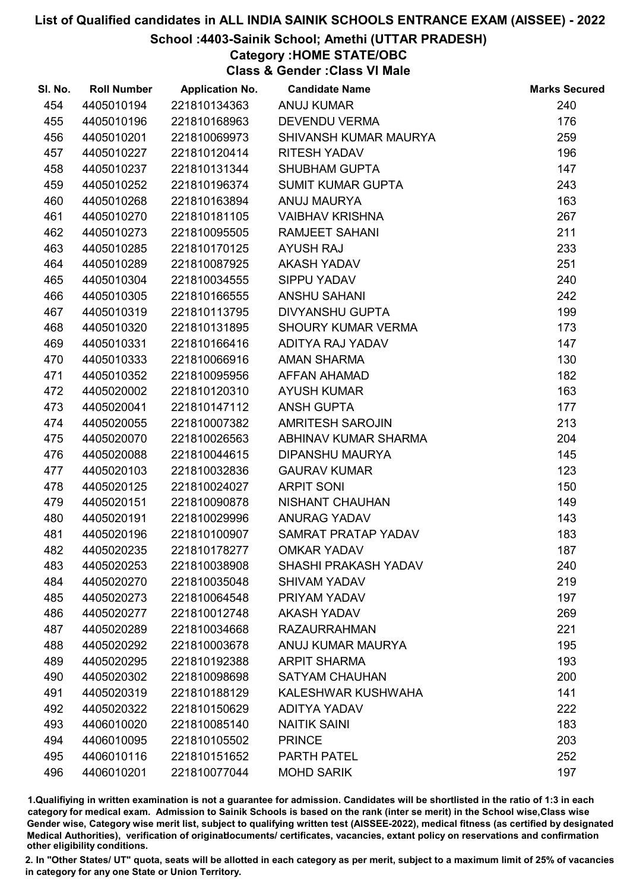# List of Qualified candidates in ALL INDIA SAINIK SCHOOLS ENTRANCE EXAM (AISSEE) - 2022

## School :4403-Sainik School; Amethi (UTTAR PRADESH)

### Category :HOME STATE/OBC

### Class & Gender :Class VI Male

| Sl. No. | Roll Number | Application No. | Candidate Name | Marks Secured |
|---|---|---|---|---|
| 454 | 4405010194 | 221810134363 | ANUJ KUMAR | 240 |
| 455 | 4405010196 | 221810168963 | DEVENDU VERMA | 176 |
| 456 | 4405010201 | 221810069973 | SHIVANSH KUMAR MAURYA | 259 |
| 457 | 4405010227 | 221810120414 | RITESH YADAV | 196 |
| 458 | 4405010237 | 221810131344 | SHUBHAM GUPTA | 147 |
| 459 | 4405010252 | 221810196374 | SUMIT KUMAR GUPTA | 243 |
| 460 | 4405010268 | 221810163894 | ANUJ MAURYA | 163 |
| 461 | 4405010270 | 221810181105 | VAIBHAV KRISHNA | 267 |
| 462 | 4405010273 | 221810095505 | RAMJEET SAHANI | 211 |
| 463 | 4405010285 | 221810170125 | AYUSH RAJ | 233 |
| 464 | 4405010289 | 221810087925 | AKASH YADAV | 251 |
| 465 | 4405010304 | 221810034555 | SIPPU YADAV | 240 |
| 466 | 4405010305 | 221810166555 | ANSHU SAHANI | 242 |
| 467 | 4405010319 | 221810113795 | DIVYANSHU GUPTA | 199 |
| 468 | 4405010320 | 221810131895 | SHOURY KUMAR VERMA | 173 |
| 469 | 4405010331 | 221810166416 | ADITYA RAJ YADAV | 147 |
| 470 | 4405010333 | 221810066916 | AMAN SHARMA | 130 |
| 471 | 4405010352 | 221810095956 | AFFAN AHAMAD | 182 |
| 472 | 4405020002 | 221810120310 | AYUSH KUMAR | 163 |
| 473 | 4405020041 | 221810147112 | ANSH GUPTA | 177 |
| 474 | 4405020055 | 221810007382 | AMRITESH SAROJIN | 213 |
| 475 | 4405020070 | 221810026563 | ABHINAV KUMAR SHARMA | 204 |
| 476 | 4405020088 | 221810044615 | DIPANSHU MAURYA | 145 |
| 477 | 4405020103 | 221810032836 | GAURAV KUMAR | 123 |
| 478 | 4405020125 | 221810024027 | ARPIT SONI | 150 |
| 479 | 4405020151 | 221810090878 | NISHANT CHAUHAN | 149 |
| 480 | 4405020191 | 221810029996 | ANURAG YADAV | 143 |
| 481 | 4405020196 | 221810100907 | SAMRAT PRATAP YADAV | 183 |
| 482 | 4405020235 | 221810178277 | OMKAR YADAV | 187 |
| 483 | 4405020253 | 221810038908 | SHASHI PRAKASH YADAV | 240 |
| 484 | 4405020270 | 221810035048 | SHIVAM YADAV | 219 |
| 485 | 4405020273 | 221810064548 | PRIYAM YADAV | 197 |
| 486 | 4405020277 | 221810012748 | AKASH YADAV | 269 |
| 487 | 4405020289 | 221810034668 | RAZAURRAHMAN | 221 |
| 488 | 4405020292 | 221810003678 | ANUJ KUMAR MAURYA | 195 |
| 489 | 4405020295 | 221810192388 | ARPIT SHARMA | 193 |
| 490 | 4405020302 | 221810098698 | SATYAM CHAUHAN | 200 |
| 491 | 4405020319 | 221810188129 | KALESHWAR KUSHWAHA | 141 |
| 492 | 4405020322 | 221810150629 | ADITYA YADAV | 222 |
| 493 | 4406010020 | 221810085140 | NAITIK SAINI | 183 |
| 494 | 4406010095 | 221810105502 | PRINCE | 203 |
| 495 | 4406010116 | 221810151652 | PARTH PATEL | 252 |
| 496 | 4406010201 | 221810077044 | MOHD SARIK | 197 |

1.Qualifiying in written examination is not a guarantee for admission. Candidates will be shortlisted in the ratio of 1:3 in each category for medical exam. Admission to Sainik Schools is based on the rank (inter se merit) in the School wise,Class wise Gender wise, Category wise merit list, subject to qualifying written test (AISSEE-2022), medical fitness (as certified by designated Medical Authorities), verification of originaldocuments/ certificates, vacancies, extant policy on reservations and confirmation other eligibility conditions.

2. In "Other States/ UT" quota, seats will be allotted in each category as per merit, subject to a maximum limit of 25% of vacancies in category for any one State or Union Territory.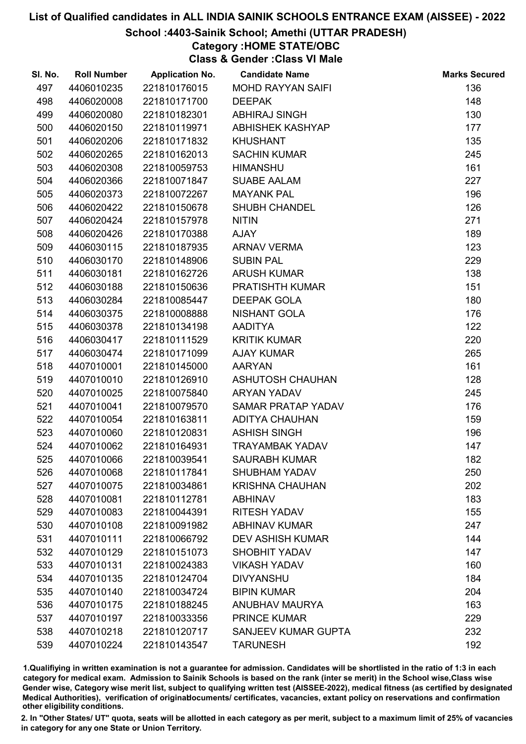# List of Qualified candidates in ALL INDIA SAINIK SCHOOLS ENTRANCE EXAM (AISSEE) - 2022

## School :4403-Sainik School; Amethi (UTTAR PRADESH)

### Category :HOME STATE/OBC

### Class & Gender :Class VI Male

| Sl. No. | Roll Number | Application No. | Candidate Name | Marks Secured |
|---|---|---|---|---|
| 497 | 4406010235 | 221810176015 | MOHD RAYYAN SAIFI | 136 |
| 498 | 4406020008 | 221810171700 | DEEPAK | 148 |
| 499 | 4406020080 | 221810182301 | ABHIRAJ SINGH | 130 |
| 500 | 4406020150 | 221810119971 | ABHISHEK KASHYAP | 177 |
| 501 | 4406020206 | 221810171832 | KHUSHANT | 135 |
| 502 | 4406020265 | 221810162013 | SACHIN KUMAR | 245 |
| 503 | 4406020308 | 221810059753 | HIMANSHU | 161 |
| 504 | 4406020366 | 221810071847 | SUABE AALAM | 227 |
| 505 | 4406020373 | 221810072267 | MAYANK PAL | 196 |
| 506 | 4406020422 | 221810150678 | SHUBH CHANDEL | 126 |
| 507 | 4406020424 | 221810157978 | NITIN | 271 |
| 508 | 4406020426 | 221810170388 | AJAY | 189 |
| 509 | 4406030115 | 221810187935 | ARNAV VERMA | 123 |
| 510 | 4406030170 | 221810148906 | SUBIN PAL | 229 |
| 511 | 4406030181 | 221810162726 | ARUSH KUMAR | 138 |
| 512 | 4406030188 | 221810150636 | PRATISHTH KUMAR | 151 |
| 513 | 4406030284 | 221810085447 | DEEPAK GOLA | 180 |
| 514 | 4406030375 | 221810008888 | NISHANT GOLA | 176 |
| 515 | 4406030378 | 221810134198 | AADITYA | 122 |
| 516 | 4406030417 | 221810111529 | KRITIK KUMAR | 220 |
| 517 | 4406030474 | 221810171099 | AJAY KUMAR | 265 |
| 518 | 4407010001 | 221810145000 | AARYAN | 161 |
| 519 | 4407010010 | 221810126910 | ASHUTOSH CHAUHAN | 128 |
| 520 | 4407010025 | 221810075840 | ARYAN YADAV | 245 |
| 521 | 4407010041 | 221810079570 | SAMAR PRATAP YADAV | 176 |
| 522 | 4407010054 | 221810163811 | ADITYA CHAUHAN | 159 |
| 523 | 4407010060 | 221810120831 | ASHISH SINGH | 196 |
| 524 | 4407010062 | 221810164931 | TRAYAMBAK YADAV | 147 |
| 525 | 4407010066 | 221810039541 | SAURABH KUMAR | 182 |
| 526 | 4407010068 | 221810117841 | SHUBHAM YADAV | 250 |
| 527 | 4407010075 | 221810034861 | KRISHNA CHAUHAN | 202 |
| 528 | 4407010081 | 221810112781 | ABHINAV | 183 |
| 529 | 4407010083 | 221810044391 | RITESH YADAV | 155 |
| 530 | 4407010108 | 221810091982 | ABHINAV KUMAR | 247 |
| 531 | 4407010111 | 221810066792 | DEV ASHISH KUMAR | 144 |
| 532 | 4407010129 | 221810151073 | SHOBHIT YADAV | 147 |
| 533 | 4407010131 | 221810024383 | VIKASH YADAV | 160 |
| 534 | 4407010135 | 221810124704 | DIVYANSHU | 184 |
| 535 | 4407010140 | 221810034724 | BIPIN KUMAR | 204 |
| 536 | 4407010175 | 221810188245 | ANUBHAV MAURYA | 163 |
| 537 | 4407010197 | 221810033356 | PRINCE KUMAR | 229 |
| 538 | 4407010218 | 221810120717 | SANJEEV KUMAR GUPTA | 232 |
| 539 | 4407010224 | 221810143547 | TARUNESH | 192 |

1.Qualifying in written examination is not a guarantee for admission. Candidates will be shortlisted in the ratio of 1:3 in each category for medical exam. Admission to Sainik Schools is based on the rank (inter se merit) in the School wise,Class wise Gender wise, Category wise merit list, subject to qualifying written test (AISSEE-2022), medical fitness (as certified by designated Medical Authorities), verification of originaldocuments/ certificates, vacancies, extant policy on reservations and confirmation other eligibility conditions.

2. In "Other States/ UT" quota, seats will be allotted in each category as per merit, subject to a maximum limit of 25% of vacancies in category for any one State or Union Territory.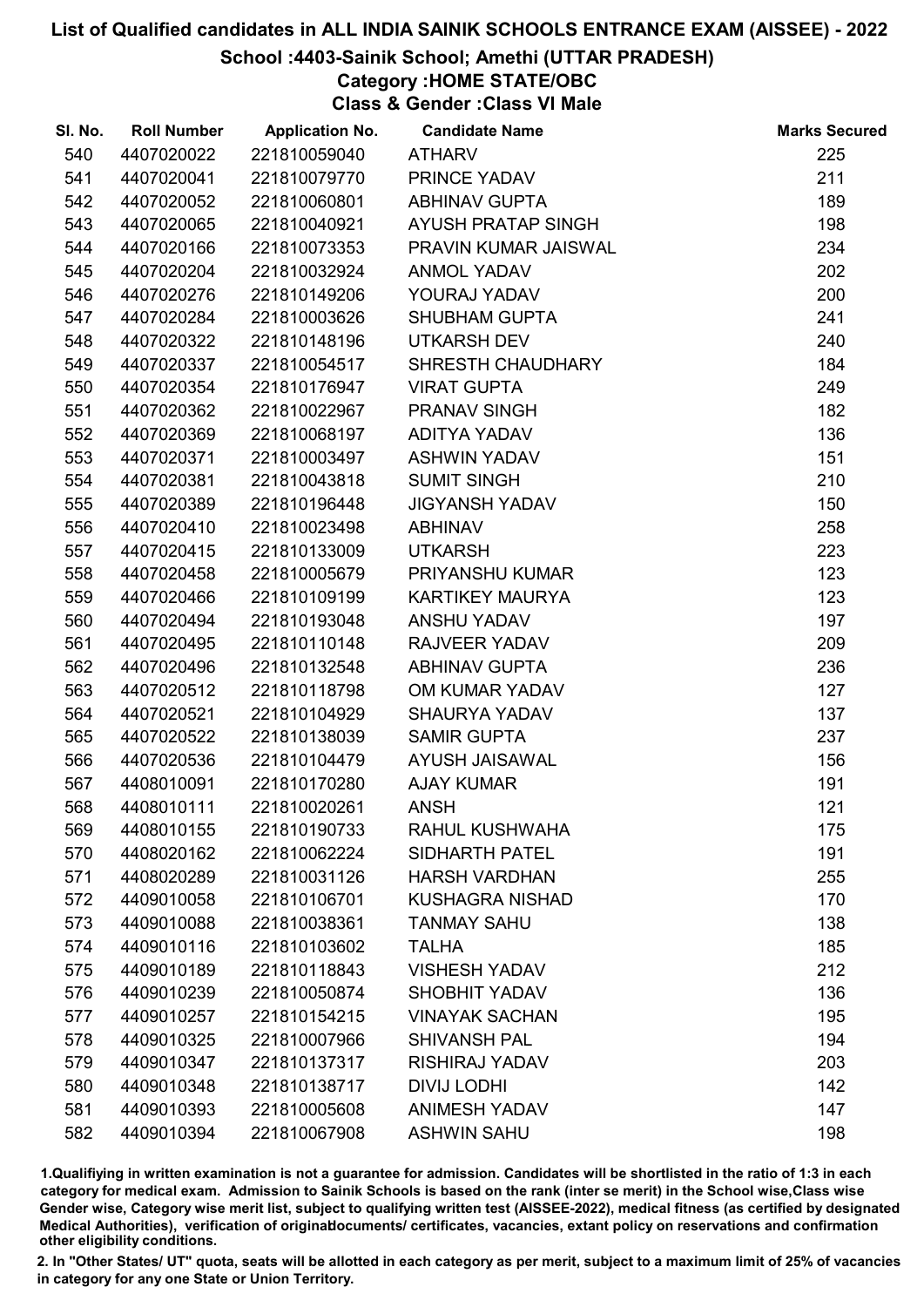# List of Qualified candidates in ALL INDIA SAINIK SCHOOLS ENTRANCE EXAM (AISSEE) - 2022

## School :4403-Sainik School; Amethi (UTTAR PRADESH)

### Category :HOME STATE/OBC

### Class & Gender :Class VI Male

| Sl. No. | Roll Number | Application No. | Candidate Name | Marks Secured |
|---|---|---|---|---|
| 540 | 4407020022 | 221810059040 | ATHARV | 225 |
| 541 | 4407020041 | 221810079770 | PRINCE YADAV | 211 |
| 542 | 4407020052 | 221810060801 | ABHINAV GUPTA | 189 |
| 543 | 4407020065 | 221810040921 | AYUSH PRATAP SINGH | 198 |
| 544 | 4407020166 | 221810073353 | PRAVIN KUMAR JAISWAL | 234 |
| 545 | 4407020204 | 221810032924 | ANMOL YADAV | 202 |
| 546 | 4407020276 | 221810149206 | YOURAJ YADAV | 200 |
| 547 | 4407020284 | 221810003626 | SHUBHAM GUPTA | 241 |
| 548 | 4407020322 | 221810148196 | UTKARSH DEV | 240 |
| 549 | 4407020337 | 221810054517 | SHRESTH CHAUDHARY | 184 |
| 550 | 4407020354 | 221810176947 | VIRAT GUPTA | 249 |
| 551 | 4407020362 | 221810022967 | PRANAV SINGH | 182 |
| 552 | 4407020369 | 221810068197 | ADITYA YADAV | 136 |
| 553 | 4407020371 | 221810003497 | ASHWIN YADAV | 151 |
| 554 | 4407020381 | 221810043818 | SUMIT SINGH | 210 |
| 555 | 4407020389 | 221810196448 | JIGYANSH YADAV | 150 |
| 556 | 4407020410 | 221810023498 | ABHINAV | 258 |
| 557 | 4407020415 | 221810133009 | UTKARSH | 223 |
| 558 | 4407020458 | 221810005679 | PRIYANSHU KUMAR | 123 |
| 559 | 4407020466 | 221810109199 | KARTIKEY MAURYA | 123 |
| 560 | 4407020494 | 221810193048 | ANSHU YADAV | 197 |
| 561 | 4407020495 | 221810110148 | RAJVEER YADAV | 209 |
| 562 | 4407020496 | 221810132548 | ABHINAV GUPTA | 236 |
| 563 | 4407020512 | 221810118798 | OM KUMAR YADAV | 127 |
| 564 | 4407020521 | 221810104929 | SHAURYA YADAV | 137 |
| 565 | 4407020522 | 221810138039 | SAMIR GUPTA | 237 |
| 566 | 4407020536 | 221810104479 | AYUSH JAISAWAL | 156 |
| 567 | 4408010091 | 221810170280 | AJAY KUMAR | 191 |
| 568 | 4408010111 | 221810020261 | ANSH | 121 |
| 569 | 4408010155 | 221810190733 | RAHUL KUSHWAHA | 175 |
| 570 | 4408020162 | 221810062224 | SIDHARTH PATEL | 191 |
| 571 | 4408020289 | 221810031126 | HARSH VARDHAN | 255 |
| 572 | 4409010058 | 221810106701 | KUSHAGRA NISHAD | 170 |
| 573 | 4409010088 | 221810038361 | TANMAY SAHU | 138 |
| 574 | 4409010116 | 221810103602 | TALHA | 185 |
| 575 | 4409010189 | 221810118843 | VISHESH YADAV | 212 |
| 576 | 4409010239 | 221810050874 | SHOBHIT YADAV | 136 |
| 577 | 4409010257 | 221810154215 | VINAYAK SACHAN | 195 |
| 578 | 4409010325 | 221810007966 | SHIVANSH PAL | 194 |
| 579 | 4409010347 | 221810137317 | RISHIRAJ YADAV | 203 |
| 580 | 4409010348 | 221810138717 | DIVIJ LODHI | 142 |
| 581 | 4409010393 | 221810005608 | ANIMESH YADAV | 147 |
| 582 | 4409010394 | 221810067908 | ASHWIN SAHU | 198 |

1.Qualifying in written examination is not a guarantee for admission. Candidates will be shortlisted in the ratio of 1:3 in each category for medical exam. Admission to Sainik Schools is based on the rank (inter se merit) in the School wise,Class wise Gender wise, Category wise merit list, subject to qualifying written test (AISSEE-2022), medical fitness (as certified by designated Medical Authorities), verification of originaldocuments/ certificates, vacancies, extant policy on reservations and confirmation other eligibility conditions.

2. In "Other States/ UT" quota, seats will be allotted in each category as per merit, subject to a maximum limit of 25% of vacancies in category for any one State or Union Territory.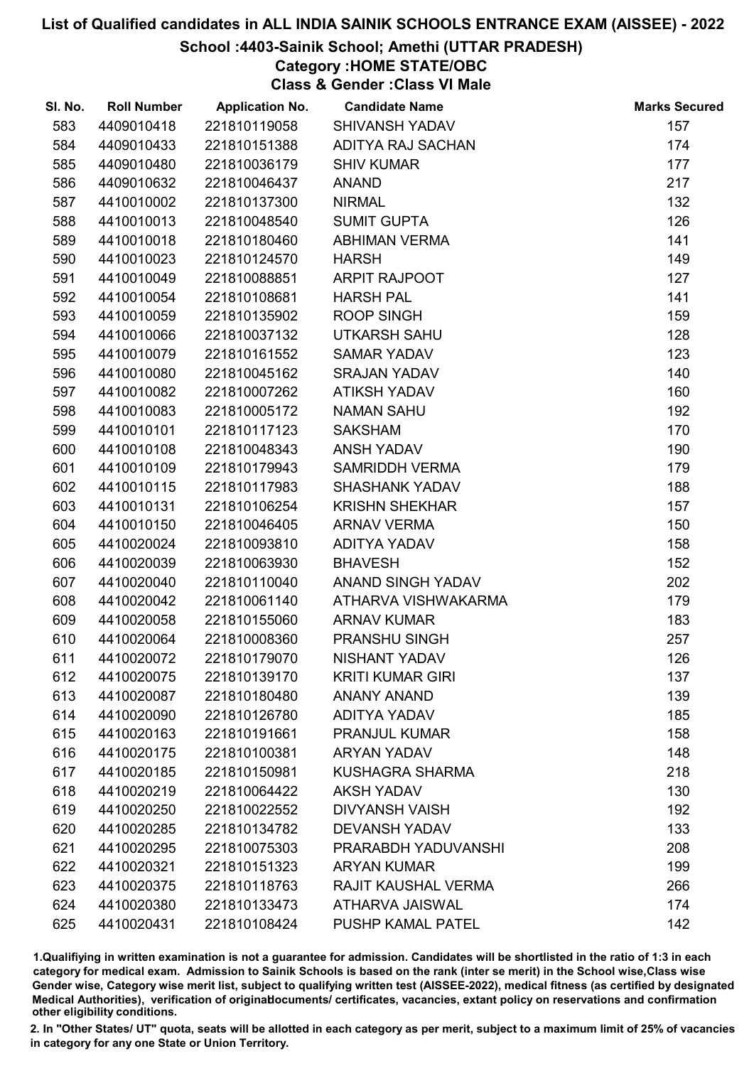# List of Qualified candidates in ALL INDIA SAINIK SCHOOLS ENTRANCE EXAM (AISSEE) - 2022

## School :4403-Sainik School; Amethi (UTTAR PRADESH)

### Category :HOME STATE/OBC

### Class & Gender :Class VI Male

| Sl. No. | Roll Number | Application No. | Candidate Name | Marks Secured |
|---|---|---|---|---|
| 583 | 4409010418 | 221810119058 | SHIVANSH YADAV | 157 |
| 584 | 4409010433 | 221810151388 | ADITYA RAJ SACHAN | 174 |
| 585 | 4409010480 | 221810036179 | SHIV KUMAR | 177 |
| 586 | 4409010632 | 221810046437 | ANAND | 217 |
| 587 | 4410010002 | 221810137300 | NIRMAL | 132 |
| 588 | 4410010013 | 221810048540 | SUMIT GUPTA | 126 |
| 589 | 4410010018 | 221810180460 | ABHIMAN VERMA | 141 |
| 590 | 4410010023 | 221810124570 | HARSH | 149 |
| 591 | 4410010049 | 221810088851 | ARPIT RAJPOOT | 127 |
| 592 | 4410010054 | 221810108681 | HARSH PAL | 141 |
| 593 | 4410010059 | 221810135902 | ROOP SINGH | 159 |
| 594 | 4410010066 | 221810037132 | UTKARSH SAHU | 128 |
| 595 | 4410010079 | 221810161552 | SAMAR YADAV | 123 |
| 596 | 4410010080 | 221810045162 | SRAJAN YADAV | 140 |
| 597 | 4410010082 | 221810007262 | ATIKSH YADAV | 160 |
| 598 | 4410010083 | 221810005172 | NAMAN SAHU | 192 |
| 599 | 4410010101 | 221810117123 | SAKSHAM | 170 |
| 600 | 4410010108 | 221810048343 | ANSH YADAV | 190 |
| 601 | 4410010109 | 221810179943 | SAMRIDDH VERMA | 179 |
| 602 | 4410010115 | 221810117983 | SHASHANK YADAV | 188 |
| 603 | 4410010131 | 221810106254 | KRISHN SHEKHAR | 157 |
| 604 | 4410010150 | 221810046405 | ARNAV VERMA | 150 |
| 605 | 4410020024 | 221810093810 | ADITYA YADAV | 158 |
| 606 | 4410020039 | 221810063930 | BHAVESH | 152 |
| 607 | 4410020040 | 221810110040 | ANAND SINGH YADAV | 202 |
| 608 | 4410020042 | 221810061140 | ATHARVA VISHWAKARMA | 179 |
| 609 | 4410020058 | 221810155060 | ARNAV KUMAR | 183 |
| 610 | 4410020064 | 221810008360 | PRANSHU SINGH | 257 |
| 611 | 4410020072 | 221810179070 | NISHANT YADAV | 126 |
| 612 | 4410020075 | 221810139170 | KRITI KUMAR GIRI | 137 |
| 613 | 4410020087 | 221810180480 | ANANY ANAND | 139 |
| 614 | 4410020090 | 221810126780 | ADITYA YADAV | 185 |
| 615 | 4410020163 | 221810191661 | PRANJUL KUMAR | 158 |
| 616 | 4410020175 | 221810100381 | ARYAN YADAV | 148 |
| 617 | 4410020185 | 221810150981 | KUSHAGRA SHARMA | 218 |
| 618 | 4410020219 | 221810064422 | AKSH YADAV | 130 |
| 619 | 4410020250 | 221810022552 | DIVYANSH VAISH | 192 |
| 620 | 4410020285 | 221810134782 | DEVANSH YADAV | 133 |
| 621 | 4410020295 | 221810075303 | PRARABDH YADUVANSHI | 208 |
| 622 | 4410020321 | 221810151323 | ARYAN KUMAR | 199 |
| 623 | 4410020375 | 221810118763 | RAJIT KAUSHAL VERMA | 266 |
| 624 | 4410020380 | 221810133473 | ATHARVA JAISWAL | 174 |
| 625 | 4410020431 | 221810108424 | PUSHP KAMAL PATEL | 142 |

1.Qualifiying in written examination is not a guarantee for admission. Candidates will be shortlisted in the ratio of 1:3 in each category for medical exam. Admission to Sainik Schools is based on the rank (inter se merit) in the School wise,Class wise Gender wise, Category wise merit list, subject to qualifying written test (AISSEE-2022), medical fitness (as certified by designated Medical Authorities), verification of originaldocuments/ certificates, vacancies, extant policy on reservations and confirmation other eligibility conditions.

2. In "Other States/ UT" quota, seats will be allotted in each category as per merit, subject to a maximum limit of 25% of vacancies in category for any one State or Union Territory.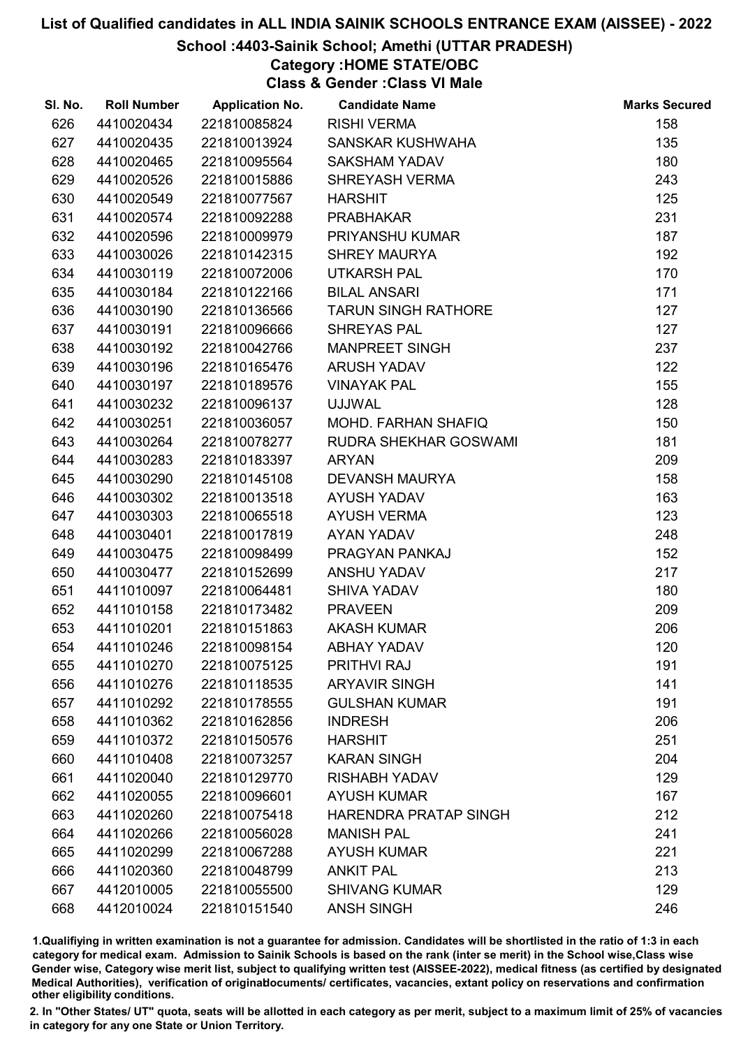# List of Qualified candidates in ALL INDIA SAINIK SCHOOLS ENTRANCE EXAM (AISSEE) - 2022

## School :4403-Sainik School; Amethi (UTTAR PRADESH)

### Category :HOME STATE/OBC

### Class & Gender :Class VI Male

| Sl. No. | Roll Number | Application No. | Candidate Name | Marks Secured |
|---|---|---|---|---|
| 626 | 4410020434 | 221810085824 | RISHI VERMA | 158 |
| 627 | 4410020435 | 221810013924 | SANSKAR KUSHWAHA | 135 |
| 628 | 4410020465 | 221810095564 | SAKSHAM YADAV | 180 |
| 629 | 4410020526 | 221810015886 | SHREYASH VERMA | 243 |
| 630 | 4410020549 | 221810077567 | HARSHIT | 125 |
| 631 | 4410020574 | 221810092288 | PRABHAKAR | 231 |
| 632 | 4410020596 | 221810009979 | PRIYANSHU KUMAR | 187 |
| 633 | 4410030026 | 221810142315 | SHREY MAURYA | 192 |
| 634 | 4410030119 | 221810072006 | UTKARSH PAL | 170 |
| 635 | 4410030184 | 221810122166 | BILAL ANSARI | 171 |
| 636 | 4410030190 | 221810136566 | TARUN SINGH RATHORE | 127 |
| 637 | 4410030191 | 221810096666 | SHREYAS PAL | 127 |
| 638 | 4410030192 | 221810042766 | MANPREET SINGH | 237 |
| 639 | 4410030196 | 221810165476 | ARUSH YADAV | 122 |
| 640 | 4410030197 | 221810189576 | VINAYAK PAL | 155 |
| 641 | 4410030232 | 221810096137 | UJJWAL | 128 |
| 642 | 4410030251 | 221810036057 | MOHD. FARHAN SHAFIQ | 150 |
| 643 | 4410030264 | 221810078277 | RUDRA SHEKHAR GOSWAMI | 181 |
| 644 | 4410030283 | 221810183397 | ARYAN | 209 |
| 645 | 4410030290 | 221810145108 | DEVANSH MAURYA | 158 |
| 646 | 4410030302 | 221810013518 | AYUSH YADAV | 163 |
| 647 | 4410030303 | 221810065518 | AYUSH VERMA | 123 |
| 648 | 4410030401 | 221810017819 | AYAN YADAV | 248 |
| 649 | 4410030475 | 221810098499 | PRAGYAN PANKAJ | 152 |
| 650 | 4410030477 | 221810152699 | ANSHU YADAV | 217 |
| 651 | 4411010097 | 221810064481 | SHIVA YADAV | 180 |
| 652 | 4411010158 | 221810173482 | PRAVEEN | 209 |
| 653 | 4411010201 | 221810151863 | AKASH KUMAR | 206 |
| 654 | 4411010246 | 221810098154 | ABHAY YADAV | 120 |
| 655 | 4411010270 | 221810075125 | PRITHVI RAJ | 191 |
| 656 | 4411010276 | 221810118535 | ARYAVIR SINGH | 141 |
| 657 | 4411010292 | 221810178555 | GULSHAN KUMAR | 191 |
| 658 | 4411010362 | 221810162856 | INDRESH | 206 |
| 659 | 4411010372 | 221810150576 | HARSHIT | 251 |
| 660 | 4411010408 | 221810073257 | KARAN SINGH | 204 |
| 661 | 4411020040 | 221810129770 | RISHABH YADAV | 129 |
| 662 | 4411020055 | 221810096601 | AYUSH KUMAR | 167 |
| 663 | 4411020260 | 221810075418 | HARENDRA PRATAP SINGH | 212 |
| 664 | 4411020266 | 221810056028 | MANISH PAL | 241 |
| 665 | 4411020299 | 221810067288 | AYUSH KUMAR | 221 |
| 666 | 4411020360 | 221810048799 | ANKIT PAL | 213 |
| 667 | 4412010005 | 221810055500 | SHIVANG KUMAR | 129 |
| 668 | 4412010024 | 221810151540 | ANSH SINGH | 246 |

1.Qualifiying in written examination is not a guarantee for admission. Candidates will be shortlisted in the ratio of 1:3 in each category for medical exam. Admission to Sainik Schools is based on the rank (inter se merit) in the School wise,Class wise Gender wise, Category wise merit list, subject to qualifying written test (AISSEE-2022), medical fitness (as certified by designated Medical Authorities), verification of originaldocuments/ certificates, vacancies, extant policy on reservations and confirmation other eligibility conditions.

2. In "Other States/ UT" quota, seats will be allotted in each category as per merit, subject to a maximum limit of 25% of vacancies in category for any one State or Union Territory.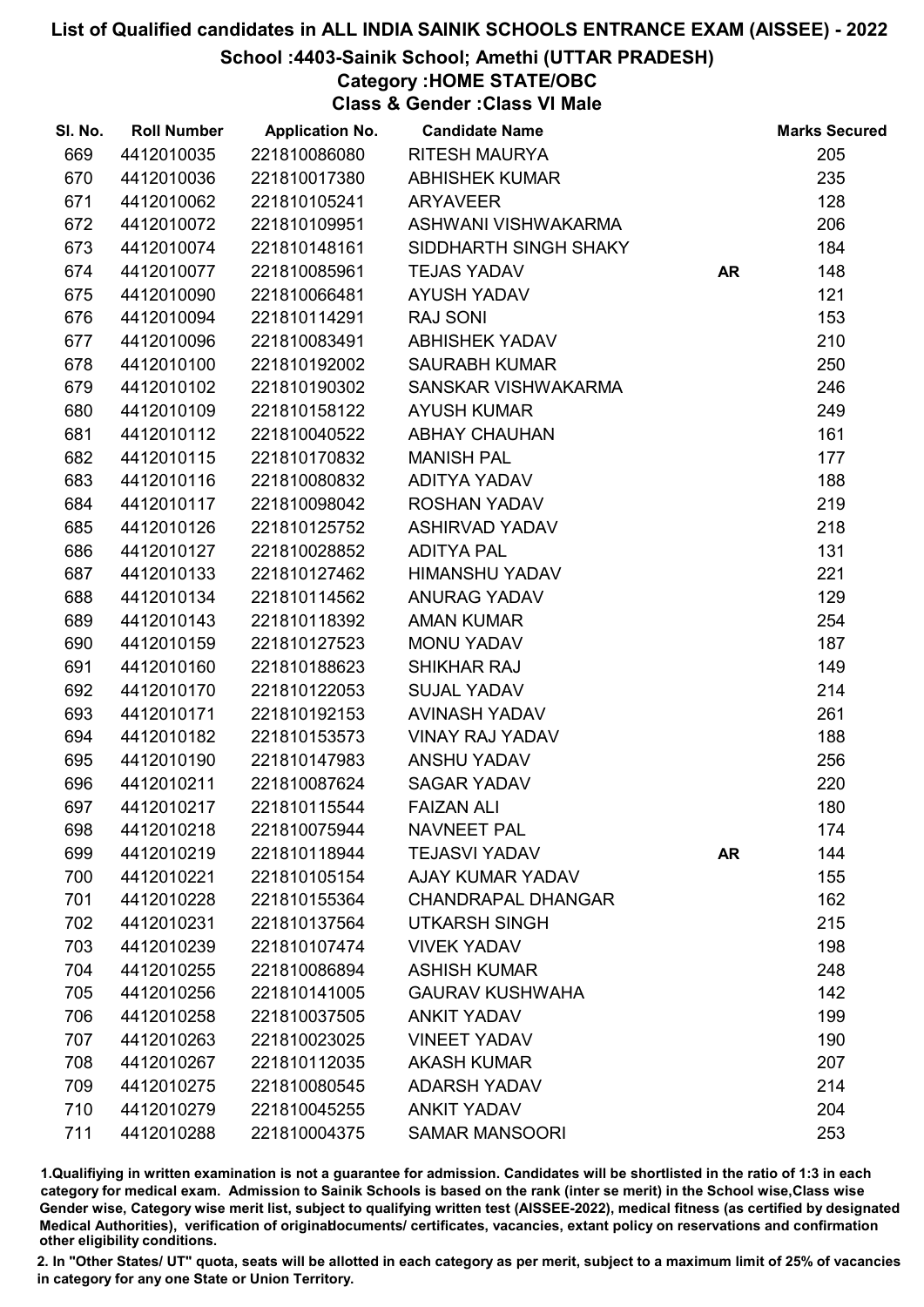# List of Qualified candidates in ALL INDIA SAINIK SCHOOLS ENTRANCE EXAM (AISSEE) - 2022

## School :4403-Sainik School; Amethi (UTTAR PRADESH)

### Category :HOME STATE/OBC

### Class & Gender :Class VI Male

| Sl. No. | Roll Number | Application No. | Candidate Name | | Marks Secured |
|---|---|---|---|---|---|
| 669 | 4412010035 | 221810086080 | RITESH MAURYA | | 205 |
| 670 | 4412010036 | 221810017380 | ABHISHEK KUMAR | | 235 |
| 671 | 4412010062 | 221810105241 | ARYAVEER | | 128 |
| 672 | 4412010072 | 221810109951 | ASHWANI VISHWAKARMA | | 206 |
| 673 | 4412010074 | 221810148161 | SIDDHARTH SINGH SHAKY | | 184 |
| 674 | 4412010077 | 221810085961 | TEJAS YADAV | AR | 148 |
| 675 | 4412010090 | 221810066481 | AYUSH YADAV | | 121 |
| 676 | 4412010094 | 221810114291 | RAJ SONI | | 153 |
| 677 | 4412010096 | 221810083491 | ABHISHEK YADAV | | 210 |
| 678 | 4412010100 | 221810192002 | SAURABH KUMAR | | 250 |
| 679 | 4412010102 | 221810190302 | SANSKAR VISHWAKARMA | | 246 |
| 680 | 4412010109 | 221810158122 | AYUSH KUMAR | | 249 |
| 681 | 4412010112 | 221810040522 | ABHAY CHAUHAN | | 161 |
| 682 | 4412010115 | 221810170832 | MANISH PAL | | 177 |
| 683 | 4412010116 | 221810080832 | ADITYA YADAV | | 188 |
| 684 | 4412010117 | 221810098042 | ROSHAN YADAV | | 219 |
| 685 | 4412010126 | 221810125752 | ASHIRVAD YADAV | | 218 |
| 686 | 4412010127 | 221810028852 | ADITYA PAL | | 131 |
| 687 | 4412010133 | 221810127462 | HIMANSHU YADAV | | 221 |
| 688 | 4412010134 | 221810114562 | ANURAG YADAV | | 129 |
| 689 | 4412010143 | 221810118392 | AMAN KUMAR | | 254 |
| 690 | 4412010159 | 221810127523 | MONU YADAV | | 187 |
| 691 | 4412010160 | 221810188623 | SHIKHAR RAJ | | 149 |
| 692 | 4412010170 | 221810122053 | SUJAL YADAV | | 214 |
| 693 | 4412010171 | 221810192153 | AVINASH YADAV | | 261 |
| 694 | 4412010182 | 221810153573 | VINAY RAJ YADAV | | 188 |
| 695 | 4412010190 | 221810147983 | ANSHU YADAV | | 256 |
| 696 | 4412010211 | 221810087624 | SAGAR YADAV | | 220 |
| 697 | 4412010217 | 221810115544 | FAIZAN ALI | | 180 |
| 698 | 4412010218 | 221810075944 | NAVNEET PAL | | 174 |
| 699 | 4412010219 | 221810118944 | TEJASVI YADAV | AR | 144 |
| 700 | 4412010221 | 221810105154 | AJAY KUMAR YADAV | | 155 |
| 701 | 4412010228 | 221810155364 | CHANDRAPAL DHANGAR | | 162 |
| 702 | 4412010231 | 221810137564 | UTKARSH SINGH | | 215 |
| 703 | 4412010239 | 221810107474 | VIVEK YADAV | | 198 |
| 704 | 4412010255 | 221810086894 | ASHISH KUMAR | | 248 |
| 705 | 4412010256 | 221810141005 | GAURAV KUSHWAHA | | 142 |
| 706 | 4412010258 | 221810037505 | ANKIT YADAV | | 199 |
| 707 | 4412010263 | 221810023025 | VINEET YADAV | | 190 |
| 708 | 4412010267 | 221810112035 | AKASH KUMAR | | 207 |
| 709 | 4412010275 | 221810080545 | ADARSH YADAV | | 214 |
| 710 | 4412010279 | 221810045255 | ANKIT YADAV | | 204 |
| 711 | 4412010288 | 221810004375 | SAMAR MANSOORI | | 253 |

1.Qualifiying in written examination is not a guarantee for admission. Candidates will be shortlisted in the ratio of 1:3 in each category for medical exam. Admission to Sainik Schools is based on the rank (inter se merit) in the School wise,Class wise Gender wise, Category wise merit list, subject to qualifying written test (AISSEE-2022), medical fitness (as certified by designated Medical Authorities), verification of originaldocuments/ certificates, vacancies, extant policy on reservations and confirmation other eligibility conditions.

2. In "Other States/ UT" quota, seats will be allotted in each category as per merit, subject to a maximum limit of 25% of vacancies in category for any one State or Union Territory.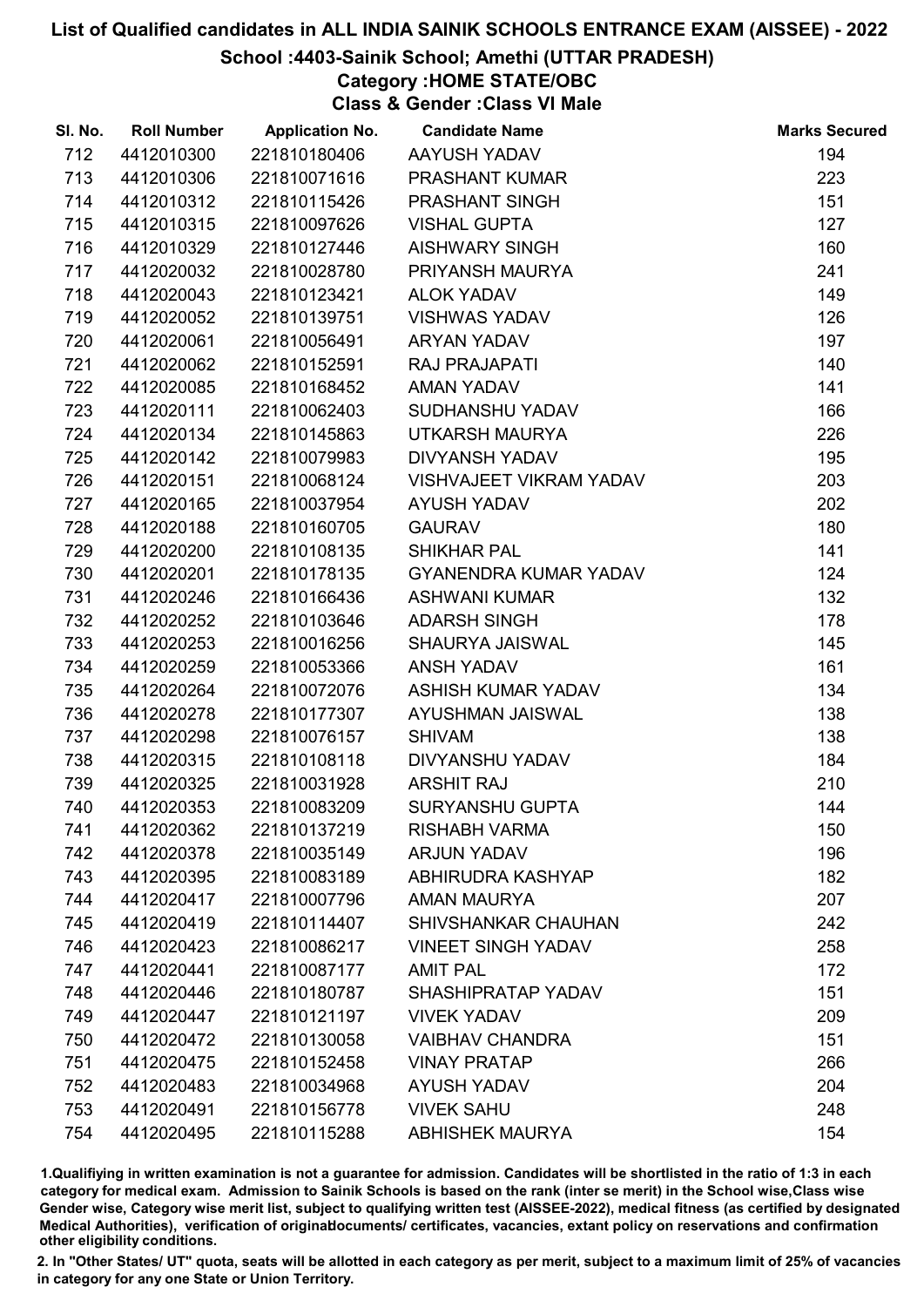# List of Qualified candidates in ALL INDIA SAINIK SCHOOLS ENTRANCE EXAM (AISSEE) - 2022

## School :4403-Sainik School; Amethi (UTTAR PRADESH)

### Category :HOME STATE/OBC

### Class & Gender :Class VI Male

| Sl. No. | Roll Number | Application No. | Candidate Name | Marks Secured |
|---|---|---|---|---|
| 712 | 4412010300 | 221810180406 | AAYUSH YADAV | 194 |
| 713 | 4412010306 | 221810071616 | PRASHANT KUMAR | 223 |
| 714 | 4412010312 | 221810115426 | PRASHANT SINGH | 151 |
| 715 | 4412010315 | 221810097626 | VISHAL GUPTA | 127 |
| 716 | 4412010329 | 221810127446 | AISHWARY SINGH | 160 |
| 717 | 4412020032 | 221810028780 | PRIYANSH MAURYA | 241 |
| 718 | 4412020043 | 221810123421 | ALOK YADAV | 149 |
| 719 | 4412020052 | 221810139751 | VISHWAS YADAV | 126 |
| 720 | 4412020061 | 221810056491 | ARYAN YADAV | 197 |
| 721 | 4412020062 | 221810152591 | RAJ PRAJAPATI | 140 |
| 722 | 4412020085 | 221810168452 | AMAN YADAV | 141 |
| 723 | 4412020111 | 221810062403 | SUDHANSHU YADAV | 166 |
| 724 | 4412020134 | 221810145863 | UTKARSH MAURYA | 226 |
| 725 | 4412020142 | 221810079983 | DIVYANSH YADAV | 195 |
| 726 | 4412020151 | 221810068124 | VISHVAJEET VIKRAM YADAV | 203 |
| 727 | 4412020165 | 221810037954 | AYUSH YADAV | 202 |
| 728 | 4412020188 | 221810160705 | GAURAV | 180 |
| 729 | 4412020200 | 221810108135 | SHIKHAR PAL | 141 |
| 730 | 4412020201 | 221810178135 | GYANENDRA KUMAR YADAV | 124 |
| 731 | 4412020246 | 221810166436 | ASHWANI KUMAR | 132 |
| 732 | 4412020252 | 221810103646 | ADARSH SINGH | 178 |
| 733 | 4412020253 | 221810016256 | SHAURYA JAISWAL | 145 |
| 734 | 4412020259 | 221810053366 | ANSH YADAV | 161 |
| 735 | 4412020264 | 221810072076 | ASHISH KUMAR YADAV | 134 |
| 736 | 4412020278 | 221810177307 | AYUSHMAN JAISWAL | 138 |
| 737 | 4412020298 | 221810076157 | SHIVAM | 138 |
| 738 | 4412020315 | 221810108118 | DIVYANSHU YADAV | 184 |
| 739 | 4412020325 | 221810031928 | ARSHIT RAJ | 210 |
| 740 | 4412020353 | 221810083209 | SURYANSHU GUPTA | 144 |
| 741 | 4412020362 | 221810137219 | RISHABH VARMA | 150 |
| 742 | 4412020378 | 221810035149 | ARJUN YADAV | 196 |
| 743 | 4412020395 | 221810083189 | ABHIRUDRA KASHYAP | 182 |
| 744 | 4412020417 | 221810007796 | AMAN MAURYA | 207 |
| 745 | 4412020419 | 221810114407 | SHIVSHANKAR CHAUHAN | 242 |
| 746 | 4412020423 | 221810086217 | VINEET SINGH YADAV | 258 |
| 747 | 4412020441 | 221810087177 | AMIT PAL | 172 |
| 748 | 4412020446 | 221810180787 | SHASHIPRATAP YADAV | 151 |
| 749 | 4412020447 | 221810121197 | VIVEK YADAV | 209 |
| 750 | 4412020472 | 221810130058 | VAIBHAV CHANDRA | 151 |
| 751 | 4412020475 | 221810152458 | VINAY PRATAP | 266 |
| 752 | 4412020483 | 221810034968 | AYUSH YADAV | 204 |
| 753 | 4412020491 | 221810156778 | VIVEK SAHU | 248 |
| 754 | 4412020495 | 221810115288 | ABHISHEK MAURYA | 154 |

1.Qualifiying in written examination is not a guarantee for admission. Candidates will be shortlisted in the ratio of 1:3 in each category for medical exam. Admission to Sainik Schools is based on the rank (inter se merit) in the School wise,Class wise Gender wise, Category wise merit list, subject to qualifying written test (AISSEE-2022), medical fitness (as certified by designated Medical Authorities), verification of originaldocuments/ certificates, vacancies, extant policy on reservations and confirmation other eligibility conditions.

2. In "Other States/ UT" quota, seats will be allotted in each category as per merit, subject to a maximum limit of 25% of vacancies in category for any one State or Union Territory.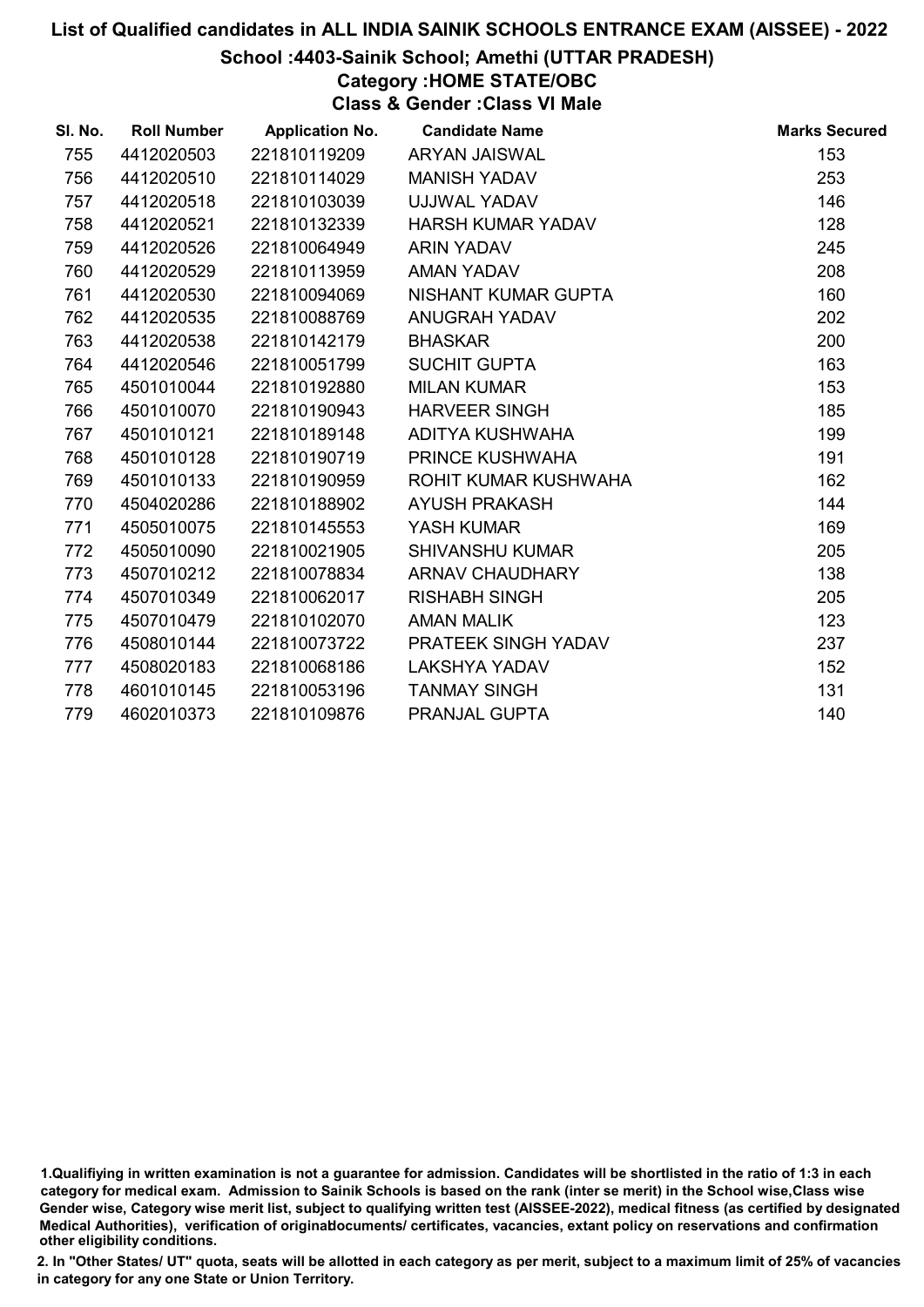# List of Qualified candidates in ALL INDIA SAINIK SCHOOLS ENTRANCE EXAM (AISSEE) - 2022

## School :4403-Sainik School; Amethi (UTTAR PRADESH)

### Category :HOME STATE/OBC

### Class & Gender :Class VI Male

| Sl. No. | Roll Number | Application No. | Candidate Name | Marks Secured |
|---|---|---|---|---|
| 755 | 4412020503 | 221810119209 | ARYAN JAISWAL | 153 |
| 756 | 4412020510 | 221810114029 | MANISH YADAV | 253 |
| 757 | 4412020518 | 221810103039 | UJJWAL YADAV | 146 |
| 758 | 4412020521 | 221810132339 | HARSH KUMAR YADAV | 128 |
| 759 | 4412020526 | 221810064949 | ARIN YADAV | 245 |
| 760 | 4412020529 | 221810113959 | AMAN YADAV | 208 |
| 761 | 4412020530 | 221810094069 | NISHANT KUMAR GUPTA | 160 |
| 762 | 4412020535 | 221810088769 | ANUGRAH YADAV | 202 |
| 763 | 4412020538 | 221810142179 | BHASKAR | 200 |
| 764 | 4412020546 | 221810051799 | SUCHIT GUPTA | 163 |
| 765 | 4501010044 | 221810192880 | MILAN KUMAR | 153 |
| 766 | 4501010070 | 221810190943 | HARVEER SINGH | 185 |
| 767 | 4501010121 | 221810189148 | ADITYA KUSHWAHA | 199 |
| 768 | 4501010128 | 221810190719 | PRINCE KUSHWAHA | 191 |
| 769 | 4501010133 | 221810190959 | ROHIT KUMAR KUSHWAHA | 162 |
| 770 | 4504020286 | 221810188902 | AYUSH PRAKASH | 144 |
| 771 | 4505010075 | 221810145553 | YASH KUMAR | 169 |
| 772 | 4505010090 | 221810021905 | SHIVANSHU KUMAR | 205 |
| 773 | 4507010212 | 221810078834 | ARNAV CHAUDHARY | 138 |
| 774 | 4507010349 | 221810062017 | RISHABH SINGH | 205 |
| 775 | 4507010479 | 221810102070 | AMAN MALIK | 123 |
| 776 | 4508010144 | 221810073722 | PRATEEK SINGH YADAV | 237 |
| 777 | 4508020183 | 221810068186 | LAKSHYA YADAV | 152 |
| 778 | 4601010145 | 221810053196 | TANMAY SINGH | 131 |
| 779 | 4602010373 | 221810109876 | PRANJAL GUPTA | 140 |

1.Qualifiying in written examination is not a guarantee for admission. Candidates will be shortlisted in the ratio of 1:3 in each category for medical exam. Admission to Sainik Schools is based on the rank (inter se merit) in the School wise,Class wise Gender wise, Category wise merit list, subject to qualifying written test (AISSEE-2022), medical fitness (as certified by designated Medical Authorities), verification of originaldocuments/ certificates, vacancies, extant policy on reservations and confirmation other eligibility conditions.

2. In "Other States/ UT" quota, seats will be allotted in each category as per merit, subject to a maximum limit of 25% of vacancies in category for any one State or Union Territory.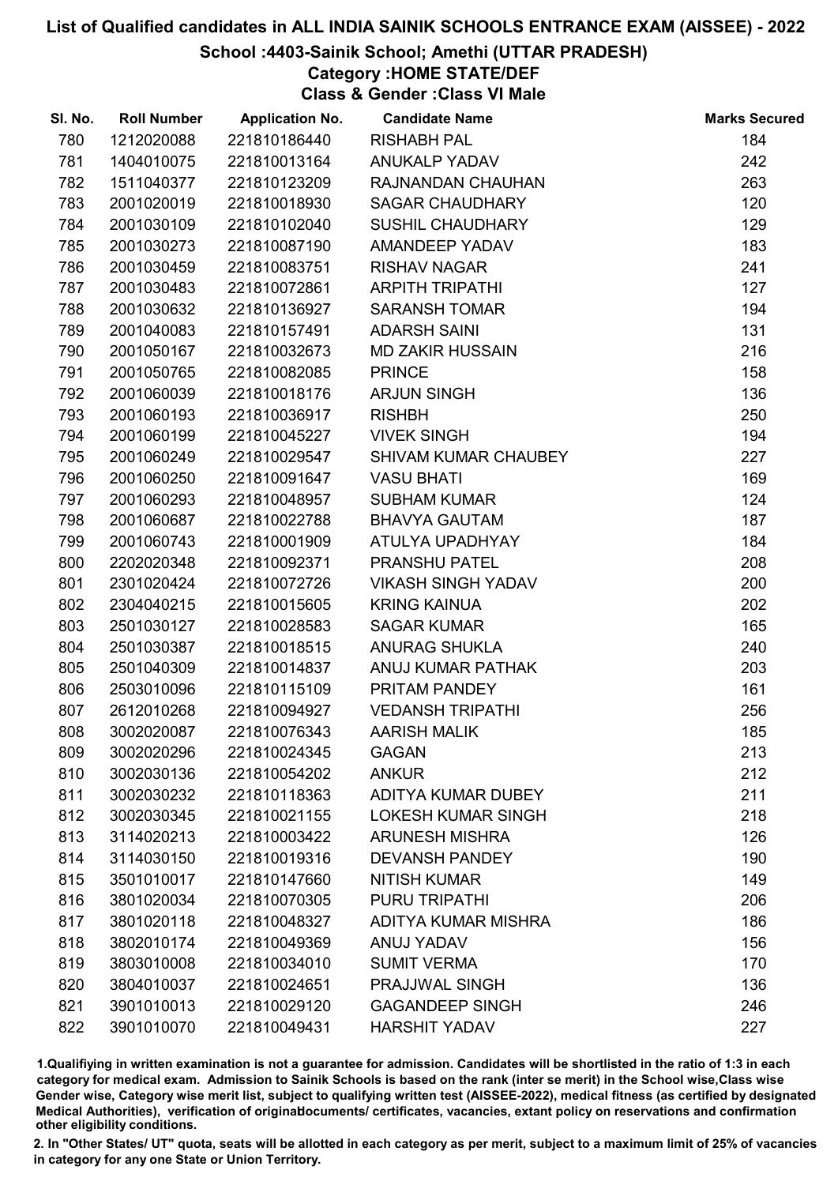# List of Qualified candidates in ALL INDIA SAINIK SCHOOLS ENTRANCE EXAM (AISSEE) - 2022

## School :4403-Sainik School; Amethi (UTTAR PRADESH)

### Category :HOME STATE/DEF

### Class & Gender :Class VI Male

| Sl. No. | Roll Number | Application No. | Candidate Name | Marks Secured |
|---|---|---|---|---|
| 780 | 1212020088 | 221810186440 | RISHABH PAL | 184 |
| 781 | 1404010075 | 221810013164 | ANUKALP YADAV | 242 |
| 782 | 1511040377 | 221810123209 | RAJNANDAN CHAUHAN | 263 |
| 783 | 2001020019 | 221810018930 | SAGAR CHAUDHARY | 120 |
| 784 | 2001030109 | 221810102040 | SUSHIL CHAUDHARY | 129 |
| 785 | 2001030273 | 221810087190 | AMANDEEP YADAV | 183 |
| 786 | 2001030459 | 221810083751 | RISHAV NAGAR | 241 |
| 787 | 2001030483 | 221810072861 | ARPITH TRIPATHI | 127 |
| 788 | 2001030632 | 221810136927 | SARANSH TOMAR | 194 |
| 789 | 2001040083 | 221810157491 | ADARSH SAINI | 131 |
| 790 | 2001050167 | 221810032673 | MD ZAKIR HUSSAIN | 216 |
| 791 | 2001050765 | 221810082085 | PRINCE | 158 |
| 792 | 2001060039 | 221810018176 | ARJUN SINGH | 136 |
| 793 | 2001060193 | 221810036917 | RISHBH | 250 |
| 794 | 2001060199 | 221810045227 | VIVEK SINGH | 194 |
| 795 | 2001060249 | 221810029547 | SHIVAM KUMAR CHAUBEY | 227 |
| 796 | 2001060250 | 221810091647 | VASU BHATI | 169 |
| 797 | 2001060293 | 221810048957 | SUBHAM KUMAR | 124 |
| 798 | 2001060687 | 221810022788 | BHAVYA GAUTAM | 187 |
| 799 | 2001060743 | 221810001909 | ATULYA UPADHYAY | 184 |
| 800 | 2202020348 | 221810092371 | PRANSHU PATEL | 208 |
| 801 | 2301020424 | 221810072726 | VIKASH SINGH YADAV | 200 |
| 802 | 2304040215 | 221810015605 | KRING KAINUA | 202 |
| 803 | 2501030127 | 221810028583 | SAGAR KUMAR | 165 |
| 804 | 2501030387 | 221810018515 | ANURAG SHUKLA | 240 |
| 805 | 2501040309 | 221810014837 | ANUJ KUMAR PATHAK | 203 |
| 806 | 2503010096 | 221810115109 | PRITAM PANDEY | 161 |
| 807 | 2612010268 | 221810094927 | VEDANSH TRIPATHI | 256 |
| 808 | 3002020087 | 221810076343 | AARISH MALIK | 185 |
| 809 | 3002020296 | 221810024345 | GAGAN | 213 |
| 810 | 3002030136 | 221810054202 | ANKUR | 212 |
| 811 | 3002030232 | 221810118363 | ADITYA KUMAR DUBEY | 211 |
| 812 | 3002030345 | 221810021155 | LOKESH KUMAR SINGH | 218 |
| 813 | 3114020213 | 221810003422 | ARUNESH MISHRA | 126 |
| 814 | 3114030150 | 221810019316 | DEVANSH PANDEY | 190 |
| 815 | 3501010017 | 221810147660 | NITISH KUMAR | 149 |
| 816 | 3801020034 | 221810070305 | PURU TRIPATHI | 206 |
| 817 | 3801020118 | 221810048327 | ADITYA KUMAR MISHRA | 186 |
| 818 | 3802010174 | 221810049369 | ANUJ YADAV | 156 |
| 819 | 3803010008 | 221810034010 | SUMIT VERMA | 170 |
| 820 | 3804010037 | 221810024651 | PRAJJWAL SINGH | 136 |
| 821 | 3901010013 | 221810029120 | GAGANDEEP SINGH | 246 |
| 822 | 3901010070 | 221810049431 | HARSHIT YADAV | 227 |

1.Qualifying in written examination is not a guarantee for admission. Candidates will be shortlisted in the ratio of 1:3 in each category for medical exam. Admission to Sainik Schools is based on the rank (inter se merit) in the School wise,Class wise Gender wise, Category wise merit list, subject to qualifying written test (AISSEE-2022), medical fitness (as certified by designated Medical Authorities), verification of originaldocuments/ certificates, vacancies, extant policy on reservations and confirmation other eligibility conditions.

2. In "Other States/ UT" quota, seats will be allotted in each category as per merit, subject to a maximum limit of 25% of vacancies in category for any one State or Union Territory.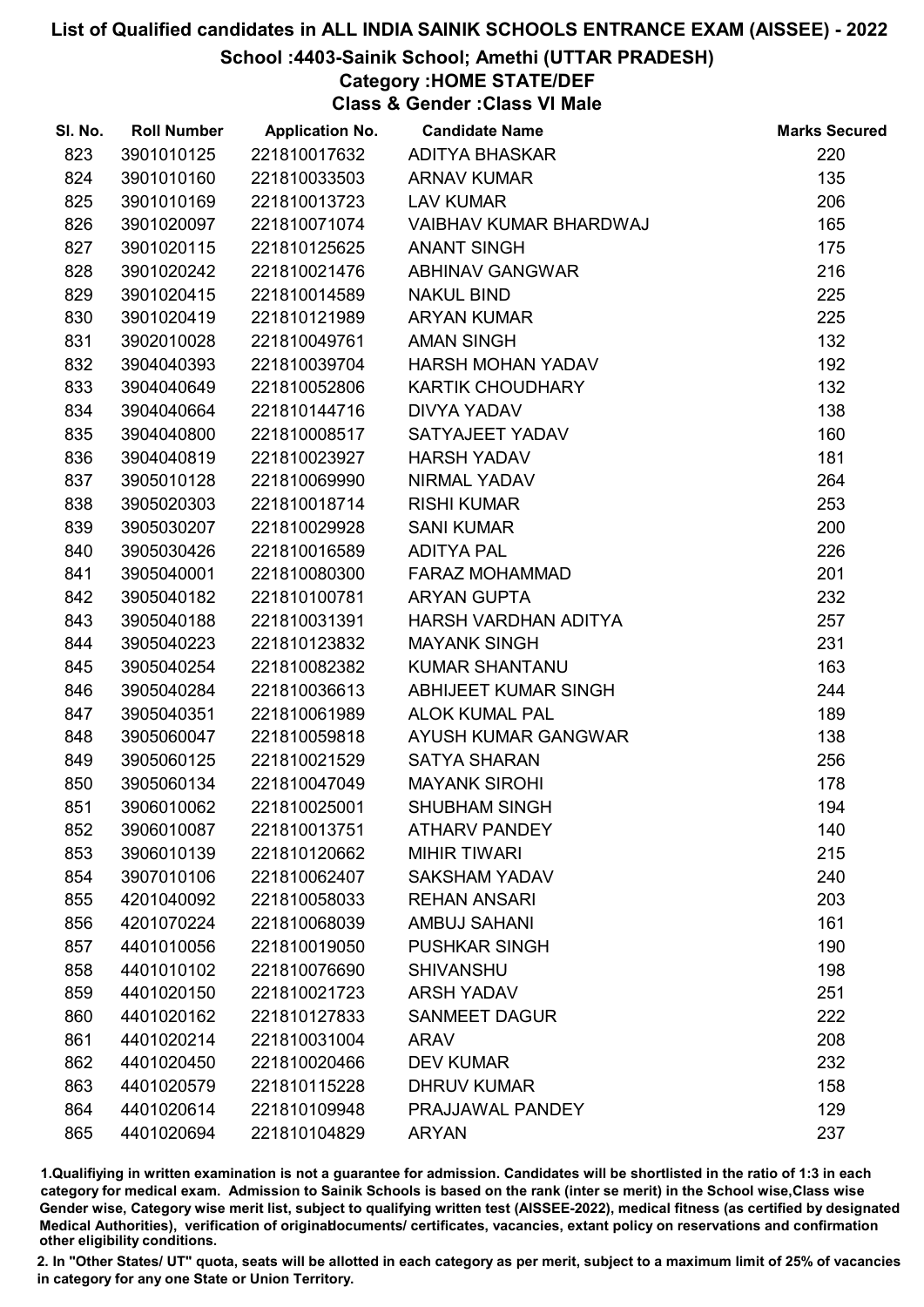# List of Qualified candidates in ALL INDIA SAINIK SCHOOLS ENTRANCE EXAM (AISSEE) - 2022

## School :4403-Sainik School; Amethi (UTTAR PRADESH)

### Category :HOME STATE/DEF

### Class & Gender :Class VI Male

| Sl. No. | Roll Number | Application No. | Candidate Name | Marks Secured |
|---|---|---|---|---|
| 823 | 3901010125 | 221810017632 | ADITYA BHASKAR | 220 |
| 824 | 3901010160 | 221810033503 | ARNAV KUMAR | 135 |
| 825 | 3901010169 | 221810013723 | LAV KUMAR | 206 |
| 826 | 3901020097 | 221810071074 | VAIBHAV KUMAR BHARDWAJ | 165 |
| 827 | 3901020115 | 221810125625 | ANANT SINGH | 175 |
| 828 | 3901020242 | 221810021476 | ABHINAV GANGWAR | 216 |
| 829 | 3901020415 | 221810014589 | NAKUL BIND | 225 |
| 830 | 3901020419 | 221810121989 | ARYAN KUMAR | 225 |
| 831 | 3902010028 | 221810049761 | AMAN SINGH | 132 |
| 832 | 3904040393 | 221810039704 | HARSH MOHAN YADAV | 192 |
| 833 | 3904040649 | 221810052806 | KARTIK CHOUDHARY | 132 |
| 834 | 3904040664 | 221810144716 | DIVYA YADAV | 138 |
| 835 | 3904040800 | 221810008517 | SATYAJEET YADAV | 160 |
| 836 | 3904040819 | 221810023927 | HARSH YADAV | 181 |
| 837 | 3905010128 | 221810069990 | NIRMAL YADAV | 264 |
| 838 | 3905020303 | 221810018714 | RISHI KUMAR | 253 |
| 839 | 3905030207 | 221810029928 | SANI KUMAR | 200 |
| 840 | 3905030426 | 221810016589 | ADITYA PAL | 226 |
| 841 | 3905040001 | 221810080300 | FARAZ MOHAMMAD | 201 |
| 842 | 3905040182 | 221810100781 | ARYAN GUPTA | 232 |
| 843 | 3905040188 | 221810031391 | HARSH VARDHAN ADITYA | 257 |
| 844 | 3905040223 | 221810123832 | MAYANK SINGH | 231 |
| 845 | 3905040254 | 221810082382 | KUMAR SHANTANU | 163 |
| 846 | 3905040284 | 221810036613 | ABHIJEET KUMAR SINGH | 244 |
| 847 | 3905040351 | 221810061989 | ALOK KUMAL PAL | 189 |
| 848 | 3905060047 | 221810059818 | AYUSH KUMAR GANGWAR | 138 |
| 849 | 3905060125 | 221810021529 | SATYA SHARAN | 256 |
| 850 | 3905060134 | 221810047049 | MAYANK SIROHI | 178 |
| 851 | 3906010062 | 221810025001 | SHUBHAM SINGH | 194 |
| 852 | 3906010087 | 221810013751 | ATHARV PANDEY | 140 |
| 853 | 3906010139 | 221810120662 | MIHIR TIWARI | 215 |
| 854 | 3907010106 | 221810062407 | SAKSHAM YADAV | 240 |
| 855 | 4201040092 | 221810058033 | REHAN ANSARI | 203 |
| 856 | 4201070224 | 221810068039 | AMBUJ SAHANI | 161 |
| 857 | 4401010056 | 221810019050 | PUSHKAR SINGH | 190 |
| 858 | 4401010102 | 221810076690 | SHIVANSHU | 198 |
| 859 | 4401020150 | 221810021723 | ARSH YADAV | 251 |
| 860 | 4401020162 | 221810127833 | SANMEET DAGUR | 222 |
| 861 | 4401020214 | 221810031004 | ARAV | 208 |
| 862 | 4401020450 | 221810020466 | DEV KUMAR | 232 |
| 863 | 4401020579 | 221810115228 | DHRUV KUMAR | 158 |
| 864 | 4401020614 | 221810109948 | PRAJJAWAL PANDEY | 129 |
| 865 | 4401020694 | 221810104829 | ARYAN | 237 |

1.Qualifiying in written examination is not a guarantee for admission. Candidates will be shortlisted in the ratio of 1:3 in each category for medical exam. Admission to Sainik Schools is based on the rank (inter se merit) in the School wise,Class wise Gender wise, Category wise merit list, subject to qualifying written test (AISSEE-2022), medical fitness (as certified by designated Medical Authorities), verification of originaldocuments/ certificates, vacancies, extant policy on reservations and confirmation other eligibility conditions.

2. In "Other States/ UT" quota, seats will be allotted in each category as per merit, subject to a maximum limit of 25% of vacancies in category for any one State or Union Territory.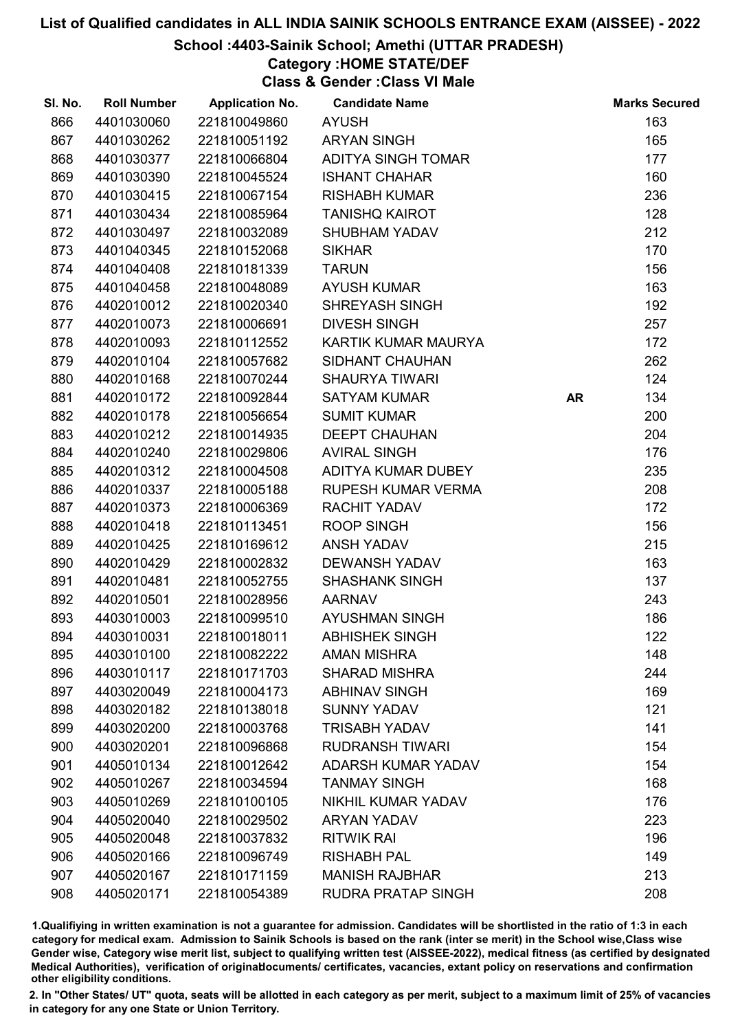# List of Qualified candidates in ALL INDIA SAINIK SCHOOLS ENTRANCE EXAM (AISSEE) - 2022

## School :4403-Sainik School; Amethi (UTTAR PRADESH)

### Category :HOME STATE/DEF

### Class & Gender :Class VI Male

| Sl. No. | Roll Number | Application No. | Candidate Name | | Marks Secured |
|---|---|---|---|---|---|
| 866 | 4401030060 | 221810049860 | AYUSH | | 163 |
| 867 | 4401030262 | 221810051192 | ARYAN SINGH | | 165 |
| 868 | 4401030377 | 221810066804 | ADITYA SINGH TOMAR | | 177 |
| 869 | 4401030390 | 221810045524 | ISHANT CHAHAR | | 160 |
| 870 | 4401030415 | 221810067154 | RISHABH KUMAR | | 236 |
| 871 | 4401030434 | 221810085964 | TANISHQ KAIROT | | 128 |
| 872 | 4401030497 | 221810032089 | SHUBHAM YADAV | | 212 |
| 873 | 4401040345 | 221810152068 | SIKHAR | | 170 |
| 874 | 4401040408 | 221810181339 | TARUN | | 156 |
| 875 | 4401040458 | 221810048089 | AYUSH KUMAR | | 163 |
| 876 | 4402010012 | 221810020340 | SHREYASH SINGH | | 192 |
| 877 | 4402010073 | 221810006691 | DIVESH SINGH | | 257 |
| 878 | 4402010093 | 221810112552 | KARTIK KUMAR MAURYA | | 172 |
| 879 | 4402010104 | 221810057682 | SIDHANT CHAUHAN | | 262 |
| 880 | 4402010168 | 221810070244 | SHAURYA TIWARI | | 124 |
| 881 | 4402010172 | 221810092844 | SATYAM KUMAR | **AR** | 134 |
| 882 | 4402010178 | 221810056654 | SUMIT KUMAR | | 200 |
| 883 | 4402010212 | 221810014935 | DEEPT CHAUHAN | | 204 |
| 884 | 4402010240 | 221810029806 | AVIRAL SINGH | | 176 |
| 885 | 4402010312 | 221810004508 | ADITYA KUMAR DUBEY | | 235 |
| 886 | 4402010337 | 221810005188 | RUPESH KUMAR VERMA | | 208 |
| 887 | 4402010373 | 221810006369 | RACHIT YADAV | | 172 |
| 888 | 4402010418 | 221810113451 | ROOP SINGH | | 156 |
| 889 | 4402010425 | 221810169612 | ANSH YADAV | | 215 |
| 890 | 4402010429 | 221810002832 | DEWANSH YADAV | | 163 |
| 891 | 4402010481 | 221810052755 | SHASHANK SINGH | | 137 |
| 892 | 4402010501 | 221810028956 | AARNAV | | 243 |
| 893 | 4403010003 | 221810099510 | AYUSHMAN SINGH | | 186 |
| 894 | 4403010031 | 221810018011 | ABHISHEK SINGH | | 122 |
| 895 | 4403010100 | 221810082222 | AMAN MISHRA | | 148 |
| 896 | 4403010117 | 221810171703 | SHARAD MISHRA | | 244 |
| 897 | 4403020049 | 221810004173 | ABHINAV SINGH | | 169 |
| 898 | 4403020182 | 221810138018 | SUNNY YADAV | | 121 |
| 899 | 4403020200 | 221810003768 | TRISABH YADAV | | 141 |
| 900 | 4403020201 | 221810096868 | RUDRANSH TIWARI | | 154 |
| 901 | 4405010134 | 221810012642 | ADARSH KUMAR YADAV | | 154 |
| 902 | 4405010267 | 221810034594 | TANMAY SINGH | | 168 |
| 903 | 4405010269 | 221810100105 | NIKHIL KUMAR YADAV | | 176 |
| 904 | 4405020040 | 221810029502 | ARYAN YADAV | | 223 |
| 905 | 4405020048 | 221810037832 | RITWIK RAI | | 196 |
| 906 | 4405020166 | 221810096749 | RISHABH PAL | | 149 |
| 907 | 4405020167 | 221810171159 | MANISH RAJBHAR | | 213 |
| 908 | 4405020171 | 221810054389 | RUDRA PRATAP SINGH | | 208 |

1.Qualifying in written examination is not a guarantee for admission. Candidates will be shortlisted in the ratio of 1:3 in each category for medical exam. Admission to Sainik Schools is based on the rank (inter se merit) in the School wise,Class wise Gender wise, Category wise merit list, subject to qualifying written test (AISSEE-2022), medical fitness (as certified by designated Medical Authorities), verification of originaldocuments/ certificates, vacancies, extant policy on reservations and confirmation other eligibility conditions.

2. In "Other States/ UT" quota, seats will be allotted in each category as per merit, subject to a maximum limit of 25% of vacancies in category for any one State or Union Territory.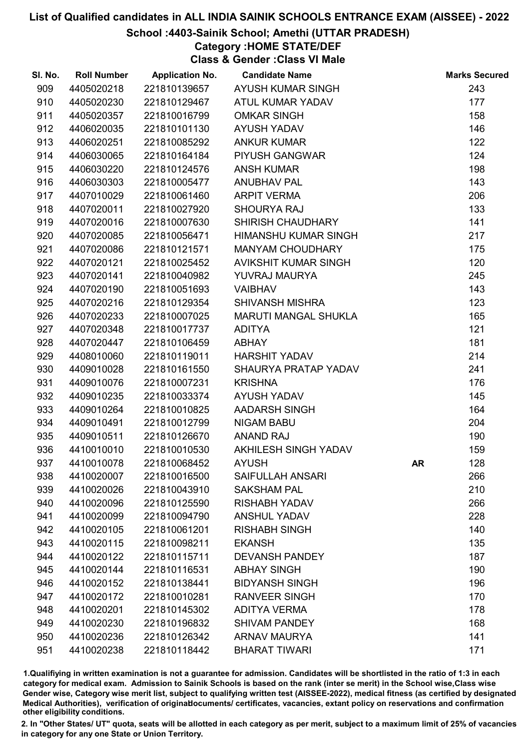# List of Qualified candidates in ALL INDIA SAINIK SCHOOLS ENTRANCE EXAM (AISSEE) - 2022

## School :4403-Sainik School; Amethi (UTTAR PRADESH)

### Category :HOME STATE/DEF

### Class & Gender :Class VI Male

| Sl. No. | Roll Number | Application No. | Candidate Name | | Marks Secured |
|---|---|---|---|---|---|
| 909 | 4405020218 | 221810139657 | AYUSH KUMAR SINGH | | 243 |
| 910 | 4405020230 | 221810129467 | ATUL KUMAR YADAV | | 177 |
| 911 | 4405020357 | 221810016799 | OMKAR SINGH | | 158 |
| 912 | 4406020035 | 221810101130 | AYUSH YADAV | | 146 |
| 913 | 4406020251 | 221810085292 | ANKUR KUMAR | | 122 |
| 914 | 4406030065 | 221810164184 | PIYUSH GANGWAR | | 124 |
| 915 | 4406030220 | 221810124576 | ANSH KUMAR | | 198 |
| 916 | 4406030303 | 221810005477 | ANUBHAV PAL | | 143 |
| 917 | 4407010029 | 221810061460 | ARPIT VERMA | | 206 |
| 918 | 4407020011 | 221810027920 | SHOURYA RAJ | | 133 |
| 919 | 4407020016 | 221810007630 | SHIRISH CHAUDHARY | | 141 |
| 920 | 4407020085 | 221810056471 | HIMANSHU KUMAR SINGH | | 217 |
| 921 | 4407020086 | 221810121571 | MANYAM CHOUDHARY | | 175 |
| 922 | 4407020121 | 221810025452 | AVIKSHIT KUMAR SINGH | | 120 |
| 923 | 4407020141 | 221810040982 | YUVRAJ MAURYA | | 245 |
| 924 | 4407020190 | 221810051693 | VAIBHAV | | 143 |
| 925 | 4407020216 | 221810129354 | SHIVANSH MISHRA | | 123 |
| 926 | 4407020233 | 221810007025 | MARUTI MANGAL SHUKLA | | 165 |
| 927 | 4407020348 | 221810017737 | ADITYA | | 121 |
| 928 | 4407020447 | 221810106459 | ABHAY | | 181 |
| 929 | 4408010060 | 221810119011 | HARSHIT YADAV | | 214 |
| 930 | 4409010028 | 221810161550 | SHAURYA PRATAP YADAV | | 241 |
| 931 | 4409010076 | 221810007231 | KRISHNA | | 176 |
| 932 | 4409010235 | 221810033374 | AYUSH YADAV | | 145 |
| 933 | 4409010264 | 221810010825 | AADARSH SINGH | | 164 |
| 934 | 4409010491 | 221810012799 | NIGAM BABU | | 204 |
| 935 | 4409010511 | 221810126670 | ANAND RAJ | | 190 |
| 936 | 4410010010 | 221810010530 | AKHILESH SINGH YADAV | | 159 |
| 937 | 4410010078 | 221810068452 | AYUSH | **AR** | 128 |
| 938 | 4410020007 | 221810016500 | SAIFULLAH ANSARI | | 266 |
| 939 | 4410020026 | 221810043910 | SAKSHAM PAL | | 210 |
| 940 | 4410020096 | 221810125590 | RISHABH YADAV | | 266 |
| 941 | 4410020099 | 221810094790 | ANSHUL YADAV | | 228 |
| 942 | 4410020105 | 221810061201 | RISHABH SINGH | | 140 |
| 943 | 4410020115 | 221810098211 | EKANSH | | 135 |
| 944 | 4410020122 | 221810115711 | DEVANSH PANDEY | | 187 |
| 945 | 4410020144 | 221810116531 | ABHAY SINGH | | 190 |
| 946 | 4410020152 | 221810138441 | BIDYANSH SINGH | | 196 |
| 947 | 4410020172 | 221810010281 | RANVEER SINGH | | 170 |
| 948 | 4410020201 | 221810145302 | ADITYA VERMA | | 178 |
| 949 | 4410020230 | 221810196832 | SHIVAM PANDEY | | 168 |
| 950 | 4410020236 | 221810126342 | ARNAV MAURYA | | 141 |
| 951 | 4410020238 | 221810118442 | BHARAT TIWARI | | 171 |

1.Qualifiying in written examination is not a guarantee for admission. Candidates will be shortlisted in the ratio of 1:3 in each category for medical exam. Admission to Sainik Schools is based on the rank (inter se merit) in the School wise,Class wise Gender wise, Category wise merit list, subject to qualifying written test (AISSEE-2022), medical fitness (as certified by designated Medical Authorities), verification of originaldocuments/ certificates, vacancies, extant policy on reservations and confirmation other eligibility conditions.

2. In "Other States/ UT" quota, seats will be allotted in each category as per merit, subject to a maximum limit of 25% of vacancies in category for any one State or Union Territory.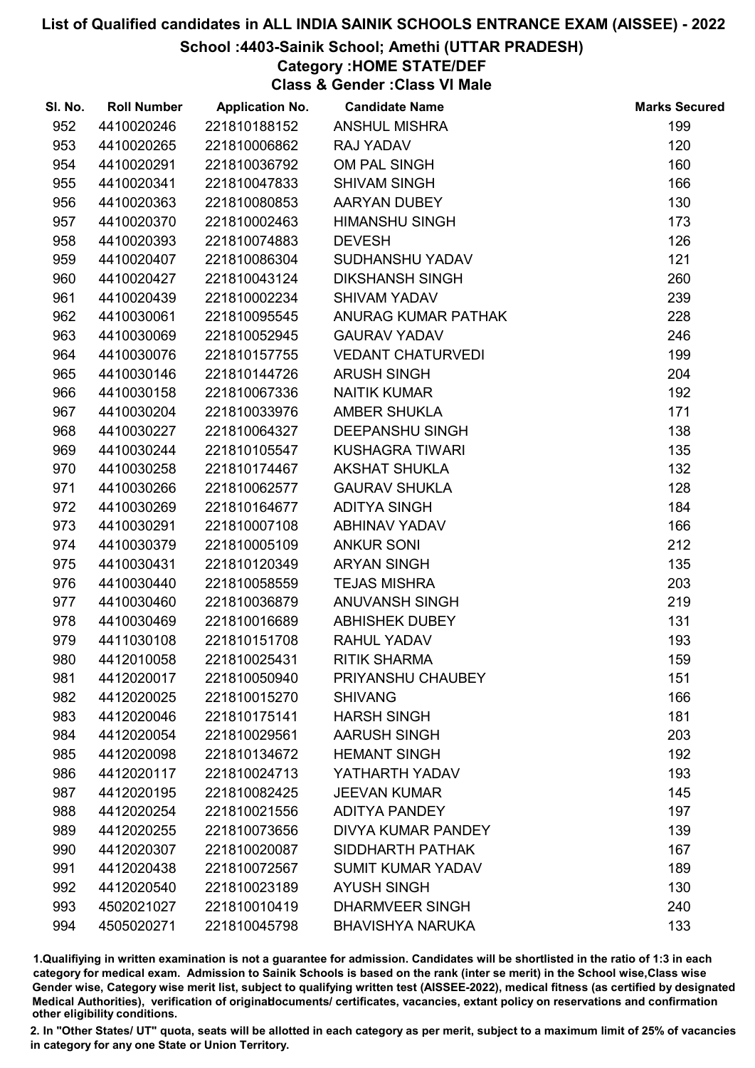# List of Qualified candidates in ALL INDIA SAINIK SCHOOLS ENTRANCE EXAM (AISSEE) - 2022

## School :4403-Sainik School; Amethi (UTTAR PRADESH)

### Category :HOME STATE/DEF

### Class & Gender :Class VI Male

| Sl. No. | Roll Number | Application No. | Candidate Name | Marks Secured |
|---|---|---|---|---|
| 952 | 4410020246 | 221810188152 | ANSHUL MISHRA | 199 |
| 953 | 4410020265 | 221810006862 | RAJ YADAV | 120 |
| 954 | 4410020291 | 221810036792 | OM PAL SINGH | 160 |
| 955 | 4410020341 | 221810047833 | SHIVAM SINGH | 166 |
| 956 | 4410020363 | 221810080853 | AARYAN DUBEY | 130 |
| 957 | 4410020370 | 221810002463 | HIMANSHU SINGH | 173 |
| 958 | 4410020393 | 221810074883 | DEVESH | 126 |
| 959 | 4410020407 | 221810086304 | SUDHANSHU YADAV | 121 |
| 960 | 4410020427 | 221810043124 | DIKSHANSH SINGH | 260 |
| 961 | 4410020439 | 221810002234 | SHIVAM YADAV | 239 |
| 962 | 4410030061 | 221810095545 | ANURAG KUMAR PATHAK | 228 |
| 963 | 4410030069 | 221810052945 | GAURAV YADAV | 246 |
| 964 | 4410030076 | 221810157755 | VEDANT CHATURVEDI | 199 |
| 965 | 4410030146 | 221810144726 | ARUSH SINGH | 204 |
| 966 | 4410030158 | 221810067336 | NAITIK KUMAR | 192 |
| 967 | 4410030204 | 221810033976 | AMBER SHUKLA | 171 |
| 968 | 4410030227 | 221810064327 | DEEPANSHU SINGH | 138 |
| 969 | 4410030244 | 221810105547 | KUSHAGRA TIWARI | 135 |
| 970 | 4410030258 | 221810174467 | AKSHAT SHUKLA | 132 |
| 971 | 4410030266 | 221810062577 | GAURAV SHUKLA | 128 |
| 972 | 4410030269 | 221810164677 | ADITYA SINGH | 184 |
| 973 | 4410030291 | 221810007108 | ABHINAV YADAV | 166 |
| 974 | 4410030379 | 221810005109 | ANKUR SONI | 212 |
| 975 | 4410030431 | 221810120349 | ARYAN SINGH | 135 |
| 976 | 4410030440 | 221810058559 | TEJAS MISHRA | 203 |
| 977 | 4410030460 | 221810036879 | ANUVANSH SINGH | 219 |
| 978 | 4410030469 | 221810016689 | ABHISHEK DUBEY | 131 |
| 979 | 4411030108 | 221810151708 | RAHUL YADAV | 193 |
| 980 | 4412010058 | 221810025431 | RITIK SHARMA | 159 |
| 981 | 4412020017 | 221810050940 | PRIYANSHU CHAUBEY | 151 |
| 982 | 4412020025 | 221810015270 | SHIVANG | 166 |
| 983 | 4412020046 | 221810175141 | HARSH SINGH | 181 |
| 984 | 4412020054 | 221810029561 | AARUSH SINGH | 203 |
| 985 | 4412020098 | 221810134672 | HEMANT SINGH | 192 |
| 986 | 4412020117 | 221810024713 | YATHARTH YADAV | 193 |
| 987 | 4412020195 | 221810082425 | JEEVAN KUMAR | 145 |
| 988 | 4412020254 | 221810021556 | ADITYA PANDEY | 197 |
| 989 | 4412020255 | 221810073656 | DIVYA KUMAR PANDEY | 139 |
| 990 | 4412020307 | 221810020087 | SIDDHARTH PATHAK | 167 |
| 991 | 4412020438 | 221810072567 | SUMIT KUMAR YADAV | 189 |
| 992 | 4412020540 | 221810023189 | AYUSH SINGH | 130 |
| 993 | 4502021027 | 221810010419 | DHARMVEER SINGH | 240 |
| 994 | 4505020271 | 221810045798 | BHAVISHYA NARUKA | 133 |

1.Qualifying in written examination is not a guarantee for admission. Candidates will be shortlisted in the ratio of 1:3 in each category for medical exam. Admission to Sainik Schools is based on the rank (inter se merit) in the School wise,Class wise Gender wise, Category wise merit list, subject to qualifying written test (AISSEE-2022), medical fitness (as certified by designated Medical Authorities), verification of originaldocuments/ certificates, vacancies, extant policy on reservations and confirmation other eligibility conditions.

2. In "Other States/ UT" quota, seats will be allotted in each category as per merit, subject to a maximum limit of 25% of vacancies in category for any one State or Union Territory.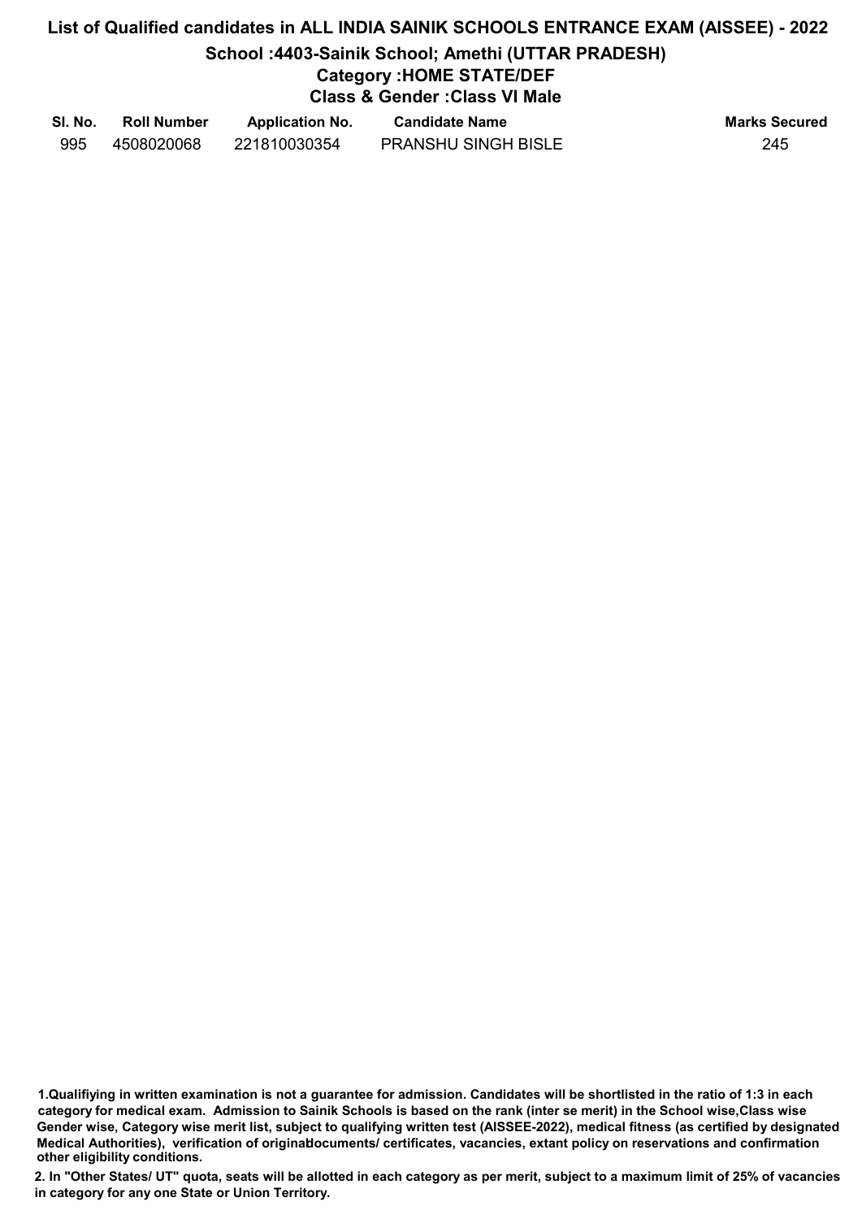# List of Qualified candidates in ALL INDIA SAINIK SCHOOLS ENTRANCE EXAM (AISSEE) - 2022

## School :4403-Sainik School; Amethi (UTTAR PRADESH)

### Category :HOME STATE/DEF

### Class & Gender :Class VI Male

| Sl. No. | Roll Number | Application No. | Candidate Name | Marks Secured |
|---|---|---|---|---|
| 995 | 4508020068 | 221810030354 | PRANSHU SINGH BISLE | 245 |

**1.Qualifiying in written examination is not a guarantee for admission. Candidates will be shortlisted in the ratio of 1:3 in each category for medical exam. Admission to Sainik Schools is based on the rank (inter se merit) in the School wise,Class wise Gender wise, Category wise merit list, subject to qualifying written test (AISSEE-2022), medical fitness (as certified by designated Medical Authorities), verification of originaldocuments/ certificates, vacancies, extant policy on reservations and confirmation other eligibility conditions.**

**2. In "Other States/ UT" quota, seats will be allotted in each category as per merit, subject to a maximum limit of 25% of vacancies in category for any one State or Union Territory.**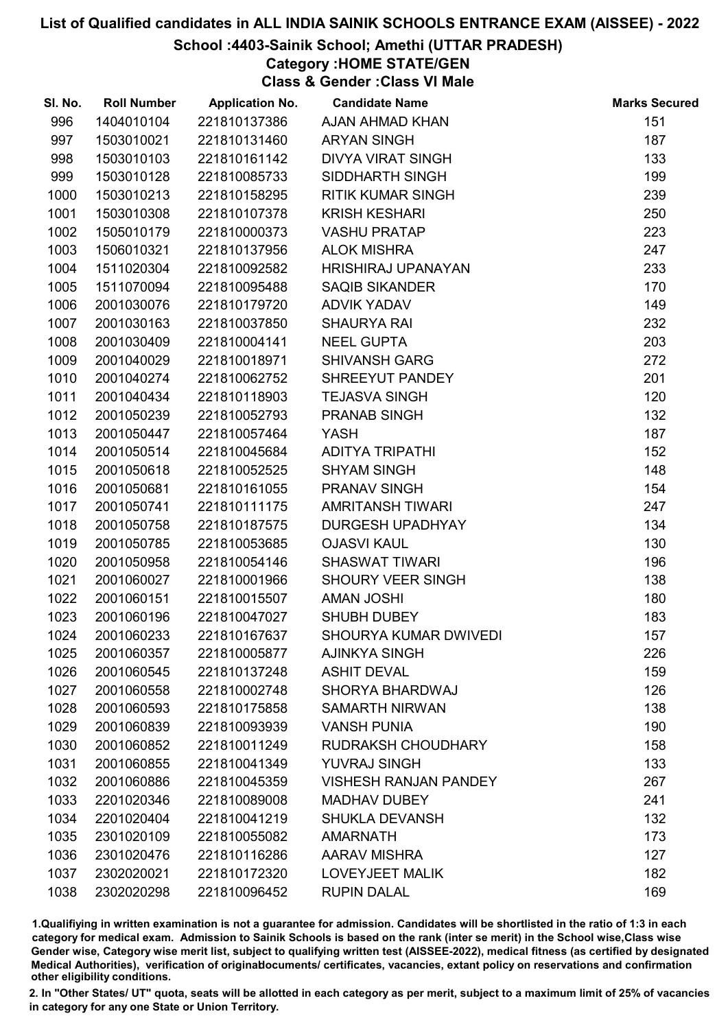# List of Qualified candidates in ALL INDIA SAINIK SCHOOLS ENTRANCE EXAM (AISSEE) - 2022

## School :4403-Sainik School; Amethi (UTTAR PRADESH)

### Category :HOME STATE/GEN

### Class & Gender :Class VI Male

| Sl. No. | Roll Number | Application No. | Candidate Name | Marks Secured |
|---|---|---|---|---|
| 996 | 1404010104 | 221810137386 | AJAN AHMAD KHAN | 151 |
| 997 | 1503010021 | 221810131460 | ARYAN SINGH | 187 |
| 998 | 1503010103 | 221810161142 | DIVYA VIRAT SINGH | 133 |
| 999 | 1503010128 | 221810085733 | SIDDHARTH SINGH | 199 |
| 1000 | 1503010213 | 221810158295 | RITIK KUMAR SINGH | 239 |
| 1001 | 1503010308 | 221810107378 | KRISH KESHARI | 250 |
| 1002 | 1505010179 | 221810000373 | VASHU PRATAP | 223 |
| 1003 | 1506010321 | 221810137956 | ALOK MISHRA | 247 |
| 1004 | 1511020304 | 221810092582 | HRISHIRAJ UPANAYAN | 233 |
| 1005 | 1511070094 | 221810095488 | SAQIB SIKANDER | 170 |
| 1006 | 2001030076 | 221810179720 | ADVIK YADAV | 149 |
| 1007 | 2001030163 | 221810037850 | SHAURYA RAI | 232 |
| 1008 | 2001030409 | 221810004141 | NEEL GUPTA | 203 |
| 1009 | 2001040029 | 221810018971 | SHIVANSH GARG | 272 |
| 1010 | 2001040274 | 221810062752 | SHREEYUT PANDEY | 201 |
| 1011 | 2001040434 | 221810118903 | TEJASVA SINGH | 120 |
| 1012 | 2001050239 | 221810052793 | PRANAB SINGH | 132 |
| 1013 | 2001050447 | 221810057464 | YASH | 187 |
| 1014 | 2001050514 | 221810045684 | ADITYA TRIPATHI | 152 |
| 1015 | 2001050618 | 221810052525 | SHYAM SINGH | 148 |
| 1016 | 2001050681 | 221810161055 | PRANAV SINGH | 154 |
| 1017 | 2001050741 | 221810111175 | AMRITANSH TIWARI | 247 |
| 1018 | 2001050758 | 221810187575 | DURGESH UPADHYAY | 134 |
| 1019 | 2001050785 | 221810053685 | OJASVI KAUL | 130 |
| 1020 | 2001050958 | 221810054146 | SHASWAT TIWARI | 196 |
| 1021 | 2001060027 | 221810001966 | SHOURY VEER SINGH | 138 |
| 1022 | 2001060151 | 221810015507 | AMAN JOSHI | 180 |
| 1023 | 2001060196 | 221810047027 | SHUBH DUBEY | 183 |
| 1024 | 2001060233 | 221810167637 | SHOURYA KUMAR DWIVEDI | 157 |
| 1025 | 2001060357 | 221810005877 | AJINKYA SINGH | 226 |
| 1026 | 2001060545 | 221810137248 | ASHIT DEVAL | 159 |
| 1027 | 2001060558 | 221810002748 | SHORYA BHARDWAJ | 126 |
| 1028 | 2001060593 | 221810175858 | SAMARTH NIRWAN | 138 |
| 1029 | 2001060839 | 221810093939 | VANSH PUNIA | 190 |
| 1030 | 2001060852 | 221810011249 | RUDRAKSH CHOUDHARY | 158 |
| 1031 | 2001060855 | 221810041349 | YUVRAJ SINGH | 133 |
| 1032 | 2001060886 | 221810045359 | VISHESH RANJAN PANDEY | 267 |
| 1033 | 2201020346 | 221810089008 | MADHAV DUBEY | 241 |
| 1034 | 2201020404 | 221810041219 | SHUKLA DEVANSH | 132 |
| 1035 | 2301020109 | 221810055082 | AMARNATH | 173 |
| 1036 | 2301020476 | 221810116286 | AARAV MISHRA | 127 |
| 1037 | 2302020021 | 221810172320 | LOVEYJEET MALIK | 182 |
| 1038 | 2302020298 | 221810096452 | RUPIN DALAL | 169 |

1.Qualifiying in written examination is not a guarantee for admission. Candidates will be shortlisted in the ratio of 1:3 in each category for medical exam. Admission to Sainik Schools is based on the rank (inter se merit) in the School wise,Class wise Gender wise, Category wise merit list, subject to qualifying written test (AISSEE-2022), medical fitness (as certified by designated Medical Authorities), verification of originaldocuments/ certificates, vacancies, extant policy on reservations and confirmation other eligibility conditions.

2. In "Other States/ UT" quota, seats will be allotted in each category as per merit, subject to a maximum limit of 25% of vacancies in category for any one State or Union Territory.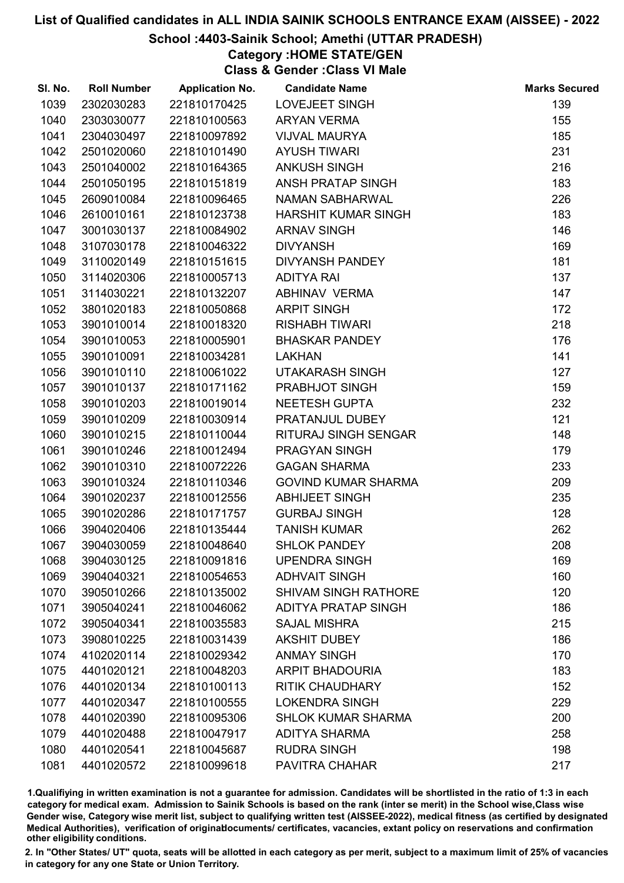# List of Qualified candidates in ALL INDIA SAINIK SCHOOLS ENTRANCE EXAM (AISSEE) - 2022

## School :4403-Sainik School; Amethi (UTTAR PRADESH)

### Category :HOME STATE/GEN

### Class & Gender :Class VI Male

| Sl. No. | Roll Number | Application No. | Candidate Name | Marks Secured |
|---|---|---|---|---|
| 1039 | 2302030283 | 221810170425 | LOVEJEET SINGH | 139 |
| 1040 | 2303030077 | 221810100563 | ARYAN VERMA | 155 |
| 1041 | 2304030497 | 221810097892 | VIJVAL MAURYA | 185 |
| 1042 | 2501020060 | 221810101490 | AYUSH TIWARI | 231 |
| 1043 | 2501040002 | 221810164365 | ANKUSH SINGH | 216 |
| 1044 | 2501050195 | 221810151819 | ANSH PRATAP SINGH | 183 |
| 1045 | 2609010084 | 221810096465 | NAMAN SABHARWAL | 226 |
| 1046 | 2610010161 | 221810123738 | HARSHIT KUMAR SINGH | 183 |
| 1047 | 3001030137 | 221810084902 | ARNAV SINGH | 146 |
| 1048 | 3107030178 | 221810046322 | DIVYANSH | 169 |
| 1049 | 3110020149 | 221810151615 | DIVYANSH PANDEY | 181 |
| 1050 | 3114020306 | 221810005713 | ADITYA RAI | 137 |
| 1051 | 3114030221 | 221810132207 | ABHINAV VERMA | 147 |
| 1052 | 3801020183 | 221810050868 | ARPIT SINGH | 172 |
| 1053 | 3901010014 | 221810018320 | RISHABH TIWARI | 218 |
| 1054 | 3901010053 | 221810005901 | BHASKAR PANDEY | 176 |
| 1055 | 3901010091 | 221810034281 | LAKHAN | 141 |
| 1056 | 3901010110 | 221810061022 | UTAKARASH SINGH | 127 |
| 1057 | 3901010137 | 221810171162 | PRABHJOT SINGH | 159 |
| 1058 | 3901010203 | 221810019014 | NEETESH GUPTA | 232 |
| 1059 | 3901010209 | 221810030914 | PRATANJUL DUBEY | 121 |
| 1060 | 3901010215 | 221810110044 | RITURAJ SINGH SENGAR | 148 |
| 1061 | 3901010246 | 221810012494 | PRAGYAN SINGH | 179 |
| 1062 | 3901010310 | 221810072226 | GAGAN SHARMA | 233 |
| 1063 | 3901010324 | 221810110346 | GOVIND KUMAR SHARMA | 209 |
| 1064 | 3901020237 | 221810012556 | ABHIJEET SINGH | 235 |
| 1065 | 3901020286 | 221810171757 | GURBAJ SINGH | 128 |
| 1066 | 3904020406 | 221810135444 | TANISH KUMAR | 262 |
| 1067 | 3904030059 | 221810048640 | SHLOK PANDEY | 208 |
| 1068 | 3904030125 | 221810091816 | UPENDRA SINGH | 169 |
| 1069 | 3904040321 | 221810054653 | ADHVAIT SINGH | 160 |
| 1070 | 3905010266 | 221810135002 | SHIVAM SINGH RATHORE | 120 |
| 1071 | 3905040241 | 221810046062 | ADITYA PRATAP SINGH | 186 |
| 1072 | 3905040341 | 221810035583 | SAJAL MISHRA | 215 |
| 1073 | 3908010225 | 221810031439 | AKSHIT DUBEY | 186 |
| 1074 | 4102020114 | 221810029342 | ANMAY SINGH | 170 |
| 1075 | 4401020121 | 221810048203 | ARPIT BHADOURIA | 183 |
| 1076 | 4401020134 | 221810100113 | RITIK CHAUDHARY | 152 |
| 1077 | 4401020347 | 221810100555 | LOKENDRA SINGH | 229 |
| 1078 | 4401020390 | 221810095306 | SHLOK KUMAR SHARMA | 200 |
| 1079 | 4401020488 | 221810047917 | ADITYA SHARMA | 258 |
| 1080 | 4401020541 | 221810045687 | RUDRA SINGH | 198 |
| 1081 | 4401020572 | 221810099618 | PAVITRA CHAHAR | 217 |

1.Qualifiying in written examination is not a guarantee for admission. Candidates will be shortlisted in the ratio of 1:3 in each category for medical exam. Admission to Sainik Schools is based on the rank (inter se merit) in the School wise,Class wise Gender wise, Category wise merit list, subject to qualifying written test (AISSEE-2022), medical fitness (as certified by designated Medical Authorities), verification of originaldocuments/ certificates, vacancies, extant policy on reservations and confirmation other eligibility conditions.

2. In "Other States/ UT" quota, seats will be allotted in each category as per merit, subject to a maximum limit of 25% of vacancies in category for any one State or Union Territory.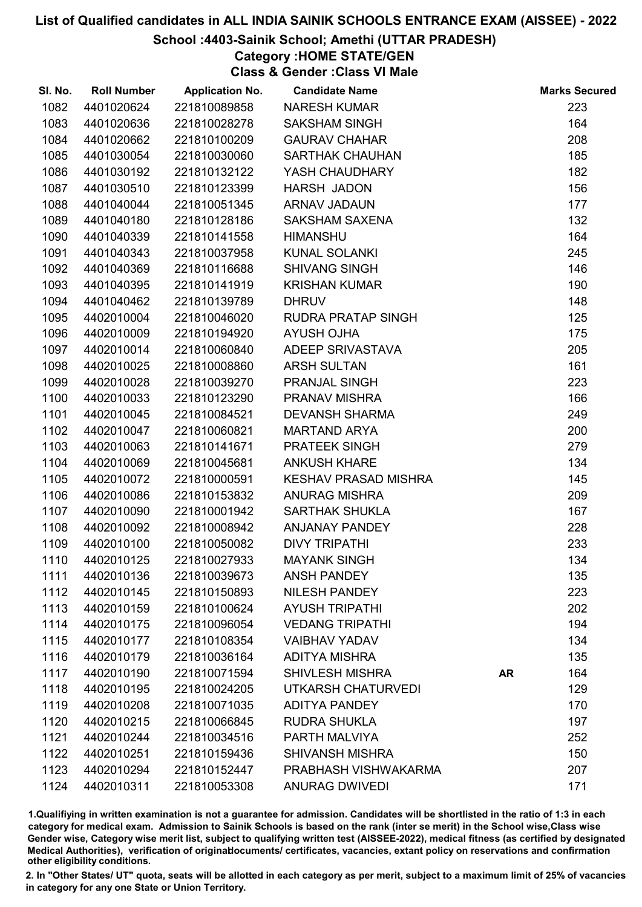# List of Qualified candidates in ALL INDIA SAINIK SCHOOLS ENTRANCE EXAM (AISSEE) - 2022

## School :4403-Sainik School; Amethi (UTTAR PRADESH)

### Category :HOME STATE/GEN

### Class & Gender :Class VI Male

| Sl. No. | Roll Number | Application No. | Candidate Name | | Marks Secured |
|---|---|---|---|---|---|
| 1082 | 4401020624 | 221810089858 | NARESH KUMAR | | 223 |
| 1083 | 4401020636 | 221810028278 | SAKSHAM SINGH | | 164 |
| 1084 | 4401020662 | 221810100209 | GAURAV CHAHAR | | 208 |
| 1085 | 4401030054 | 221810030060 | SARTHAK CHAUHAN | | 185 |
| 1086 | 4401030192 | 221810132122 | YASH CHAUDHARY | | 182 |
| 1087 | 4401030510 | 221810123399 | HARSH JADON | | 156 |
| 1088 | 4401040044 | 221810051345 | ARNAV JADAUN | | 177 |
| 1089 | 4401040180 | 221810128186 | SAKSHAM SAXENA | | 132 |
| 1090 | 4401040339 | 221810141558 | HIMANSHU | | 164 |
| 1091 | 4401040343 | 221810037958 | KUNAL SOLANKI | | 245 |
| 1092 | 4401040369 | 221810116688 | SHIVANG SINGH | | 146 |
| 1093 | 4401040395 | 221810141919 | KRISHAN KUMAR | | 190 |
| 1094 | 4401040462 | 221810139789 | DHRUV | | 148 |
| 1095 | 4402010004 | 221810046020 | RUDRA PRATAP SINGH | | 125 |
| 1096 | 4402010009 | 221810194920 | AYUSH OJHA | | 175 |
| 1097 | 4402010014 | 221810060840 | ADEEP SRIVASTAVA | | 205 |
| 1098 | 4402010025 | 221810008860 | ARSH SULTAN | | 161 |
| 1099 | 4402010028 | 221810039270 | PRANJAL SINGH | | 223 |
| 1100 | 4402010033 | 221810123290 | PRANAV MISHRA | | 166 |
| 1101 | 4402010045 | 221810084521 | DEVANSH SHARMA | | 249 |
| 1102 | 4402010047 | 221810060821 | MARTAND ARYA | | 200 |
| 1103 | 4402010063 | 221810141671 | PRATEEK SINGH | | 279 |
| 1104 | 4402010069 | 221810045681 | ANKUSH KHARE | | 134 |
| 1105 | 4402010072 | 221810000591 | KESHAV PRASAD MISHRA | | 145 |
| 1106 | 4402010086 | 221810153832 | ANURAG MISHRA | | 209 |
| 1107 | 4402010090 | 221810001942 | SARTHAK SHUKLA | | 167 |
| 1108 | 4402010092 | 221810008942 | ANJANAY PANDEY | | 228 |
| 1109 | 4402010100 | 221810050082 | DIVY TRIPATHI | | 233 |
| 1110 | 4402010125 | 221810027933 | MAYANK SINGH | | 134 |
| 1111 | 4402010136 | 221810039673 | ANSH PANDEY | | 135 |
| 1112 | 4402010145 | 221810150893 | NILESH PANDEY | | 223 |
| 1113 | 4402010159 | 221810100624 | AYUSH TRIPATHI | | 202 |
| 1114 | 4402010175 | 221810096054 | VEDANG TRIPATHI | | 194 |
| 1115 | 4402010177 | 221810108354 | VAIBHAV YADAV | | 134 |
| 1116 | 4402010179 | 221810036164 | ADITYA MISHRA | | 135 |
| 1117 | 4402010190 | 221810071594 | SHIVLESH MISHRA | AR | 164 |
| 1118 | 4402010195 | 221810024205 | UTKARSH CHATURVEDI | | 129 |
| 1119 | 4402010208 | 221810071035 | ADITYA PANDEY | | 170 |
| 1120 | 4402010215 | 221810066845 | RUDRA SHUKLA | | 197 |
| 1121 | 4402010244 | 221810034516 | PARTH MALVIYA | | 252 |
| 1122 | 4402010251 | 221810159436 | SHIVANSH MISHRA | | 150 |
| 1123 | 4402010294 | 221810152447 | PRABHASH VISHWAKARMA | | 207 |
| 1124 | 4402010311 | 221810053308 | ANURAG DWIVEDI | | 171 |

1.Qualifiying in written examination is not a guarantee for admission. Candidates will be shortlisted in the ratio of 1:3 in each category for medical exam. Admission to Sainik Schools is based on the rank (inter se merit) in the School wise,Class wise Gender wise, Category wise merit list, subject to qualifying written test (AISSEE-2022), medical fitness (as certified by designated Medical Authorities), verification of originaldocuments/ certificates, vacancies, extant policy on reservations and confirmation other eligibility conditions.

2. In "Other States/ UT" quota, seats will be allotted in each category as per merit, subject to a maximum limit of 25% of vacancies in category for any one State or Union Territory.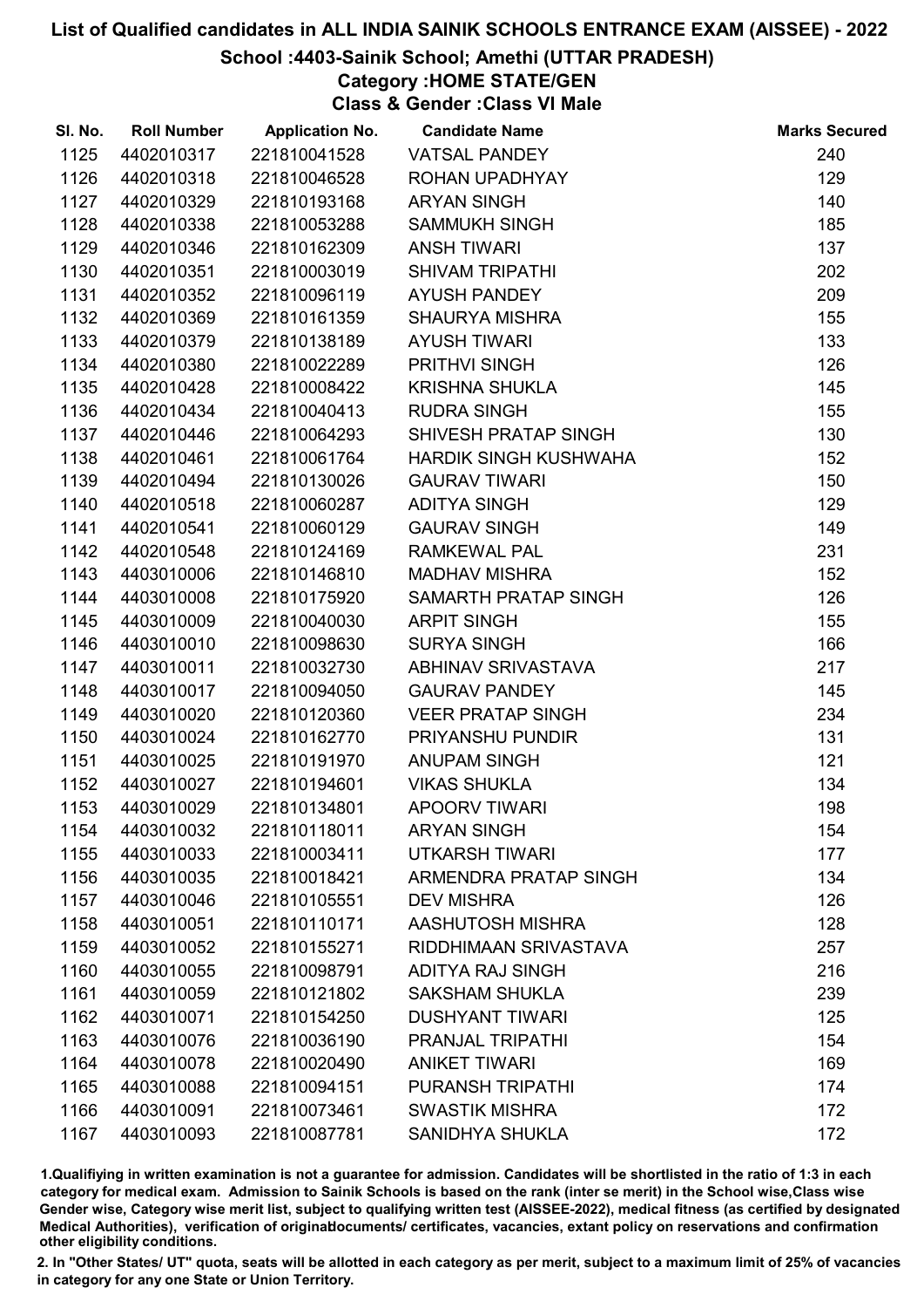# List of Qualified candidates in ALL INDIA SAINIK SCHOOLS ENTRANCE EXAM (AISSEE) - 2022

## School :4403-Sainik School; Amethi (UTTAR PRADESH)

### Category :HOME STATE/GEN

### Class & Gender :Class VI Male

| Sl. No. | Roll Number | Application No. | Candidate Name | Marks Secured |
|---|---|---|---|---|
| 1125 | 4402010317 | 221810041528 | VATSAL PANDEY | 240 |
| 1126 | 4402010318 | 221810046528 | ROHAN UPADHYAY | 129 |
| 1127 | 4402010329 | 221810193168 | ARYAN SINGH | 140 |
| 1128 | 4402010338 | 221810053288 | SAMMUKH SINGH | 185 |
| 1129 | 4402010346 | 221810162309 | ANSH TIWARI | 137 |
| 1130 | 4402010351 | 221810003019 | SHIVAM TRIPATHI | 202 |
| 1131 | 4402010352 | 221810096119 | AYUSH PANDEY | 209 |
| 1132 | 4402010369 | 221810161359 | SHAURYA MISHRA | 155 |
| 1133 | 4402010379 | 221810138189 | AYUSH TIWARI | 133 |
| 1134 | 4402010380 | 221810022289 | PRITHVI SINGH | 126 |
| 1135 | 4402010428 | 221810008422 | KRISHNA SHUKLA | 145 |
| 1136 | 4402010434 | 221810040413 | RUDRA SINGH | 155 |
| 1137 | 4402010446 | 221810064293 | SHIVESH PRATAP SINGH | 130 |
| 1138 | 4402010461 | 221810061764 | HARDIK SINGH KUSHWAHA | 152 |
| 1139 | 4402010494 | 221810130026 | GAURAV TIWARI | 150 |
| 1140 | 4402010518 | 221810060287 | ADITYA SINGH | 129 |
| 1141 | 4402010541 | 221810060129 | GAURAV SINGH | 149 |
| 1142 | 4402010548 | 221810124169 | RAMKEWAL PAL | 231 |
| 1143 | 4403010006 | 221810146810 | MADHAV MISHRA | 152 |
| 1144 | 4403010008 | 221810175920 | SAMARTH PRATAP SINGH | 126 |
| 1145 | 4403010009 | 221810040030 | ARPIT SINGH | 155 |
| 1146 | 4403010010 | 221810098630 | SURYA SINGH | 166 |
| 1147 | 4403010011 | 221810032730 | ABHINAV SRIVASTAVA | 217 |
| 1148 | 4403010017 | 221810094050 | GAURAV PANDEY | 145 |
| 1149 | 4403010020 | 221810120360 | VEER PRATAP SINGH | 234 |
| 1150 | 4403010024 | 221810162770 | PRIYANSHU PUNDIR | 131 |
| 1151 | 4403010025 | 221810191970 | ANUPAM SINGH | 121 |
| 1152 | 4403010027 | 221810194601 | VIKAS SHUKLA | 134 |
| 1153 | 4403010029 | 221810134801 | APOORV TIWARI | 198 |
| 1154 | 4403010032 | 221810118011 | ARYAN SINGH | 154 |
| 1155 | 4403010033 | 221810003411 | UTKARSH TIWARI | 177 |
| 1156 | 4403010035 | 221810018421 | ARMENDRA PRATAP SINGH | 134 |
| 1157 | 4403010046 | 221810105551 | DEV MISHRA | 126 |
| 1158 | 4403010051 | 221810110171 | AASHUTOSH MISHRA | 128 |
| 1159 | 4403010052 | 221810155271 | RIDDHIMAAN SRIVASTAVA | 257 |
| 1160 | 4403010055 | 221810098791 | ADITYA RAJ SINGH | 216 |
| 1161 | 4403010059 | 221810121802 | SAKSHAM SHUKLA | 239 |
| 1162 | 4403010071 | 221810154250 | DUSHYANT TIWARI | 125 |
| 1163 | 4403010076 | 221810036190 | PRANJAL TRIPATHI | 154 |
| 1164 | 4403010078 | 221810020490 | ANIKET TIWARI | 169 |
| 1165 | 4403010088 | 221810094151 | PURANSH TRIPATHI | 174 |
| 1166 | 4403010091 | 221810073461 | SWASTIK MISHRA | 172 |
| 1167 | 4403010093 | 221810087781 | SANIDHYA SHUKLA | 172 |

1.Qualifiying in written examination is not a guarantee for admission. Candidates will be shortlisted in the ratio of 1:3 in each category for medical exam. Admission to Sainik Schools is based on the rank (inter se merit) in the School wise,Class wise Gender wise, Category wise merit list, subject to qualifying written test (AISSEE-2022), medical fitness (as certified by designated Medical Authorities), verification of originaldocuments/ certificates, vacancies, extant policy on reservations and confirmation other eligibility conditions.

2. In "Other States/ UT" quota, seats will be allotted in each category as per merit, subject to a maximum limit of 25% of vacancies in category for any one State or Union Territory.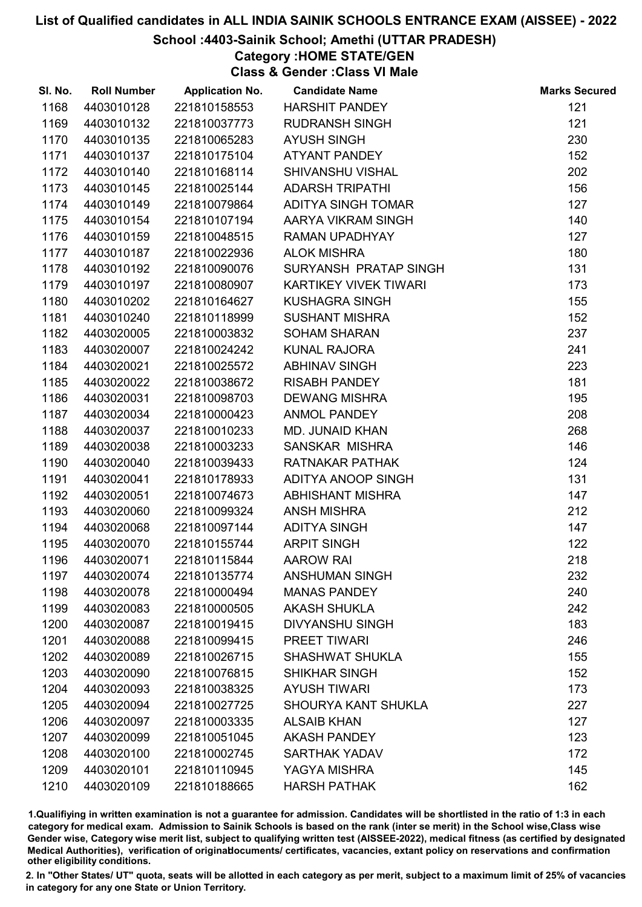# List of Qualified candidates in ALL INDIA SAINIK SCHOOLS ENTRANCE EXAM (AISSEE) - 2022

## School :4403-Sainik School; Amethi (UTTAR PRADESH)

### Category :HOME STATE/GEN

### Class & Gender :Class VI Male

| Sl. No. | Roll Number | Application No. | Candidate Name | Marks Secured |
|---|---|---|---|---|
| 1168 | 4403010128 | 221810158553 | HARSHIT PANDEY | 121 |
| 1169 | 4403010132 | 221810037773 | RUDRANSH SINGH | 121 |
| 1170 | 4403010135 | 221810065283 | AYUSH SINGH | 230 |
| 1171 | 4403010137 | 221810175104 | ATYANT PANDEY | 152 |
| 1172 | 4403010140 | 221810168114 | SHIVANSHU VISHAL | 202 |
| 1173 | 4403010145 | 221810025144 | ADARSH TRIPATHI | 156 |
| 1174 | 4403010149 | 221810079864 | ADITYA SINGH TOMAR | 127 |
| 1175 | 4403010154 | 221810107194 | AARYA VIKRAM SINGH | 140 |
| 1176 | 4403010159 | 221810048515 | RAMAN UPADHYAY | 127 |
| 1177 | 4403010187 | 221810022936 | ALOK MISHRA | 180 |
| 1178 | 4403010192 | 221810090076 | SURYANSH PRATAP SINGH | 131 |
| 1179 | 4403010197 | 221810080907 | KARTIKEY VIVEK TIWARI | 173 |
| 1180 | 4403010202 | 221810164627 | KUSHAGRA SINGH | 155 |
| 1181 | 4403010240 | 221810118999 | SUSHANT MISHRA | 152 |
| 1182 | 4403020005 | 221810003832 | SOHAM SHARAN | 237 |
| 1183 | 4403020007 | 221810024242 | KUNAL RAJORA | 241 |
| 1184 | 4403020021 | 221810025572 | ABHINAV SINGH | 223 |
| 1185 | 4403020022 | 221810038672 | RISABH PANDEY | 181 |
| 1186 | 4403020031 | 221810098703 | DEWANG MISHRA | 195 |
| 1187 | 4403020034 | 221810000423 | ANMOL PANDEY | 208 |
| 1188 | 4403020037 | 221810010233 | MD. JUNAID KHAN | 268 |
| 1189 | 4403020038 | 221810003233 | SANSKAR MISHRA | 146 |
| 1190 | 4403020040 | 221810039433 | RATNAKAR PATHAK | 124 |
| 1191 | 4403020041 | 221810178933 | ADITYA ANOOP SINGH | 131 |
| 1192 | 4403020051 | 221810074673 | ABHISHANT MISHRA | 147 |
| 1193 | 4403020060 | 221810099324 | ANSH MISHRA | 212 |
| 1194 | 4403020068 | 221810097144 | ADITYA SINGH | 147 |
| 1195 | 4403020070 | 221810155744 | ARPIT SINGH | 122 |
| 1196 | 4403020071 | 221810115844 | AAROW RAI | 218 |
| 1197 | 4403020074 | 221810135774 | ANSHUMAN SINGH | 232 |
| 1198 | 4403020078 | 221810000494 | MANAS PANDEY | 240 |
| 1199 | 4403020083 | 221810000505 | AKASH SHUKLA | 242 |
| 1200 | 4403020087 | 221810019415 | DIVYANSHU SINGH | 183 |
| 1201 | 4403020088 | 221810099415 | PREET TIWARI | 246 |
| 1202 | 4403020089 | 221810026715 | SHASHWAT SHUKLA | 155 |
| 1203 | 4403020090 | 221810076815 | SHIKHAR SINGH | 152 |
| 1204 | 4403020093 | 221810038325 | AYUSH TIWARI | 173 |
| 1205 | 4403020094 | 221810027725 | SHOURYA KANT SHUKLA | 227 |
| 1206 | 4403020097 | 221810003335 | ALSAIB KHAN | 127 |
| 1207 | 4403020099 | 221810051045 | AKASH PANDEY | 123 |
| 1208 | 4403020100 | 221810002745 | SARTHAK YADAV | 172 |
| 1209 | 4403020101 | 221810110945 | YAGYA MISHRA | 145 |
| 1210 | 4403020109 | 221810188665 | HARSH PATHAK | 162 |

1.Qualifiying in written examination is not a guarantee for admission. Candidates will be shortlisted in the ratio of 1:3 in each category for medical exam. Admission to Sainik Schools is based on the rank (inter se merit) in the School wise,Class wise Gender wise, Category wise merit list, subject to qualifying written test (AISSEE-2022), medical fitness (as certified by designated Medical Authorities), verification of originaldocuments/ certificates, vacancies, extant policy on reservations and confirmation other eligibility conditions.

2. In "Other States/ UT" quota, seats will be allotted in each category as per merit, subject to a maximum limit of 25% of vacancies in category for any one State or Union Territory.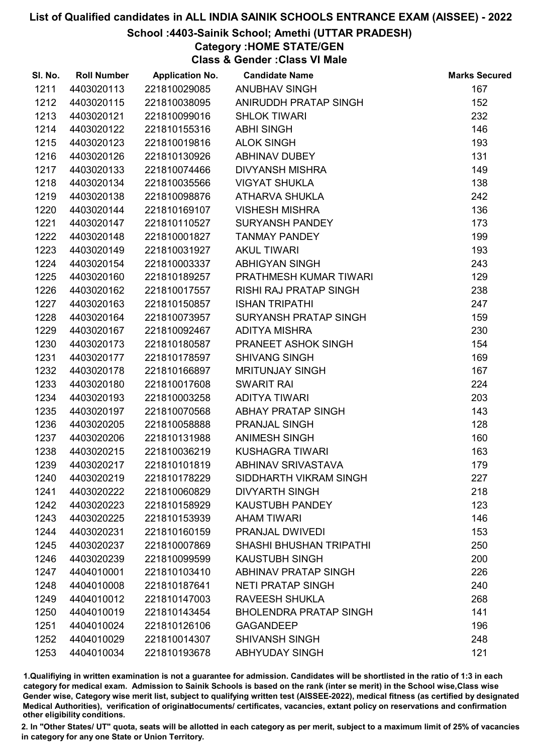# List of Qualified candidates in ALL INDIA SAINIK SCHOOLS ENTRANCE EXAM (AISSEE) - 2022

## School :4403-Sainik School; Amethi (UTTAR PRADESH)

### Category :HOME STATE/GEN

### Class & Gender :Class VI Male

| Sl. No. | Roll Number | Application No. | Candidate Name | Marks Secured |
|---|---|---|---|---|
| 1211 | 4403020113 | 221810029085 | ANUBHAV SINGH | 167 |
| 1212 | 4403020115 | 221810038095 | ANIRUDDH PRATAP SINGH | 152 |
| 1213 | 4403020121 | 221810099016 | SHLOK TIWARI | 232 |
| 1214 | 4403020122 | 221810155316 | ABHI SINGH | 146 |
| 1215 | 4403020123 | 221810019816 | ALOK SINGH | 193 |
| 1216 | 4403020126 | 221810130926 | ABHINAV DUBEY | 131 |
| 1217 | 4403020133 | 221810074466 | DIVYANSH MISHRA | 149 |
| 1218 | 4403020134 | 221810035566 | VIGYAT SHUKLA | 138 |
| 1219 | 4403020138 | 221810098876 | ATHARVA SHUKLA | 242 |
| 1220 | 4403020144 | 221810169107 | VISHESH MISHRA | 136 |
| 1221 | 4403020147 | 221810110527 | SURYANSH PANDEY | 173 |
| 1222 | 4403020148 | 221810001827 | TANMAY PANDEY | 199 |
| 1223 | 4403020149 | 221810031927 | AKUL TIWARI | 193 |
| 1224 | 4403020154 | 221810003337 | ABHIGYAN SINGH | 243 |
| 1225 | 4403020160 | 221810189257 | PRATHMESH KUMAR TIWARI | 129 |
| 1226 | 4403020162 | 221810017557 | RISHI RAJ PRATAP SINGH | 238 |
| 1227 | 4403020163 | 221810150857 | ISHAN TRIPATHI | 247 |
| 1228 | 4403020164 | 221810073957 | SURYANSH PRATAP SINGH | 159 |
| 1229 | 4403020167 | 221810092467 | ADITYA MISHRA | 230 |
| 1230 | 4403020173 | 221810180587 | PRANEET ASHOK SINGH | 154 |
| 1231 | 4403020177 | 221810178597 | SHIVANG SINGH | 169 |
| 1232 | 4403020178 | 221810166897 | MRITUNJAY SINGH | 167 |
| 1233 | 4403020180 | 221810017608 | SWARIT RAI | 224 |
| 1234 | 4403020193 | 221810003258 | ADITYA TIWARI | 203 |
| 1235 | 4403020197 | 221810070568 | ABHAY PRATAP SINGH | 143 |
| 1236 | 4403020205 | 221810058888 | PRANJAL SINGH | 128 |
| 1237 | 4403020206 | 221810131988 | ANIMESH SINGH | 160 |
| 1238 | 4403020215 | 221810036219 | KUSHAGRA TIWARI | 163 |
| 1239 | 4403020217 | 221810101819 | ABHINAV SRIVASTAVA | 179 |
| 1240 | 4403020219 | 221810178229 | SIDDHARTH VIKRAM SINGH | 227 |
| 1241 | 4403020222 | 221810060829 | DIVYARTH SINGH | 218 |
| 1242 | 4403020223 | 221810158929 | KAUSTUBH PANDEY | 123 |
| 1243 | 4403020225 | 221810153939 | AHAM TIWARI | 146 |
| 1244 | 4403020231 | 221810160159 | PRANJAL DWIVEDI | 153 |
| 1245 | 4403020237 | 221810007869 | SHASHI BHUSHAN TRIPATHI | 250 |
| 1246 | 4403020239 | 221810099599 | KAUSTUBH SINGH | 200 |
| 1247 | 4404010001 | 221810103410 | ABHINAV PRATAP SINGH | 226 |
| 1248 | 4404010008 | 221810187641 | NETI PRATAP SINGH | 240 |
| 1249 | 4404010012 | 221810147003 | RAVEESH SHUKLA | 268 |
| 1250 | 4404010019 | 221810143454 | BHOLENDRA PRATAP SINGH | 141 |
| 1251 | 4404010024 | 221810126106 | GAGANDEEP | 196 |
| 1252 | 4404010029 | 221810014307 | SHIVANSH SINGH | 248 |
| 1253 | 4404010034 | 221810193678 | ABHYUDAY SINGH | 121 |

1.Qualifiying in written examination is not a guarantee for admission. Candidates will be shortlisted in the ratio of 1:3 in each category for medical exam. Admission to Sainik Schools is based on the rank (inter se merit) in the School wise,Class wise Gender wise, Category wise merit list, subject to qualifying written test (AISSEE-2022), medical fitness (as certified by designated Medical Authorities), verification of originaldocuments/ certificates, vacancies, extant policy on reservations and confirmation other eligibility conditions.

2. In "Other States/ UT" quota, seats will be allotted in each category as per merit, subject to a maximum limit of 25% of vacancies in category for any one State or Union Territory.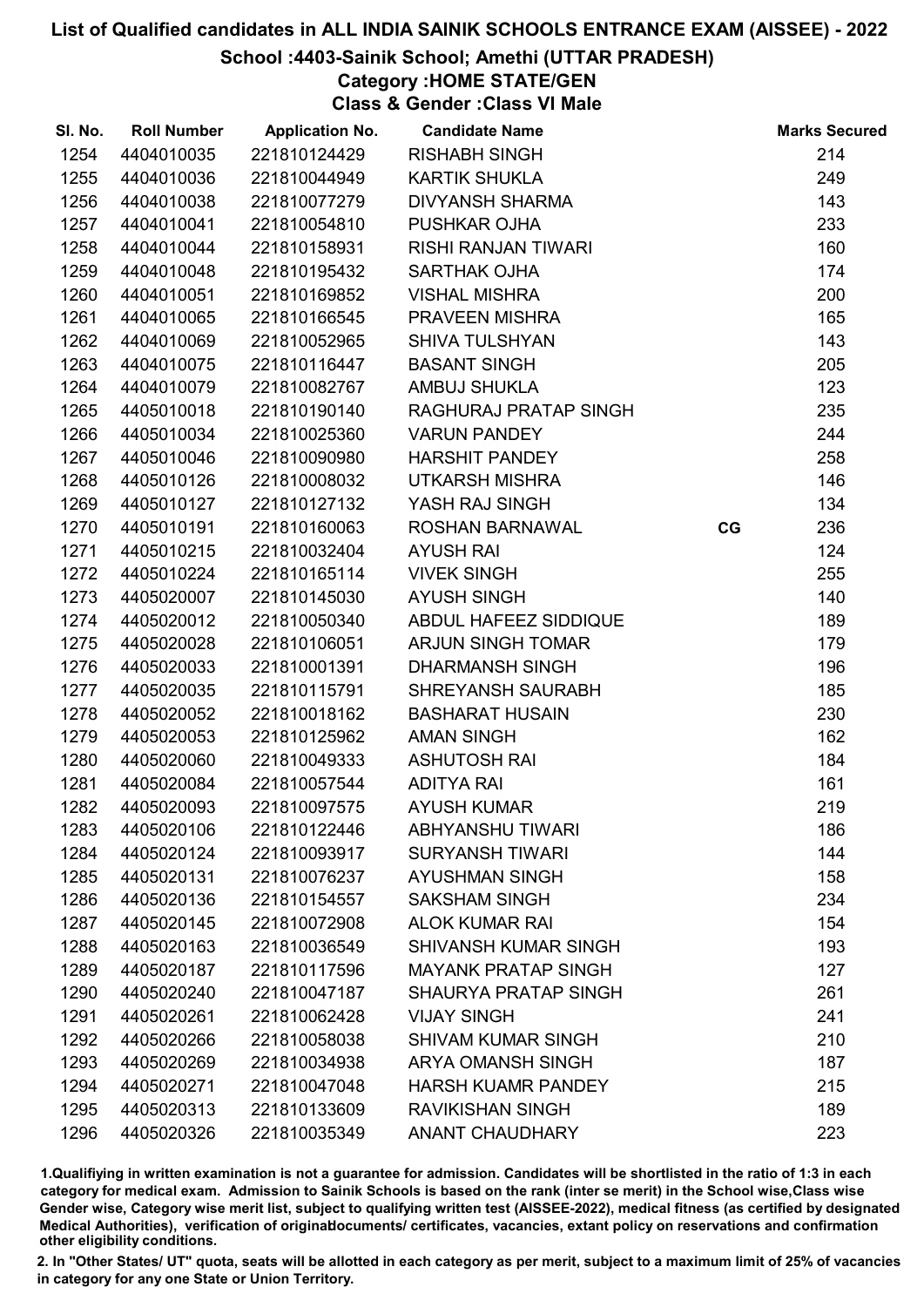# List of Qualified candidates in ALL INDIA SAINIK SCHOOLS ENTRANCE EXAM (AISSEE) - 2022

## School :4403-Sainik School; Amethi (UTTAR PRADESH)

### Category :HOME STATE/GEN

### Class & Gender :Class VI Male

| Sl. No. | Roll Number | Application No. | Candidate Name | | Marks Secured |
|---|---|---|---|---|---|
| 1254 | 4404010035 | 221810124429 | RISHABH SINGH | | 214 |
| 1255 | 4404010036 | 221810044949 | KARTIK SHUKLA | | 249 |
| 1256 | 4404010038 | 221810077279 | DIVYANSH SHARMA | | 143 |
| 1257 | 4404010041 | 221810054810 | PUSHKAR OJHA | | 233 |
| 1258 | 4404010044 | 221810158931 | RISHI RANJAN TIWARI | | 160 |
| 1259 | 4404010048 | 221810195432 | SARTHAK OJHA | | 174 |
| 1260 | 4404010051 | 221810169852 | VISHAL MISHRA | | 200 |
| 1261 | 4404010065 | 221810166545 | PRAVEEN MISHRA | | 165 |
| 1262 | 4404010069 | 221810052965 | SHIVA TULSHYAN | | 143 |
| 1263 | 4404010075 | 221810116447 | BASANT SINGH | | 205 |
| 1264 | 4404010079 | 221810082767 | AMBUJ SHUKLA | | 123 |
| 1265 | 4405010018 | 221810190140 | RAGHURAJ PRATAP SINGH | | 235 |
| 1266 | 4405010034 | 221810025360 | VARUN PANDEY | | 244 |
| 1267 | 4405010046 | 221810090980 | HARSHIT PANDEY | | 258 |
| 1268 | 4405010126 | 221810008032 | UTKARSH MISHRA | | 146 |
| 1269 | 4405010127 | 221810127132 | YASH RAJ SINGH | | 134 |
| 1270 | 4405010191 | 221810160063 | ROSHAN BARNAWAL | CG | 236 |
| 1271 | 4405010215 | 221810032404 | AYUSH RAI | | 124 |
| 1272 | 4405010224 | 221810165114 | VIVEK SINGH | | 255 |
| 1273 | 4405020007 | 221810145030 | AYUSH SINGH | | 140 |
| 1274 | 4405020012 | 221810050340 | ABDUL HAFEEZ SIDDIQUE | | 189 |
| 1275 | 4405020028 | 221810106051 | ARJUN SINGH TOMAR | | 179 |
| 1276 | 4405020033 | 221810001391 | DHARMANSH SINGH | | 196 |
| 1277 | 4405020035 | 221810115791 | SHREYANSH SAURABH | | 185 |
| 1278 | 4405020052 | 221810018162 | BASHARAT HUSAIN | | 230 |
| 1279 | 4405020053 | 221810125962 | AMAN SINGH | | 162 |
| 1280 | 4405020060 | 221810049333 | ASHUTOSH RAI | | 184 |
| 1281 | 4405020084 | 221810057544 | ADITYA RAI | | 161 |
| 1282 | 4405020093 | 221810097575 | AYUSH KUMAR | | 219 |
| 1283 | 4405020106 | 221810122446 | ABHYANSHU TIWARI | | 186 |
| 1284 | 4405020124 | 221810093917 | SURYANSH TIWARI | | 144 |
| 1285 | 4405020131 | 221810076237 | AYUSHMAN SINGH | | 158 |
| 1286 | 4405020136 | 221810154557 | SAKSHAM SINGH | | 234 |
| 1287 | 4405020145 | 221810072908 | ALOK KUMAR RAI | | 154 |
| 1288 | 4405020163 | 221810036549 | SHIVANSH KUMAR SINGH | | 193 |
| 1289 | 4405020187 | 221810117596 | MAYANK PRATAP SINGH | | 127 |
| 1290 | 4405020240 | 221810047187 | SHAURYA PRATAP SINGH | | 261 |
| 1291 | 4405020261 | 221810062428 | VIJAY SINGH | | 241 |
| 1292 | 4405020266 | 221810058038 | SHIVAM KUMAR SINGH | | 210 |
| 1293 | 4405020269 | 221810034938 | ARYA OMANSH SINGH | | 187 |
| 1294 | 4405020271 | 221810047048 | HARSH KUAMR PANDEY | | 215 |
| 1295 | 4405020313 | 221810133609 | RAVIKISHAN SINGH | | 189 |
| 1296 | 4405020326 | 221810035349 | ANANT CHAUDHARY | | 223 |

1.Qualifiying in written examination is not a guarantee for admission. Candidates will be shortlisted in the ratio of 1:3 in each category for medical exam. Admission to Sainik Schools is based on the rank (inter se merit) in the School wise,Class wise Gender wise, Category wise merit list, subject to qualifying written test (AISSEE-2022), medical fitness (as certified by designated Medical Authorities), verification of originaldocuments/ certificates, vacancies, extant policy on reservations and confirmation other eligibility conditions.

2. In "Other States/ UT" quota, seats will be allotted in each category as per merit, subject to a maximum limit of 25% of vacancies in category for any one State or Union Territory.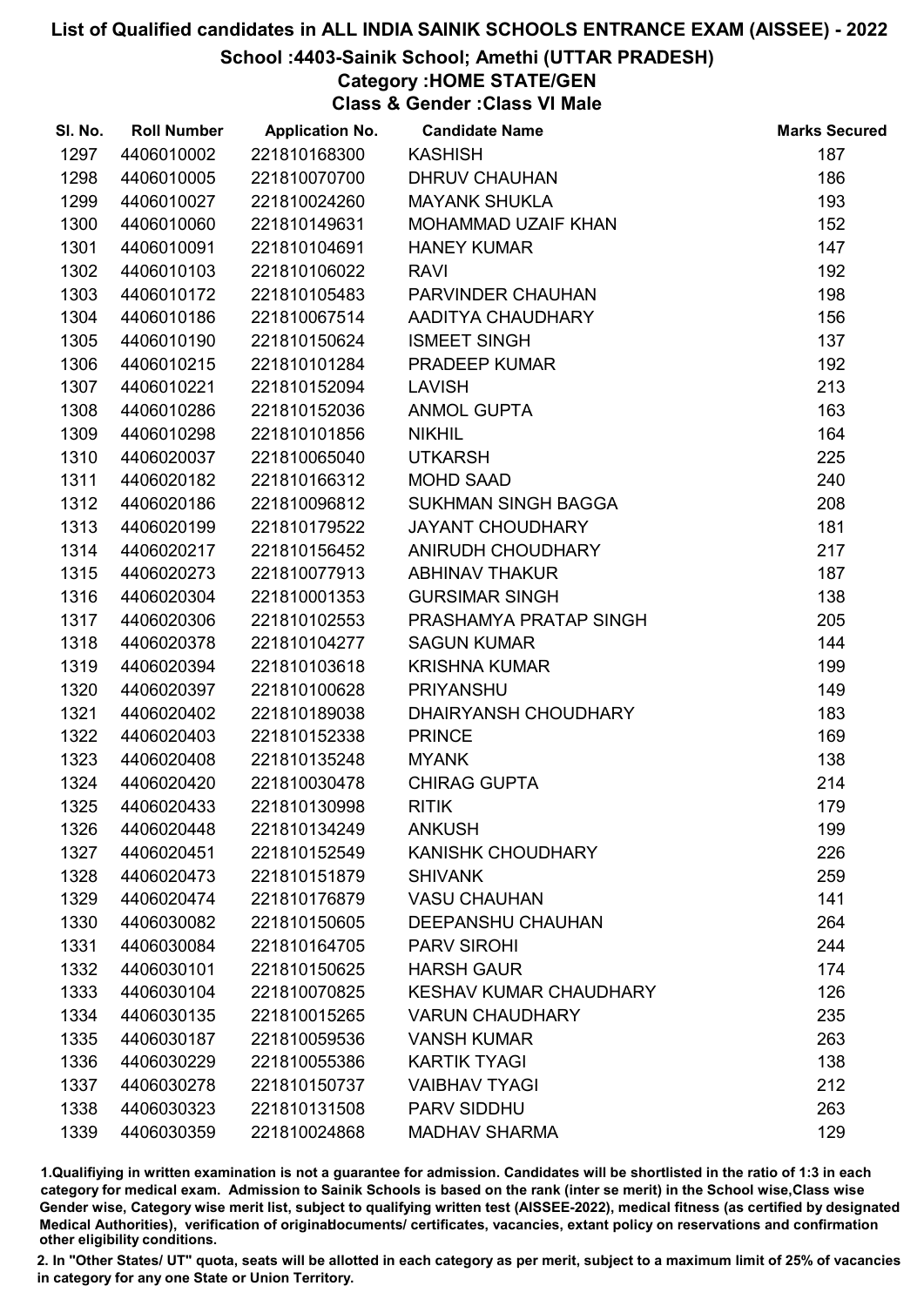# List of Qualified candidates in ALL INDIA SAINIK SCHOOLS ENTRANCE EXAM (AISSEE) - 2022

## School :4403-Sainik School; Amethi (UTTAR PRADESH)

### Category :HOME STATE/GEN

### Class & Gender :Class VI Male

| Sl. No. | Roll Number | Application No. | Candidate Name | Marks Secured |
|---|---|---|---|---|
| 1297 | 4406010002 | 221810168300 | KASHISH | 187 |
| 1298 | 4406010005 | 221810070700 | DHRUV CHAUHAN | 186 |
| 1299 | 4406010027 | 221810024260 | MAYANK SHUKLA | 193 |
| 1300 | 4406010060 | 221810149631 | MOHAMMAD UZAIF KHAN | 152 |
| 1301 | 4406010091 | 221810104691 | HANEY KUMAR | 147 |
| 1302 | 4406010103 | 221810106022 | RAVI | 192 |
| 1303 | 4406010172 | 221810105483 | PARVINDER CHAUHAN | 198 |
| 1304 | 4406010186 | 221810067514 | AADITYA CHAUDHARY | 156 |
| 1305 | 4406010190 | 221810150624 | ISMEET SINGH | 137 |
| 1306 | 4406010215 | 221810101284 | PRADEEP KUMAR | 192 |
| 1307 | 4406010221 | 221810152094 | LAVISH | 213 |
| 1308 | 4406010286 | 221810152036 | ANMOL GUPTA | 163 |
| 1309 | 4406010298 | 221810101856 | NIKHIL | 164 |
| 1310 | 4406020037 | 221810065040 | UTKARSH | 225 |
| 1311 | 4406020182 | 221810166312 | MOHD SAAD | 240 |
| 1312 | 4406020186 | 221810096812 | SUKHMAN SINGH BAGGA | 208 |
| 1313 | 4406020199 | 221810179522 | JAYANT CHOUDHARY | 181 |
| 1314 | 4406020217 | 221810156452 | ANIRUDH CHOUDHARY | 217 |
| 1315 | 4406020273 | 221810077913 | ABHINAV THAKUR | 187 |
| 1316 | 4406020304 | 221810001353 | GURSIMAR SINGH | 138 |
| 1317 | 4406020306 | 221810102553 | PRASHAMYA PRATAP SINGH | 205 |
| 1318 | 4406020378 | 221810104277 | SAGUN KUMAR | 144 |
| 1319 | 4406020394 | 221810103618 | KRISHNA KUMAR | 199 |
| 1320 | 4406020397 | 221810100628 | PRIYANSHU | 149 |
| 1321 | 4406020402 | 221810189038 | DHAIRYANSH CHOUDHARY | 183 |
| 1322 | 4406020403 | 221810152338 | PRINCE | 169 |
| 1323 | 4406020408 | 221810135248 | MYANK | 138 |
| 1324 | 4406020420 | 221810030478 | CHIRAG GUPTA | 214 |
| 1325 | 4406020433 | 221810130998 | RITIK | 179 |
| 1326 | 4406020448 | 221810134249 | ANKUSH | 199 |
| 1327 | 4406020451 | 221810152549 | KANISHK CHOUDHARY | 226 |
| 1328 | 4406020473 | 221810151879 | SHIVANK | 259 |
| 1329 | 4406020474 | 221810176879 | VASU CHAUHAN | 141 |
| 1330 | 4406030082 | 221810150605 | DEEPANSHU CHAUHAN | 264 |
| 1331 | 4406030084 | 221810164705 | PARV SIROHI | 244 |
| 1332 | 4406030101 | 221810150625 | HARSH GAUR | 174 |
| 1333 | 4406030104 | 221810070825 | KESHAV KUMAR CHAUDHARY | 126 |
| 1334 | 4406030135 | 221810015265 | VARUN CHAUDHARY | 235 |
| 1335 | 4406030187 | 221810059536 | VANSH KUMAR | 263 |
| 1336 | 4406030229 | 221810055386 | KARTIK TYAGI | 138 |
| 1337 | 4406030278 | 221810150737 | VAIBHAV TYAGI | 212 |
| 1338 | 4406030323 | 221810131508 | PARV SIDDHU | 263 |
| 1339 | 4406030359 | 221810024868 | MADHAV SHARMA | 129 |

1.Qualifiying in written examination is not a guarantee for admission. Candidates will be shortlisted in the ratio of 1:3 in each category for medical exam. Admission to Sainik Schools is based on the rank (inter se merit) in the School wise,Class wise Gender wise, Category wise merit list, subject to qualifying written test (AISSEE-2022), medical fitness (as certified by designated Medical Authorities), verification of originaldocuments/ certificates, vacancies, extant policy on reservations and confirmation other eligibility conditions.

2. In "Other States/ UT" quota, seats will be allotted in each category as per merit, subject to a maximum limit of 25% of vacancies in category for any one State or Union Territory.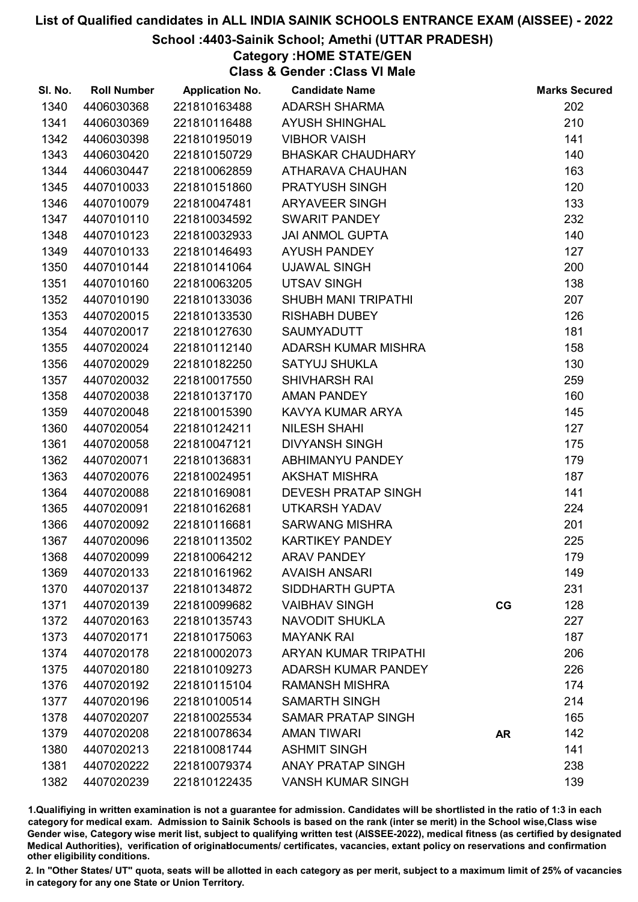# List of Qualified candidates in ALL INDIA SAINIK SCHOOLS ENTRANCE EXAM (AISSEE) - 2022

## School :4403-Sainik School; Amethi (UTTAR PRADESH)

### Category :HOME STATE/GEN

### Class & Gender :Class VI Male

| Sl. No. | Roll Number | Application No. | Candidate Name | | Marks Secured |
|---|---|---|---|---|---|
| 1340 | 4406030368 | 221810163488 | ADARSH SHARMA | | 202 |
| 1341 | 4406030369 | 221810116488 | AYUSH SHINGHAL | | 210 |
| 1342 | 4406030398 | 221810195019 | VIBHOR VAISH | | 141 |
| 1343 | 4406030420 | 221810150729 | BHASKAR CHAUDHARY | | 140 |
| 1344 | 4406030447 | 221810062859 | ATHARAVA CHAUHAN | | 163 |
| 1345 | 4407010033 | 221810151860 | PRATYUSH SINGH | | 120 |
| 1346 | 4407010079 | 221810047481 | ARYAVEER SINGH | | 133 |
| 1347 | 4407010110 | 221810034592 | SWARIT PANDEY | | 232 |
| 1348 | 4407010123 | 221810032933 | JAI ANMOL GUPTA | | 140 |
| 1349 | 4407010133 | 221810146493 | AYUSH PANDEY | | 127 |
| 1350 | 4407010144 | 221810141064 | UJAWAL SINGH | | 200 |
| 1351 | 4407010160 | 221810063205 | UTSAV SINGH | | 138 |
| 1352 | 4407010190 | 221810133036 | SHUBH MANI TRIPATHI | | 207 |
| 1353 | 4407020015 | 221810133530 | RISHABH DUBEY | | 126 |
| 1354 | 4407020017 | 221810127630 | SAUMYADUTT | | 181 |
| 1355 | 4407020024 | 221810112140 | ADARSH KUMAR MISHRA | | 158 |
| 1356 | 4407020029 | 221810182250 | SATYUJ SHUKLA | | 130 |
| 1357 | 4407020032 | 221810017550 | SHIVHARSH RAI | | 259 |
| 1358 | 4407020038 | 221810137170 | AMAN PANDEY | | 160 |
| 1359 | 4407020048 | 221810015390 | KAVYA KUMAR ARYA | | 145 |
| 1360 | 4407020054 | 221810124211 | NILESH SHAHI | | 127 |
| 1361 | 4407020058 | 221810047121 | DIVYANSH SINGH | | 175 |
| 1362 | 4407020071 | 221810136831 | ABHIMANYU PANDEY | | 179 |
| 1363 | 4407020076 | 221810024951 | AKSHAT MISHRA | | 187 |
| 1364 | 4407020088 | 221810169081 | DEVESH PRATAP SINGH | | 141 |
| 1365 | 4407020091 | 221810162681 | UTKARSH YADAV | | 224 |
| 1366 | 4407020092 | 221810116681 | SARWANG MISHRA | | 201 |
| 1367 | 4407020096 | 221810113502 | KARTIKEY PANDEY | | 225 |
| 1368 | 4407020099 | 221810064212 | ARAV PANDEY | | 179 |
| 1369 | 4407020133 | 221810161962 | AVAISH ANSARI | | 149 |
| 1370 | 4407020137 | 221810134872 | SIDDHARTH GUPTA | | 231 |
| 1371 | 4407020139 | 221810099682 | VAIBHAV SINGH | CG | 128 |
| 1372 | 4407020163 | 221810135743 | NAVODIT SHUKLA | | 227 |
| 1373 | 4407020171 | 221810175063 | MAYANK RAI | | 187 |
| 1374 | 4407020178 | 221810002073 | ARYAN KUMAR TRIPATHI | | 206 |
| 1375 | 4407020180 | 221810109273 | ADARSH KUMAR PANDEY | | 226 |
| 1376 | 4407020192 | 221810115104 | RAMANSH MISHRA | | 174 |
| 1377 | 4407020196 | 221810100514 | SAMARTH SINGH | | 214 |
| 1378 | 4407020207 | 221810025534 | SAMAR PRATAP SINGH | | 165 |
| 1379 | 4407020208 | 221810078634 | AMAN TIWARI | AR | 142 |
| 1380 | 4407020213 | 221810081744 | ASHMIT SINGH | | 141 |
| 1381 | 4407020222 | 221810079374 | ANAY PRATAP SINGH | | 238 |
| 1382 | 4407020239 | 221810122435 | VANSH KUMAR SINGH | | 139 |

1.Qualifiying in written examination is not a guarantee for admission. Candidates will be shortlisted in the ratio of 1:3 in each category for medical exam. Admission to Sainik Schools is based on the rank (inter se merit) in the School wise,Class wise Gender wise, Category wise merit list, subject to qualifying written test (AISSEE-2022), medical fitness (as certified by designated Medical Authorities), verification of originaldocuments/ certificates, vacancies, extant policy on reservations and confirmation other eligibility conditions.

2. In "Other States/ UT" quota, seats will be allotted in each category as per merit, subject to a maximum limit of 25% of vacancies in category for any one State or Union Territory.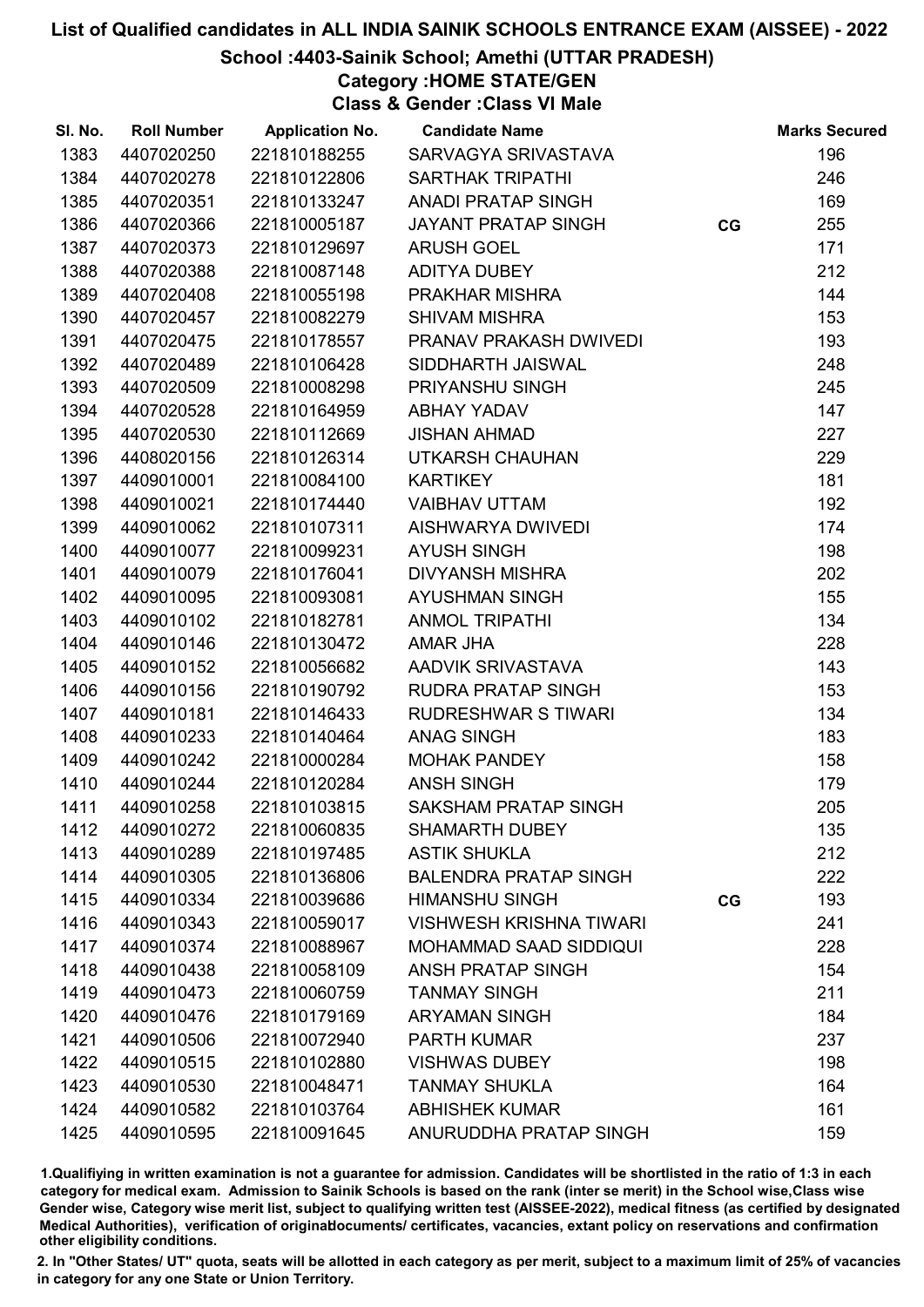# List of Qualified candidates in ALL INDIA SAINIK SCHOOLS ENTRANCE EXAM (AISSEE) - 2022

## School :4403-Sainik School; Amethi (UTTAR PRADESH)

### Category :HOME STATE/GEN

### Class & Gender :Class VI Male

| Sl. No. | Roll Number | Application No. | Candidate Name | | Marks Secured |
|---|---|---|---|---|---|
| 1383 | 4407020250 | 221810188255 | SARVAGYA SRIVASTAVA | | 196 |
| 1384 | 4407020278 | 221810122806 | SARTHAK TRIPATHI | | 246 |
| 1385 | 4407020351 | 221810133247 | ANADI PRATAP SINGH | | 169 |
| 1386 | 4407020366 | 221810005187 | JAYANT PRATAP SINGH | CG | 255 |
| 1387 | 4407020373 | 221810129697 | ARUSH GOEL | | 171 |
| 1388 | 4407020388 | 221810087148 | ADITYA DUBEY | | 212 |
| 1389 | 4407020408 | 221810055198 | PRAKHAR MISHRA | | 144 |
| 1390 | 4407020457 | 221810082279 | SHIVAM MISHRA | | 153 |
| 1391 | 4407020475 | 221810178557 | PRANAV PRAKASH DWIVEDI | | 193 |
| 1392 | 4407020489 | 221810106428 | SIDDHARTH JAISWAL | | 248 |
| 1393 | 4407020509 | 221810008298 | PRIYANSHU SINGH | | 245 |
| 1394 | 4407020528 | 221810164959 | ABHAY YADAV | | 147 |
| 1395 | 4407020530 | 221810112669 | JISHAN AHMAD | | 227 |
| 1396 | 4408020156 | 221810126314 | UTKARSH CHAUHAN | | 229 |
| 1397 | 4409010001 | 221810084100 | KARTIKEY | | 181 |
| 1398 | 4409010021 | 221810174440 | VAIBHAV UTTAM | | 192 |
| 1399 | 4409010062 | 221810107311 | AISHWARYA DWIVEDI | | 174 |
| 1400 | 4409010077 | 221810099231 | AYUSH SINGH | | 198 |
| 1401 | 4409010079 | 221810176041 | DIVYANSH MISHRA | | 202 |
| 1402 | 4409010095 | 221810093081 | AYUSHMAN SINGH | | 155 |
| 1403 | 4409010102 | 221810182781 | ANMOL TRIPATHI | | 134 |
| 1404 | 4409010146 | 221810130472 | AMAR JHA | | 228 |
| 1405 | 4409010152 | 221810056682 | AADVIK SRIVASTAVA | | 143 |
| 1406 | 4409010156 | 221810190792 | RUDRA PRATAP SINGH | | 153 |
| 1407 | 4409010181 | 221810146433 | RUDRESHWAR S TIWARI | | 134 |
| 1408 | 4409010233 | 221810140464 | ANAG SINGH | | 183 |
| 1409 | 4409010242 | 221810000284 | MOHAK PANDEY | | 158 |
| 1410 | 4409010244 | 221810120284 | ANSH SINGH | | 179 |
| 1411 | 4409010258 | 221810103815 | SAKSHAM PRATAP SINGH | | 205 |
| 1412 | 4409010272 | 221810060835 | SHAMARTH DUBEY | | 135 |
| 1413 | 4409010289 | 221810197485 | ASTIK SHUKLA | | 212 |
| 1414 | 4409010305 | 221810136806 | BALENDRA PRATAP SINGH | | 222 |
| 1415 | 4409010334 | 221810039686 | HIMANSHU SINGH | CG | 193 |
| 1416 | 4409010343 | 221810059017 | VISHWESH KRISHNA TIWARI | | 241 |
| 1417 | 4409010374 | 221810088967 | MOHAMMAD SAAD SIDDIQUI | | 228 |
| 1418 | 4409010438 | 221810058109 | ANSH PRATAP SINGH | | 154 |
| 1419 | 4409010473 | 221810060759 | TANMAY SINGH | | 211 |
| 1420 | 4409010476 | 221810179169 | ARYAMAN SINGH | | 184 |
| 1421 | 4409010506 | 221810072940 | PARTH KUMAR | | 237 |
| 1422 | 4409010515 | 221810102880 | VISHWAS DUBEY | | 198 |
| 1423 | 4409010530 | 221810048471 | TANMAY SHUKLA | | 164 |
| 1424 | 4409010582 | 221810103764 | ABHISHEK KUMAR | | 161 |
| 1425 | 4409010595 | 221810091645 | ANURUDDHA PRATAP SINGH | | 159 |

1.Qualifiying in written examination is not a guarantee for admission. Candidates will be shortlisted in the ratio of 1:3 in each category for medical exam. Admission to Sainik Schools is based on the rank (inter se merit) in the School wise,Class wise Gender wise, Category wise merit list, subject to qualifying written test (AISSEE-2022), medical fitness (as certified by designated Medical Authorities), verification of originaldocuments/ certificates, vacancies, extant policy on reservations and confirmation other eligibility conditions.

2. In "Other States/ UT" quota, seats will be allotted in each category as per merit, subject to a maximum limit of 25% of vacancies in category for any one State or Union Territory.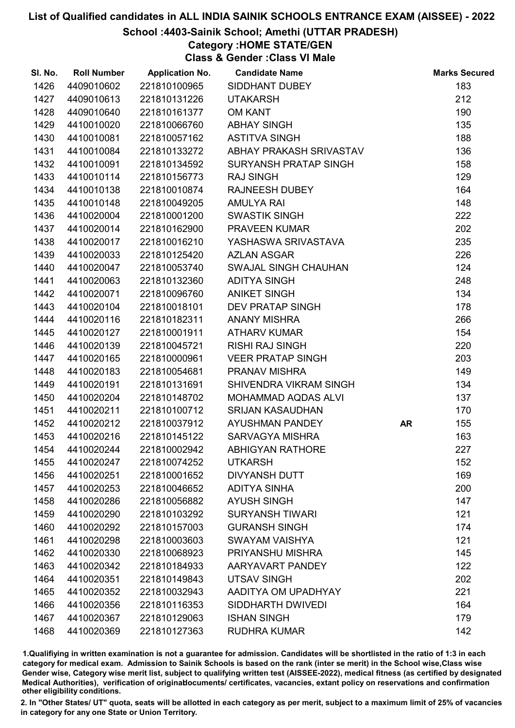# List of Qualified candidates in ALL INDIA SAINIK SCHOOLS ENTRANCE EXAM (AISSEE) - 2022

## School :4403-Sainik School; Amethi (UTTAR PRADESH)

### Category :HOME STATE/GEN

### Class & Gender :Class VI Male

| Sl. No. | Roll Number | Application No. | Candidate Name | | Marks Secured |
|---|---|---|---|---|---|
| 1426 | 4409010602 | 221810100965 | SIDDHANT DUBEY | | 183 |
| 1427 | 4409010613 | 221810131226 | UTAKARSH | | 212 |
| 1428 | 4409010640 | 221810161377 | OM KANT | | 190 |
| 1429 | 4410010020 | 221810066760 | ABHAY SINGH | | 135 |
| 1430 | 4410010081 | 221810057162 | ASTITVA SINGH | | 188 |
| 1431 | 4410010084 | 221810133272 | ABHAY PRAKASH SRIVASTAV | | 136 |
| 1432 | 4410010091 | 221810134592 | SURYANSH PRATAP SINGH | | 158 |
| 1433 | 4410010114 | 221810156773 | RAJ SINGH | | 129 |
| 1434 | 4410010138 | 221810010874 | RAJNEESH DUBEY | | 164 |
| 1435 | 4410010148 | 221810049205 | AMULYA RAI | | 148 |
| 1436 | 4410020004 | 221810001200 | SWASTIK SINGH | | 222 |
| 1437 | 4410020014 | 221810162900 | PRAVEEN KUMAR | | 202 |
| 1438 | 4410020017 | 221810016210 | YASHASWA SRIVASTAVA | | 235 |
| 1439 | 4410020033 | 221810125420 | AZLAN ASGAR | | 226 |
| 1440 | 4410020047 | 221810053740 | SWAJAL SINGH CHAUHAN | | 124 |
| 1441 | 4410020063 | 221810132360 | ADITYA SINGH | | 248 |
| 1442 | 4410020071 | 221810096760 | ANIKET SINGH | | 134 |
| 1443 | 4410020104 | 221810018101 | DEV PRATAP SINGH | | 178 |
| 1444 | 4410020116 | 221810182311 | ANANY MISHRA | | 266 |
| 1445 | 4410020127 | 221810001911 | ATHARV KUMAR | | 154 |
| 1446 | 4410020139 | 221810045721 | RISHI RAJ SINGH | | 220 |
| 1447 | 4410020165 | 221810000961 | VEER PRATAP SINGH | | 203 |
| 1448 | 4410020183 | 221810054681 | PRANAV MISHRA | | 149 |
| 1449 | 4410020191 | 221810131691 | SHIVENDRA VIKRAM SINGH | | 134 |
| 1450 | 4410020204 | 221810148702 | MOHAMMAD AQDAS ALVI | | 137 |
| 1451 | 4410020211 | 221810100712 | SRIJAN KASAUDHAN | | 170 |
| 1452 | 4410020212 | 221810037912 | AYUSHMAN PANDEY | AR | 155 |
| 1453 | 4410020216 | 221810145122 | SARVAGYA MISHRA | | 163 |
| 1454 | 4410020244 | 221810002942 | ABHIGYAN RATHORE | | 227 |
| 1455 | 4410020247 | 221810074252 | UTKARSH | | 152 |
| 1456 | 4410020251 | 221810001652 | DIVYANSH DUTT | | 169 |
| 1457 | 4410020253 | 221810046652 | ADITYA SINHA | | 200 |
| 1458 | 4410020286 | 221810056882 | AYUSH SINGH | | 147 |
| 1459 | 4410020290 | 221810103292 | SURYANSH TIWARI | | 121 |
| 1460 | 4410020292 | 221810157003 | GURANSH SINGH | | 174 |
| 1461 | 4410020298 | 221810003603 | SWAYAM VAISHYA | | 121 |
| 1462 | 4410020330 | 221810068923 | PRIYANSHU MISHRA | | 145 |
| 1463 | 4410020342 | 221810184933 | AARYAVART PANDEY | | 122 |
| 1464 | 4410020351 | 221810149843 | UTSAV SINGH | | 202 |
| 1465 | 4410020352 | 221810032943 | AADITYA OM UPADHYAY | | 221 |
| 1466 | 4410020356 | 221810116353 | SIDDHARTH DWIVEDI | | 164 |
| 1467 | 4410020367 | 221810129063 | ISHAN SINGH | | 179 |
| 1468 | 4410020369 | 221810127363 | RUDHRA KUMAR | | 142 |

1.Qualifiying in written examination is not a guarantee for admission. Candidates will be shortlisted in the ratio of 1:3 in each category for medical exam. Admission to Sainik Schools is based on the rank (inter se merit) in the School wise,Class wise Gender wise, Category wise merit list, subject to qualifying written test (AISSEE-2022), medical fitness (as certified by designated Medical Authorities), verification of originaldocuments/ certificates, vacancies, extant policy on reservations and confirmation other eligibility conditions.

2. In "Other States/ UT" quota, seats will be allotted in each category as per merit, subject to a maximum limit of 25% of vacancies in category for any one State or Union Territory.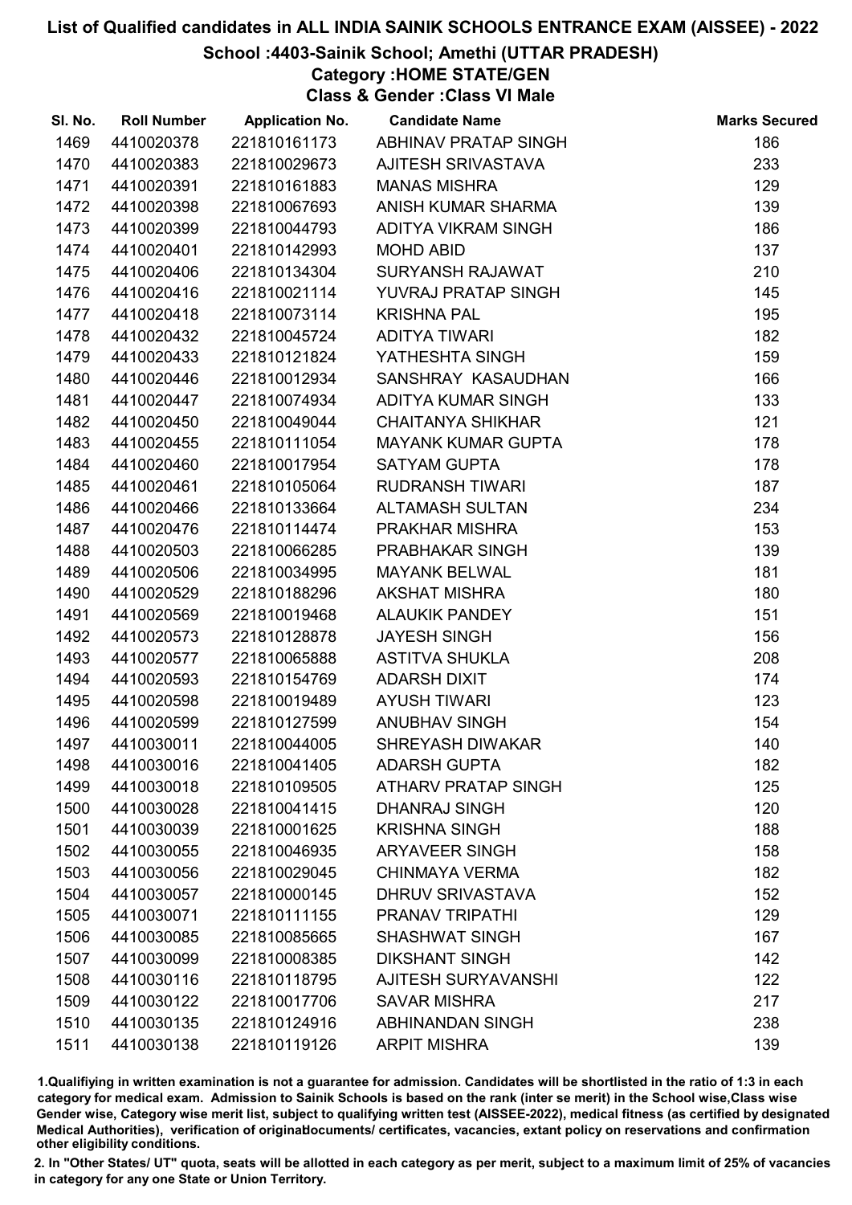# List of Qualified candidates in ALL INDIA SAINIK SCHOOLS ENTRANCE EXAM (AISSEE) - 2022

## School :4403-Sainik School; Amethi (UTTAR PRADESH)

### Category :HOME STATE/GEN

### Class & Gender :Class VI Male

| Sl. No. | Roll Number | Application No. | Candidate Name | Marks Secured |
|---|---|---|---|---|
| 1469 | 4410020378 | 221810161173 | ABHINAV PRATAP SINGH | 186 |
| 1470 | 4410020383 | 221810029673 | AJITESH SRIVASTAVA | 233 |
| 1471 | 4410020391 | 221810161883 | MANAS MISHRA | 129 |
| 1472 | 4410020398 | 221810067693 | ANISH KUMAR SHARMA | 139 |
| 1473 | 4410020399 | 221810044793 | ADITYA VIKRAM SINGH | 186 |
| 1474 | 4410020401 | 221810142993 | MOHD ABID | 137 |
| 1475 | 4410020406 | 221810134304 | SURYANSH RAJAWAT | 210 |
| 1476 | 4410020416 | 221810021114 | YUVRAJ PRATAP SINGH | 145 |
| 1477 | 4410020418 | 221810073114 | KRISHNA PAL | 195 |
| 1478 | 4410020432 | 221810045724 | ADITYA TIWARI | 182 |
| 1479 | 4410020433 | 221810121824 | YATHESHTA SINGH | 159 |
| 1480 | 4410020446 | 221810012934 | SANSHRAY KASAUDHAN | 166 |
| 1481 | 4410020447 | 221810074934 | ADITYA KUMAR SINGH | 133 |
| 1482 | 4410020450 | 221810049044 | CHAITANYA SHIKHAR | 121 |
| 1483 | 4410020455 | 221810111054 | MAYANK KUMAR GUPTA | 178 |
| 1484 | 4410020460 | 221810017954 | SATYAM GUPTA | 178 |
| 1485 | 4410020461 | 221810105064 | RUDRANSH TIWARI | 187 |
| 1486 | 4410020466 | 221810133664 | ALTAMASH SULTAN | 234 |
| 1487 | 4410020476 | 221810114474 | PRAKHAR MISHRA | 153 |
| 1488 | 4410020503 | 221810066285 | PRABHAKAR SINGH | 139 |
| 1489 | 4410020506 | 221810034995 | MAYANK BELWAL | 181 |
| 1490 | 4410020529 | 221810188296 | AKSHAT MISHRA | 180 |
| 1491 | 4410020569 | 221810019468 | ALAUKIK PANDEY | 151 |
| 1492 | 4410020573 | 221810128878 | JAYESH SINGH | 156 |
| 1493 | 4410020577 | 221810065888 | ASTITVA SHUKLA | 208 |
| 1494 | 4410020593 | 221810154769 | ADARSH DIXIT | 174 |
| 1495 | 4410020598 | 221810019489 | AYUSH TIWARI | 123 |
| 1496 | 4410020599 | 221810127599 | ANUBHAV SINGH | 154 |
| 1497 | 4410030011 | 221810044005 | SHREYASH DIWAKAR | 140 |
| 1498 | 4410030016 | 221810041405 | ADARSH GUPTA | 182 |
| 1499 | 4410030018 | 221810109505 | ATHARV PRATAP SINGH | 125 |
| 1500 | 4410030028 | 221810041415 | DHANRAJ SINGH | 120 |
| 1501 | 4410030039 | 221810001625 | KRISHNA SINGH | 188 |
| 1502 | 4410030055 | 221810046935 | ARYAVEER SINGH | 158 |
| 1503 | 4410030056 | 221810029045 | CHINMAYA VERMA | 182 |
| 1504 | 4410030057 | 221810000145 | DHRUV SRIVASTAVA | 152 |
| 1505 | 4410030071 | 221810111155 | PRANAV TRIPATHI | 129 |
| 1506 | 4410030085 | 221810085665 | SHASHWAT SINGH | 167 |
| 1507 | 4410030099 | 221810008385 | DIKSHANT SINGH | 142 |
| 1508 | 4410030116 | 221810118795 | AJITESH SURYAVANSHI | 122 |
| 1509 | 4410030122 | 221810017706 | SAVAR MISHRA | 217 |
| 1510 | 4410030135 | 221810124916 | ABHINANDAN SINGH | 238 |
| 1511 | 4410030138 | 221810119126 | ARPIT MISHRA | 139 |

1.Qualifiying in written examination is not a guarantee for admission. Candidates will be shortlisted in the ratio of 1:3 in each category for medical exam. Admission to Sainik Schools is based on the rank (inter se merit) in the School wise,Class wise Gender wise, Category wise merit list, subject to qualifying written test (AISSEE-2022), medical fitness (as certified by designated Medical Authorities), verification of originaldocuments/ certificates, vacancies, extant policy on reservations and confirmation other eligibility conditions.

2. In "Other States/ UT" quota, seats will be allotted in each category as per merit, subject to a maximum limit of 25% of vacancies in category for any one State or Union Territory.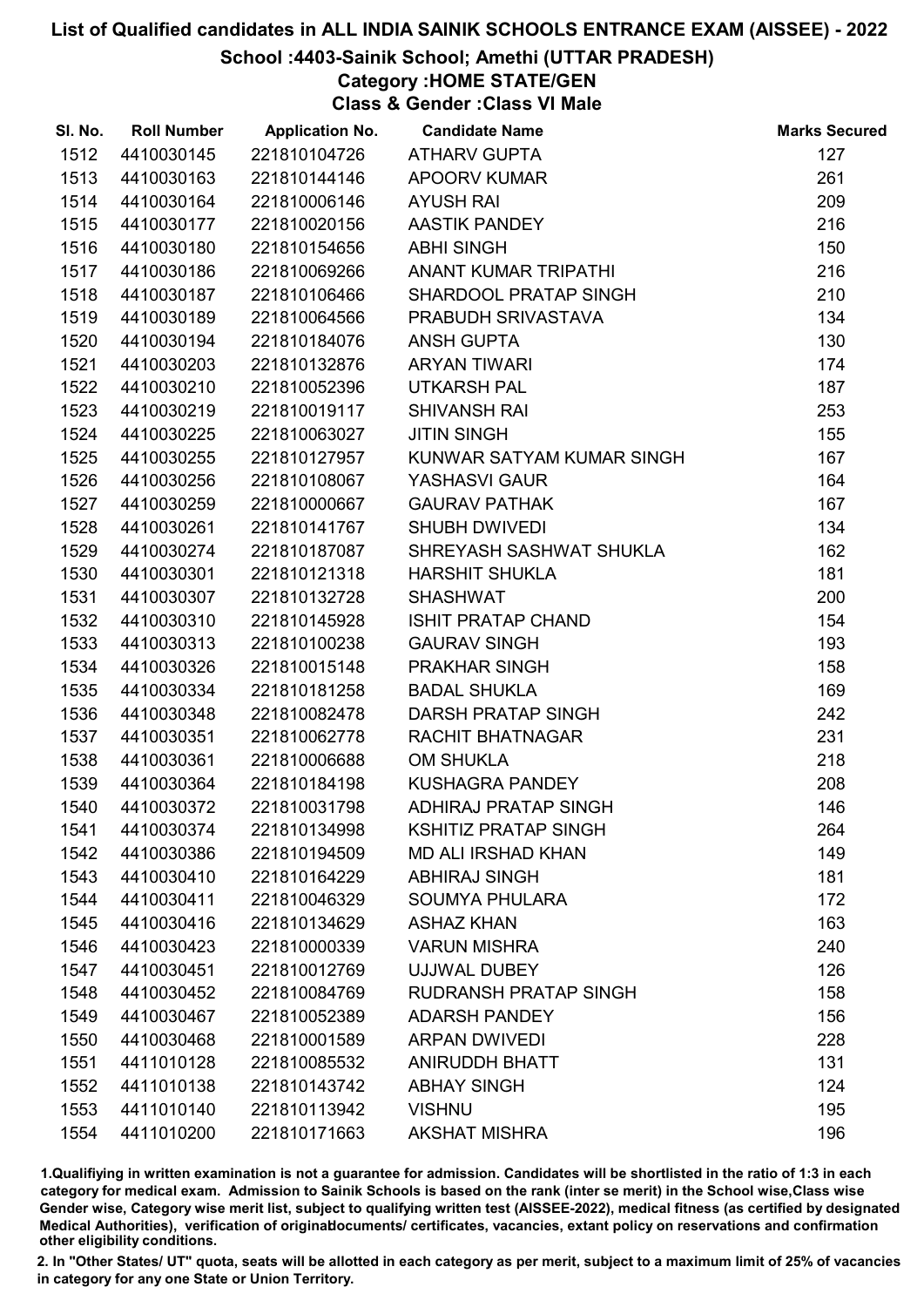# List of Qualified candidates in ALL INDIA SAINIK SCHOOLS ENTRANCE EXAM (AISSEE) - 2022

## School :4403-Sainik School; Amethi (UTTAR PRADESH)

### Category :HOME STATE/GEN

### Class & Gender :Class VI Male

| Sl. No. | Roll Number | Application No. | Candidate Name | Marks Secured |
|---|---|---|---|---|
| 1512 | 4410030145 | 221810104726 | ATHARV GUPTA | 127 |
| 1513 | 4410030163 | 221810144146 | APOORV KUMAR | 261 |
| 1514 | 4410030164 | 221810006146 | AYUSH RAI | 209 |
| 1515 | 4410030177 | 221810020156 | AASTIK PANDEY | 216 |
| 1516 | 4410030180 | 221810154656 | ABHI SINGH | 150 |
| 1517 | 4410030186 | 221810069266 | ANANT KUMAR TRIPATHI | 216 |
| 1518 | 4410030187 | 221810106466 | SHARDOOL PRATAP SINGH | 210 |
| 1519 | 4410030189 | 221810064566 | PRABUDH SRIVASTAVA | 134 |
| 1520 | 4410030194 | 221810184076 | ANSH GUPTA | 130 |
| 1521 | 4410030203 | 221810132876 | ARYAN TIWARI | 174 |
| 1522 | 4410030210 | 221810052396 | UTKARSH PAL | 187 |
| 1523 | 4410030219 | 221810019117 | SHIVANSH RAI | 253 |
| 1524 | 4410030225 | 221810063027 | JITIN SINGH | 155 |
| 1525 | 4410030255 | 221810127957 | KUNWAR SATYAM KUMAR SINGH | 167 |
| 1526 | 4410030256 | 221810108067 | YASHASVI GAUR | 164 |
| 1527 | 4410030259 | 221810000667 | GAURAV PATHAK | 167 |
| 1528 | 4410030261 | 221810141767 | SHUBH DWIVEDI | 134 |
| 1529 | 4410030274 | 221810187087 | SHREYASH SASHWAT SHUKLA | 162 |
| 1530 | 4410030301 | 221810121318 | HARSHIT SHUKLA | 181 |
| 1531 | 4410030307 | 221810132728 | SHASHWAT | 200 |
| 1532 | 4410030310 | 221810145928 | ISHIT PRATAP CHAND | 154 |
| 1533 | 4410030313 | 221810100238 | GAURAV SINGH | 193 |
| 1534 | 4410030326 | 221810015148 | PRAKHAR SINGH | 158 |
| 1535 | 4410030334 | 221810181258 | BADAL SHUKLA | 169 |
| 1536 | 4410030348 | 221810082478 | DARSH PRATAP SINGH | 242 |
| 1537 | 4410030351 | 221810062778 | RACHIT BHATNAGAR | 231 |
| 1538 | 4410030361 | 221810006688 | OM SHUKLA | 218 |
| 1539 | 4410030364 | 221810184198 | KUSHAGRA PANDEY | 208 |
| 1540 | 4410030372 | 221810031798 | ADHIRAJ PRATAP SINGH | 146 |
| 1541 | 4410030374 | 221810134998 | KSHITIZ PRATAP SINGH | 264 |
| 1542 | 4410030386 | 221810194509 | MD ALI IRSHAD KHAN | 149 |
| 1543 | 4410030410 | 221810164229 | ABHIRAJ SINGH | 181 |
| 1544 | 4410030411 | 221810046329 | SOUMYA PHULARA | 172 |
| 1545 | 4410030416 | 221810134629 | ASHAZ KHAN | 163 |
| 1546 | 4410030423 | 221810000339 | VARUN MISHRA | 240 |
| 1547 | 4410030451 | 221810012769 | UJJWAL DUBEY | 126 |
| 1548 | 4410030452 | 221810084769 | RUDRANSH PRATAP SINGH | 158 |
| 1549 | 4410030467 | 221810052389 | ADARSH PANDEY | 156 |
| 1550 | 4410030468 | 221810001589 | ARPAN DWIVEDI | 228 |
| 1551 | 4411010128 | 221810085532 | ANIRUDDH BHATT | 131 |
| 1552 | 4411010138 | 221810143742 | ABHAY SINGH | 124 |
| 1553 | 4411010140 | 221810113942 | VISHNU | 195 |
| 1554 | 4411010200 | 221810171663 | AKSHAT MISHRA | 196 |

1.Qualifiying in written examination is not a guarantee for admission. Candidates will be shortlisted in the ratio of 1:3 in each category for medical exam. Admission to Sainik Schools is based on the rank (inter se merit) in the School wise,Class wise Gender wise, Category wise merit list, subject to qualifying written test (AISSEE-2022), medical fitness (as certified by designated Medical Authorities), verification of originaldocuments/ certificates, vacancies, extant policy on reservations and confirmation other eligibility conditions.

2. In "Other States/ UT" quota, seats will be allotted in each category as per merit, subject to a maximum limit of 25% of vacancies in category for any one State or Union Territory.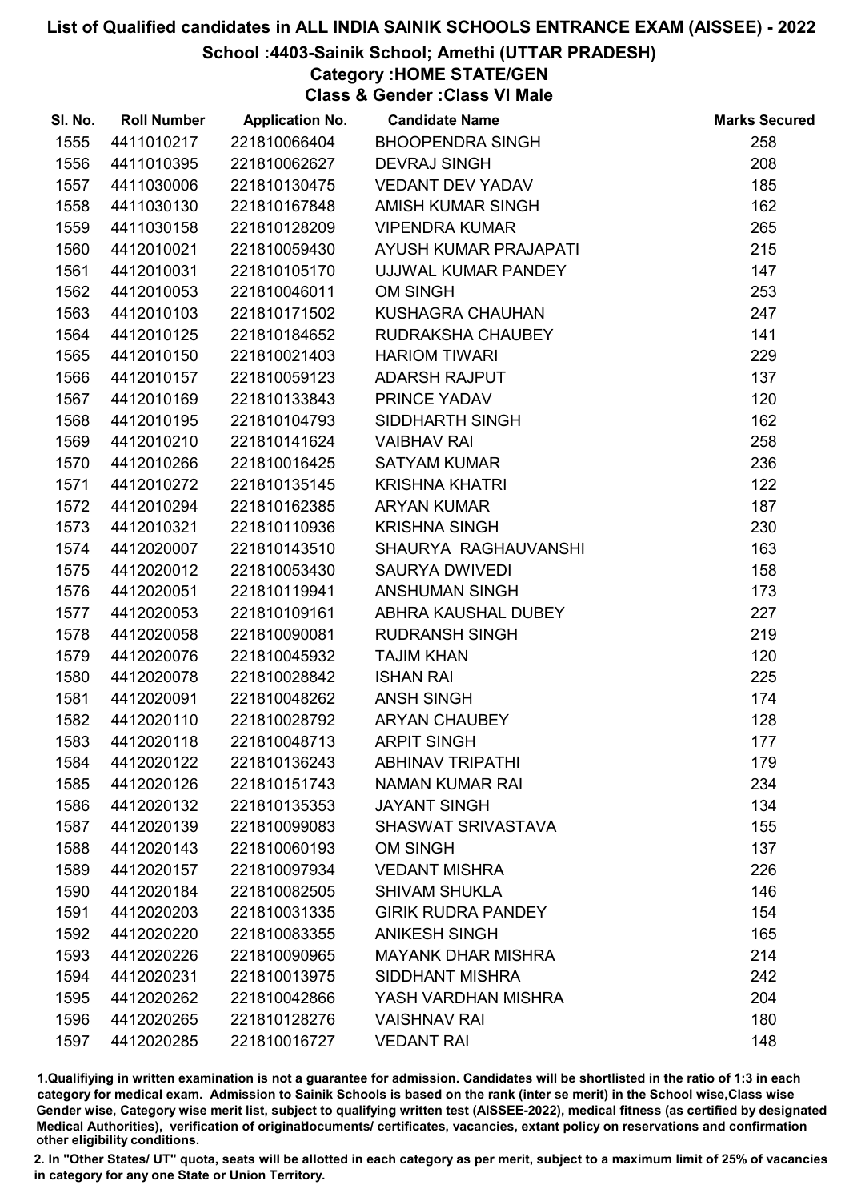# List of Qualified candidates in ALL INDIA SAINIK SCHOOLS ENTRANCE EXAM (AISSEE) - 2022

## School :4403-Sainik School; Amethi (UTTAR PRADESH)

### Category :HOME STATE/GEN

### Class & Gender :Class VI Male

| Sl. No. | Roll Number | Application No. | Candidate Name | Marks Secured |
|---|---|---|---|---|
| 1555 | 4411010217 | 221810066404 | BHOOPENDRA SINGH | 258 |
| 1556 | 4411010395 | 221810062627 | DEVRAJ SINGH | 208 |
| 1557 | 4411030006 | 221810130475 | VEDANT DEV YADAV | 185 |
| 1558 | 4411030130 | 221810167848 | AMISH KUMAR SINGH | 162 |
| 1559 | 4411030158 | 221810128209 | VIPENDRA KUMAR | 265 |
| 1560 | 4412010021 | 221810059430 | AYUSH KUMAR PRAJAPATI | 215 |
| 1561 | 4412010031 | 221810105170 | UJJWAL KUMAR PANDEY | 147 |
| 1562 | 4412010053 | 221810046011 | OM SINGH | 253 |
| 1563 | 4412010103 | 221810171502 | KUSHAGRA CHAUHAN | 247 |
| 1564 | 4412010125 | 221810184652 | RUDRAKSHA CHAUBEY | 141 |
| 1565 | 4412010150 | 221810021403 | HARIOM TIWARI | 229 |
| 1566 | 4412010157 | 221810059123 | ADARSH RAJPUT | 137 |
| 1567 | 4412010169 | 221810133843 | PRINCE YADAV | 120 |
| 1568 | 4412010195 | 221810104793 | SIDDHARTH SINGH | 162 |
| 1569 | 4412010210 | 221810141624 | VAIBHAV RAI | 258 |
| 1570 | 4412010266 | 221810016425 | SATYAM KUMAR | 236 |
| 1571 | 4412010272 | 221810135145 | KRISHNA KHATRI | 122 |
| 1572 | 4412010294 | 221810162385 | ARYAN KUMAR | 187 |
| 1573 | 4412010321 | 221810110936 | KRISHNA SINGH | 230 |
| 1574 | 4412020007 | 221810143510 | SHAURYA RAGHAUVANSHI | 163 |
| 1575 | 4412020012 | 221810053430 | SAURYA DWIVEDI | 158 |
| 1576 | 4412020051 | 221810119941 | ANSHUMAN SINGH | 173 |
| 1577 | 4412020053 | 221810109161 | ABHRA KAUSHAL DUBEY | 227 |
| 1578 | 4412020058 | 221810090081 | RUDRANSH SINGH | 219 |
| 1579 | 4412020076 | 221810045932 | TAJIM KHAN | 120 |
| 1580 | 4412020078 | 221810028842 | ISHAN RAI | 225 |
| 1581 | 4412020091 | 221810048262 | ANSH SINGH | 174 |
| 1582 | 4412020110 | 221810028792 | ARYAN CHAUBEY | 128 |
| 1583 | 4412020118 | 221810048713 | ARPIT SINGH | 177 |
| 1584 | 4412020122 | 221810136243 | ABHINAV TRIPATHI | 179 |
| 1585 | 4412020126 | 221810151743 | NAMAN KUMAR RAI | 234 |
| 1586 | 4412020132 | 221810135353 | JAYANT SINGH | 134 |
| 1587 | 4412020139 | 221810099083 | SHASWAT SRIVASTAVA | 155 |
| 1588 | 4412020143 | 221810060193 | OM SINGH | 137 |
| 1589 | 4412020157 | 221810097934 | VEDANT MISHRA | 226 |
| 1590 | 4412020184 | 221810082505 | SHIVAM SHUKLA | 146 |
| 1591 | 4412020203 | 221810031335 | GIRIK RUDRA PANDEY | 154 |
| 1592 | 4412020220 | 221810083355 | ANIKESH SINGH | 165 |
| 1593 | 4412020226 | 221810090965 | MAYANK DHAR MISHRA | 214 |
| 1594 | 4412020231 | 221810013975 | SIDDHANT MISHRA | 242 |
| 1595 | 4412020262 | 221810042866 | YASH VARDHAN MISHRA | 204 |
| 1596 | 4412020265 | 221810128276 | VAISHNAV RAI | 180 |
| 1597 | 4412020285 | 221810016727 | VEDANT RAI | 148 |

1.Qualifiying in written examination is not a guarantee for admission. Candidates will be shortlisted in the ratio of 1:3 in each category for medical exam. Admission to Sainik Schools is based on the rank (inter se merit) in the School wise,Class wise Gender wise, Category wise merit list, subject to qualifying written test (AISSEE-2022), medical fitness (as certified by designated Medical Authorities), verification of originaldocuments/ certificates, vacancies, extant policy on reservations and confirmation other eligibility conditions.

2. In "Other States/ UT" quota, seats will be allotted in each category as per merit, subject to a maximum limit of 25% of vacancies in category for any one State or Union Territory.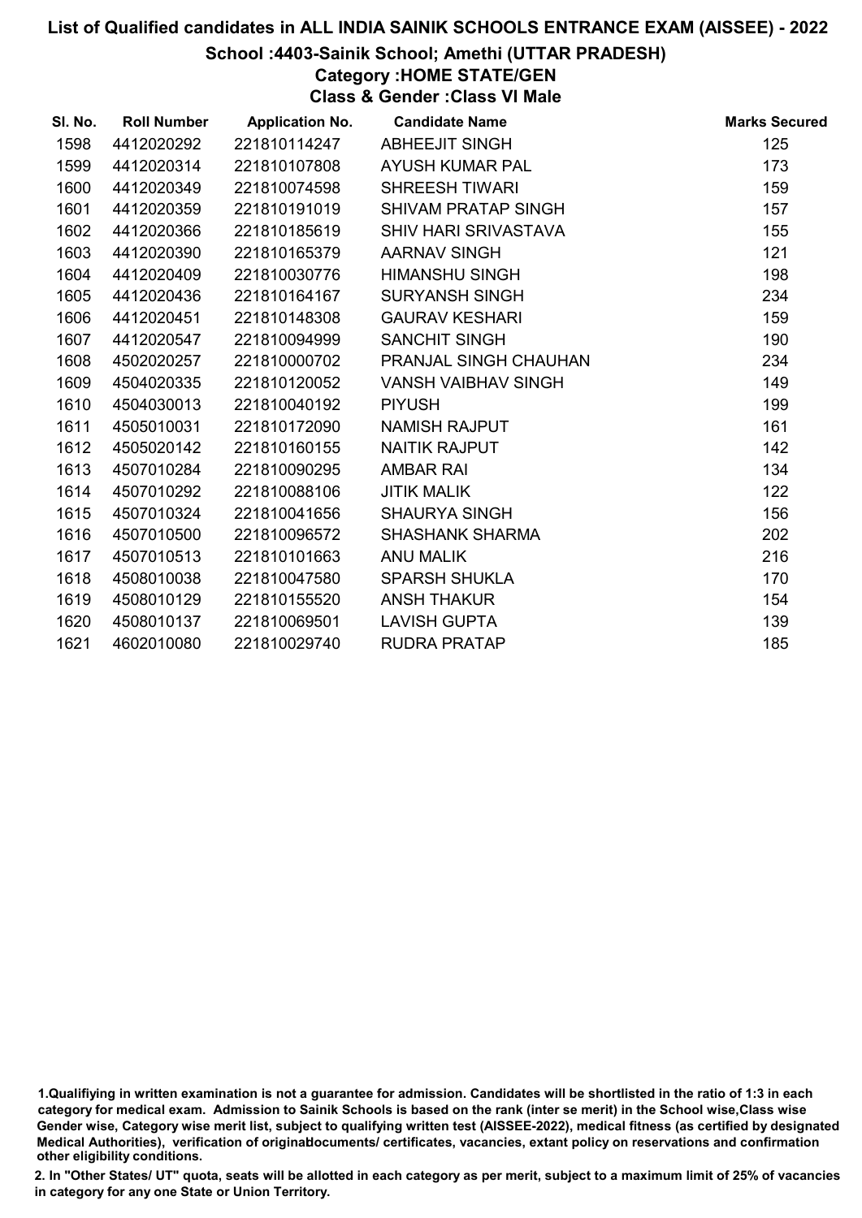# List of Qualified candidates in ALL INDIA SAINIK SCHOOLS ENTRANCE EXAM (AISSEE) - 2022

## School :4403-Sainik School; Amethi (UTTAR PRADESH)

### Category :HOME STATE/GEN

### Class & Gender :Class VI Male

| Sl. No. | Roll Number | Application No. | Candidate Name | Marks Secured |
|---|---|---|---|---|
| 1598 | 4412020292 | 221810114247 | ABHEEJIT SINGH | 125 |
| 1599 | 4412020314 | 221810107808 | AYUSH KUMAR PAL | 173 |
| 1600 | 4412020349 | 221810074598 | SHREESH TIWARI | 159 |
| 1601 | 4412020359 | 221810191019 | SHIVAM PRATAP SINGH | 157 |
| 1602 | 4412020366 | 221810185619 | SHIV HARI SRIVASTAVA | 155 |
| 1603 | 4412020390 | 221810165379 | AARNAV SINGH | 121 |
| 1604 | 4412020409 | 221810030776 | HIMANSHU SINGH | 198 |
| 1605 | 4412020436 | 221810164167 | SURYANSH SINGH | 234 |
| 1606 | 4412020451 | 221810148308 | GAURAV KESHARI | 159 |
| 1607 | 4412020547 | 221810094999 | SANCHIT SINGH | 190 |
| 1608 | 4502020257 | 221810000702 | PRANJAL SINGH CHAUHAN | 234 |
| 1609 | 4504020335 | 221810120052 | VANSH VAIBHAV SINGH | 149 |
| 1610 | 4504030013 | 221810040192 | PIYUSH | 199 |
| 1611 | 4505010031 | 221810172090 | NAMISH RAJPUT | 161 |
| 1612 | 4505020142 | 221810160155 | NAITIK RAJPUT | 142 |
| 1613 | 4507010284 | 221810090295 | AMBAR RAI | 134 |
| 1614 | 4507010292 | 221810088106 | JITIK MALIK | 122 |
| 1615 | 4507010324 | 221810041656 | SHAURYA SINGH | 156 |
| 1616 | 4507010500 | 221810096572 | SHASHANK SHARMA | 202 |
| 1617 | 4507010513 | 221810101663 | ANU MALIK | 216 |
| 1618 | 4508010038 | 221810047580 | SPARSH SHUKLA | 170 |
| 1619 | 4508010129 | 221810155520 | ANSH THAKUR | 154 |
| 1620 | 4508010137 | 221810069501 | LAVISH GUPTA | 139 |
| 1621 | 4602010080 | 221810029740 | RUDRA PRATAP | 185 |

1.Qualifiying in written examination is not a guarantee for admission. Candidates will be shortlisted in the ratio of 1:3 in each category for medical exam. Admission to Sainik Schools is based on the rank (inter se merit) in the School wise,Class wise Gender wise, Category wise merit list, subject to qualifying written test (AISSEE-2022), medical fitness (as certified by designated Medical Authorities), verification of originaldocuments/ certificates, vacancies, extant policy on reservations and confirmation other eligibility conditions.

2. In "Other States/ UT" quota, seats will be allotted in each category as per merit, subject to a maximum limit of 25% of vacancies in category for any one State or Union Territory.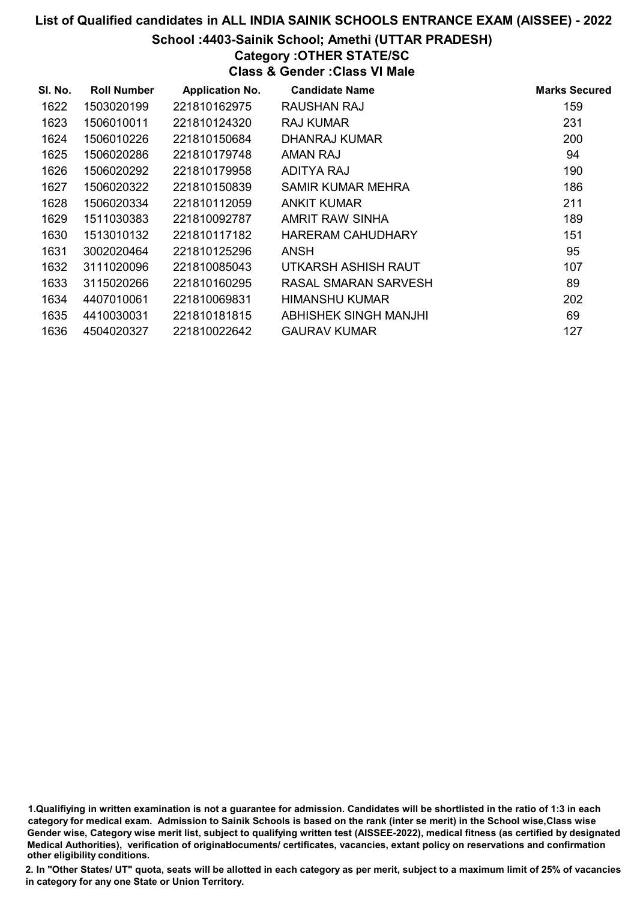# List of Qualified candidates in ALL INDIA SAINIK SCHOOLS ENTRANCE EXAM (AISSEE) - 2022

## School :4403-Sainik School; Amethi (UTTAR PRADESH)

### Category :OTHER STATE/SC

### Class & Gender :Class VI Male

| Sl. No. | Roll Number | Application No. | Candidate Name | Marks Secured |
|---|---|---|---|---|
| 1622 | 1503020199 | 221810162975 | RAUSHAN RAJ | 159 |
| 1623 | 1506010011 | 221810124320 | RAJ KUMAR | 231 |
| 1624 | 1506010226 | 221810150684 | DHANRAJ KUMAR | 200 |
| 1625 | 1506020286 | 221810179748 | AMAN RAJ | 94 |
| 1626 | 1506020292 | 221810179958 | ADITYA RAJ | 190 |
| 1627 | 1506020322 | 221810150839 | SAMIR KUMAR MEHRA | 186 |
| 1628 | 1506020334 | 221810112059 | ANKIT KUMAR | 211 |
| 1629 | 1511030383 | 221810092787 | AMRIT RAW SINHA | 189 |
| 1630 | 1513010132 | 221810117182 | HARERAM CAHUDHARY | 151 |
| 1631 | 3002020464 | 221810125296 | ANSH | 95 |
| 1632 | 3111020096 | 221810085043 | UTKARSH ASHISH RAUT | 107 |
| 1633 | 3115020266 | 221810160295 | RASAL SMARAN SARVESH | 89 |
| 1634 | 4407010061 | 221810069831 | HIMANSHU KUMAR | 202 |
| 1635 | 4410030031 | 221810181815 | ABHISHEK SINGH MANJHI | 69 |
| 1636 | 4504020327 | 221810022642 | GAURAV KUMAR | 127 |

1.Qualifiying in written examination is not a guarantee for admission. Candidates will be shortlisted in the ratio of 1:3 in each category for medical exam. Admission to Sainik Schools is based on the rank (inter se merit) in the School wise,Class wise Gender wise, Category wise merit list, subject to qualifying written test (AISSEE-2022), medical fitness (as certified by designated Medical Authorities), verification of originaldocuments/ certificates, vacancies, extant policy on reservations and confirmation other eligibility conditions.

2. In "Other States/ UT" quota, seats will be allotted in each category as per merit, subject to a maximum limit of 25% of vacancies in category for any one State or Union Territory.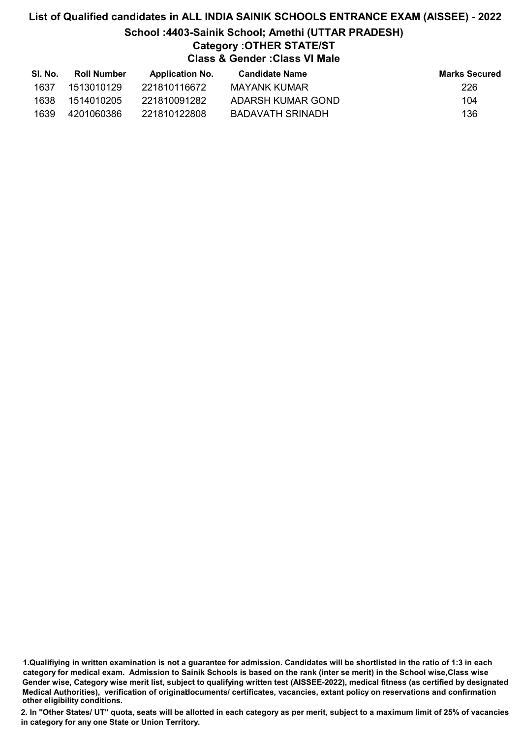# List of Qualified candidates in ALL INDIA SAINIK SCHOOLS ENTRANCE EXAM (AISSEE) - 2022

## School :4403-Sainik School; Amethi (UTTAR PRADESH)

### Category :OTHER STATE/ST

### Class & Gender :Class VI Male

| Sl. No. | Roll Number | Application No. | Candidate Name | Marks Secured |
|---|---|---|---|---|
| 1637 | 1513010129 | 221810116672 | MAYANK KUMAR | 226 |
| 1638 | 1514010205 | 221810091282 | ADARSH KUMAR GOND | 104 |
| 1639 | 4201060386 | 221810122808 | BADAVATH SRINADH | 136 |

**1.Qualifiying in written examination is not a guarantee for admission. Candidates will be shortlisted in the ratio of 1:3 in each category for medical exam. Admission to Sainik Schools is based on the rank (inter se merit) in the School wise,Class wise Gender wise, Category wise merit list, subject to qualifying written test (AISSEE-2022), medical fitness (as certified by designated Medical Authorities), verification of originaldocuments/ certificates, vacancies, extant policy on reservations and confirmation other eligibility conditions.**

**2. In "Other States/ UT" quota, seats will be allotted in each category as per merit, subject to a maximum limit of 25% of vacancies in category for any one State or Union Territory.**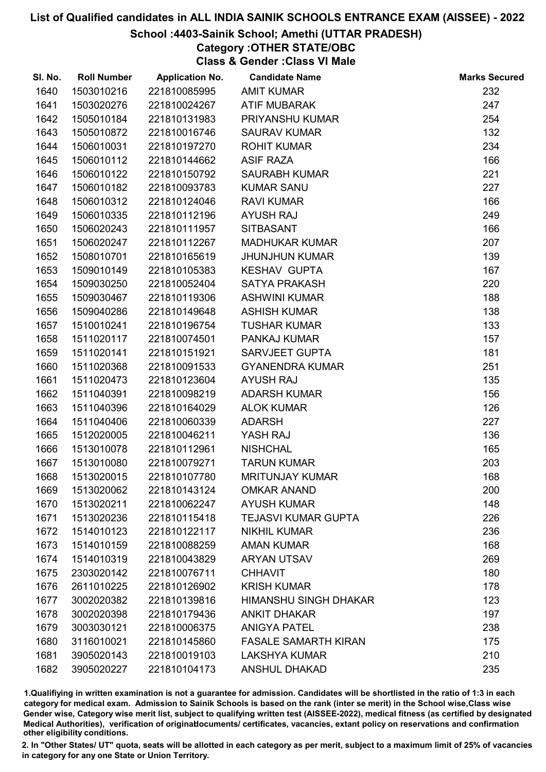# List of Qualified candidates in ALL INDIA SAINIK SCHOOLS ENTRANCE EXAM (AISSEE) - 2022

## School :4403-Sainik School; Amethi (UTTAR PRADESH)

### Category :OTHER STATE/OBC

### Class & Gender :Class VI Male

| Sl. No. | Roll Number | Application No. | Candidate Name | Marks Secured |
|---|---|---|---|---|
| 1640 | 1503010216 | 221810085995 | AMIT KUMAR | 232 |
| 1641 | 1503020276 | 221810024267 | ATIF MUBARAK | 247 |
| 1642 | 1505010184 | 221810131983 | PRIYANSHU KUMAR | 254 |
| 1643 | 1505010872 | 221810016746 | SAURAV KUMAR | 132 |
| 1644 | 1506010031 | 221810197270 | ROHIT KUMAR | 234 |
| 1645 | 1506010112 | 221810144662 | ASIF RAZA | 166 |
| 1646 | 1506010122 | 221810150792 | SAURABH KUMAR | 221 |
| 1647 | 1506010182 | 221810093783 | KUMAR SANU | 227 |
| 1648 | 1506010312 | 221810124046 | RAVI KUMAR | 166 |
| 1649 | 1506010335 | 221810112196 | AYUSH RAJ | 249 |
| 1650 | 1506020243 | 221810111957 | SITBASANT | 166 |
| 1651 | 1506020247 | 221810112267 | MADHUKAR KUMAR | 207 |
| 1652 | 1508010701 | 221810165619 | JHUNJHUN KUMAR | 139 |
| 1653 | 1509010149 | 221810105383 | KESHAV GUPTA | 167 |
| 1654 | 1509030250 | 221810052404 | SATYA PRAKASH | 220 |
| 1655 | 1509030467 | 221810119306 | ASHWINI KUMAR | 188 |
| 1656 | 1509040286 | 221810149648 | ASHISH KUMAR | 138 |
| 1657 | 1510010241 | 221810196754 | TUSHAR KUMAR | 133 |
| 1658 | 1511020117 | 221810074501 | PANKAJ KUMAR | 157 |
| 1659 | 1511020141 | 221810151921 | SARVJEET GUPTA | 181 |
| 1660 | 1511020368 | 221810091533 | GYANENDRA KUMAR | 251 |
| 1661 | 1511020473 | 221810123604 | AYUSH RAJ | 135 |
| 1662 | 1511040391 | 221810098219 | ADARSH KUMAR | 156 |
| 1663 | 1511040396 | 221810164029 | ALOK KUMAR | 126 |
| 1664 | 1511040406 | 221810060339 | ADARSH | 227 |
| 1665 | 1512020005 | 221810046211 | YASH RAJ | 136 |
| 1666 | 1513010078 | 221810112961 | NISHCHAL | 165 |
| 1667 | 1513010080 | 221810079271 | TARUN KUMAR | 203 |
| 1668 | 1513020015 | 221810107780 | MRITUNJAY KUMAR | 168 |
| 1669 | 1513020062 | 221810143124 | OMKAR ANAND | 200 |
| 1670 | 1513020211 | 221810062247 | AYUSH KUMAR | 148 |
| 1671 | 1513020236 | 221810115418 | TEJASVI KUMAR GUPTA | 226 |
| 1672 | 1514010123 | 221810122117 | NIKHIL KUMAR | 236 |
| 1673 | 1514010159 | 221810088259 | AMAN KUMAR | 168 |
| 1674 | 1514010319 | 221810043829 | ARYAN UTSAV | 269 |
| 1675 | 2303020142 | 221810076711 | CHHAVIT | 180 |
| 1676 | 2611010225 | 221810126902 | KRISH KUMAR | 178 |
| 1677 | 3002020382 | 221810139816 | HIMANSHU SINGH DHAKAR | 123 |
| 1678 | 3002020398 | 221810179436 | ANKIT DHAKAR | 197 |
| 1679 | 3003030121 | 221810006375 | ANIGYA PATEL | 238 |
| 1680 | 3116010021 | 221810145860 | FASALE SAMARTH KIRAN | 175 |
| 1681 | 3905020143 | 221810019103 | LAKSHYA KUMAR | 210 |
| 1682 | 3905020227 | 221810104173 | ANSHUL DHAKAD | 235 |

1.Qualifiying in written examination is not a guarantee for admission. Candidates will be shortlisted in the ratio of 1:3 in each category for medical exam. Admission to Sainik Schools is based on the rank (inter se merit) in the School wise,Class wise Gender wise, Category wise merit list, subject to qualifying written test (AISSEE-2022), medical fitness (as certified by designated Medical Authorities), verification of originaldocuments/ certificates, vacancies, extant policy on reservations and confirmation other eligibility conditions.

2. In "Other States/ UT" quota, seats will be allotted in each category as per merit, subject to a maximum limit of 25% of vacancies in category for any one State or Union Territory.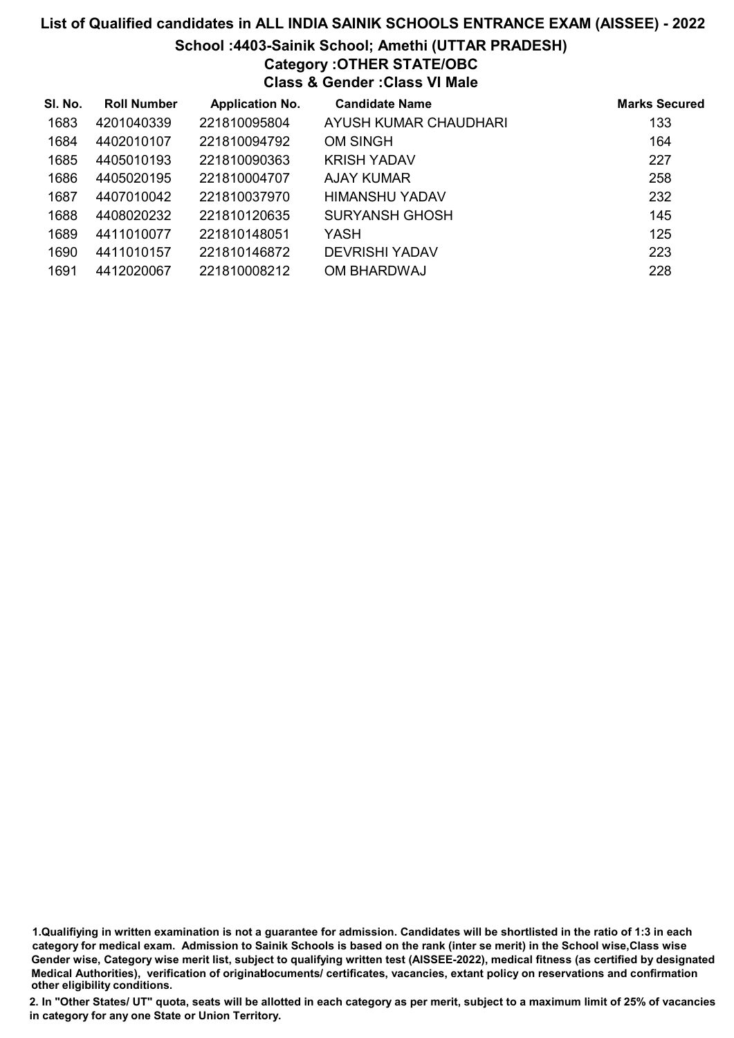# List of Qualified candidates in ALL INDIA SAINIK SCHOOLS ENTRANCE EXAM (AISSEE) - 2022

## School :4403-Sainik School; Amethi (UTTAR PRADESH)

### Category :OTHER STATE/OBC

### Class & Gender :Class VI Male

| Sl. No. | Roll Number | Application No. | Candidate Name | Marks Secured |
|---|---|---|---|---|
| 1683 | 4201040339 | 221810095804 | AYUSH KUMAR CHAUDHARI | 133 |
| 1684 | 4402010107 | 221810094792 | OM SINGH | 164 |
| 1685 | 4405010193 | 221810090363 | KRISH YADAV | 227 |
| 1686 | 4405020195 | 221810004707 | AJAY KUMAR | 258 |
| 1687 | 4407010042 | 221810037970 | HIMANSHU YADAV | 232 |
| 1688 | 4408020232 | 221810120635 | SURYANSH GHOSH | 145 |
| 1689 | 4411010077 | 221810148051 | YASH | 125 |
| 1690 | 4411010157 | 221810146872 | DEVRISHI YADAV | 223 |
| 1691 | 4412020067 | 221810008212 | OM BHARDWAJ | 228 |

1.Qualifiying in written examination is not a guarantee for admission. Candidates will be shortlisted in the ratio of 1:3 in each category for medical exam. Admission to Sainik Schools is based on the rank (inter se merit) in the School wise,Class wise Gender wise, Category wise merit list, subject to qualifying written test (AISSEE-2022), medical fitness (as certified by designated Medical Authorities), verification of originaldocuments/ certificates, vacancies, extant policy on reservations and confirmation other eligibility conditions.

2. In "Other States/ UT" quota, seats will be allotted in each category as per merit, subject to a maximum limit of 25% of vacancies in category for any one State or Union Territory.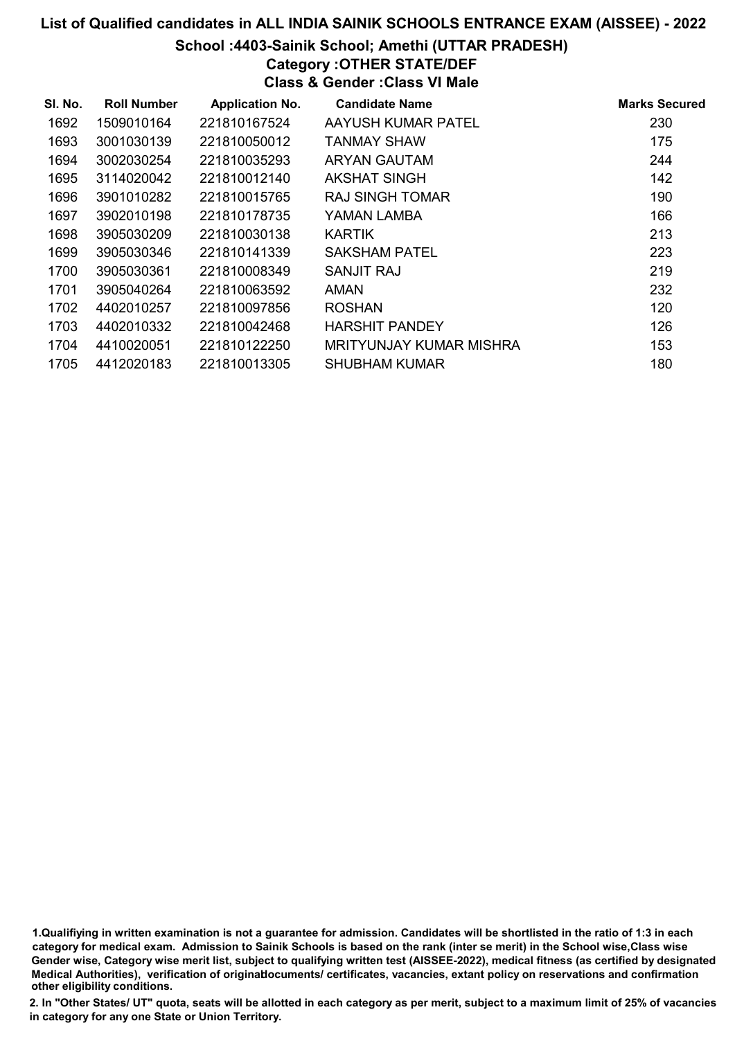## List of Qualified candidates in ALL INDIA SAINIK SCHOOLS ENTRANCE EXAM (AISSEE) - 2022

### School :4403-Sainik School; Amethi (UTTAR PRADESH)

### Category :OTHER STATE/DEF

### Class & Gender :Class VI Male

| Sl. No. | Roll Number | Application No. | Candidate Name | Marks Secured |
|---|---|---|---|---|
| 1692 | 1509010164 | 221810167524 | AAYUSH KUMAR PATEL | 230 |
| 1693 | 3001030139 | 221810050012 | TANMAY SHAW | 175 |
| 1694 | 3002030254 | 221810035293 | ARYAN GAUTAM | 244 |
| 1695 | 3114020042 | 221810012140 | AKSHAT SINGH | 142 |
| 1696 | 3901010282 | 221810015765 | RAJ SINGH TOMAR | 190 |
| 1697 | 3902010198 | 221810178735 | YAMAN LAMBA | 166 |
| 1698 | 3905030209 | 221810030138 | KARTIK | 213 |
| 1699 | 3905030346 | 221810141339 | SAKSHAM PATEL | 223 |
| 1700 | 3905030361 | 221810008349 | SANJIT RAJ | 219 |
| 1701 | 3905040264 | 221810063592 | AMAN | 232 |
| 1702 | 4402010257 | 221810097856 | ROSHAN | 120 |
| 1703 | 4402010332 | 221810042468 | HARSHIT PANDEY | 126 |
| 1704 | 4410020051 | 221810122250 | MRITYUNJAY KUMAR MISHRA | 153 |
| 1705 | 4412020183 | 221810013305 | SHUBHAM KUMAR | 180 |

1.Qualifiying in written examination is not a guarantee for admission. Candidates will be shortlisted in the ratio of 1:3 in each category for medical exam. Admission to Sainik Schools is based on the rank (inter se merit) in the School wise,Class wise Gender wise, Category wise merit list, subject to qualifying written test (AISSEE-2022), medical fitness (as certified by designated Medical Authorities), verification of originaldocuments/ certificates, vacancies, extant policy on reservations and confirmation other eligibility conditions.

2. In "Other States/ UT" quota, seats will be allotted in each category as per merit, subject to a maximum limit of 25% of vacancies in category for any one State or Union Territory.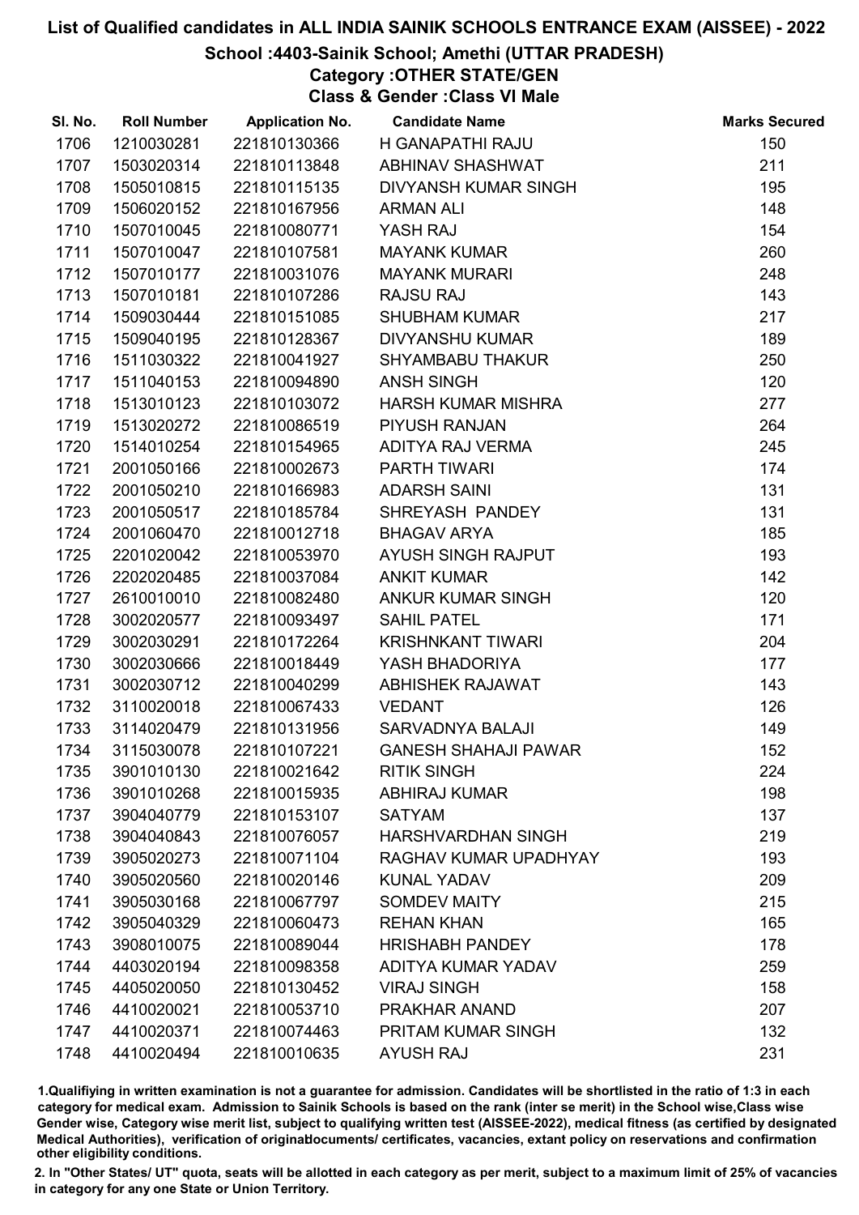# List of Qualified candidates in ALL INDIA SAINIK SCHOOLS ENTRANCE EXAM (AISSEE) - 2022

## School :4403-Sainik School; Amethi (UTTAR PRADESH)

### Category :OTHER STATE/GEN

### Class & Gender :Class VI Male

| Sl. No. | Roll Number | Application No. | Candidate Name | Marks Secured |
|---|---|---|---|---|
| 1706 | 1210030281 | 221810130366 | H GANAPATHI RAJU | 150 |
| 1707 | 1503020314 | 221810113848 | ABHINAV SHASHWAT | 211 |
| 1708 | 1505010815 | 221810115135 | DIVYANSH KUMAR SINGH | 195 |
| 1709 | 1506020152 | 221810167956 | ARMAN ALI | 148 |
| 1710 | 1507010045 | 221810080771 | YASH RAJ | 154 |
| 1711 | 1507010047 | 221810107581 | MAYANK KUMAR | 260 |
| 1712 | 1507010177 | 221810031076 | MAYANK MURARI | 248 |
| 1713 | 1507010181 | 221810107286 | RAJSU RAJ | 143 |
| 1714 | 1509030444 | 221810151085 | SHUBHAM KUMAR | 217 |
| 1715 | 1509040195 | 221810128367 | DIVYANSHU KUMAR | 189 |
| 1716 | 1511030322 | 221810041927 | SHYAMBABU THAKUR | 250 |
| 1717 | 1511040153 | 221810094890 | ANSH SINGH | 120 |
| 1718 | 1513010123 | 221810103072 | HARSH KUMAR MISHRA | 277 |
| 1719 | 1513020272 | 221810086519 | PIYUSH RANJAN | 264 |
| 1720 | 1514010254 | 221810154965 | ADITYA RAJ VERMA | 245 |
| 1721 | 2001050166 | 221810002673 | PARTH TIWARI | 174 |
| 1722 | 2001050210 | 221810166983 | ADARSH SAINI | 131 |
| 1723 | 2001050517 | 221810185784 | SHREYASH PANDEY | 131 |
| 1724 | 2001060470 | 221810012718 | BHAGAV ARYA | 185 |
| 1725 | 2201020042 | 221810053970 | AYUSH SINGH RAJPUT | 193 |
| 1726 | 2202020485 | 221810037084 | ANKIT KUMAR | 142 |
| 1727 | 2610010010 | 221810082480 | ANKUR KUMAR SINGH | 120 |
| 1728 | 3002020577 | 221810093497 | SAHIL PATEL | 171 |
| 1729 | 3002030291 | 221810172264 | KRISHNKANT TIWARI | 204 |
| 1730 | 3002030666 | 221810018449 | YASH BHADORIYA | 177 |
| 1731 | 3002030712 | 221810040299 | ABHISHEK RAJAWAT | 143 |
| 1732 | 3110020018 | 221810067433 | VEDANT | 126 |
| 1733 | 3114020479 | 221810131956 | SARVADNYA BALAJI | 149 |
| 1734 | 3115030078 | 221810107221 | GANESH SHAHAJI PAWAR | 152 |
| 1735 | 3901010130 | 221810021642 | RITIK SINGH | 224 |
| 1736 | 3901010268 | 221810015935 | ABHIRAJ KUMAR | 198 |
| 1737 | 3904040779 | 221810153107 | SATYAM | 137 |
| 1738 | 3904040843 | 221810076057 | HARSHVARDHAN SINGH | 219 |
| 1739 | 3905020273 | 221810071104 | RAGHAV KUMAR UPADHYAY | 193 |
| 1740 | 3905020560 | 221810020146 | KUNAL YADAV | 209 |
| 1741 | 3905030168 | 221810067797 | SOMDEV MAITY | 215 |
| 1742 | 3905040329 | 221810060473 | REHAN KHAN | 165 |
| 1743 | 3908010075 | 221810089044 | HRISHABH PANDEY | 178 |
| 1744 | 4403020194 | 221810098358 | ADITYA KUMAR YADAV | 259 |
| 1745 | 4405020050 | 221810130452 | VIRAJ SINGH | 158 |
| 1746 | 4410020021 | 221810053710 | PRAKHAR ANAND | 207 |
| 1747 | 4410020371 | 221810074463 | PRITAM KUMAR SINGH | 132 |
| 1748 | 4410020494 | 221810010635 | AYUSH RAJ | 231 |

1.Qualifiying in written examination is not a guarantee for admission. Candidates will be shortlisted in the ratio of 1:3 in each category for medical exam. Admission to Sainik Schools is based on the rank (inter se merit) in the School wise,Class wise Gender wise, Category wise merit list, subject to qualifying written test (AISSEE-2022), medical fitness (as certified by designated Medical Authorities), verification of originaldocuments/ certificates, vacancies, extant policy on reservations and confirmation other eligibility conditions.

2. In "Other States/ UT" quota, seats will be allotted in each category as per merit, subject to a maximum limit of 25% of vacancies in category for any one State or Union Territory.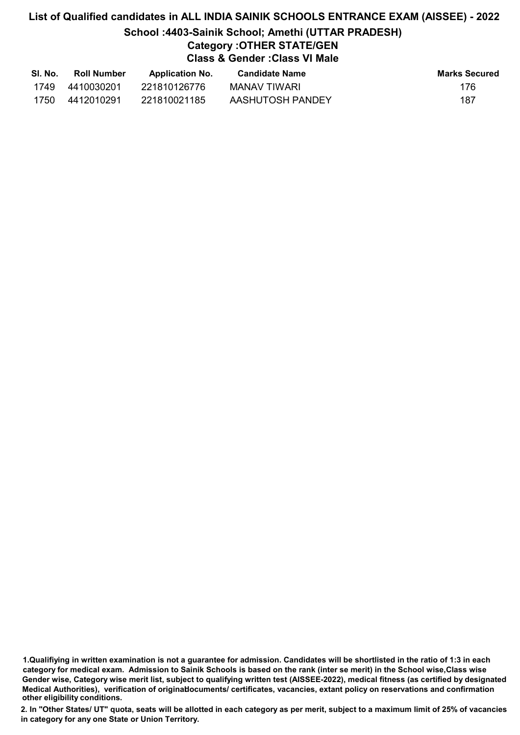# List of Qualified candidates in ALL INDIA SAINIK SCHOOLS ENTRANCE EXAM (AISSEE) - 2022

## School :4403-Sainik School; Amethi (UTTAR PRADESH)

### Category :OTHER STATE/GEN

### Class & Gender :Class VI Male

| Sl. No. | Roll Number | Application No. | Candidate Name | Marks Secured |
|---|---|---|---|---|
| 1749 | 4410030201 | 221810126776 | MANAV TIWARI | 176 |
| 1750 | 4412010291 | 221810021185 | AASHUTOSH PANDEY | 187 |

1.Qualifiying in written examination is not a guarantee for admission. Candidates will be shortlisted in the ratio of 1:3 in each category for medical exam. Admission to Sainik Schools is based on the rank (inter se merit) in the School wise,Class wise Gender wise, Category wise merit list, subject to qualifying written test (AISSEE-2022), medical fitness (as certified by designated Medical Authorities), verification of originaldocuments/ certificates, vacancies, extant policy on reservations and confirmation other eligibility conditions.

2. In "Other States/ UT" quota, seats will be allotted in each category as per merit, subject to a maximum limit of 25% of vacancies in category for any one State or Union Territory.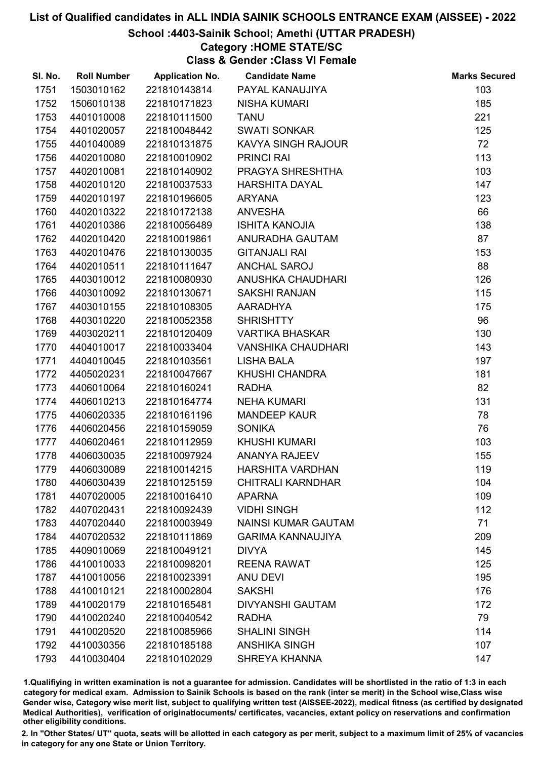# List of Qualified candidates in ALL INDIA SAINIK SCHOOLS ENTRANCE EXAM (AISSEE) - 2022

## School :4403-Sainik School; Amethi (UTTAR PRADESH)

### Category :HOME STATE/SC

### Class & Gender :Class VI Female

| Sl. No. | Roll Number | Application No. | Candidate Name | Marks Secured |
|---|---|---|---|---|
| 1751 | 1503010162 | 221810143814 | PAYAL KANAUJIYA | 103 |
| 1752 | 1506010138 | 221810171823 | NISHA KUMARI | 185 |
| 1753 | 4401010008 | 221810111500 | TANU | 221 |
| 1754 | 4401020057 | 221810048442 | SWATI SONKAR | 125 |
| 1755 | 4401040089 | 221810131875 | KAVYA SINGH RAJOUR | 72 |
| 1756 | 4402010080 | 221810010902 | PRINCI RAI | 113 |
| 1757 | 4402010081 | 221810140902 | PRAGYA SHRESHTHA | 103 |
| 1758 | 4402010120 | 221810037533 | HARSHITA DAYAL | 147 |
| 1759 | 4402010197 | 221810196605 | ARYANA | 123 |
| 1760 | 4402010322 | 221810172138 | ANVESHA | 66 |
| 1761 | 4402010386 | 221810056489 | ISHITA KANOJIA | 138 |
| 1762 | 4402010420 | 221810019861 | ANURADHA GAUTAM | 87 |
| 1763 | 4402010476 | 221810130035 | GITANJALI RAI | 153 |
| 1764 | 4402010511 | 221810111647 | ANCHAL SAROJ | 88 |
| 1765 | 4403010012 | 221810080930 | ANUSHKA CHAUDHARI | 126 |
| 1766 | 4403010092 | 221810130671 | SAKSHI RANJAN | 115 |
| 1767 | 4403010155 | 221810108305 | AARADHYA | 175 |
| 1768 | 4403010220 | 221810052358 | SHRISHTTY | 96 |
| 1769 | 4403020211 | 221810120409 | VARTIKA BHASKAR | 130 |
| 1770 | 4404010017 | 221810033404 | VANSHIKA CHAUDHARI | 143 |
| 1771 | 4404010045 | 221810103561 | LISHA BALA | 197 |
| 1772 | 4405020231 | 221810047667 | KHUSHI CHANDRA | 181 |
| 1773 | 4406010064 | 221810160241 | RADHA | 82 |
| 1774 | 4406010213 | 221810164774 | NEHA KUMARI | 131 |
| 1775 | 4406020335 | 221810161196 | MANDEEP KAUR | 78 |
| 1776 | 4406020456 | 221810159059 | SONIKA | 76 |
| 1777 | 4406020461 | 221810112959 | KHUSHI KUMARI | 103 |
| 1778 | 4406030035 | 221810097924 | ANANYA RAJEEV | 155 |
| 1779 | 4406030089 | 221810014215 | HARSHITA VARDHAN | 119 |
| 1780 | 4406030439 | 221810125159 | CHITRALI KARNDHAR | 104 |
| 1781 | 4407020005 | 221810016410 | APARNA | 109 |
| 1782 | 4407020431 | 221810092439 | VIDHI SINGH | 112 |
| 1783 | 4407020440 | 221810003949 | NAINSI KUMAR GAUTAM | 71 |
| 1784 | 4407020532 | 221810111869 | GARIMA KANNAUJIYA | 209 |
| 1785 | 4409010069 | 221810049121 | DIVYA | 145 |
| 1786 | 4410010033 | 221810098201 | REENA RAWAT | 125 |
| 1787 | 4410010056 | 221810023391 | ANU DEVI | 195 |
| 1788 | 4410010121 | 221810002804 | SAKSHI | 176 |
| 1789 | 4410020179 | 221810165481 | DIVYANSHI GAUTAM | 172 |
| 1790 | 4410020240 | 221810040542 | RADHA | 79 |
| 1791 | 4410020520 | 221810085966 | SHALINI SINGH | 114 |
| 1792 | 4410030356 | 221810185188 | ANSHIKA SINGH | 107 |
| 1793 | 4410030404 | 221810102029 | SHREYA KHANNA | 147 |

1.Qualifiying in written examination is not a guarantee for admission. Candidates will be shortlisted in the ratio of 1:3 in each category for medical exam. Admission to Sainik Schools is based on the rank (inter se merit) in the School wise,Class wise Gender wise, Category wise merit list, subject to qualifying written test (AISSEE-2022), medical fitness (as certified by designated Medical Authorities), verification of originaldocuments/ certificates, vacancies, extant policy on reservations and confirmation other eligibility conditions.

2. In "Other States/ UT" quota, seats will be allotted in each category as per merit, subject to a maximum limit of 25% of vacancies in category for any one State or Union Territory.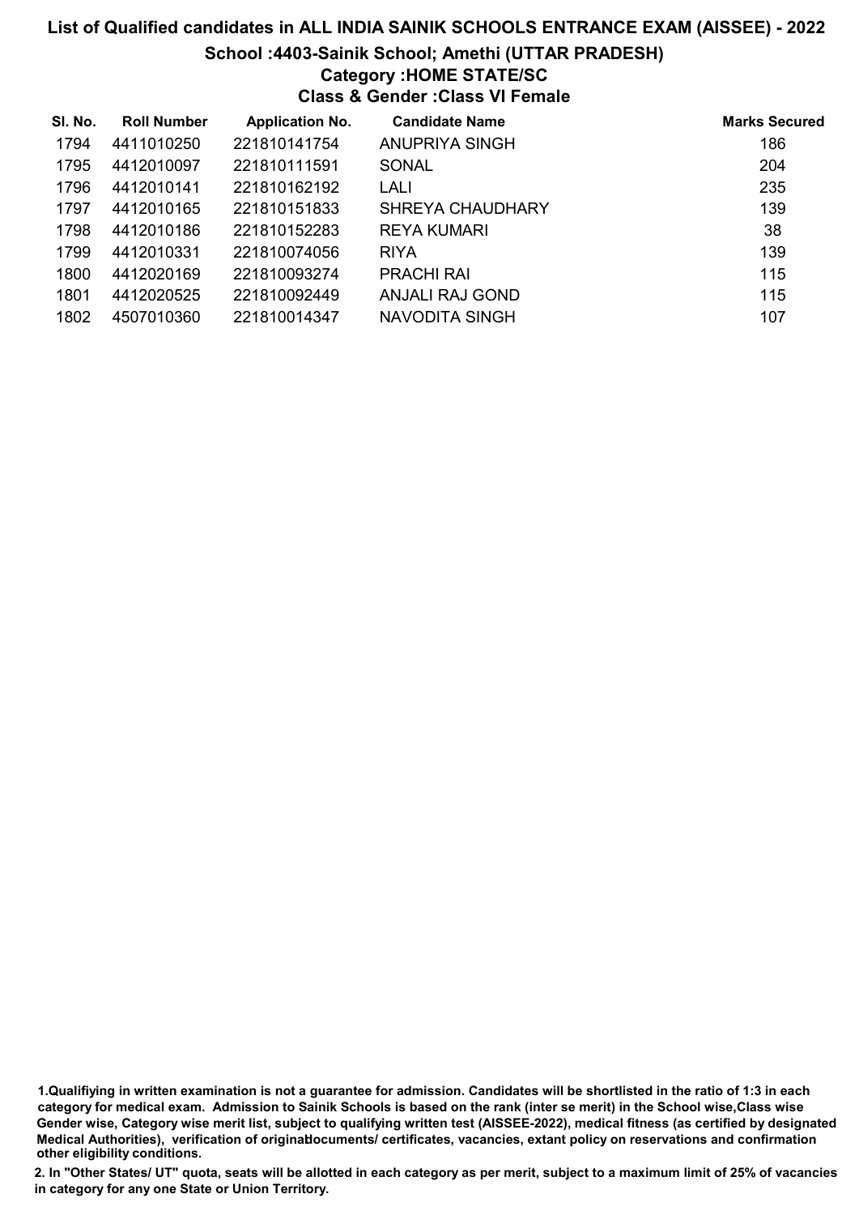# List of Qualified candidates in ALL INDIA SAINIK SCHOOLS ENTRANCE EXAM (AISSEE) - 2022

## School :4403-Sainik School; Amethi (UTTAR PRADESH)

### Category :HOME STATE/SC

### Class & Gender :Class VI Female

| Sl. No. | Roll Number | Application No. | Candidate Name | Marks Secured |
|---|---|---|---|---|
| 1794 | 4411010250 | 221810141754 | ANUPRIYA SINGH | 186 |
| 1795 | 4412010097 | 221810111591 | SONAL | 204 |
| 1796 | 4412010141 | 221810162192 | LALI | 235 |
| 1797 | 4412010165 | 221810151833 | SHREYA CHAUDHARY | 139 |
| 1798 | 4412010186 | 221810152283 | REYA KUMARI | 38 |
| 1799 | 4412010331 | 221810074056 | RIYA | 139 |
| 1800 | 4412020169 | 221810093274 | PRACHI RAI | 115 |
| 1801 | 4412020525 | 221810092449 | ANJALI RAJ GOND | 115 |
| 1802 | 4507010360 | 221810014347 | NAVODITA SINGH | 107 |

1.Qualifiying in written examination is not a guarantee for admission. Candidates will be shortlisted in the ratio of 1:3 in each category for medical exam. Admission to Sainik Schools is based on the rank (inter se merit) in the School wise,Class wise Gender wise, Category wise merit list, subject to qualifying written test (AISSEE-2022), medical fitness (as certified by designated Medical Authorities), verification of originaldocuments/ certificates, vacancies, extant policy on reservations and confirmation other eligibility conditions.

2. In "Other States/ UT" quota, seats will be allotted in each category as per merit, subject to a maximum limit of 25% of vacancies in category for any one State or Union Territory.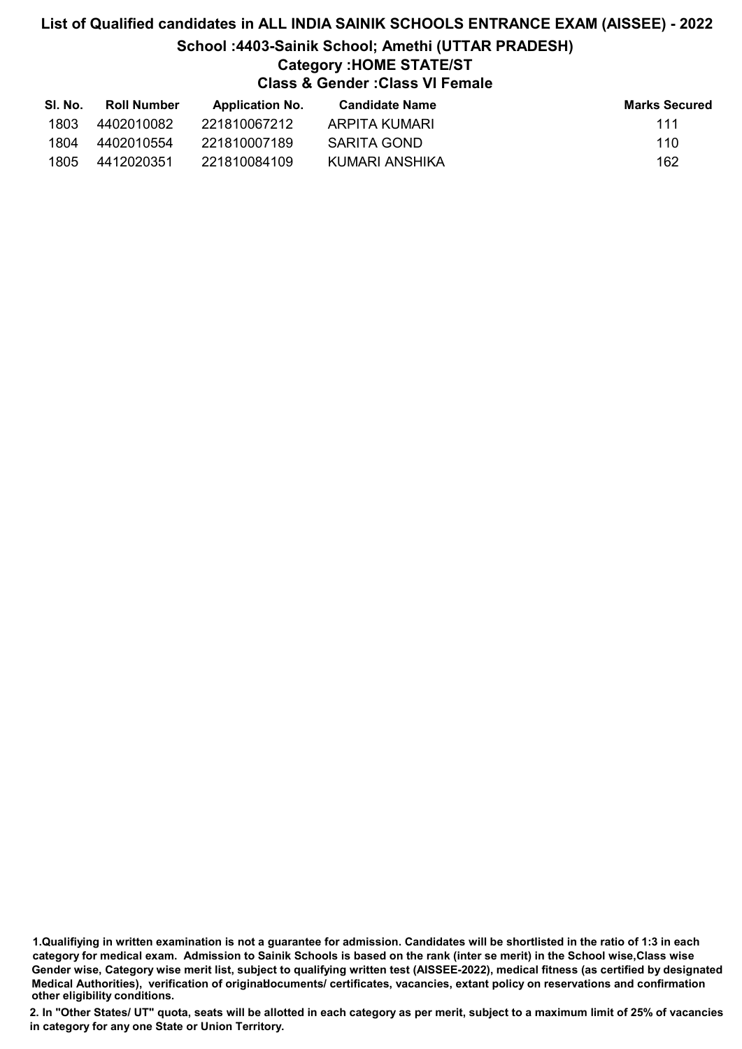# List of Qualified candidates in ALL INDIA SAINIK SCHOOLS ENTRANCE EXAM (AISSEE) - 2022

## School :4403-Sainik School; Amethi (UTTAR PRADESH)

### Category :HOME STATE/ST

### Class & Gender :Class VI Female

| Sl. No. | Roll Number | Application No. | Candidate Name | Marks Secured |
|---|---|---|---|---|
| 1803 | 4402010082 | 221810067212 | ARPITA KUMARI | 111 |
| 1804 | 4402010554 | 221810007189 | SARITA GOND | 110 |
| 1805 | 4412020351 | 221810084109 | KUMARI ANSHIKA | 162 |

1.Qualifiying in written examination is not a guarantee for admission. Candidates will be shortlisted in the ratio of 1:3 in each category for medical exam. Admission to Sainik Schools is based on the rank (inter se merit) in the School wise,Class wise Gender wise, Category wise merit list, subject to qualifying written test (AISSEE-2022), medical fitness (as certified by designated Medical Authorities), verification of originaldocuments/ certificates, vacancies, extant policy on reservations and confirmation other eligibility conditions.

2. In "Other States/ UT" quota, seats will be allotted in each category as per merit, subject to a maximum limit of 25% of vacancies in category for any one State or Union Territory.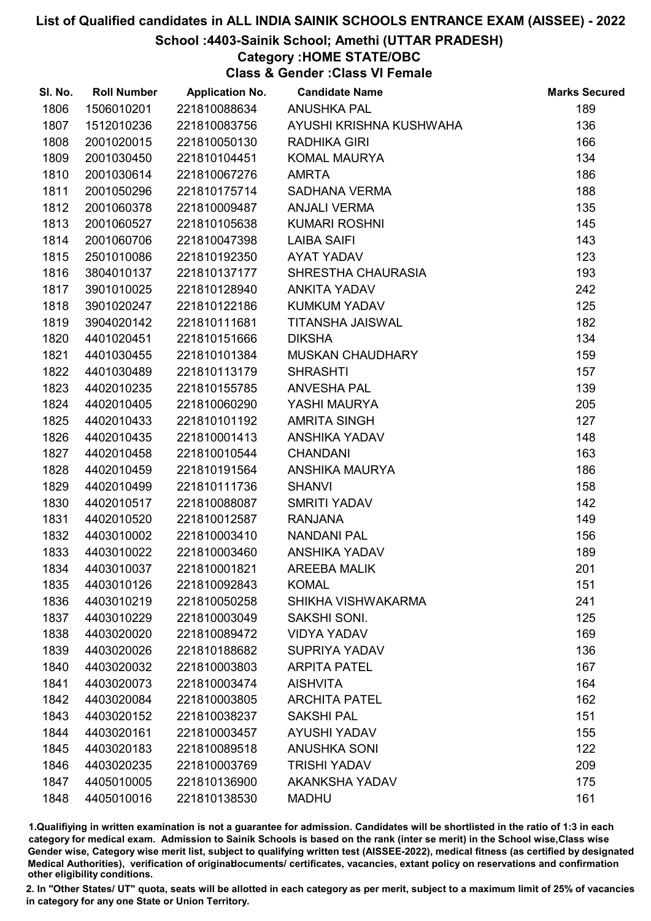# List of Qualified candidates in ALL INDIA SAINIK SCHOOLS ENTRANCE EXAM (AISSEE) - 2022

## School :4403-Sainik School; Amethi (UTTAR PRADESH)

### Category :HOME STATE/OBC

### Class & Gender :Class VI Female

| Sl. No. | Roll Number | Application No. | Candidate Name | Marks Secured |
|---|---|---|---|---|
| 1806 | 1506010201 | 221810088634 | ANUSHKA PAL | 189 |
| 1807 | 1512010236 | 221810083756 | AYUSHI KRISHNA KUSHWAHA | 136 |
| 1808 | 2001020015 | 221810050130 | RADHIKA GIRI | 166 |
| 1809 | 2001030450 | 221810104451 | KOMAL MAURYA | 134 |
| 1810 | 2001030614 | 221810067276 | AMRTA | 186 |
| 1811 | 2001050296 | 221810175714 | SADHANA VERMA | 188 |
| 1812 | 2001060378 | 221810009487 | ANJALI VERMA | 135 |
| 1813 | 2001060527 | 221810105638 | KUMARI ROSHNI | 145 |
| 1814 | 2001060706 | 221810047398 | LAIBA SAIFI | 143 |
| 1815 | 2501010086 | 221810192350 | AYAT YADAV | 123 |
| 1816 | 3804010137 | 221810137177 | SHRESTHA CHAURASIA | 193 |
| 1817 | 3901010025 | 221810128940 | ANKITA YADAV | 242 |
| 1818 | 3901020247 | 221810122186 | KUMKUM YADAV | 125 |
| 1819 | 3904020142 | 221810111681 | TITANSHA JAISWAL | 182 |
| 1820 | 4401020451 | 221810151666 | DIKSHA | 134 |
| 1821 | 4401030455 | 221810101384 | MUSKAN CHAUDHARY | 159 |
| 1822 | 4401030489 | 221810113179 | SHRASHTI | 157 |
| 1823 | 4402010235 | 221810155785 | ANVESHA PAL | 139 |
| 1824 | 4402010405 | 221810060290 | YASHI MAURYA | 205 |
| 1825 | 4402010433 | 221810101192 | AMRITA SINGH | 127 |
| 1826 | 4402010435 | 221810001413 | ANSHIKA YADAV | 148 |
| 1827 | 4402010458 | 221810010544 | CHANDANI | 163 |
| 1828 | 4402010459 | 221810191564 | ANSHIKA MAURYA | 186 |
| 1829 | 4402010499 | 221810111736 | SHANVI | 158 |
| 1830 | 4402010517 | 221810088087 | SMRITI YADAV | 142 |
| 1831 | 4402010520 | 221810012587 | RANJANA | 149 |
| 1832 | 4403010002 | 221810003410 | NANDANI PAL | 156 |
| 1833 | 4403010022 | 221810003460 | ANSHIKA YADAV | 189 |
| 1834 | 4403010037 | 221810001821 | AREEBA MALIK | 201 |
| 1835 | 4403010126 | 221810092843 | KOMAL | 151 |
| 1836 | 4403010219 | 221810050258 | SHIKHA VISHWAKARMA | 241 |
| 1837 | 4403010229 | 221810003049 | SAKSHI SONI. | 125 |
| 1838 | 4403020020 | 221810089472 | VIDYA YADAV | 169 |
| 1839 | 4403020026 | 221810188682 | SUPRIYA YADAV | 136 |
| 1840 | 4403020032 | 221810003803 | ARPITA PATEL | 167 |
| 1841 | 4403020073 | 221810003474 | AISHVITA | 164 |
| 1842 | 4403020084 | 221810003805 | ARCHITA PATEL | 162 |
| 1843 | 4403020152 | 221810038237 | SAKSHI PAL | 151 |
| 1844 | 4403020161 | 221810003457 | AYUSHI YADAV | 155 |
| 1845 | 4403020183 | 221810089518 | ANUSHKA SONI | 122 |
| 1846 | 4403020235 | 221810003769 | TRISHI YADAV | 209 |
| 1847 | 4405010005 | 221810136900 | AKANKSHA YADAV | 175 |
| 1848 | 4405010016 | 221810138530 | MADHU | 161 |

1.Qualifiying in written examination is not a guarantee for admission. Candidates will be shortlisted in the ratio of 1:3 in each category for medical exam. Admission to Sainik Schools is based on the rank (inter se merit) in the School wise,Class wise Gender wise, Category wise merit list, subject to qualifying written test (AISSEE-2022), medical fitness (as certified by designated Medical Authorities), verification of originaldocuments/ certificates, vacancies, extant policy on reservations and confirmation other eligibility conditions.

2. In "Other States/ UT" quota, seats will be allotted in each category as per merit, subject to a maximum limit of 25% of vacancies in category for any one State or Union Territory.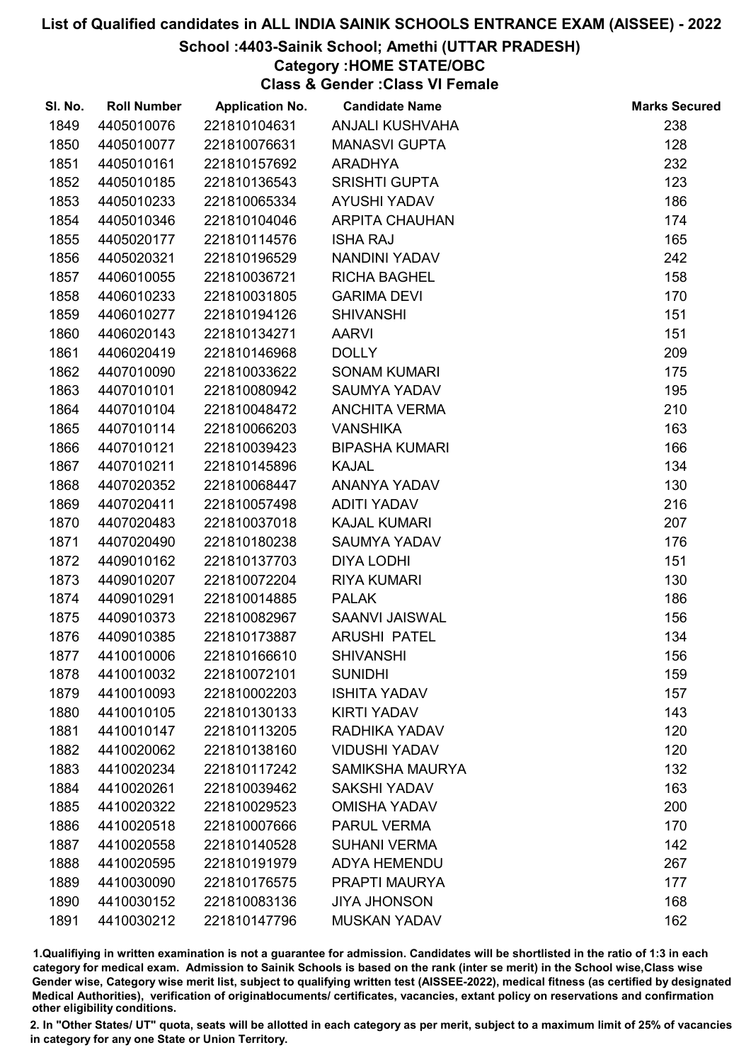# List of Qualified candidates in ALL INDIA SAINIK SCHOOLS ENTRANCE EXAM (AISSEE) - 2022

## School :4403-Sainik School; Amethi (UTTAR PRADESH)

### Category :HOME STATE/OBC

### Class & Gender :Class VI Female

| Sl. No. | Roll Number | Application No. | Candidate Name | Marks Secured |
|---|---|---|---|---|
| 1849 | 4405010076 | 221810104631 | ANJALI KUSHVAHA | 238 |
| 1850 | 4405010077 | 221810076631 | MANASVI GUPTA | 128 |
| 1851 | 4405010161 | 221810157692 | ARADHYA | 232 |
| 1852 | 4405010185 | 221810136543 | SRISHTI GUPTA | 123 |
| 1853 | 4405010233 | 221810065334 | AYUSHI YADAV | 186 |
| 1854 | 4405010346 | 221810104046 | ARPITA CHAUHAN | 174 |
| 1855 | 4405020177 | 221810114576 | ISHA RAJ | 165 |
| 1856 | 4405020321 | 221810196529 | NANDINI YADAV | 242 |
| 1857 | 4406010055 | 221810036721 | RICHA BAGHEL | 158 |
| 1858 | 4406010233 | 221810031805 | GARIMA DEVI | 170 |
| 1859 | 4406010277 | 221810194126 | SHIVANSHI | 151 |
| 1860 | 4406020143 | 221810134271 | AARVI | 151 |
| 1861 | 4406020419 | 221810146968 | DOLLY | 209 |
| 1862 | 4407010090 | 221810033622 | SONAM KUMARI | 175 |
| 1863 | 4407010101 | 221810080942 | SAUMYA YADAV | 195 |
| 1864 | 4407010104 | 221810048472 | ANCHITA VERMA | 210 |
| 1865 | 4407010114 | 221810066203 | VANSHIKA | 163 |
| 1866 | 4407010121 | 221810039423 | BIPASHA KUMARI | 166 |
| 1867 | 4407010211 | 221810145896 | KAJAL | 134 |
| 1868 | 4407020352 | 221810068447 | ANANYA YADAV | 130 |
| 1869 | 4407020411 | 221810057498 | ADITI YADAV | 216 |
| 1870 | 4407020483 | 221810037018 | KAJAL KUMARI | 207 |
| 1871 | 4407020490 | 221810180238 | SAUMYA YADAV | 176 |
| 1872 | 4409010162 | 221810137703 | DIYA LODHI | 151 |
| 1873 | 4409010207 | 221810072204 | RIYA KUMARI | 130 |
| 1874 | 4409010291 | 221810014885 | PALAK | 186 |
| 1875 | 4409010373 | 221810082967 | SAANVI JAISWAL | 156 |
| 1876 | 4409010385 | 221810173887 | ARUSHI PATEL | 134 |
| 1877 | 4410010006 | 221810166610 | SHIVANSHI | 156 |
| 1878 | 4410010032 | 221810072101 | SUNIDHI | 159 |
| 1879 | 4410010093 | 221810002203 | ISHITA YADAV | 157 |
| 1880 | 4410010105 | 221810130133 | KIRTI YADAV | 143 |
| 1881 | 4410010147 | 221810113205 | RADHIKA YADAV | 120 |
| 1882 | 4410020062 | 221810138160 | VIDUSHI YADAV | 120 |
| 1883 | 4410020234 | 221810117242 | SAMIKSHA MAURYA | 132 |
| 1884 | 4410020261 | 221810039462 | SAKSHI YADAV | 163 |
| 1885 | 4410020322 | 221810029523 | OMISHA YADAV | 200 |
| 1886 | 4410020518 | 221810007666 | PARUL VERMA | 170 |
| 1887 | 4410020558 | 221810140528 | SUHANI VERMA | 142 |
| 1888 | 4410020595 | 221810191979 | ADYA HEMENDU | 267 |
| 1889 | 4410030090 | 221810176575 | PRAPTI MAURYA | 177 |
| 1890 | 4410030152 | 221810083136 | JIYA JHONSON | 168 |
| 1891 | 4410030212 | 221810147796 | MUSKAN YADAV | 162 |

1.Qualifiying in written examination is not a guarantee for admission. Candidates will be shortlisted in the ratio of 1:3 in each category for medical exam. Admission to Sainik Schools is based on the rank (inter se merit) in the School wise,Class wise Gender wise, Category wise merit list, subject to qualifying written test (AISSEE-2022), medical fitness (as certified by designated Medical Authorities), verification of originaldocuments/ certificates, vacancies, extant policy on reservations and confirmation other eligibility conditions.

2. In "Other States/ UT" quota, seats will be allotted in each category as per merit, subject to a maximum limit of 25% of vacancies in category for any one State or Union Territory.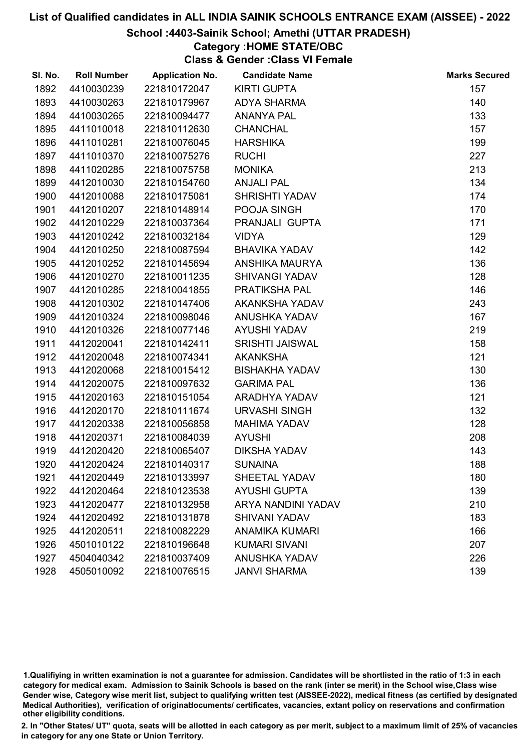# List of Qualified candidates in ALL INDIA SAINIK SCHOOLS ENTRANCE EXAM (AISSEE) - 2022

## School :4403-Sainik School; Amethi (UTTAR PRADESH)

### Category :HOME STATE/OBC

### Class & Gender :Class VI Female

| Sl. No. | Roll Number | Application No. | Candidate Name | Marks Secured |
|---|---|---|---|---|
| 1892 | 4410030239 | 221810172047 | KIRTI GUPTA | 157 |
| 1893 | 4410030263 | 221810179967 | ADYA SHARMA | 140 |
| 1894 | 4410030265 | 221810094477 | ANANYA PAL | 133 |
| 1895 | 4411010018 | 221810112630 | CHANCHAL | 157 |
| 1896 | 4411010281 | 221810076045 | HARSHIKA | 199 |
| 1897 | 4411010370 | 221810075276 | RUCHI | 227 |
| 1898 | 4411020285 | 221810075758 | MONIKA | 213 |
| 1899 | 4412010030 | 221810154760 | ANJALI PAL | 134 |
| 1900 | 4412010088 | 221810175081 | SHRISHTI YADAV | 174 |
| 1901 | 4412010207 | 221810148914 | POOJA SINGH | 170 |
| 1902 | 4412010229 | 221810037364 | PRANJALI GUPTA | 171 |
| 1903 | 4412010242 | 221810032184 | VIDYA | 129 |
| 1904 | 4412010250 | 221810087594 | BHAVIKA YADAV | 142 |
| 1905 | 4412010252 | 221810145694 | ANSHIKA MAURYA | 136 |
| 1906 | 4412010270 | 221810011235 | SHIVANGI YADAV | 128 |
| 1907 | 4412010285 | 221810041855 | PRATIKSHA PAL | 146 |
| 1908 | 4412010302 | 221810147406 | AKANKSHA YADAV | 243 |
| 1909 | 4412010324 | 221810098046 | ANUSHKA YADAV | 167 |
| 1910 | 4412010326 | 221810077146 | AYUSHI YADAV | 219 |
| 1911 | 4412020041 | 221810142411 | SRISHTI JAISWAL | 158 |
| 1912 | 4412020048 | 221810074341 | AKANKSHA | 121 |
| 1913 | 4412020068 | 221810015412 | BISHAKHA YADAV | 130 |
| 1914 | 4412020075 | 221810097632 | GARIMA PAL | 136 |
| 1915 | 4412020163 | 221810151054 | ARADHYA YADAV | 121 |
| 1916 | 4412020170 | 221810111674 | URVASHI SINGH | 132 |
| 1917 | 4412020338 | 221810056858 | MAHIMA YADAV | 128 |
| 1918 | 4412020371 | 221810084039 | AYUSHI | 208 |
| 1919 | 4412020420 | 221810065407 | DIKSHA YADAV | 143 |
| 1920 | 4412020424 | 221810140317 | SUNAINA | 188 |
| 1921 | 4412020449 | 221810133997 | SHEETAL YADAV | 180 |
| 1922 | 4412020464 | 221810123538 | AYUSHI GUPTA | 139 |
| 1923 | 4412020477 | 221810132958 | ARYA NANDINI YADAV | 210 |
| 1924 | 4412020492 | 221810131878 | SHIVANI YADAV | 183 |
| 1925 | 4412020511 | 221810082229 | ANAMIKA KUMARI | 166 |
| 1926 | 4501010122 | 221810196648 | KUMARI SIVANI | 207 |
| 1927 | 4504040342 | 221810037409 | ANUSHKA YADAV | 226 |
| 1928 | 4505010092 | 221810076515 | JANVI SHARMA | 139 |

1.Qualifiying in written examination is not a guarantee for admission. Candidates will be shortlisted in the ratio of 1:3 in each category for medical exam. Admission to Sainik Schools is based on the rank (inter se merit) in the School wise,Class wise Gender wise, Category wise merit list, subject to qualifying written test (AISSEE-2022), medical fitness (as certified by designated Medical Authorities), verification of originaldocuments/ certificates, vacancies, extant policy on reservations and confirmation other eligibility conditions.

2. In "Other States/ UT" quota, seats will be allotted in each category as per merit, subject to a maximum limit of 25% of vacancies in category for any one State or Union Territory.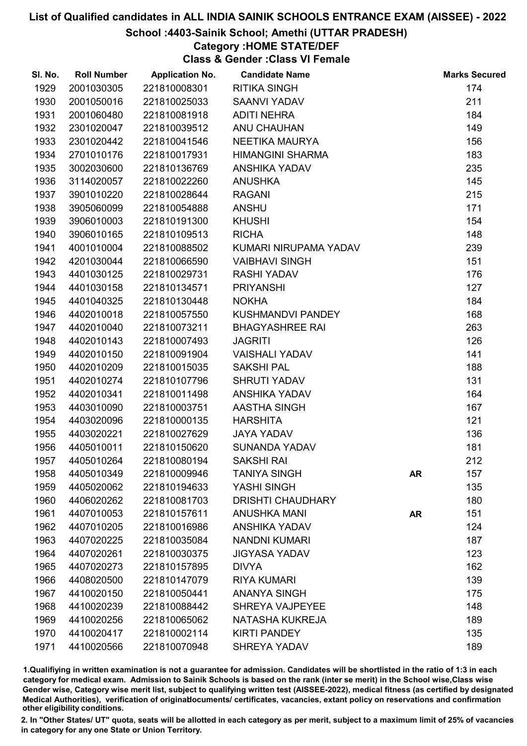# List of Qualified candidates in ALL INDIA SAINIK SCHOOLS ENTRANCE EXAM (AISSEE) - 2022

## School :4403-Sainik School; Amethi (UTTAR PRADESH)

### Category :HOME STATE/DEF

### Class & Gender :Class VI Female

| Sl. No. | Roll Number | Application No. | Candidate Name | | Marks Secured |
|---|---|---|---|---|---|
| 1929 | 2001030305 | 221810008301 | RITIKA SINGH | | 174 |
| 1930 | 2001050016 | 221810025033 | SAANVI YADAV | | 211 |
| 1931 | 2001060480 | 221810081918 | ADITI NEHRA | | 184 |
| 1932 | 2301020047 | 221810039512 | ANU CHAUHAN | | 149 |
| 1933 | 2301020442 | 221810041546 | NEETIKA MAURYA | | 156 |
| 1934 | 2701010176 | 221810017931 | HIMANGINI SHARMA | | 183 |
| 1935 | 3002030600 | 221810136769 | ANSHIKA YADAV | | 235 |
| 1936 | 3114020057 | 221810022260 | ANUSHKA | | 145 |
| 1937 | 3901010220 | 221810028644 | RAGANI | | 215 |
| 1938 | 3905060099 | 221810054888 | ANSHU | | 171 |
| 1939 | 3906010003 | 221810191300 | KHUSHI | | 154 |
| 1940 | 3906010165 | 221810109513 | RICHA | | 148 |
| 1941 | 4001010004 | 221810088502 | KUMARI NIRUPAMA YADAV | | 239 |
| 1942 | 4201030044 | 221810066590 | VAIBHAVI SINGH | | 151 |
| 1943 | 4401030125 | 221810029731 | RASHI YADAV | | 176 |
| 1944 | 4401030158 | 221810134571 | PRIYANSHI | | 127 |
| 1945 | 4401040325 | 221810130448 | NOKHA | | 184 |
| 1946 | 4402010018 | 221810057550 | KUSHMANDVI PANDEY | | 168 |
| 1947 | 4402010040 | 221810073211 | BHAGYASHREE RAI | | 263 |
| 1948 | 4402010143 | 221810007493 | JAGRITI | | 126 |
| 1949 | 4402010150 | 221810091904 | VAISHALI YADAV | | 141 |
| 1950 | 4402010209 | 221810015035 | SAKSHI PAL | | 188 |
| 1951 | 4402010274 | 221810107796 | SHRUTI YADAV | | 131 |
| 1952 | 4402010341 | 221810011498 | ANSHIKA YADAV | | 164 |
| 1953 | 4403010090 | 221810003751 | AASTHA SINGH | | 167 |
| 1954 | 4403020096 | 221810000135 | HARSHITA | | 121 |
| 1955 | 4403020221 | 221810027629 | JAYA YADAV | | 136 |
| 1956 | 4405010011 | 221810150620 | SUNANDA YADAV | | 181 |
| 1957 | 4405010264 | 221810080194 | SAKSHI RAI | | 212 |
| 1958 | 4405010349 | 221810009946 | TANIYA SINGH | AR | 157 |
| 1959 | 4405020062 | 221810194633 | YASHI SINGH | | 135 |
| 1960 | 4406020262 | 221810081703 | DRISHTI CHAUDHARY | | 180 |
| 1961 | 4407010053 | 221810157611 | ANUSHKA MANI | AR | 151 |
| 1962 | 4407010205 | 221810016986 | ANSHIKA YADAV | | 124 |
| 1963 | 4407020225 | 221810035084 | NANDNI KUMARI | | 187 |
| 1964 | 4407020261 | 221810030375 | JIGYASA YADAV | | 123 |
| 1965 | 4407020273 | 221810157895 | DIVYA | | 162 |
| 1966 | 4408020500 | 221810147079 | RIYA KUMARI | | 139 |
| 1967 | 4410020150 | 221810050441 | ANANYA SINGH | | 175 |
| 1968 | 4410020239 | 221810088442 | SHREYA VAJPEYEE | | 148 |
| 1969 | 4410020256 | 221810065062 | NATASHA KUKREJA | | 189 |
| 1970 | 4410020417 | 221810002114 | KIRTI PANDEY | | 135 |
| 1971 | 4410020566 | 221810070948 | SHREYA YADAV | | 189 |

1.Qualifiying in written examination is not a guarantee for admission. Candidates will be shortlisted in the ratio of 1:3 in each category for medical exam. Admission to Sainik Schools is based on the rank (inter se merit) in the School wise,Class wise Gender wise, Category wise merit list, subject to qualifying written test (AISSEE-2022), medical fitness (as certified by designated Medical Authorities), verification of originaldocuments/ certificates, vacancies, extant policy on reservations and confirmation other eligibility conditions.

2. In "Other States/ UT" quota, seats will be allotted in each category as per merit, subject to a maximum limit of 25% of vacancies in category for any one State or Union Territory.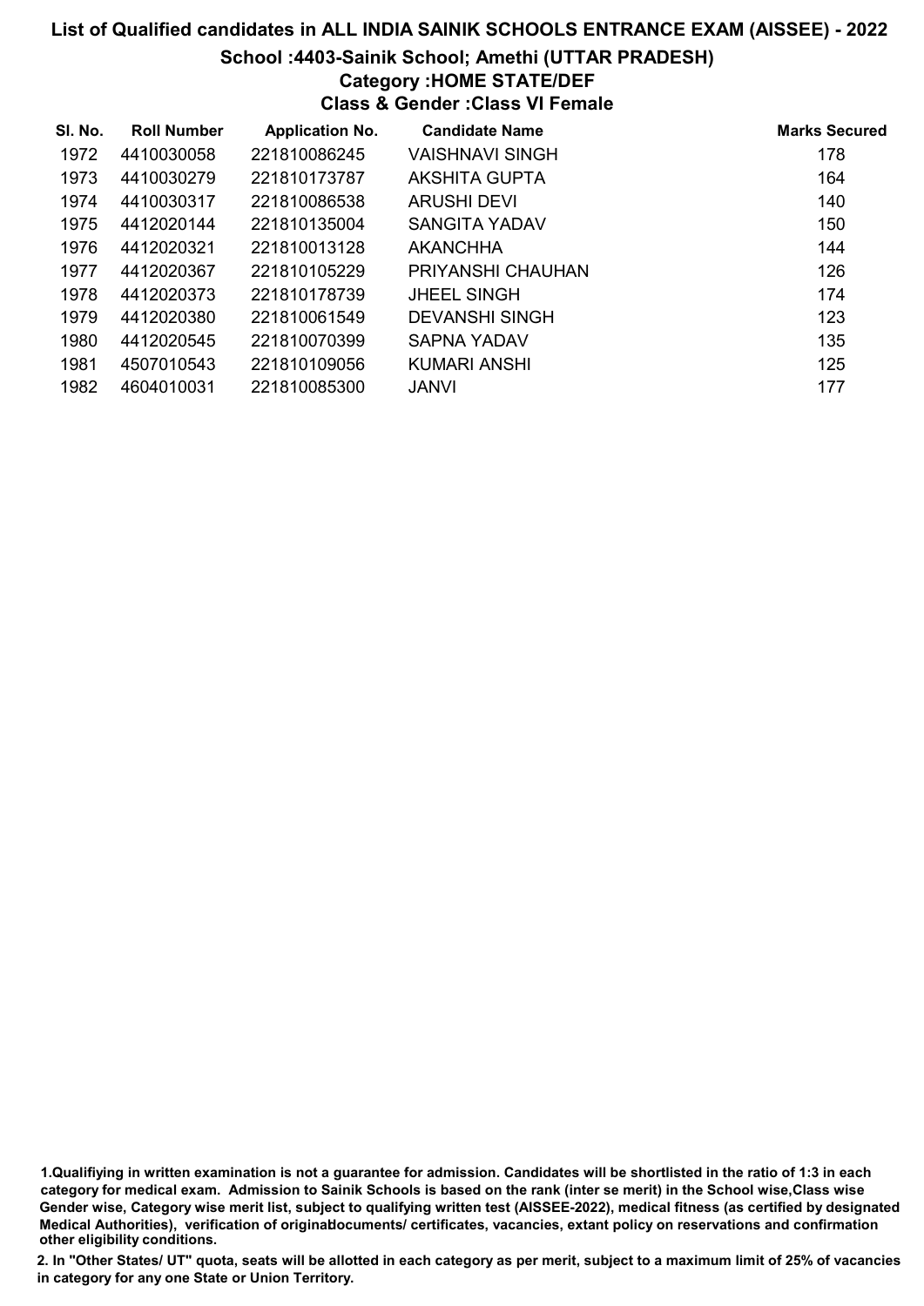## List of Qualified candidates in ALL INDIA SAINIK SCHOOLS ENTRANCE EXAM (AISSEE) - 2022

### School :4403-Sainik School; Amethi (UTTAR PRADESH)

### Category :HOME STATE/DEF

### Class & Gender :Class VI Female

| Sl. No. | Roll Number | Application No. | Candidate Name | Marks Secured |
|---|---|---|---|---|
| 1972 | 4410030058 | 221810086245 | VAISHNAVI SINGH | 178 |
| 1973 | 4410030279 | 221810173787 | AKSHITA GUPTA | 164 |
| 1974 | 4410030317 | 221810086538 | ARUSHI DEVI | 140 |
| 1975 | 4412020144 | 221810135004 | SANGITA YADAV | 150 |
| 1976 | 4412020321 | 221810013128 | AKANCHHA | 144 |
| 1977 | 4412020367 | 221810105229 | PRIYANSHI CHAUHAN | 126 |
| 1978 | 4412020373 | 221810178739 | JHEEL SINGH | 174 |
| 1979 | 4412020380 | 221810061549 | DEVANSHI SINGH | 123 |
| 1980 | 4412020545 | 221810070399 | SAPNA YADAV | 135 |
| 1981 | 4507010543 | 221810109056 | KUMARI ANSHI | 125 |
| 1982 | 4604010031 | 221810085300 | JANVI | 177 |

1.Qualifiying in written examination is not a guarantee for admission. Candidates will be shortlisted in the ratio of 1:3 in each category for medical exam. Admission to Sainik Schools is based on the rank (inter se merit) in the School wise,Class wise Gender wise, Category wise merit list, subject to qualifying written test (AISSEE-2022), medical fitness (as certified by designated Medical Authorities), verification of originaldocuments/ certificates, vacancies, extant policy on reservations and confirmation other eligibility conditions.

2. In "Other States/ UT" quota, seats will be allotted in each category as per merit, subject to a maximum limit of 25% of vacancies in category for any one State or Union Territory.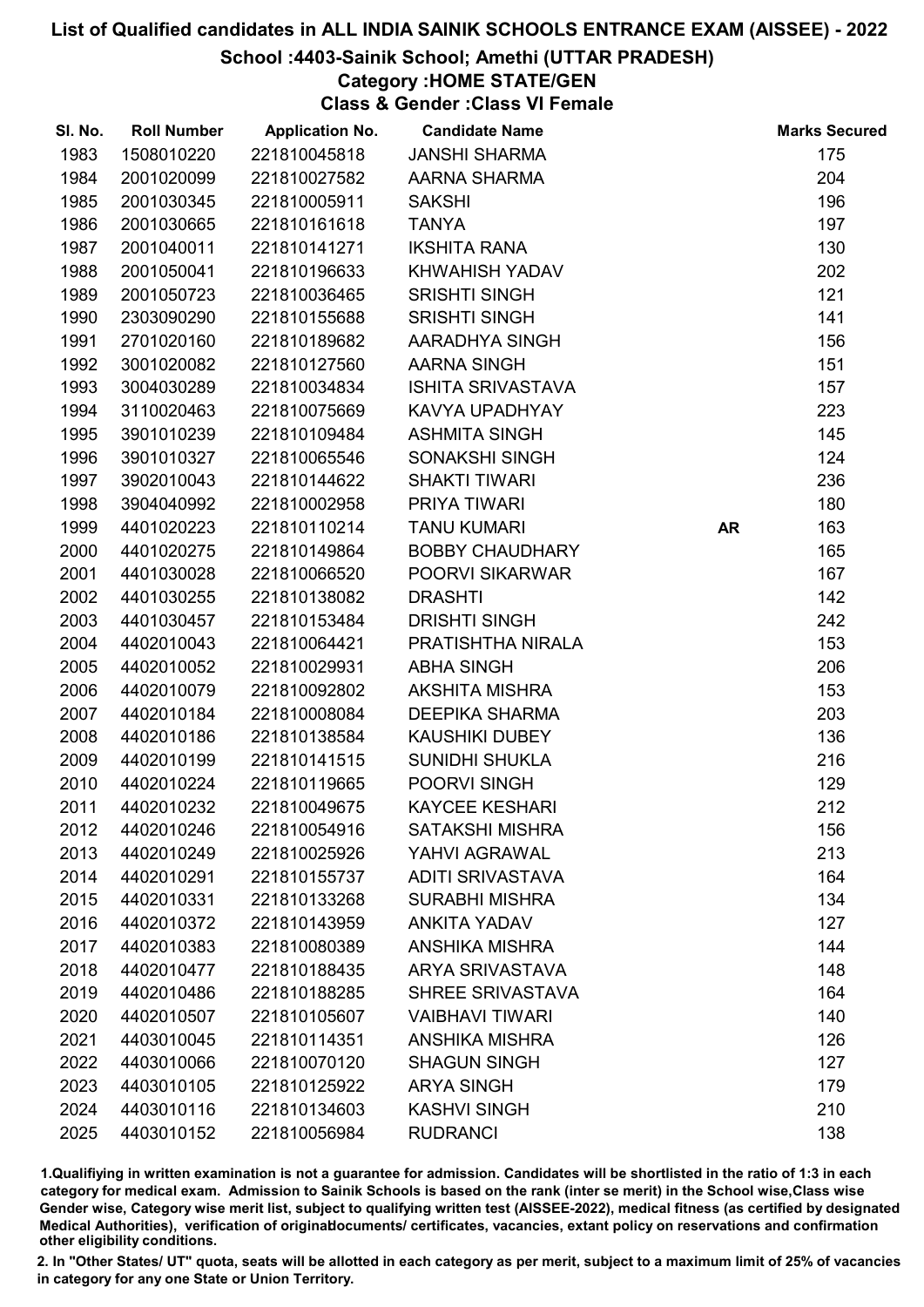# List of Qualified candidates in ALL INDIA SAINIK SCHOOLS ENTRANCE EXAM (AISSEE) - 2022

## School :4403-Sainik School; Amethi (UTTAR PRADESH)

### Category :HOME STATE/GEN

### Class & Gender :Class VI Female

| Sl. No. | Roll Number | Application No. | Candidate Name | | Marks Secured |
|---|---|---|---|---|---|
| 1983 | 1508010220 | 221810045818 | JANSHI SHARMA | | 175 |
| 1984 | 2001020099 | 221810027582 | AARNA SHARMA | | 204 |
| 1985 | 2001030345 | 221810005911 | SAKSHI | | 196 |
| 1986 | 2001030665 | 221810161618 | TANYA | | 197 |
| 1987 | 2001040011 | 221810141271 | IKSHITA RANA | | 130 |
| 1988 | 2001050041 | 221810196633 | KHWAHISH YADAV | | 202 |
| 1989 | 2001050723 | 221810036465 | SRISHTI SINGH | | 121 |
| 1990 | 2303090290 | 221810155688 | SRISHTI SINGH | | 141 |
| 1991 | 2701020160 | 221810189682 | AARADHYA SINGH | | 156 |
| 1992 | 3001020082 | 221810127560 | AARNA SINGH | | 151 |
| 1993 | 3004030289 | 221810034834 | ISHITA SRIVASTAVA | | 157 |
| 1994 | 3110020463 | 221810075669 | KAVYA UPADHYAY | | 223 |
| 1995 | 3901010239 | 221810109484 | ASHMITA SINGH | | 145 |
| 1996 | 3901010327 | 221810065546 | SONAKSHI SINGH | | 124 |
| 1997 | 3902010043 | 221810144622 | SHAKTI TIWARI | | 236 |
| 1998 | 3904040992 | 221810002958 | PRIYA TIWARI | | 180 |
| 1999 | 4401020223 | 221810110214 | TANU KUMARI | AR | 163 |
| 2000 | 4401020275 | 221810149864 | BOBBY CHAUDHARY | | 165 |
| 2001 | 4401030028 | 221810066520 | POORVI SIKARWAR | | 167 |
| 2002 | 4401030255 | 221810138082 | DRASHTI | | 142 |
| 2003 | 4401030457 | 221810153484 | DRISHTI SINGH | | 242 |
| 2004 | 4402010043 | 221810064421 | PRATISHTHA NIRALA | | 153 |
| 2005 | 4402010052 | 221810029931 | ABHA SINGH | | 206 |
| 2006 | 4402010079 | 221810092802 | AKSHITA MISHRA | | 153 |
| 2007 | 4402010184 | 221810008084 | DEEPIKA SHARMA | | 203 |
| 2008 | 4402010186 | 221810138584 | KAUSHIKI DUBEY | | 136 |
| 2009 | 4402010199 | 221810141515 | SUNIDHI SHUKLA | | 216 |
| 2010 | 4402010224 | 221810119665 | POORVI SINGH | | 129 |
| 2011 | 4402010232 | 221810049675 | KAYCEE KESHARI | | 212 |
| 2012 | 4402010246 | 221810054916 | SATAKSHI MISHRA | | 156 |
| 2013 | 4402010249 | 221810025926 | YAHVI AGRAWAL | | 213 |
| 2014 | 4402010291 | 221810155737 | ADITI SRIVASTAVA | | 164 |
| 2015 | 4402010331 | 221810133268 | SURABHI MISHRA | | 134 |
| 2016 | 4402010372 | 221810143959 | ANKITA YADAV | | 127 |
| 2017 | 4402010383 | 221810080389 | ANSHIKA MISHRA | | 144 |
| 2018 | 4402010477 | 221810188435 | ARYA SRIVASTAVA | | 148 |
| 2019 | 4402010486 | 221810188285 | SHREE SRIVASTAVA | | 164 |
| 2020 | 4402010507 | 221810105607 | VAIBHAVI TIWARI | | 140 |
| 2021 | 4403010045 | 221810114351 | ANSHIKA MISHRA | | 126 |
| 2022 | 4403010066 | 221810070120 | SHAGUN SINGH | | 127 |
| 2023 | 4403010105 | 221810125922 | ARYA SINGH | | 179 |
| 2024 | 4403010116 | 221810134603 | KASHVI SINGH | | 210 |
| 2025 | 4403010152 | 221810056984 | RUDRANCI | | 138 |

1.Qualifiying in written examination is not a guarantee for admission. Candidates will be shortlisted in the ratio of 1:3 in each category for medical exam. Admission to Sainik Schools is based on the rank (inter se merit) in the School wise,Class wise Gender wise, Category wise merit list, subject to qualifying written test (AISSEE-2022), medical fitness (as certified by designated Medical Authorities), verification of originaldocuments/ certificates, vacancies, extant policy on reservations and confirmation other eligibility conditions.

2. In "Other States/ UT" quota, seats will be allotted in each category as per merit, subject to a maximum limit of 25% of vacancies in category for any one State or Union Territory.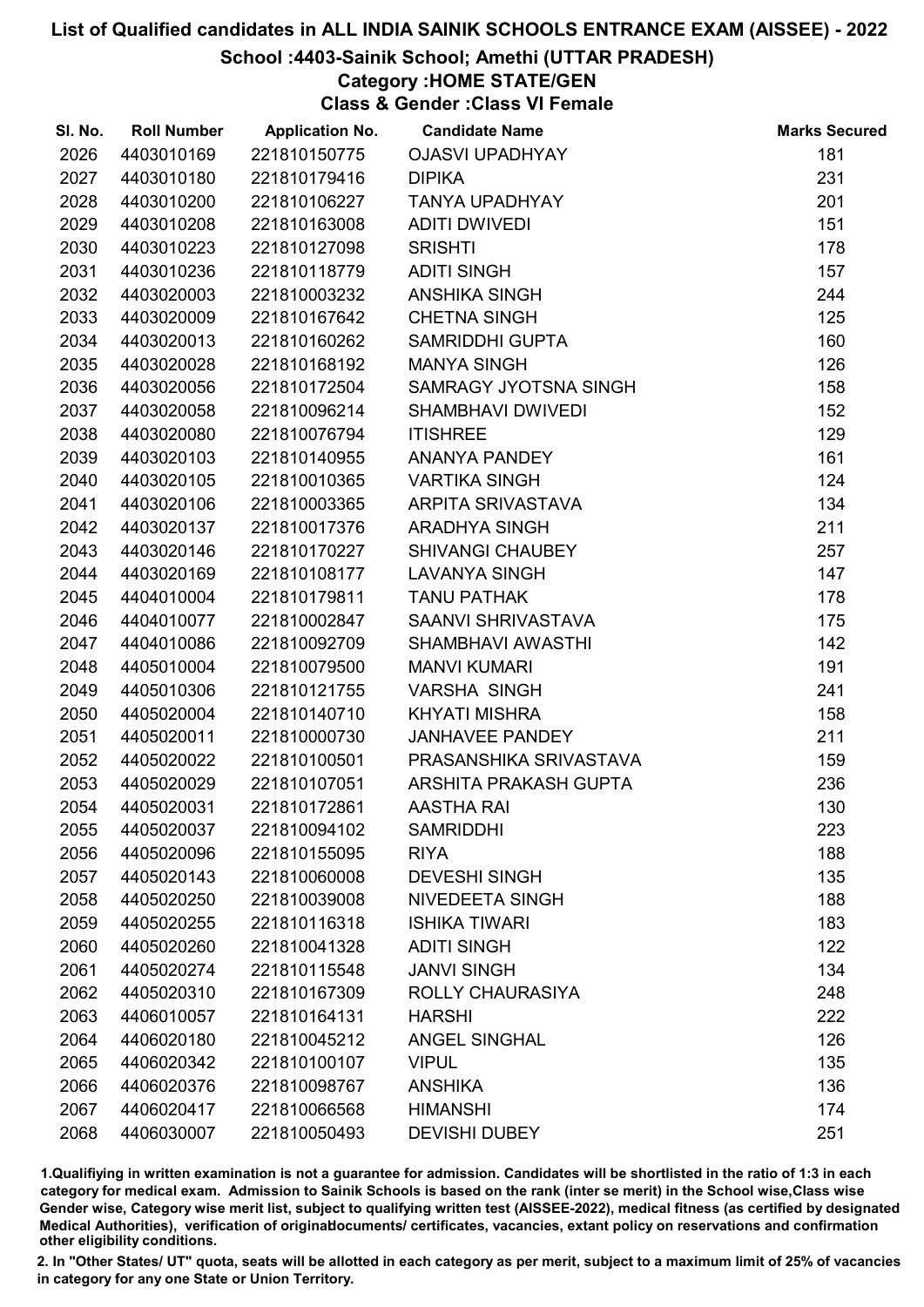# List of Qualified candidates in ALL INDIA SAINIK SCHOOLS ENTRANCE EXAM (AISSEE) - 2022

## School :4403-Sainik School; Amethi (UTTAR PRADESH)

### Category :HOME STATE/GEN

### Class & Gender :Class VI Female

| Sl. No. | Roll Number | Application No. | Candidate Name | Marks Secured |
|---|---|---|---|---|
| 2026 | 4403010169 | 221810150775 | OJASVI UPADHYAY | 181 |
| 2027 | 4403010180 | 221810179416 | DIPIKA | 231 |
| 2028 | 4403010200 | 221810106227 | TANYA UPADHYAY | 201 |
| 2029 | 4403010208 | 221810163008 | ADITI DWIVEDI | 151 |
| 2030 | 4403010223 | 221810127098 | SRISHTI | 178 |
| 2031 | 4403010236 | 221810118779 | ADITI SINGH | 157 |
| 2032 | 4403020003 | 221810003232 | ANSHIKA SINGH | 244 |
| 2033 | 4403020009 | 221810167642 | CHETNA SINGH | 125 |
| 2034 | 4403020013 | 221810160262 | SAMRIDDHI GUPTA | 160 |
| 2035 | 4403020028 | 221810168192 | MANYA SINGH | 126 |
| 2036 | 4403020056 | 221810172504 | SAMRAGY JYOTSNA SINGH | 158 |
| 2037 | 4403020058 | 221810096214 | SHAMBHAVI DWIVEDI | 152 |
| 2038 | 4403020080 | 221810076794 | ITISHREE | 129 |
| 2039 | 4403020103 | 221810140955 | ANANYA PANDEY | 161 |
| 2040 | 4403020105 | 221810010365 | VARTIKA SINGH | 124 |
| 2041 | 4403020106 | 221810003365 | ARPITA SRIVASTAVA | 134 |
| 2042 | 4403020137 | 221810017376 | ARADHYA SINGH | 211 |
| 2043 | 4403020146 | 221810170227 | SHIVANGI CHAUBEY | 257 |
| 2044 | 4403020169 | 221810108177 | LAVANYA SINGH | 147 |
| 2045 | 4404010004 | 221810179811 | TANU PATHAK | 178 |
| 2046 | 4404010077 | 221810002847 | SAANVI SHRIVASTAVA | 175 |
| 2047 | 4404010086 | 221810092709 | SHAMBHAVI AWASTHI | 142 |
| 2048 | 4405010004 | 221810079500 | MANVI KUMARI | 191 |
| 2049 | 4405010306 | 221810121755 | VARSHA SINGH | 241 |
| 2050 | 4405020004 | 221810140710 | KHYATI MISHRA | 158 |
| 2051 | 4405020011 | 221810000730 | JANHAVEE PANDEY | 211 |
| 2052 | 4405020022 | 221810100501 | PRASANSHIKA SRIVASTAVA | 159 |
| 2053 | 4405020029 | 221810107051 | ARSHITA PRAKASH GUPTA | 236 |
| 2054 | 4405020031 | 221810172861 | AASTHA RAI | 130 |
| 2055 | 4405020037 | 221810094102 | SAMRIDDHI | 223 |
| 2056 | 4405020096 | 221810155095 | RIYA | 188 |
| 2057 | 4405020143 | 221810060008 | DEVESHI SINGH | 135 |
| 2058 | 4405020250 | 221810039008 | NIVEDEETA SINGH | 188 |
| 2059 | 4405020255 | 221810116318 | ISHIKA TIWARI | 183 |
| 2060 | 4405020260 | 221810041328 | ADITI SINGH | 122 |
| 2061 | 4405020274 | 221810115548 | JANVI SINGH | 134 |
| 2062 | 4405020310 | 221810167309 | ROLLY CHAURASIYA | 248 |
| 2063 | 4406010057 | 221810164131 | HARSHI | 222 |
| 2064 | 4406020180 | 221810045212 | ANGEL SINGHAL | 126 |
| 2065 | 4406020342 | 221810100107 | VIPUL | 135 |
| 2066 | 4406020376 | 221810098767 | ANSHIKA | 136 |
| 2067 | 4406020417 | 221810066568 | HIMANSHI | 174 |
| 2068 | 4406030007 | 221810050493 | DEVISHI DUBEY | 251 |

1.Qualifiying in written examination is not a guarantee for admission. Candidates will be shortlisted in the ratio of 1:3 in each category for medical exam. Admission to Sainik Schools is based on the rank (inter se merit) in the School wise,Class wise Gender wise, Category wise merit list, subject to qualifying written test (AISSEE-2022), medical fitness (as certified by designated Medical Authorities), verification of originaldocuments/ certificates, vacancies, extant policy on reservations and confirmation other eligibility conditions.

2. In "Other States/ UT" quota, seats will be allotted in each category as per merit, subject to a maximum limit of 25% of vacancies in category for any one State or Union Territory.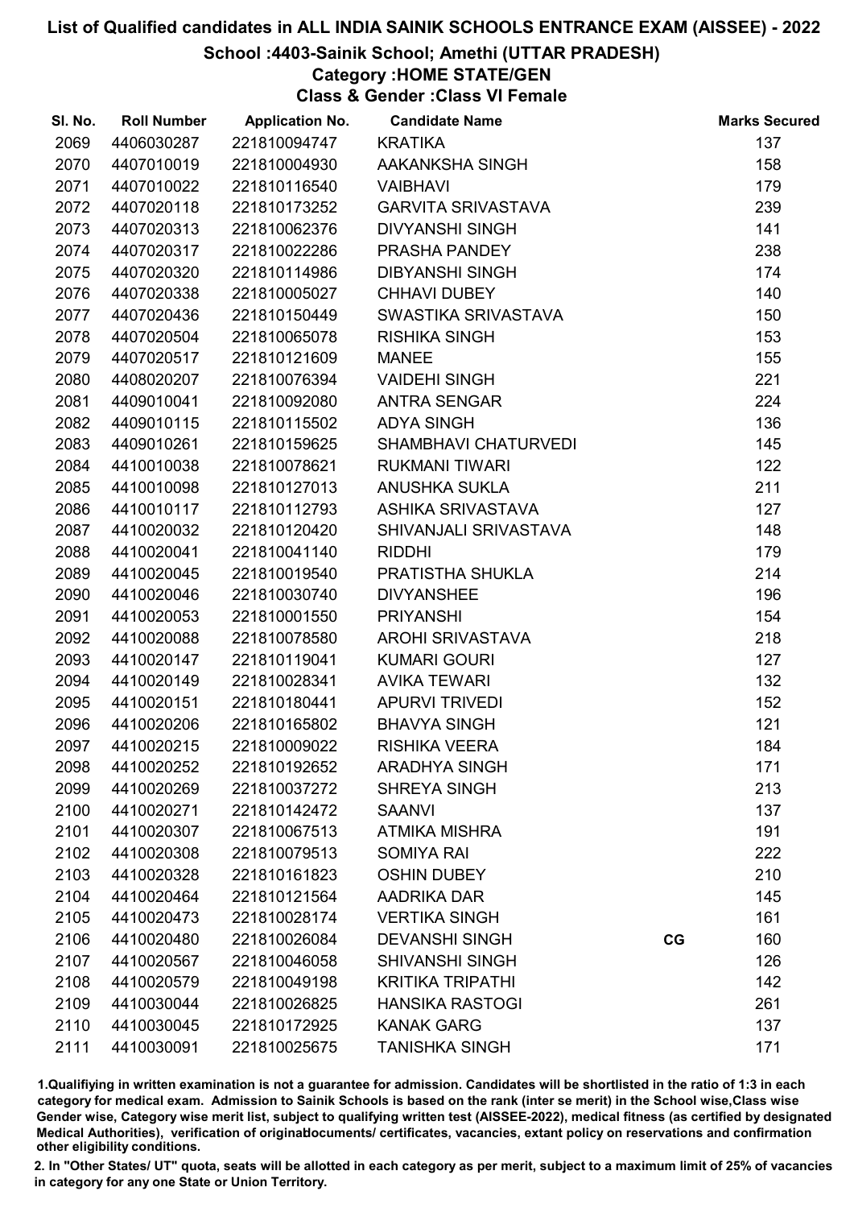# List of Qualified candidates in ALL INDIA SAINIK SCHOOLS ENTRANCE EXAM (AISSEE) - 2022

## School :4403-Sainik School; Amethi (UTTAR PRADESH)

### Category :HOME STATE/GEN

### Class & Gender :Class VI Female

| Sl. No. | Roll Number | Application No. | Candidate Name | | Marks Secured |
|---|---|---|---|---|---|
| 2069 | 4406030287 | 221810094747 | KRATIKA | | 137 |
| 2070 | 4407010019 | 221810004930 | AAKANKSHA SINGH | | 158 |
| 2071 | 4407010022 | 221810116540 | VAIBHAVI | | 179 |
| 2072 | 4407020118 | 221810173252 | GARVITA SRIVASTAVA | | 239 |
| 2073 | 4407020313 | 221810062376 | DIVYANSHI SINGH | | 141 |
| 2074 | 4407020317 | 221810022286 | PRASHA PANDEY | | 238 |
| 2075 | 4407020320 | 221810114986 | DIBYANSHI SINGH | | 174 |
| 2076 | 4407020338 | 221810005027 | CHHAVI DUBEY | | 140 |
| 2077 | 4407020436 | 221810150449 | SWASTIKA SRIVASTAVA | | 150 |
| 2078 | 4407020504 | 221810065078 | RISHIKA SINGH | | 153 |
| 2079 | 4407020517 | 221810121609 | MANEE | | 155 |
| 2080 | 4408020207 | 221810076394 | VAIDEHI SINGH | | 221 |
| 2081 | 4409010041 | 221810092080 | ANTRA SENGAR | | 224 |
| 2082 | 4409010115 | 221810115502 | ADYA SINGH | | 136 |
| 2083 | 4409010261 | 221810159625 | SHAMBHAVI CHATURVEDI | | 145 |
| 2084 | 4410010038 | 221810078621 | RUKMANI TIWARI | | 122 |
| 2085 | 4410010098 | 221810127013 | ANUSHKA SUKLA | | 211 |
| 2086 | 4410010117 | 221810112793 | ASHIKA SRIVASTAVA | | 127 |
| 2087 | 4410020032 | 221810120420 | SHIVANJALI SRIVASTAVA | | 148 |
| 2088 | 4410020041 | 221810041140 | RIDDHI | | 179 |
| 2089 | 4410020045 | 221810019540 | PRATISTHA SHUKLA | | 214 |
| 2090 | 4410020046 | 221810030740 | DIVYANSHEE | | 196 |
| 2091 | 4410020053 | 221810001550 | PRIYANSHI | | 154 |
| 2092 | 4410020088 | 221810078580 | AROHI SRIVASTAVA | | 218 |
| 2093 | 4410020147 | 221810119041 | KUMARI GOURI | | 127 |
| 2094 | 4410020149 | 221810028341 | AVIKA TEWARI | | 132 |
| 2095 | 4410020151 | 221810180441 | APURVI TRIVEDI | | 152 |
| 2096 | 4410020206 | 221810165802 | BHAVYA SINGH | | 121 |
| 2097 | 4410020215 | 221810009022 | RISHIKA VEERA | | 184 |
| 2098 | 4410020252 | 221810192652 | ARADHYA SINGH | | 171 |
| 2099 | 4410020269 | 221810037272 | SHREYA SINGH | | 213 |
| 2100 | 4410020271 | 221810142472 | SAANVI | | 137 |
| 2101 | 4410020307 | 221810067513 | ATMIKA MISHRA | | 191 |
| 2102 | 4410020308 | 221810079513 | SOMIYA RAI | | 222 |
| 2103 | 4410020328 | 221810161823 | OSHIN DUBEY | | 210 |
| 2104 | 4410020464 | 221810121564 | AADRIKA DAR | | 145 |
| 2105 | 4410020473 | 221810028174 | VERTIKA SINGH | | 161 |
| 2106 | 4410020480 | 221810026084 | DEVANSHI SINGH | CG | 160 |
| 2107 | 4410020567 | 221810046058 | SHIVANSHI SINGH | | 126 |
| 2108 | 4410020579 | 221810049198 | KRITIKA TRIPATHI | | 142 |
| 2109 | 4410030044 | 221810026825 | HANSIKA RASTOGI | | 261 |
| 2110 | 4410030045 | 221810172925 | KANAK GARG | | 137 |
| 2111 | 4410030091 | 221810025675 | TANISHKA SINGH | | 171 |

1.Qualifiying in written examination is not a guarantee for admission. Candidates will be shortlisted in the ratio of 1:3 in each category for medical exam. Admission to Sainik Schools is based on the rank (inter se merit) in the School wise,Class wise Gender wise, Category wise merit list, subject to qualifying written test (AISSEE-2022), medical fitness (as certified by designated Medical Authorities), verification of originaldocuments/ certificates, vacancies, extant policy on reservations and confirmation other eligibility conditions.

2. In "Other States/ UT" quota, seats will be allotted in each category as per merit, subject to a maximum limit of 25% of vacancies in category for any one State or Union Territory.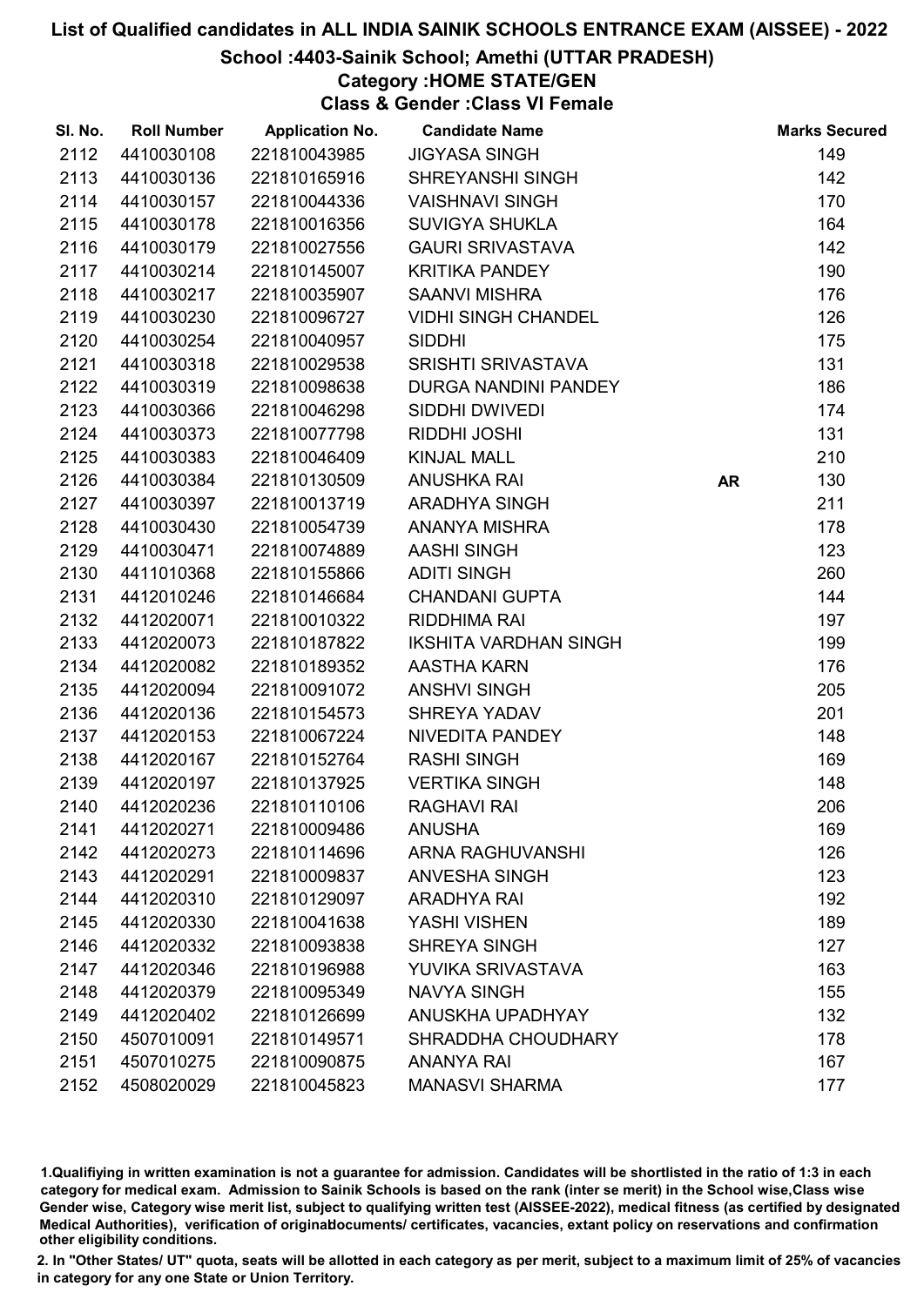# List of Qualified candidates in ALL INDIA SAINIK SCHOOLS ENTRANCE EXAM (AISSEE) - 2022

## School :4403-Sainik School; Amethi (UTTAR PRADESH)

### Category :HOME STATE/GEN

### Class & Gender :Class VI Female

| Sl. No. | Roll Number | Application No. | Candidate Name | | Marks Secured |
|---|---|---|---|---|---|
| 2112 | 4410030108 | 221810043985 | JIGYASA SINGH | | 149 |
| 2113 | 4410030136 | 221810165916 | SHREYANSHI SINGH | | 142 |
| 2114 | 4410030157 | 221810044336 | VAISHNAVI SINGH | | 170 |
| 2115 | 4410030178 | 221810016356 | SUVIGYA SHUKLA | | 164 |
| 2116 | 4410030179 | 221810027556 | GAURI SRIVASTAVA | | 142 |
| 2117 | 4410030214 | 221810145007 | KRITIKA PANDEY | | 190 |
| 2118 | 4410030217 | 221810035907 | SAANVI MISHRA | | 176 |
| 2119 | 4410030230 | 221810096727 | VIDHI SINGH CHANDEL | | 126 |
| 2120 | 4410030254 | 221810040957 | SIDDHI | | 175 |
| 2121 | 4410030318 | 221810029538 | SRISHTI SRIVASTAVA | | 131 |
| 2122 | 4410030319 | 221810098638 | DURGA NANDINI PANDEY | | 186 |
| 2123 | 4410030366 | 221810046298 | SIDDHI DWIVEDI | | 174 |
| 2124 | 4410030373 | 221810077798 | RIDDHI JOSHI | | 131 |
| 2125 | 4410030383 | 221810046409 | KINJAL MALL | | 210 |
| 2126 | 4410030384 | 221810130509 | ANUSHKA RAI | AR | 130 |
| 2127 | 4410030397 | 221810013719 | ARADHYA SINGH | | 211 |
| 2128 | 4410030430 | 221810054739 | ANANYA MISHRA | | 178 |
| 2129 | 4410030471 | 221810074889 | AASHI SINGH | | 123 |
| 2130 | 4411010368 | 221810155866 | ADITI SINGH | | 260 |
| 2131 | 4412010246 | 221810146684 | CHANDANI GUPTA | | 144 |
| 2132 | 4412020071 | 221810010322 | RIDDHIMA RAI | | 197 |
| 2133 | 4412020073 | 221810187822 | IKSHITA VARDHAN SINGH | | 199 |
| 2134 | 4412020082 | 221810189352 | AASTHA KARN | | 176 |
| 2135 | 4412020094 | 221810091072 | ANSHVI SINGH | | 205 |
| 2136 | 4412020136 | 221810154573 | SHREYA YADAV | | 201 |
| 2137 | 4412020153 | 221810067224 | NIVEDITA PANDEY | | 148 |
| 2138 | 4412020167 | 221810152764 | RASHI SINGH | | 169 |
| 2139 | 4412020197 | 221810137925 | VERTIKA SINGH | | 148 |
| 2140 | 4412020236 | 221810110106 | RAGHAVI RAI | | 206 |
| 2141 | 4412020271 | 221810009486 | ANUSHA | | 169 |
| 2142 | 4412020273 | 221810114696 | ARNA RAGHUVANSHI | | 126 |
| 2143 | 4412020291 | 221810009837 | ANVESHA SINGH | | 123 |
| 2144 | 4412020310 | 221810129097 | ARADHYA RAI | | 192 |
| 2145 | 4412020330 | 221810041638 | YASHI VISHEN | | 189 |
| 2146 | 4412020332 | 221810093838 | SHREYA SINGH | | 127 |
| 2147 | 4412020346 | 221810196988 | YUVIKA SRIVASTAVA | | 163 |
| 2148 | 4412020379 | 221810095349 | NAVYA SINGH | | 155 |
| 2149 | 4412020402 | 221810126699 | ANUSKHA UPADHYAY | | 132 |
| 2150 | 4507010091 | 221810149571 | SHRADDHA CHOUDHARY | | 178 |
| 2151 | 4507010275 | 221810090875 | ANANYA RAI | | 167 |
| 2152 | 4508020029 | 221810045823 | MANASVI SHARMA | | 177 |

1.Qualifiying in written examination is not a guarantee for admission. Candidates will be shortlisted in the ratio of 1:3 in each category for medical exam. Admission to Sainik Schools is based on the rank (inter se merit) in the School wise,Class wise Gender wise, Category wise merit list, subject to qualifying written test (AISSEE-2022), medical fitness (as certified by designated Medical Authorities), verification of originaldocuments/ certificates, vacancies, extant policy on reservations and confirmation other eligibility conditions.

2. In "Other States/ UT" quota, seats will be allotted in each category as per merit, subject to a maximum limit of 25% of vacancies in category for any one State or Union Territory.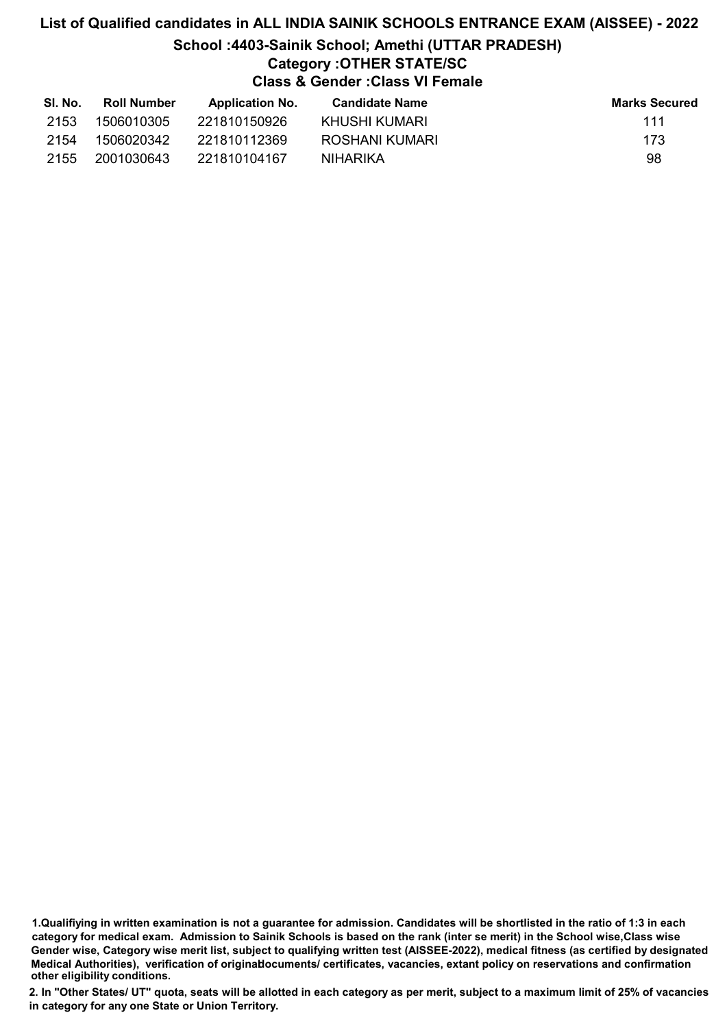# List of Qualified candidates in ALL INDIA SAINIK SCHOOLS ENTRANCE EXAM (AISSEE) - 2022

## School :4403-Sainik School; Amethi (UTTAR PRADESH)

### Category :OTHER STATE/SC

### Class & Gender :Class VI Female

| Sl. No. | Roll Number | Application No. | Candidate Name | Marks Secured |
|---|---|---|---|---|
| 2153 | 1506010305 | 221810150926 | KHUSHI KUMARI | 111 |
| 2154 | 1506020342 | 221810112369 | ROSHANI KUMARI | 173 |
| 2155 | 2001030643 | 221810104167 | NIHARIKA | 98 |

**1.Qualifiying in written examination is not a guarantee for admission. Candidates will be shortlisted in the ratio of 1:3 in each category for medical exam. Admission to Sainik Schools is based on the rank (inter se merit) in the School wise,Class wise Gender wise, Category wise merit list, subject to qualifying written test (AISSEE-2022), medical fitness (as certified by designated Medical Authorities), verification of originaldocuments/ certificates, vacancies, extant policy on reservations and confirmation other eligibility conditions.**

**2. In "Other States/ UT" quota, seats will be allotted in each category as per merit, subject to a maximum limit of 25% of vacancies in category for any one State or Union Territory.**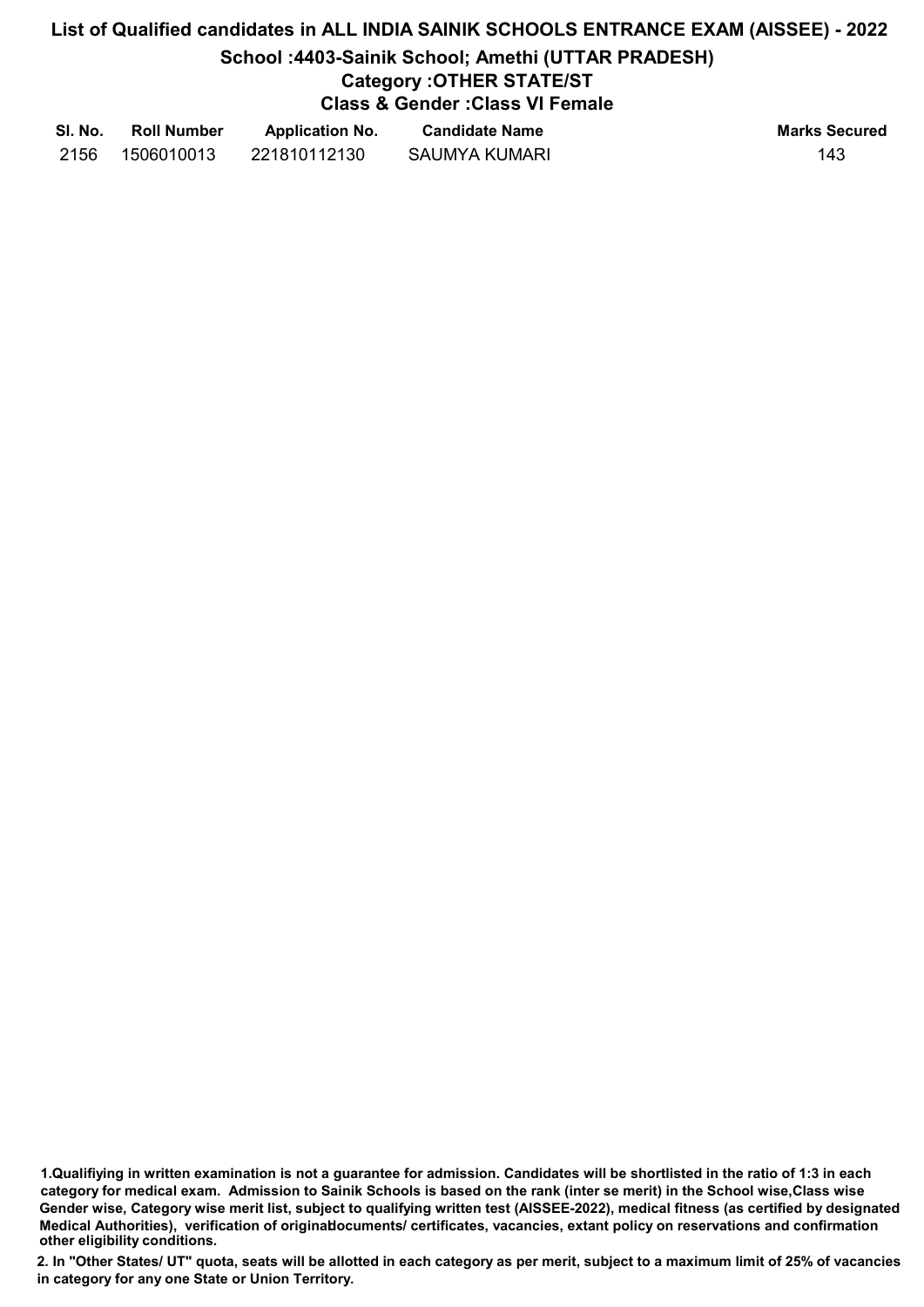# List of Qualified candidates in ALL INDIA SAINIK SCHOOLS ENTRANCE EXAM (AISSEE) - 2022

## School :4403-Sainik School; Amethi (UTTAR PRADESH)

### Category :OTHER STATE/ST

### Class & Gender :Class VI Female

| Sl. No. | Roll Number | Application No. | Candidate Name | Marks Secured |
|---|---|---|---|---|
| 2156 | 1506010013 | 221810112130 | SAUMYA KUMARI | 143 |

**1.Qualifiying in written examination is not a guarantee for admission. Candidates will be shortlisted in the ratio of 1:3 in each category for medical exam. Admission to Sainik Schools is based on the rank (inter se merit) in the School wise,Class wise Gender wise, Category wise merit list, subject to qualifying written test (AISSEE-2022), medical fitness (as certified by designated Medical Authorities), verification of originaldocuments/ certificates, vacancies, extant policy on reservations and confirmation other eligibility conditions.**

**2. In "Other States/ UT" quota, seats will be allotted in each category as per merit, subject to a maximum limit of 25% of vacancies in category for any one State or Union Territory.**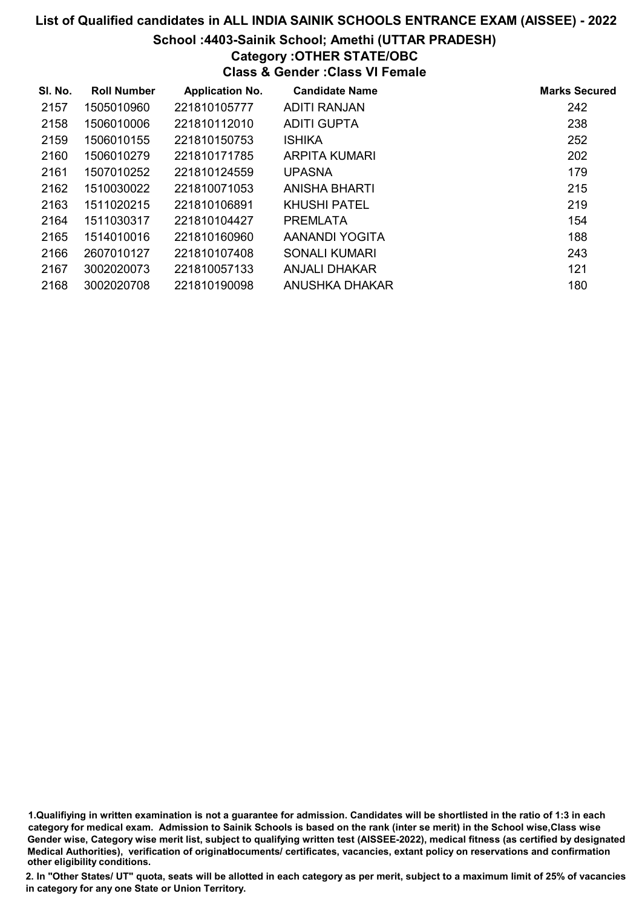# List of Qualified candidates in ALL INDIA SAINIK SCHOOLS ENTRANCE EXAM (AISSEE) - 2022

## School :4403-Sainik School; Amethi (UTTAR PRADESH)

### Category :OTHER STATE/OBC

### Class & Gender :Class VI Female

| Sl. No. | Roll Number | Application No. | Candidate Name | Marks Secured |
|---|---|---|---|---|
| 2157 | 1505010960 | 221810105777 | ADITI RANJAN | 242 |
| 2158 | 1506010006 | 221810112010 | ADITI GUPTA | 238 |
| 2159 | 1506010155 | 221810150753 | ISHIKA | 252 |
| 2160 | 1506010279 | 221810171785 | ARPITA KUMARI | 202 |
| 2161 | 1507010252 | 221810124559 | UPASNA | 179 |
| 2162 | 1510030022 | 221810071053 | ANISHA BHARTI | 215 |
| 2163 | 1511020215 | 221810106891 | KHUSHI PATEL | 219 |
| 2164 | 1511030317 | 221810104427 | PREMLATA | 154 |
| 2165 | 1514010016 | 221810160960 | AANANDI YOGITA | 188 |
| 2166 | 2607010127 | 221810107408 | SONALI KUMARI | 243 |
| 2167 | 3002020073 | 221810057133 | ANJALI DHAKAR | 121 |
| 2168 | 3002020708 | 221810190098 | ANUSHKA DHAKAR | 180 |

1.Qualifiying in written examination is not a guarantee for admission. Candidates will be shortlisted in the ratio of 1:3 in each category for medical exam. Admission to Sainik Schools is based on the rank (inter se merit) in the School wise,Class wise Gender wise, Category wise merit list, subject to qualifying written test (AISSEE-2022), medical fitness (as certified by designated Medical Authorities), verification of originaldocuments/ certificates, vacancies, extant policy on reservations and confirmation other eligibility conditions.

2. In "Other States/ UT" quota, seats will be allotted in each category as per merit, subject to a maximum limit of 25% of vacancies in category for any one State or Union Territory.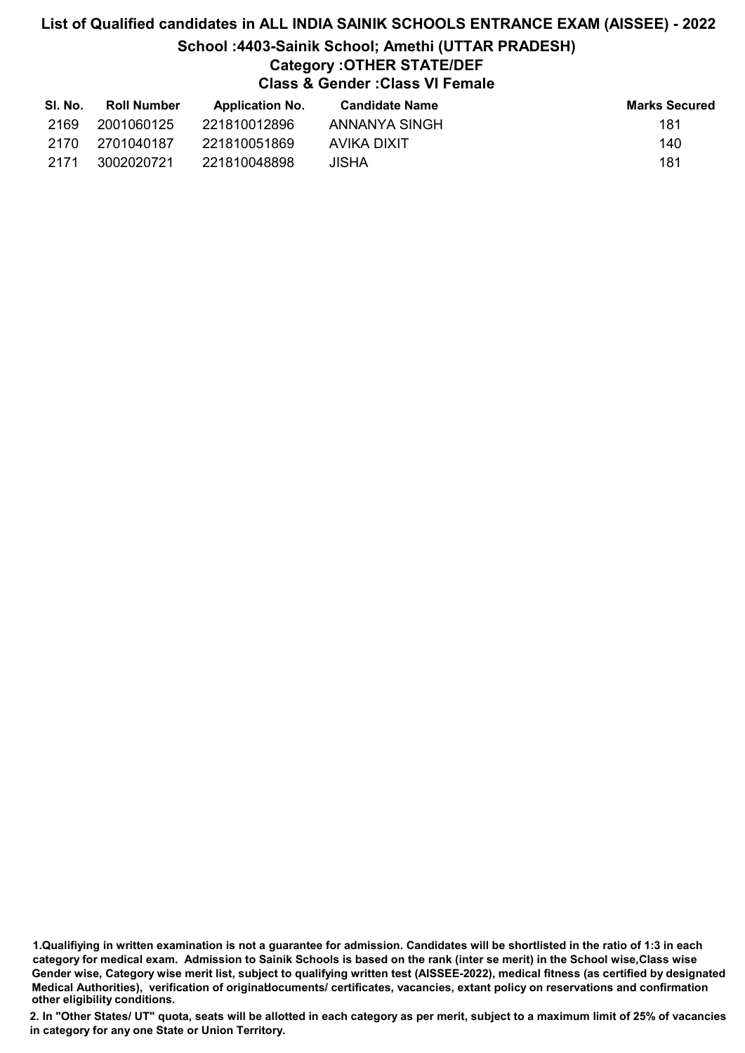# List of Qualified candidates in ALL INDIA SAINIK SCHOOLS ENTRANCE EXAM (AISSEE) - 2022

## School :4403-Sainik School; Amethi (UTTAR PRADESH)

### Category :OTHER STATE/DEF

### Class & Gender :Class VI Female

| Sl. No. | Roll Number | Application No. | Candidate Name | Marks Secured |
|---|---|---|---|---|
| 2169 | 2001060125 | 221810012896 | ANNANYA SINGH | 181 |
| 2170 | 2701040187 | 221810051869 | AVIKA DIXIT | 140 |
| 2171 | 3002020721 | 221810048898 | JISHA | 181 |

**1.Qualifiying in written examination is not a guarantee for admission. Candidates will be shortlisted in the ratio of 1:3 in each category for medical exam. Admission to Sainik Schools is based on the rank (inter se merit) in the School wise,Class wise Gender wise, Category wise merit list, subject to qualifying written test (AISSEE-2022), medical fitness (as certified by designated Medical Authorities), verification of originaldocuments/ certificates, vacancies, extant policy on reservations and confirmation other eligibility conditions.**

**2. In "Other States/ UT" quota, seats will be allotted in each category as per merit, subject to a maximum limit of 25% of vacancies in category for any one State or Union Territory.**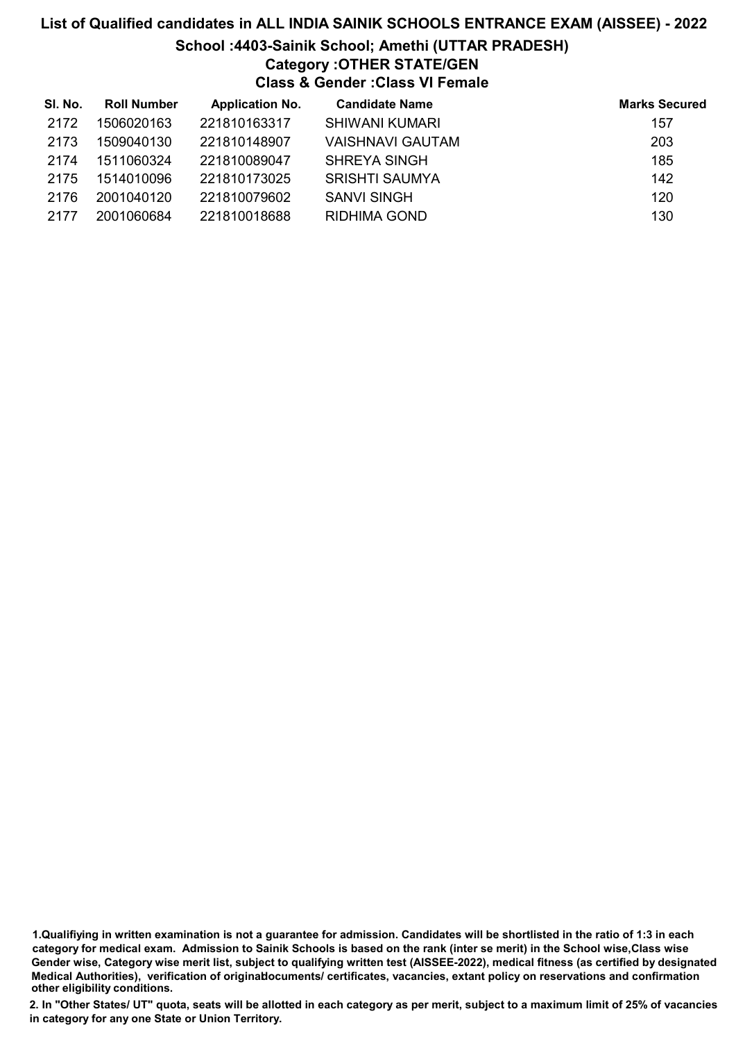# List of Qualified candidates in ALL INDIA SAINIK SCHOOLS ENTRANCE EXAM (AISSEE) - 2022

## School :4403-Sainik School; Amethi (UTTAR PRADESH)

### Category :OTHER STATE/GEN

### Class & Gender :Class VI Female

| Sl. No. | Roll Number | Application No. | Candidate Name | Marks Secured |
|---|---|---|---|---|
| 2172 | 1506020163 | 221810163317 | SHIWANI KUMARI | 157 |
| 2173 | 1509040130 | 221810148907 | VAISHNAVI GAUTAM | 203 |
| 2174 | 1511060324 | 221810089047 | SHREYA SINGH | 185 |
| 2175 | 1514010096 | 221810173025 | SRISHTI SAUMYA | 142 |
| 2176 | 2001040120 | 221810079602 | SANVI SINGH | 120 |
| 2177 | 2001060684 | 221810018688 | RIDHIMA GOND | 130 |

**1.Qualifiying in written examination is not a guarantee for admission. Candidates will be shortlisted in the ratio of 1:3 in each category for medical exam. Admission to Sainik Schools is based on the rank (inter se merit) in the School wise,Class wise Gender wise, Category wise merit list, subject to qualifying written test (AISSEE-2022), medical fitness (as certified by designated Medical Authorities), verification of originaldocuments/ certificates, vacancies, extant policy on reservations and confirmation other eligibility conditions.**

**2. In "Other States/ UT" quota, seats will be allotted in each category as per merit, subject to a maximum limit of 25% of vacancies in category for any one State or Union Territory.**